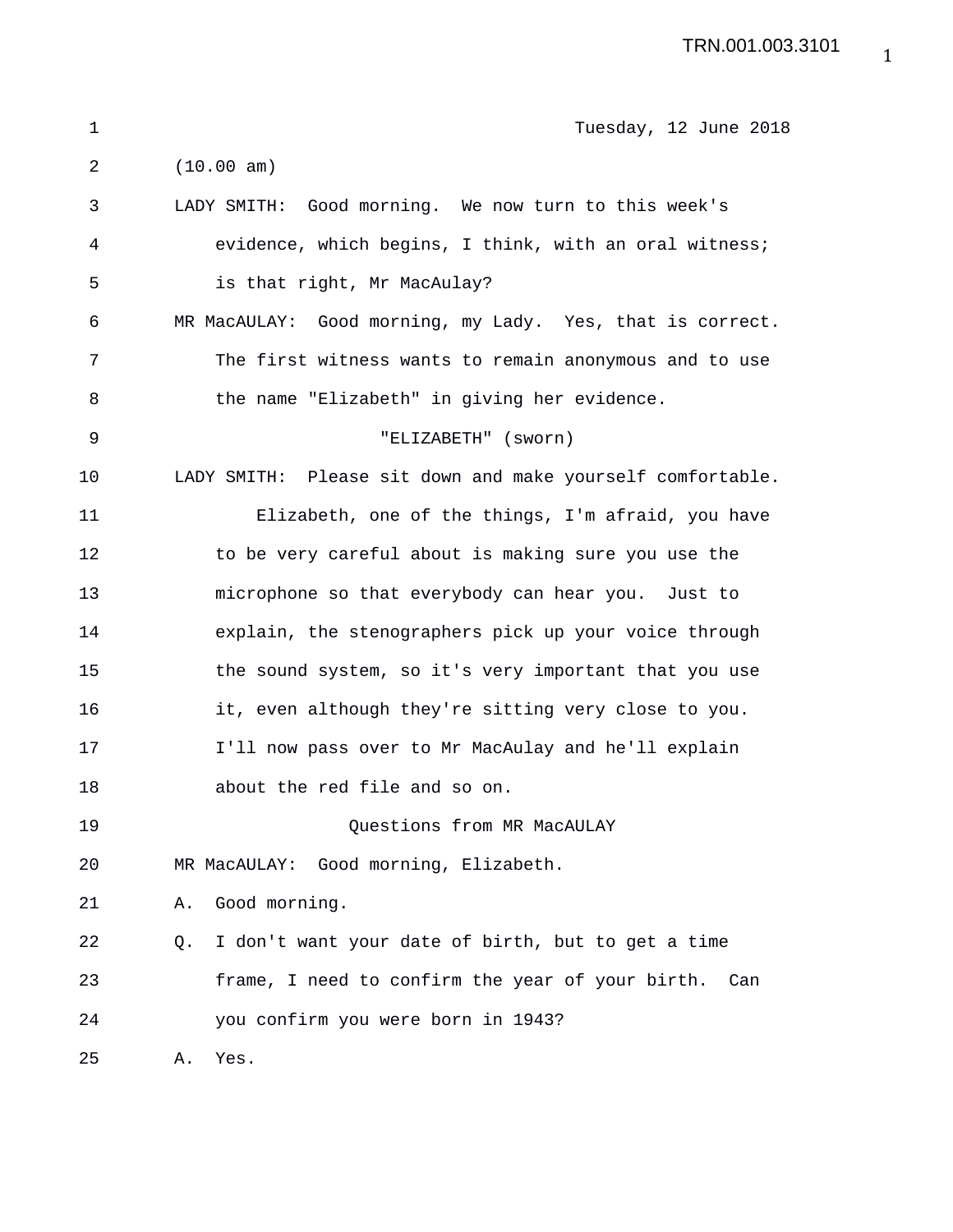Tuesday, 12 June 2018

(10.00 am)

LADY SMITH: Good morning. We now turn to this week's evidence, which begins, I think, with an oral witness; is that right, Mr MacAulay?

MR MacAULAY: Good morning, my Lady. Yes, that is correct. The first witness wants to remain anonymous and to use the name "Elizabeth" in giving her evidence.

"ELIZABETH" (sworn)

LADY SMITH: Please sit down and make yourself comfortable.

Elizabeth, one of the things, I'm afraid, you have to be very careful about is making sure you use the microphone so that everybody can hear you. Just to explain, the stenographers pick up your voice through the sound system, so it's very important that you use it, even although they're sitting very close to you. I'll now pass over to Mr MacAulay and he'll explain about the red file and so on.

Questions from MR MacAULAY

MR MacAULAY: Good morning, Elizabeth.

A. Good morning.

Q. I don't want your date of birth, but to get a time frame, I need to confirm the year of your birth. Can you confirm you were born in 1943?

A. Yes.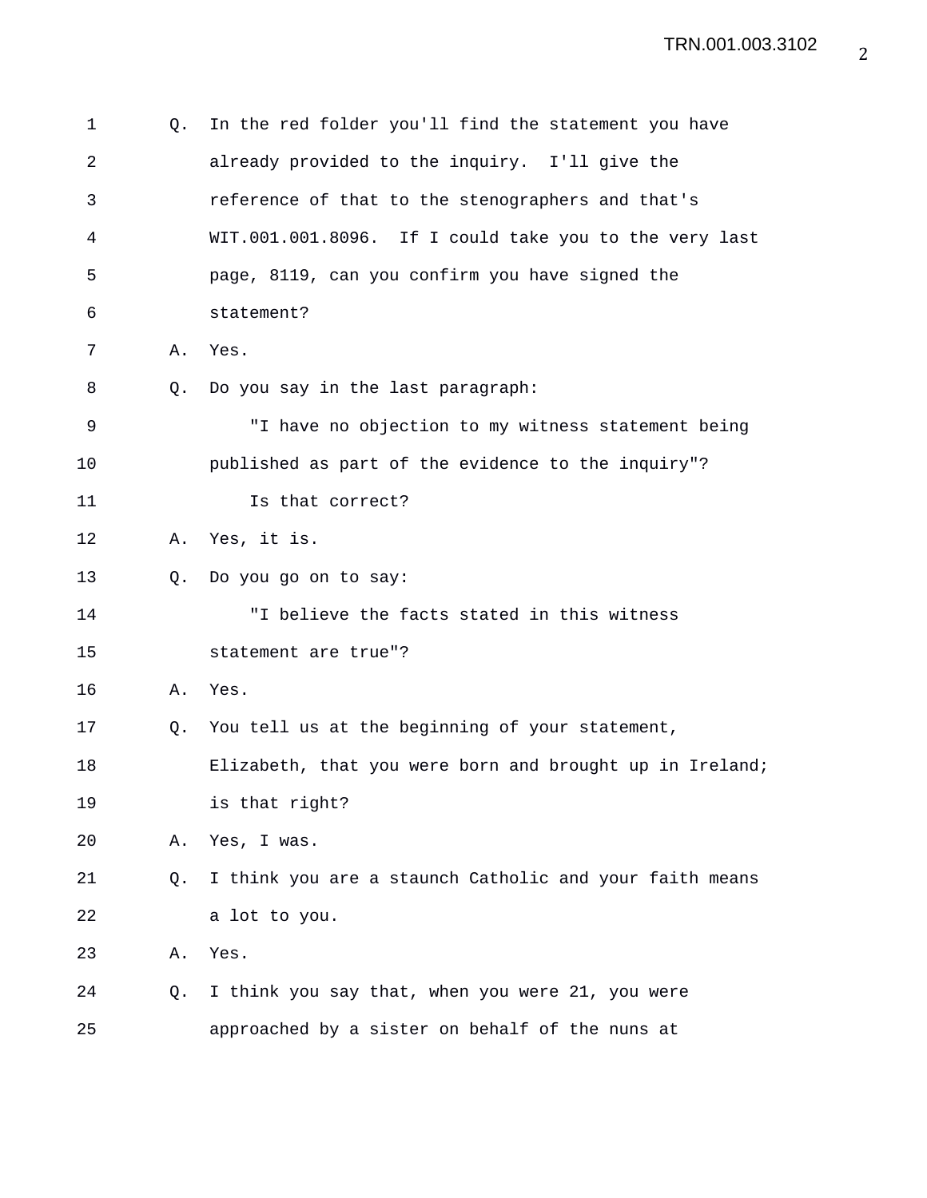Q. In the red folder you'll find the statement you have already provided to the inquiry. I'll give the reference of that to the stenographers and that's WIT.001.001.8096. If I could take you to the very last page, 8119, can you confirm you have signed the statement?

A. Yes.

Q. Do you say in the last paragraph:

"I have no objection to my witness statement being published as part of the evidence to the inquiry"?

Is that correct?

A. Yes, it is.

Q. Do you go on to say:

"I believe the facts stated in this witness statement are true"?

A. Yes.

Q. You tell us at the beginning of your statement, Elizabeth, that you were born and brought up in Ireland; is that right?

A. Yes, I was.

Q. I think you are a staunch Catholic and your faith means a lot to you.

A. Yes.

Q. I think you say that, when you were 21, you were approached by a sister on behalf of the nuns at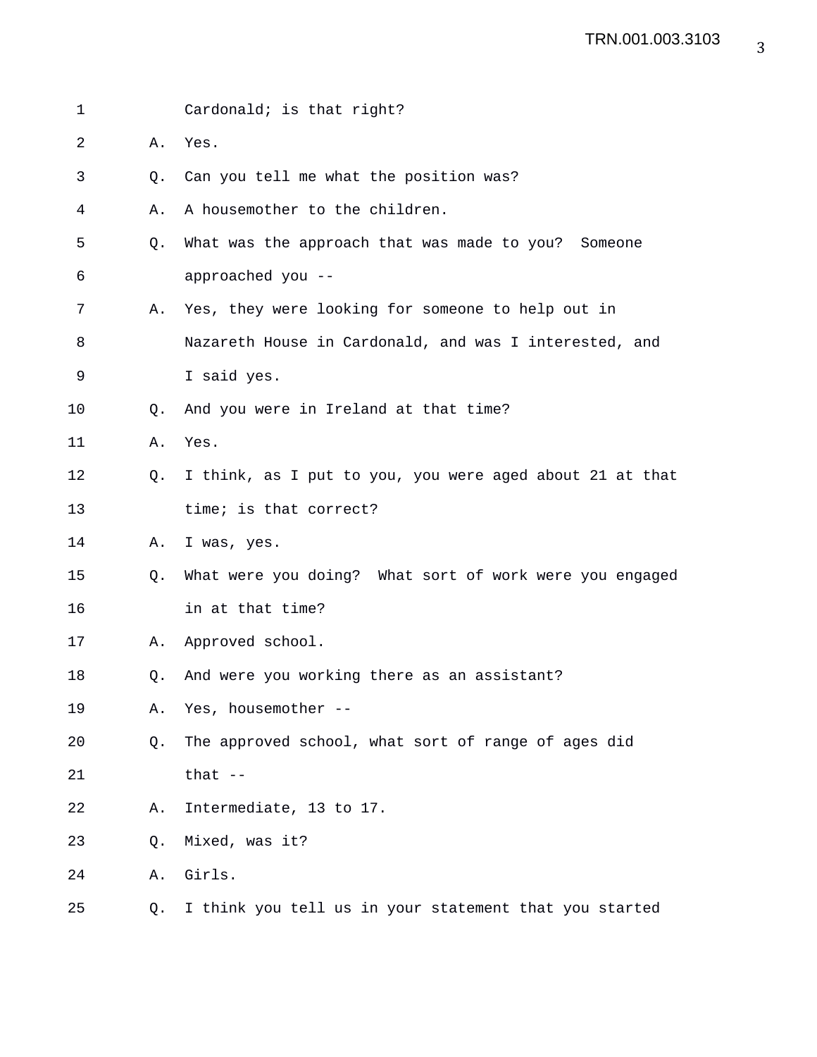1 Cardonald; is that right?

2 A. Yes.

3 Q. Can you tell me what the position was?

4 A. A housemother to the children.

5 Q. What was the approach that was made to you? Someone

6 approached you --

7 A. Yes, they were looking for someone to help out in

8 Nazareth House in Cardonald, and was I interested, and

9 I said yes.

10 Q. And you were in Ireland at that time?

11 A. Yes.

12 Q. I think, as I put to you, you were aged about 21 at that

13 time; is that correct?

14 A. I was, yes.

15 Q. What were you doing? What sort of work were you engaged

16 in at that time?

17 A. Approved school.

18 Q. And were you working there as an assistant?

19 A. Yes, housemother --

20 Q. The approved school, what sort of range of ages did

21 that --

22 A. Intermediate, 13 to 17.

23 Q. Mixed, was it?

24 A. Girls.

25 Q. I think you tell us in your statement that you started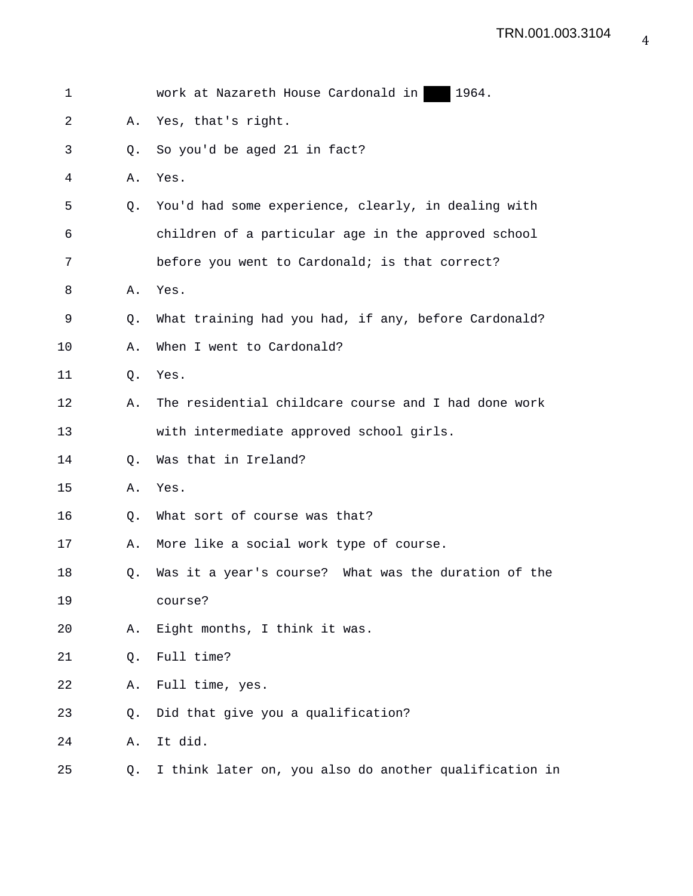work at Nazareth House Cardonald in ███ 1964.

A. Yes, that's right.

Q. So you'd be aged 21 in fact?

A. Yes.

Q. You'd had some experience, clearly, in dealing with children of a particular age in the approved school before you went to Cardonald; is that correct?

A. Yes.

Q. What training had you had, if any, before Cardonald?

A. When I went to Cardonald?

Q. Yes.

A. The residential childcare course and I had done work with intermediate approved school girls.

Q. Was that in Ireland?

A. Yes.

Q. What sort of course was that?

A. More like a social work type of course.

Q. Was it a year's course? What was the duration of the course?

A. Eight months, I think it was.

Q. Full time?

A. Full time, yes.

Q. Did that give you a qualification?

A. It did.

Q. I think later on, you also do another qualification in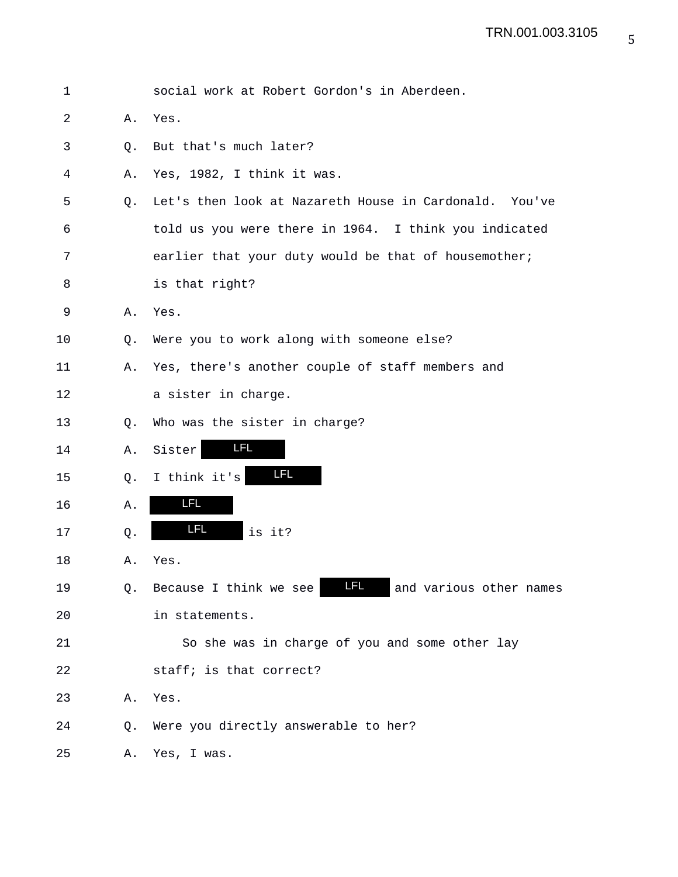social work at Robert Gordon's in Aberdeen.

A. Yes.

Q. But that's much later?

A. Yes, 1982, I think it was.

Q. Let's then look at Nazareth House in Cardonald. You've told us you were there in 1964. I think you indicated earlier that your duty would be that of housemother; is that right?

A. Yes.

Q. Were you to work along with someone else?

A. Yes, there's another couple of staff members and a sister in charge.

Q. Who was the sister in charge?

A. Sister LFL

Q. I think it's LFL

A. LFL

Q. LFL is it?

A. Yes.

Q. Because I think we see LFL and various other names in statements.

So she was in charge of you and some other lay staff; is that correct?

A. Yes.

Q. Were you directly answerable to her?

A. Yes, I was.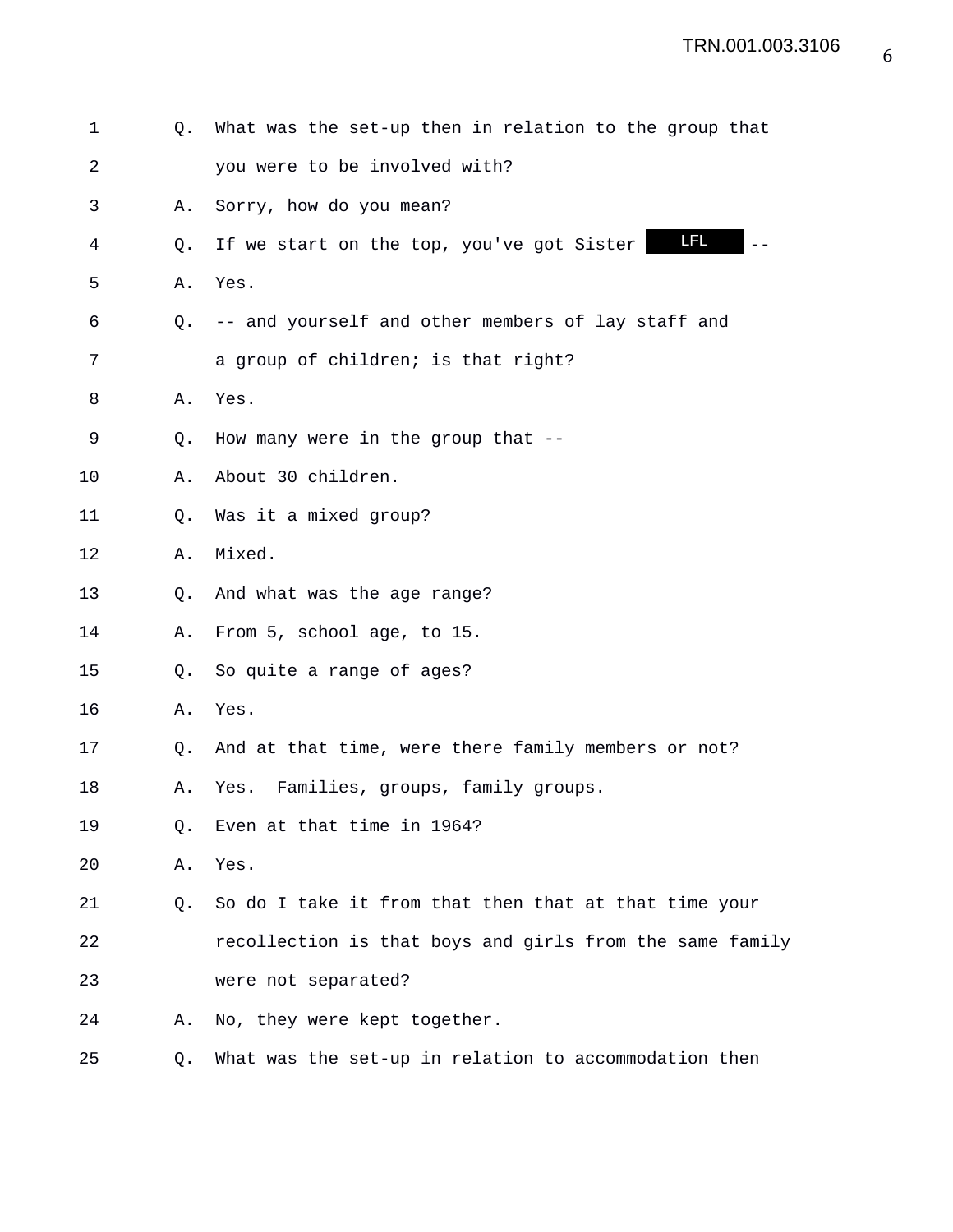1 Q. What was the set-up then in relation to the group that

2 you were to be involved with?

3 A. Sorry, how do you mean?

4 Q. If we start on the top, you've got Sister LFL --

5 A. Yes.

6 Q. -- and yourself and other members of lay staff and

7 a group of children; is that right?

8 A. Yes.

9 Q. How many were in the group that --

10 A. About 30 children.

11 Q. Was it a mixed group?

12 A. Mixed.

13 Q. And what was the age range?

14 A. From 5, school age, to 15.

15 Q. So quite a range of ages?

16 A. Yes.

17 Q. And at that time, were there family members or not?

18 A. Yes. Families, groups, family groups.

19 Q. Even at that time in 1964?

20 A. Yes.

21 Q. So do I take it from that then that at that time your

22 recollection is that boys and girls from the same family

23 were not separated?

24 A. No, they were kept together.

25 Q. What was the set-up in relation to accommodation then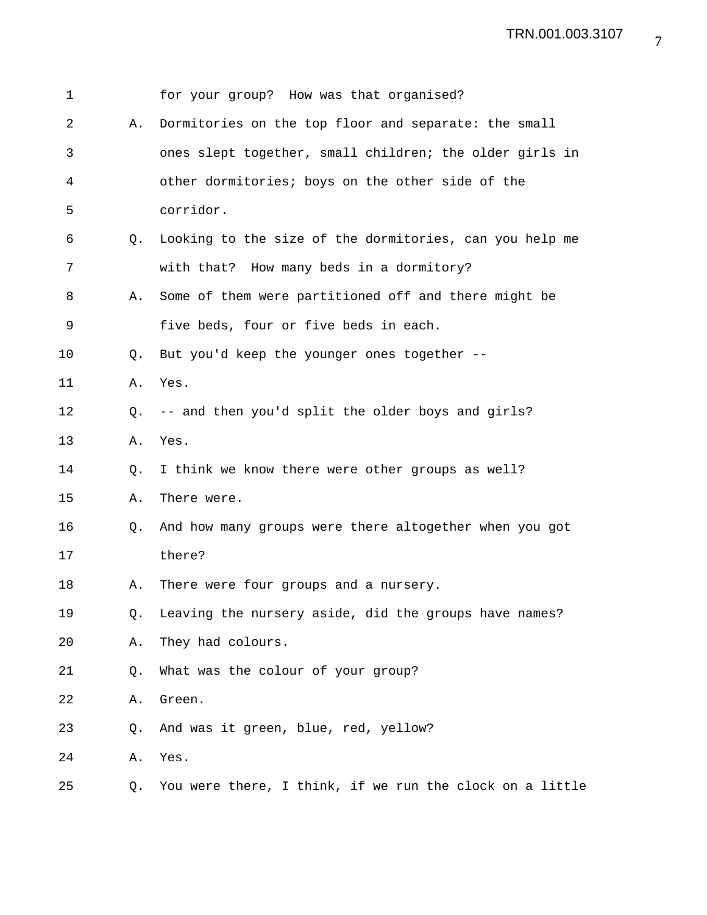1 for your group? How was that organised?

2 A. Dormitories on the top floor and separate: the small

3 ones slept together, small children; the older girls in

4 other dormitories; boys on the other side of the

5 corridor.

6 Q. Looking to the size of the dormitories, can you help me

7 with that? How many beds in a dormitory?

8 A. Some of them were partitioned off and there might be

9 five beds, four or five beds in each.

10 Q. But you'd keep the younger ones together --

11 A. Yes.

12 Q. -- and then you'd split the older boys and girls?

13 A. Yes.

14 Q. I think we know there were other groups as well?

15 A. There were.

16 Q. And how many groups were there altogether when you got

17 there?

18 A. There were four groups and a nursery.

19 Q. Leaving the nursery aside, did the groups have names?

20 A. They had colours.

21 Q. What was the colour of your group?

22 A. Green.

23 Q. And was it green, blue, red, yellow?

24 A. Yes.

25 Q. You were there, I think, if we run the clock on a little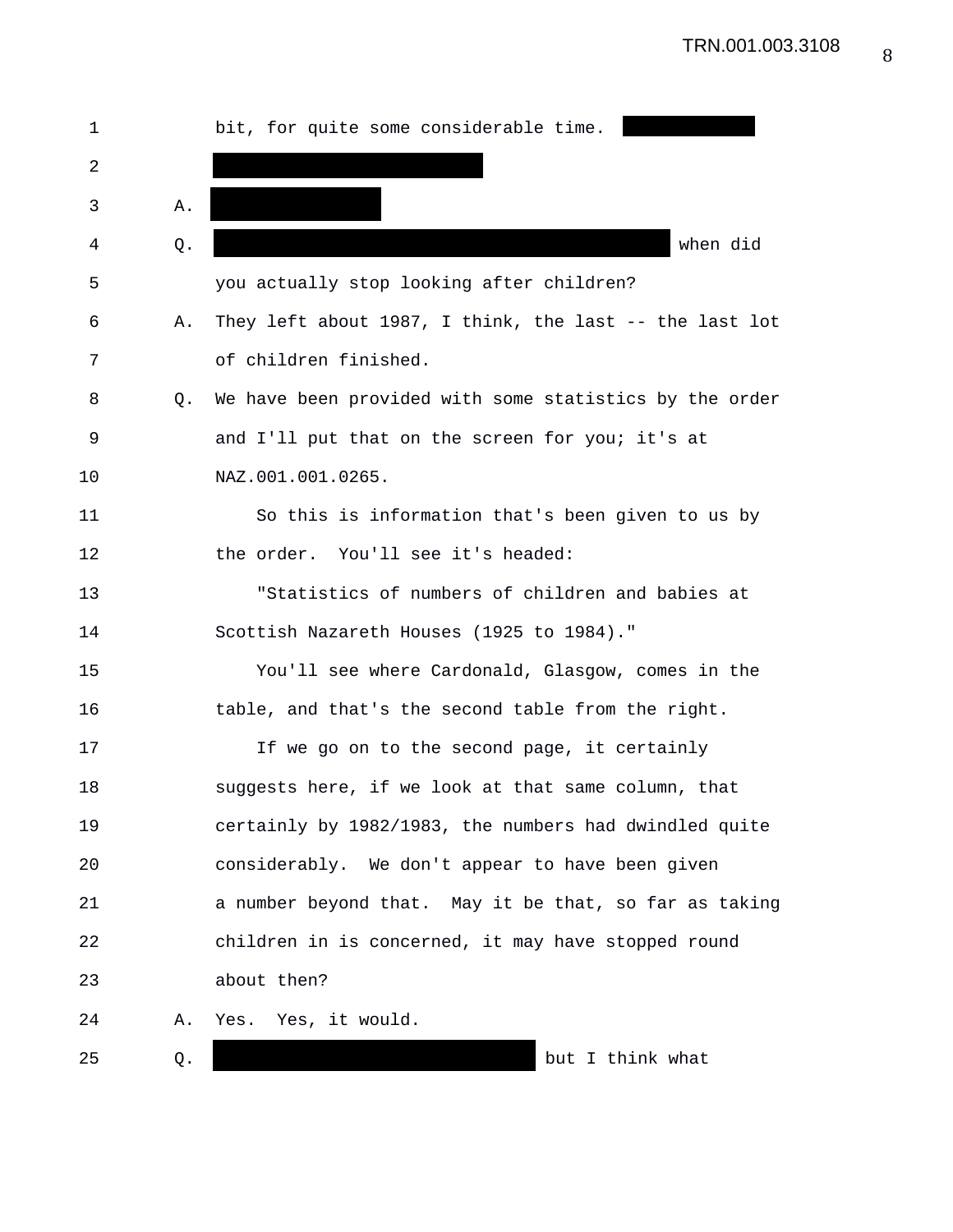1 bit, for quite some considerable time. [REDACTED]

2 [REDACTED]

3 A. [REDACTED]

4 Q. [REDACTED] when did

5 you actually stop looking after children?

6 A. They left about 1987, I think, the last -- the last lot

7 of children finished.

8 Q. We have been provided with some statistics by the order

9 and I'll put that on the screen for you; it's at

10 NAZ.001.001.0265.

11 So this is information that's been given to us by

12 the order. You'll see it's headed:

13 "Statistics of numbers of children and babies at

14 Scottish Nazareth Houses (1925 to 1984)."

15 You'll see where Cardonald, Glasgow, comes in the

16 table, and that's the second table from the right.

17 If we go on to the second page, it certainly

18 suggests here, if we look at that same column, that

19 certainly by 1982/1983, the numbers had dwindled quite

20 considerably. We don't appear to have been given

21 a number beyond that. May it be that, so far as taking

22 children in is concerned, it may have stopped round

23 about then?

24 A. Yes. Yes, it would.

25 Q. [REDACTED] but I think what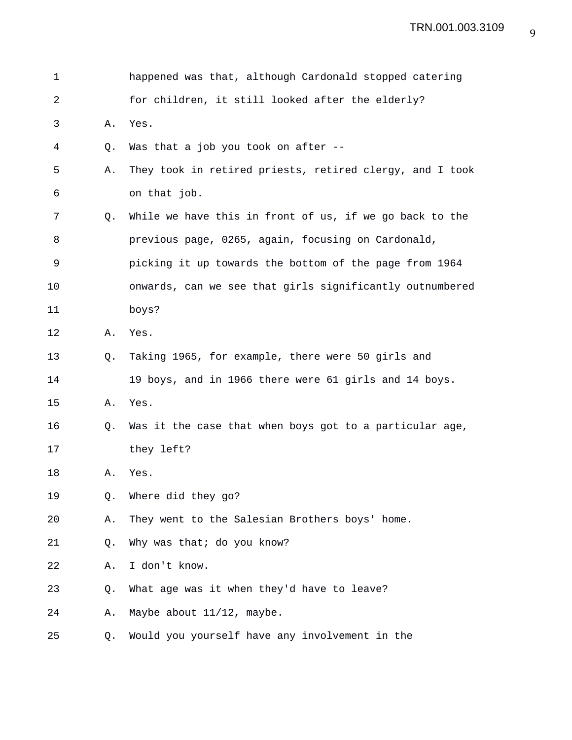1 happened was that, although Cardonald stopped catering
2 for children, it still looked after the elderly?
3 A. Yes.
4 Q. Was that a job you took on after --
5 A. They took in retired priests, retired clergy, and I took
6 on that job.
7 Q. While we have this in front of us, if we go back to the
8 previous page, 0265, again, focusing on Cardonald,
9 picking it up towards the bottom of the page from 1964
10 onwards, can we see that girls significantly outnumbered
11 boys?
12 A. Yes.
13 Q. Taking 1965, for example, there were 50 girls and
14 19 boys, and in 1966 there were 61 girls and 14 boys.
15 A. Yes.
16 Q. Was it the case that when boys got to a particular age,
17 they left?
18 A. Yes.
19 Q. Where did they go?
20 A. They went to the Salesian Brothers boys' home.
21 Q. Why was that; do you know?
22 A. I don't know.
23 Q. What age was it when they'd have to leave?
24 A. Maybe about 11/12, maybe.
25 Q. Would you yourself have any involvement in the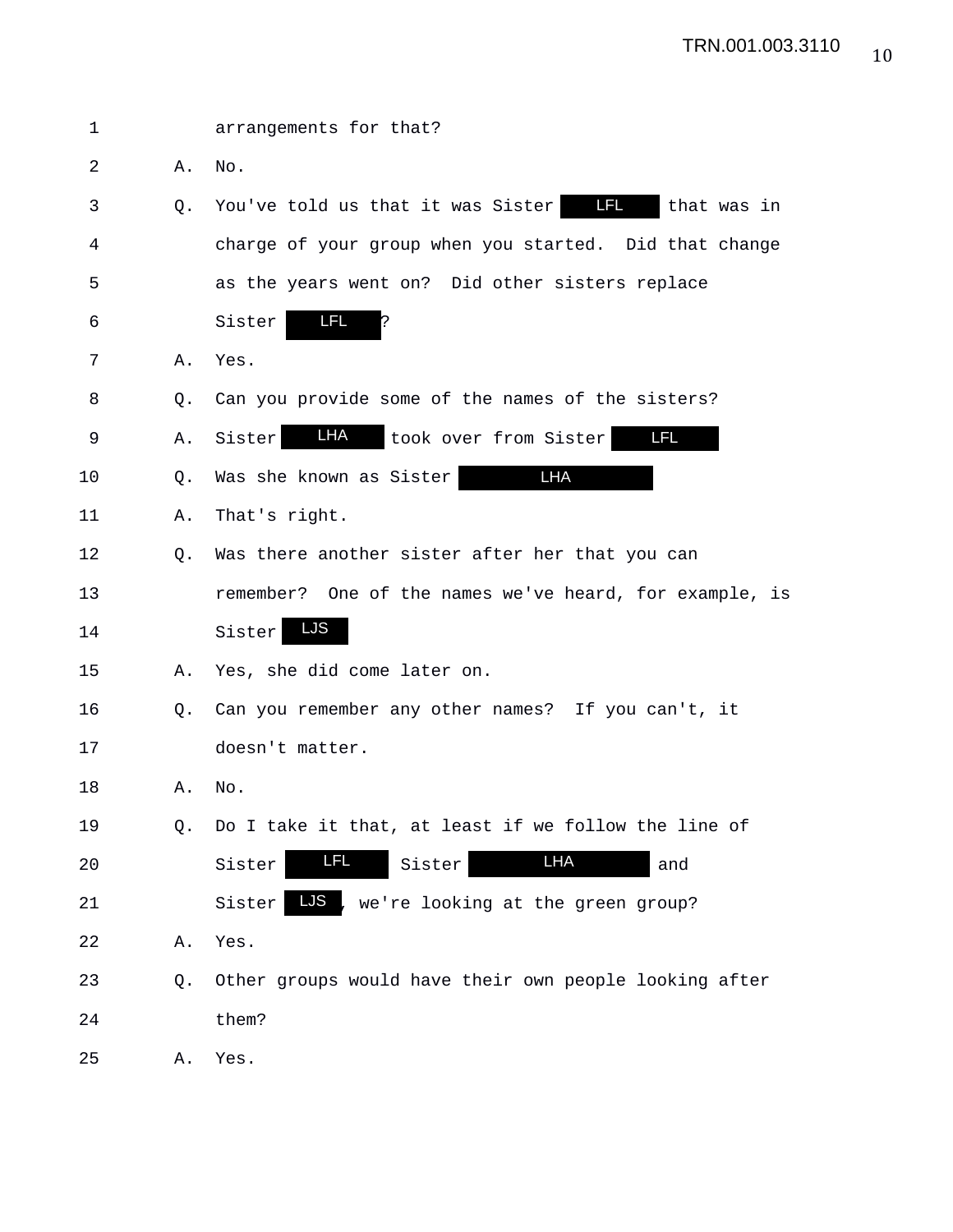1 arrangements for that?

2 A. No.

3 Q. You've told us that it was Sister LFL that was in

4 charge of your group when you started. Did that change

5 as the years went on? Did other sisters replace

6 Sister LFL?

7 A. Yes.

8 Q. Can you provide some of the names of the sisters?

9 A. Sister LHA took over from Sister LFL

10 Q. Was she known as Sister LHA

11 A. That's right.

12 Q. Was there another sister after her that you can

13 remember? One of the names we've heard, for example, is

14 Sister LJS

15 A. Yes, she did come later on.

16 Q. Can you remember any other names? If you can't, it

17 doesn't matter.

18 A. No.

19 Q. Do I take it that, at least if we follow the line of

20 Sister LFL Sister LHA and

21 Sister LJS, we're looking at the green group?

22 A. Yes.

23 Q. Other groups would have their own people looking after

24 them?

25 A. Yes.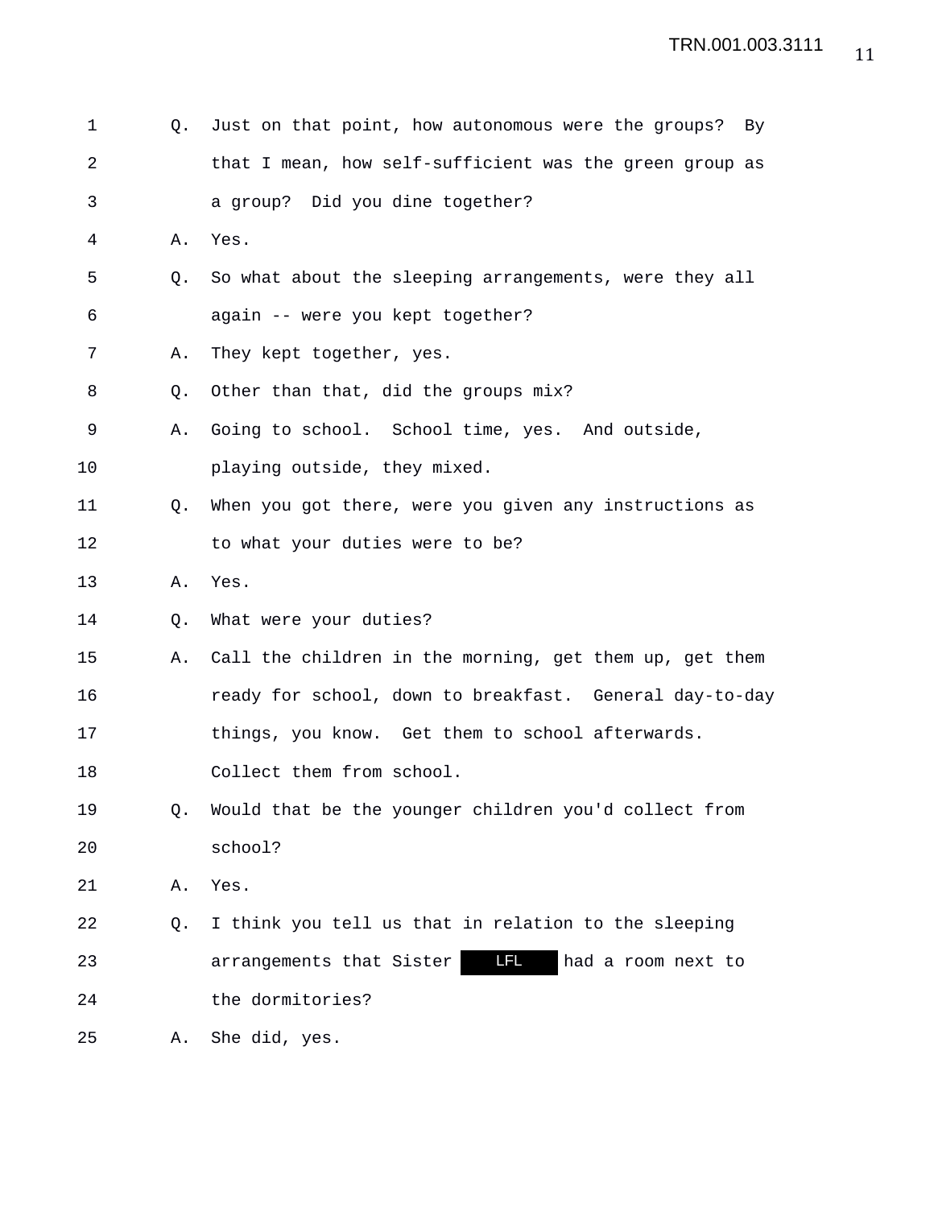Q. Just on that point, how autonomous were the groups? By that I mean, how self-sufficient was the green group as a group? Did you dine together?

A. Yes.

Q. So what about the sleeping arrangements, were they all again -- were you kept together?

A. They kept together, yes.

Q. Other than that, did the groups mix?

A. Going to school. School time, yes. And outside, playing outside, they mixed.

Q. When you got there, were you given any instructions as to what your duties were to be?

A. Yes.

Q. What were your duties?

A. Call the children in the morning, get them up, get them ready for school, down to breakfast. General day-to-day things, you know. Get them to school afterwards. Collect them from school.

Q. Would that be the younger children you'd collect from school?

A. Yes.

Q. I think you tell us that in relation to the sleeping arrangements that Sister LFL had a room next to the dormitories?

A. She did, yes.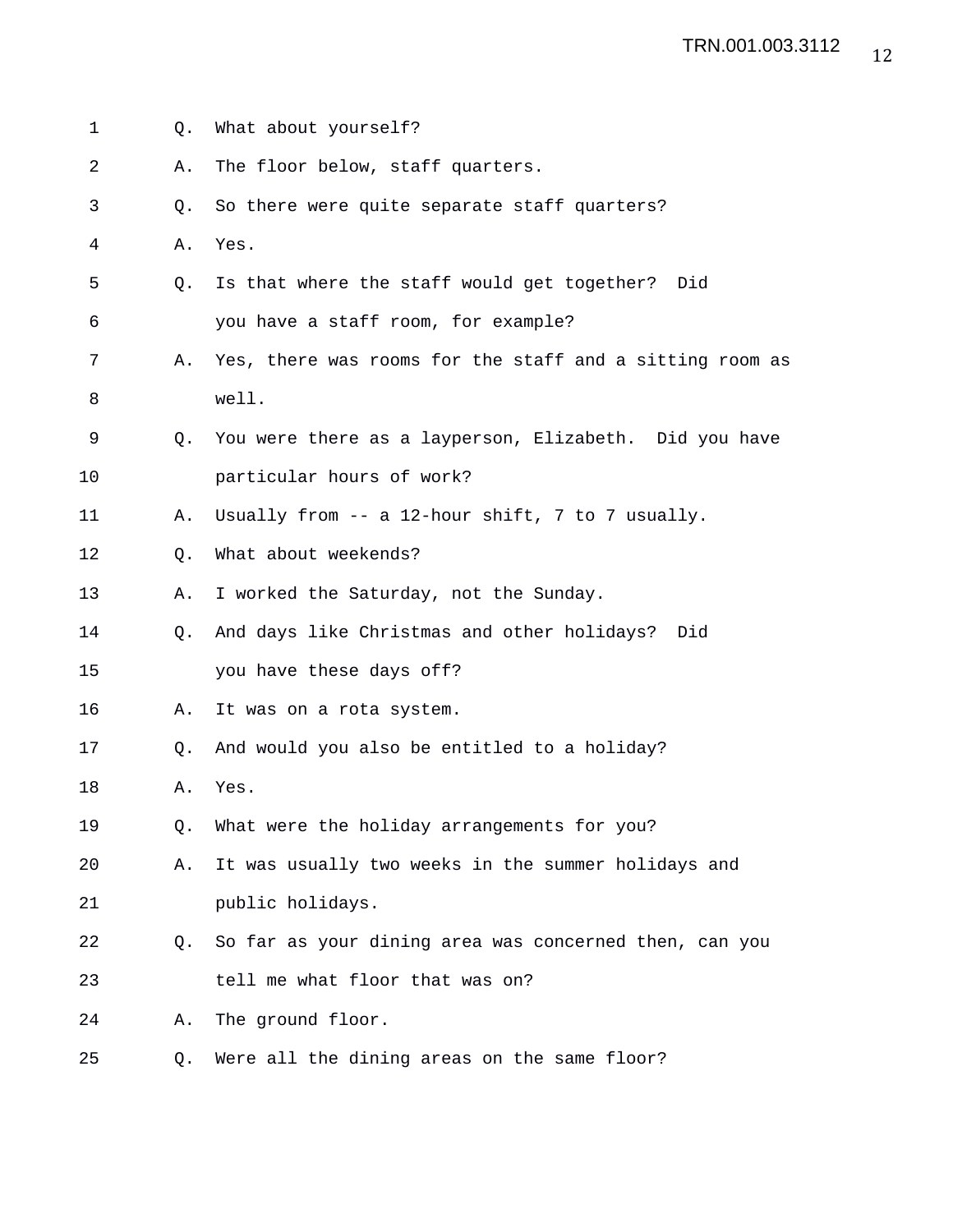1 Q. What about yourself?

2 A. The floor below, staff quarters.

3 Q. So there were quite separate staff quarters?

4 A. Yes.

5 Q. Is that where the staff would get together? Did

6 you have a staff room, for example?

7 A. Yes, there was rooms for the staff and a sitting room as

8 well.

9 Q. You were there as a layperson, Elizabeth. Did you have

10 particular hours of work?

11 A. Usually from -- a 12-hour shift, 7 to 7 usually.

12 Q. What about weekends?

13 A. I worked the Saturday, not the Sunday.

14 Q. And days like Christmas and other holidays? Did

15 you have these days off?

16 A. It was on a rota system.

17 Q. And would you also be entitled to a holiday?

18 A. Yes.

19 Q. What were the holiday arrangements for you?

20 A. It was usually two weeks in the summer holidays and

21 public holidays.

22 Q. So far as your dining area was concerned then, can you

23 tell me what floor that was on?

24 A. The ground floor.

25 Q. Were all the dining areas on the same floor?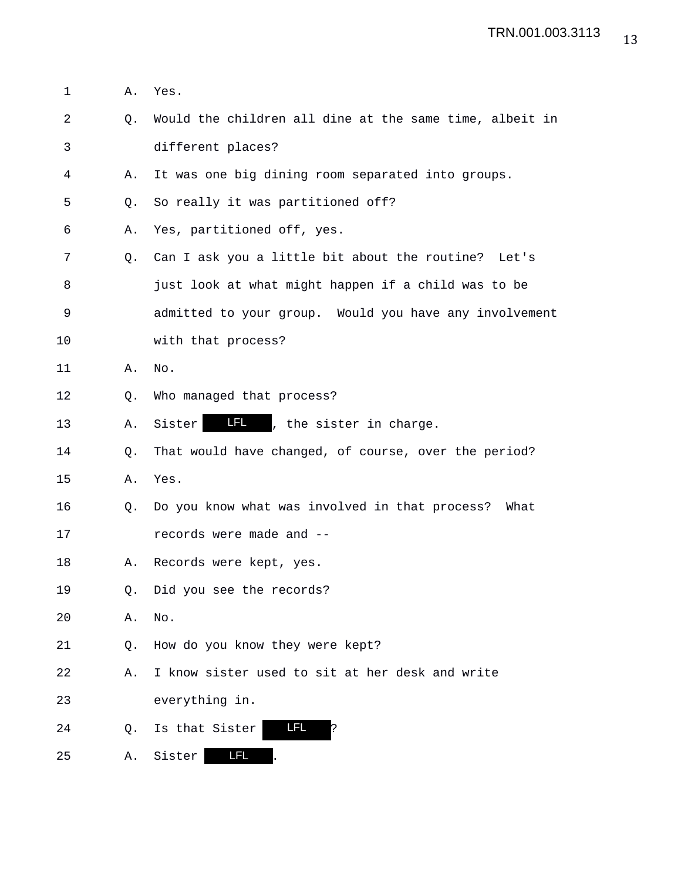1 A. Yes.

2 Q. Would the children all dine at the same time, albeit in

3 different places?

4 A. It was one big dining room separated into groups.

5 Q. So really it was partitioned off?

6 A. Yes, partitioned off, yes.

7 Q. Can I ask you a little bit about the routine? Let's

8 just look at what might happen if a child was to be

9 admitted to your group. Would you have any involvement

10 with that process?

11 A. No.

12 Q. Who managed that process?

13 A. Sister LFL, the sister in charge.

14 Q. That would have changed, of course, over the period?

15 A. Yes.

16 Q. Do you know what was involved in that process? What

17 records were made and --

18 A. Records were kept, yes.

19 Q. Did you see the records?

20 A. No.

21 Q. How do you know they were kept?

22 A. I know sister used to sit at her desk and write

23 everything in.

24 Q. Is that Sister LFL?

25 A. Sister LFL.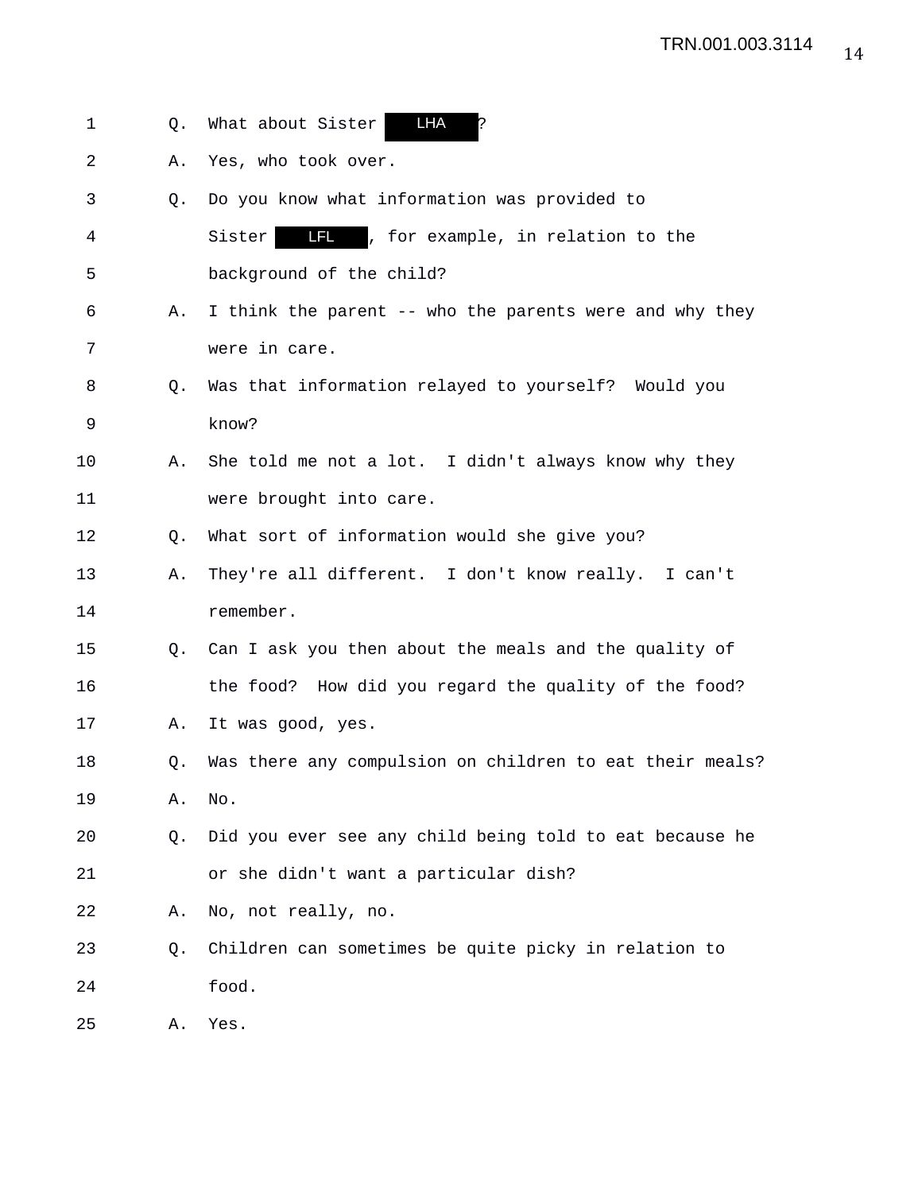1 Q. What about Sister LHA ?

2 A. Yes, who took over.

3 Q. Do you know what information was provided to

4 Sister LFL , for example, in relation to the

5 background of the child?

6 A. I think the parent -- who the parents were and why they

7 were in care.

8 Q. Was that information relayed to yourself? Would you

9 know?

10 A. She told me not a lot. I didn't always know why they

11 were brought into care.

12 Q. What sort of information would she give you?

13 A. They're all different. I don't know really. I can't

14 remember.

15 Q. Can I ask you then about the meals and the quality of

16 the food? How did you regard the quality of the food?

17 A. It was good, yes.

18 Q. Was there any compulsion on children to eat their meals?

19 A. No.

20 Q. Did you ever see any child being told to eat because he

21 or she didn't want a particular dish?

22 A. No, not really, no.

23 Q. Children can sometimes be quite picky in relation to

24 food.

25 A. Yes.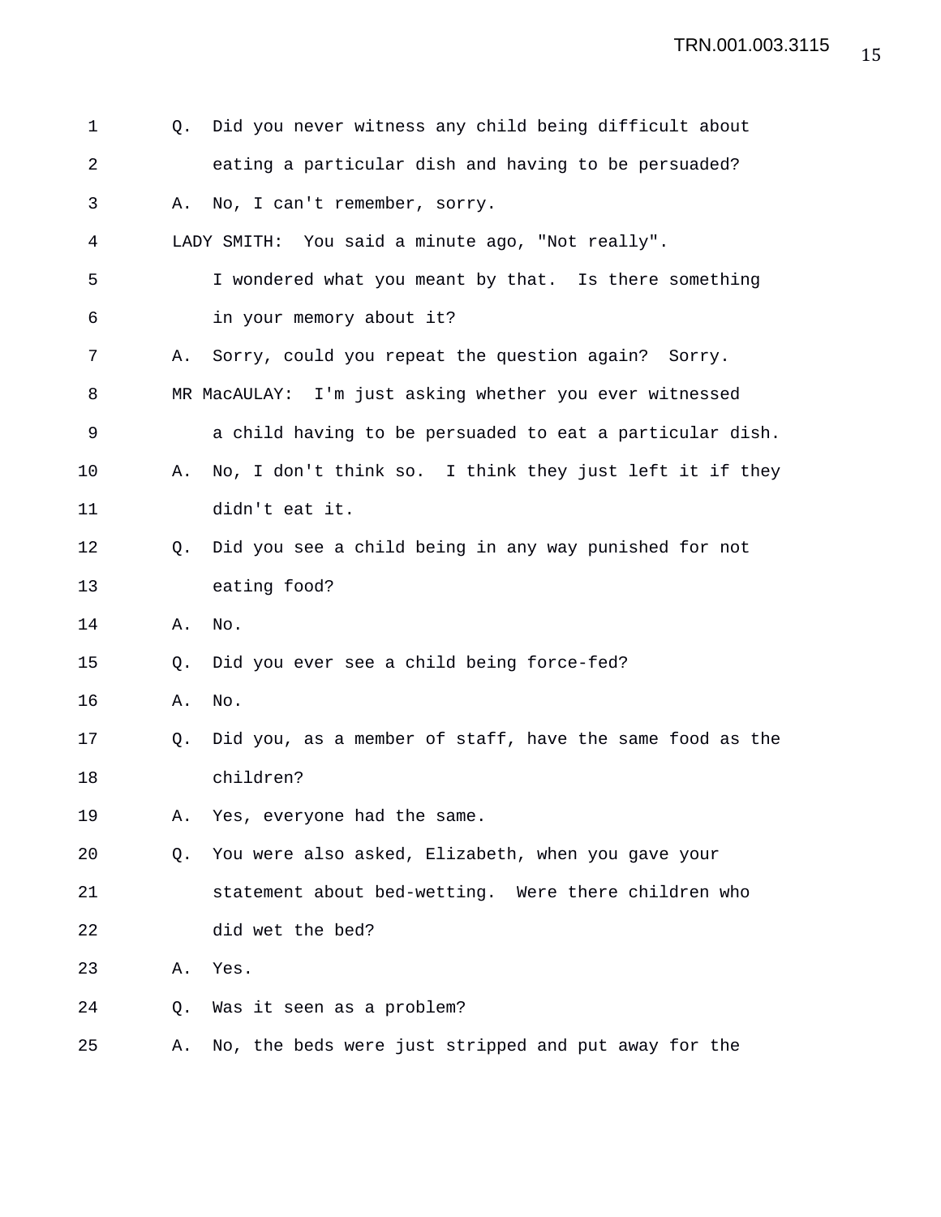1 Q. Did you never witness any child being difficult about
2 eating a particular dish and having to be persuaded?
3 A. No, I can't remember, sorry.
4 LADY SMITH: You said a minute ago, "Not really".
5 I wondered what you meant by that. Is there something
6 in your memory about it?
7 A. Sorry, could you repeat the question again? Sorry.
8 MR MacAULAY: I'm just asking whether you ever witnessed
9 a child having to be persuaded to eat a particular dish.
10 A. No, I don't think so. I think they just left it if they
11 didn't eat it.
12 Q. Did you see a child being in any way punished for not
13 eating food?
14 A. No.
15 Q. Did you ever see a child being force-fed?
16 A. No.
17 Q. Did you, as a member of staff, have the same food as the
18 children?
19 A. Yes, everyone had the same.
20 Q. You were also asked, Elizabeth, when you gave your
21 statement about bed-wetting. Were there children who
22 did wet the bed?
23 A. Yes.
24 Q. Was it seen as a problem?
25 A. No, the beds were just stripped and put away for the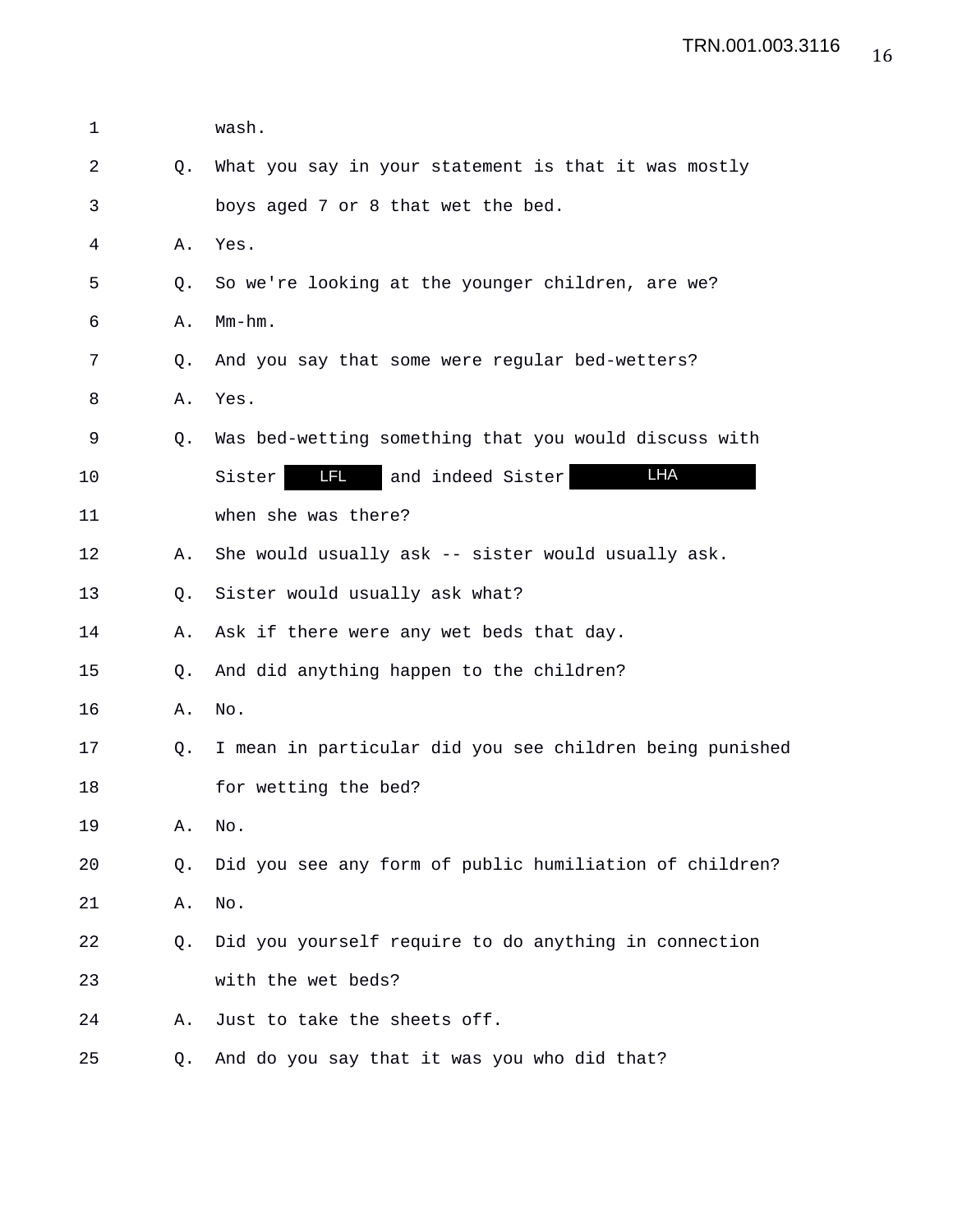1 wash.

2 Q. What you say in your statement is that it was mostly

3 boys aged 7 or 8 that wet the bed.

4 A. Yes.

5 Q. So we're looking at the younger children, are we?

6 A. Mm-hm.

7 Q. And you say that some were regular bed-wetters?

8 A. Yes.

9 Q. Was bed-wetting something that you would discuss with

10 Sister LFL and indeed Sister LHA

11 when she was there?

12 A. She would usually ask -- sister would usually ask.

13 Q. Sister would usually ask what?

14 A. Ask if there were any wet beds that day.

15 Q. And did anything happen to the children?

16 A. No.

17 Q. I mean in particular did you see children being punished

18 for wetting the bed?

19 A. No.

20 Q. Did you see any form of public humiliation of children?

21 A. No.

22 Q. Did you yourself require to do anything in connection

23 with the wet beds?

24 A. Just to take the sheets off.

25 Q. And do you say that it was you who did that?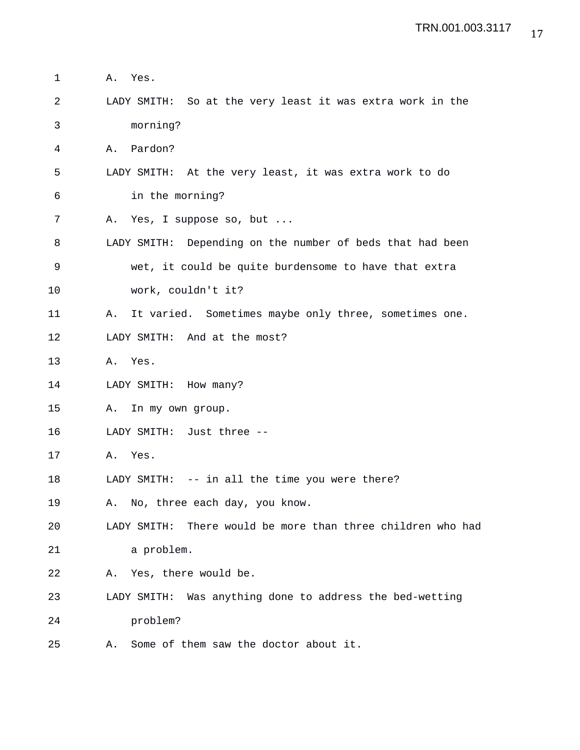A. Yes.

LADY SMITH: So at the very least it was extra work in the morning?

A. Pardon?

LADY SMITH: At the very least, it was extra work to do in the morning?

A. Yes, I suppose so, but ...

LADY SMITH: Depending on the number of beds that had been wet, it could be quite burdensome to have that extra work, couldn't it?

A. It varied. Sometimes maybe only three, sometimes one.

LADY SMITH: And at the most?

A. Yes.

LADY SMITH: How many?

A. In my own group.

LADY SMITH: Just three --

A. Yes.

LADY SMITH: -- in all the time you were there?

A. No, three each day, you know.

LADY SMITH: There would be more than three children who had a problem.

A. Yes, there would be.

LADY SMITH: Was anything done to address the bed-wetting problem?

A. Some of them saw the doctor about it.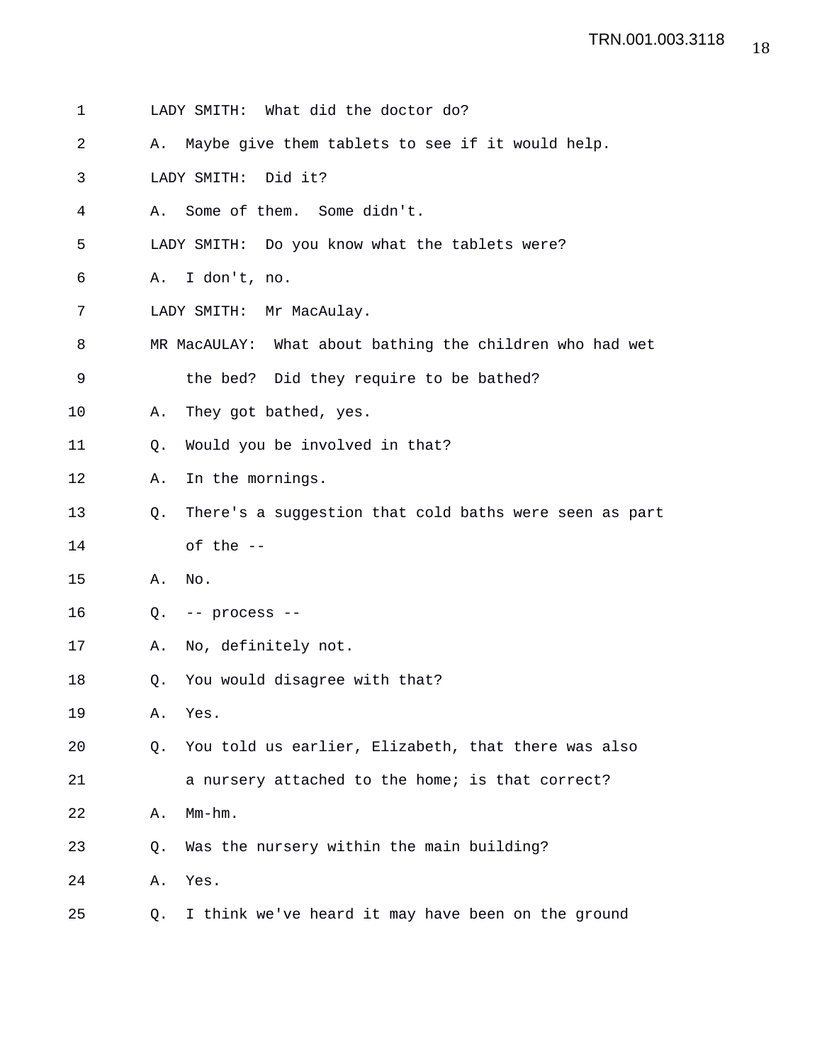LADY SMITH: What did the doctor do?

A. Maybe give them tablets to see if it would help.

LADY SMITH: Did it?

A. Some of them. Some didn't.

LADY SMITH: Do you know what the tablets were?

A. I don't, no.

LADY SMITH: Mr MacAulay.

MR MacAULAY: What about bathing the children who had wet the bed? Did they require to be bathed?

A. They got bathed, yes.

Q. Would you be involved in that?

A. In the mornings.

Q. There's a suggestion that cold baths were seen as part of the --

A. No.

Q. -- process --

A. No, definitely not.

Q. You would disagree with that?

A. Yes.

Q. You told us earlier, Elizabeth, that there was also a nursery attached to the home; is that correct?

A. Mm-hm.

Q. Was the nursery within the main building?

A. Yes.

Q. I think we've heard it may have been on the ground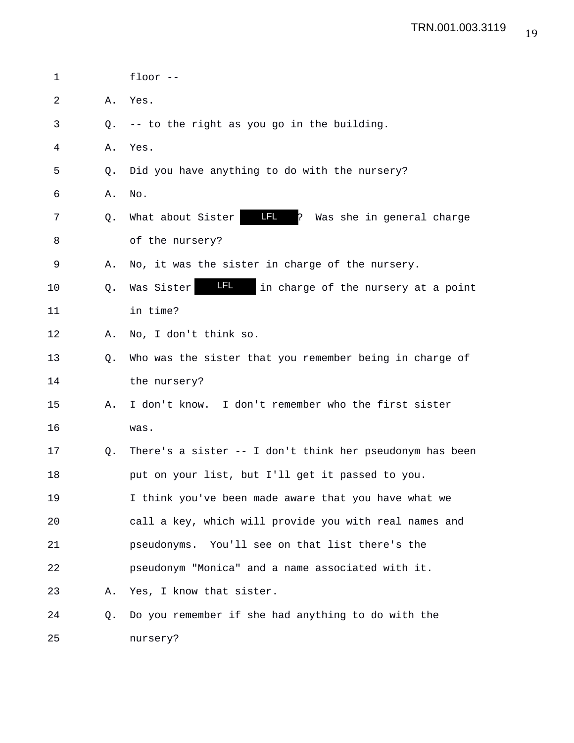1 floor --

2 A. Yes.

3 Q. -- to the right as you go in the building.

4 A. Yes.

5 Q. Did you have anything to do with the nursery?

6 A. No.

7 Q. What about Sister LFL? Was she in general charge

8 of the nursery?

9 A. No, it was the sister in charge of the nursery.

10 Q. Was Sister LFL in charge of the nursery at a point

11 in time?

12 A. No, I don't think so.

13 Q. Who was the sister that you remember being in charge of

14 the nursery?

15 A. I don't know. I don't remember who the first sister

16 was.

17 Q. There's a sister -- I don't think her pseudonym has been

18 put on your list, but I'll get it passed to you.

19 I think you've been made aware that you have what we

20 call a key, which will provide you with real names and

21 pseudonyms. You'll see on that list there's the

22 pseudonym "Monica" and a name associated with it.

23 A. Yes, I know that sister.

24 Q. Do you remember if she had anything to do with the

25 nursery?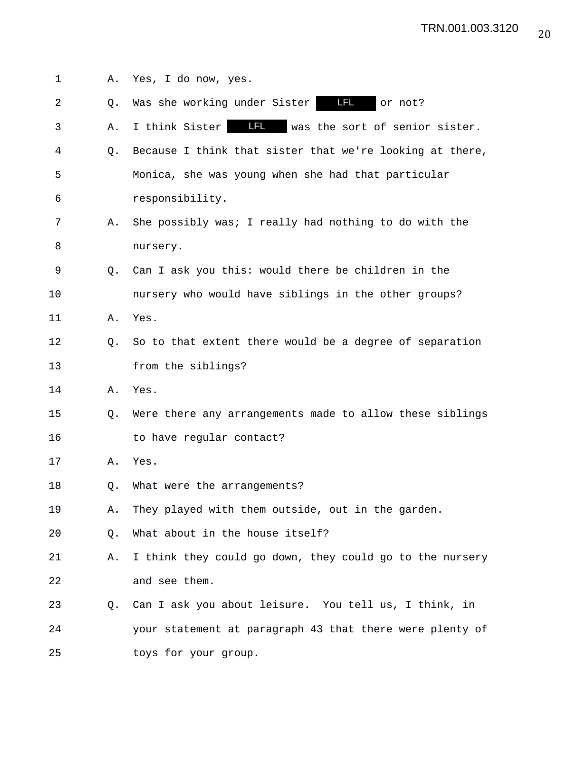1 A. Yes, I do now, yes.

2 Q. Was she working under Sister LFL or not?

3 A. I think Sister LFL was the sort of senior sister.

4 Q. Because I think that sister that we're looking at there,

5 Monica, she was young when she had that particular

6 responsibility.

7 A. She possibly was; I really had nothing to do with the

8 nursery.

9 Q. Can I ask you this: would there be children in the

10 nursery who would have siblings in the other groups?

11 A. Yes.

12 Q. So to that extent there would be a degree of separation

13 from the siblings?

14 A. Yes.

15 Q. Were there any arrangements made to allow these siblings

16 to have regular contact?

17 A. Yes.

18 Q. What were the arrangements?

19 A. They played with them outside, out in the garden.

20 Q. What about in the house itself?

21 A. I think they could go down, they could go to the nursery

22 and see them.

23 Q. Can I ask you about leisure. You tell us, I think, in

24 your statement at paragraph 43 that there were plenty of

25 toys for your group.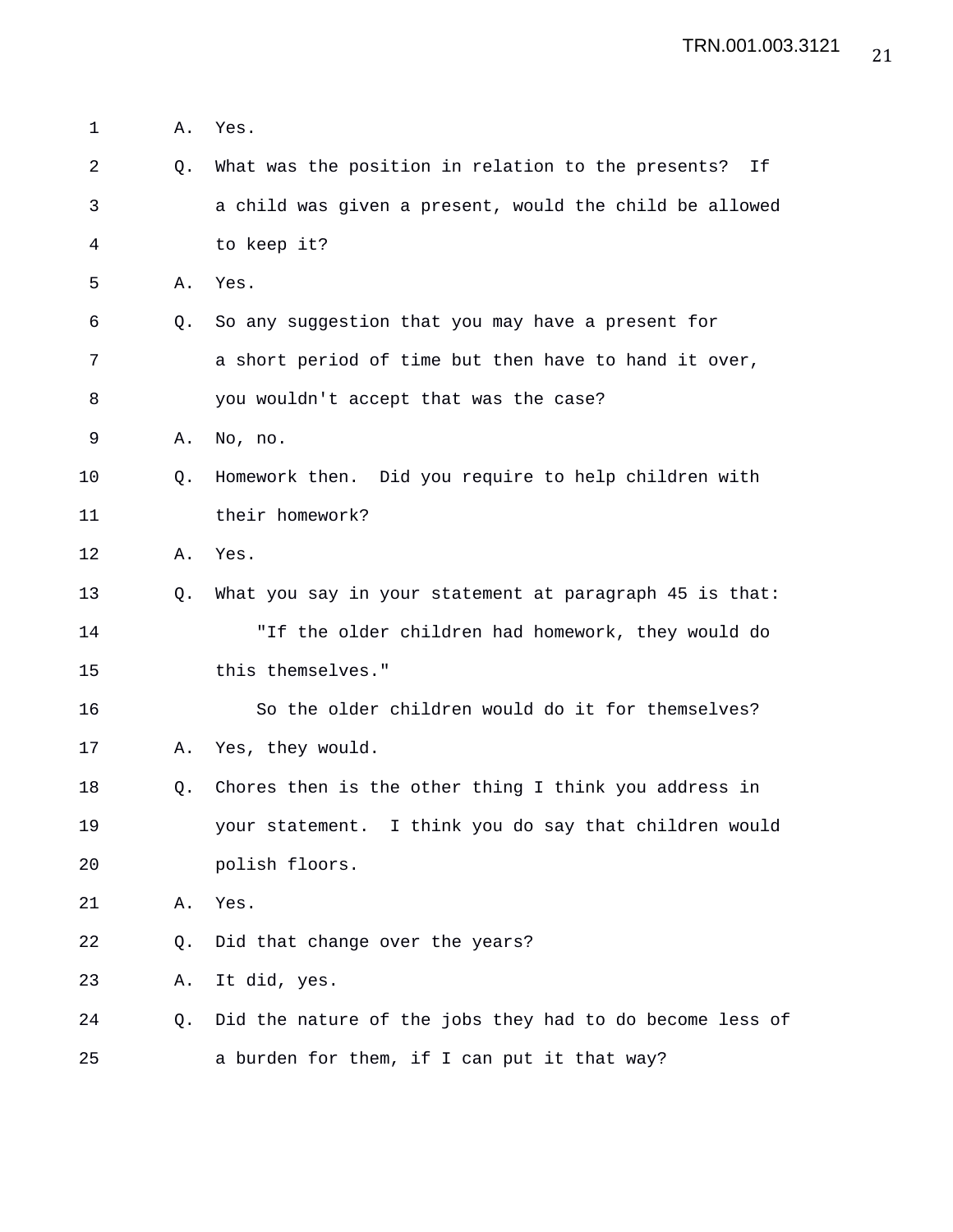A. Yes.

Q. What was the position in relation to the presents? If a child was given a present, would the child be allowed to keep it?

A. Yes.

Q. So any suggestion that you may have a present for a short period of time but then have to hand it over, you wouldn't accept that was the case?

A. No, no.

Q. Homework then. Did you require to help children with their homework?

A. Yes.

Q. What you say in your statement at paragraph 45 is that:

"If the older children had homework, they would do this themselves."

So the older children would do it for themselves?

A. Yes, they would.

Q. Chores then is the other thing I think you address in your statement. I think you do say that children would polish floors.

A. Yes.

Q. Did that change over the years?

A. It did, yes.

Q. Did the nature of the jobs they had to do become less of a burden for them, if I can put it that way?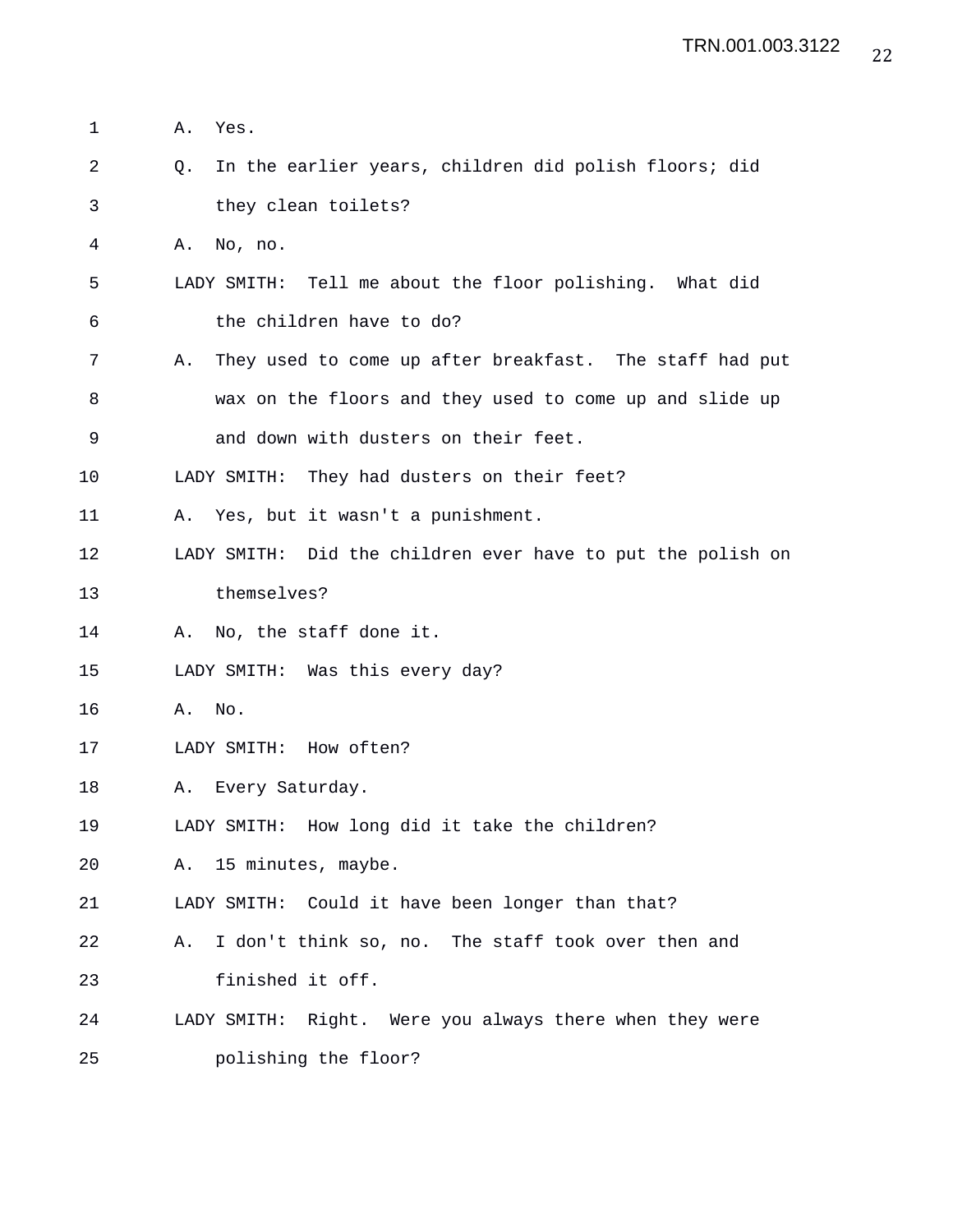A. Yes.

Q. In the earlier years, children did polish floors; did they clean toilets?

A. No, no.

LADY SMITH: Tell me about the floor polishing. What did the children have to do?

A. They used to come up after breakfast. The staff had put wax on the floors and they used to come up and slide up and down with dusters on their feet.

LADY SMITH: They had dusters on their feet?

A. Yes, but it wasn't a punishment.

LADY SMITH: Did the children ever have to put the polish on themselves?

A. No, the staff done it.

LADY SMITH: Was this every day?

A. No.

LADY SMITH: How often?

A. Every Saturday.

LADY SMITH: How long did it take the children?

A. 15 minutes, maybe.

LADY SMITH: Could it have been longer than that?

A. I don't think so, no. The staff took over then and finished it off.

LADY SMITH: Right. Were you always there when they were polishing the floor?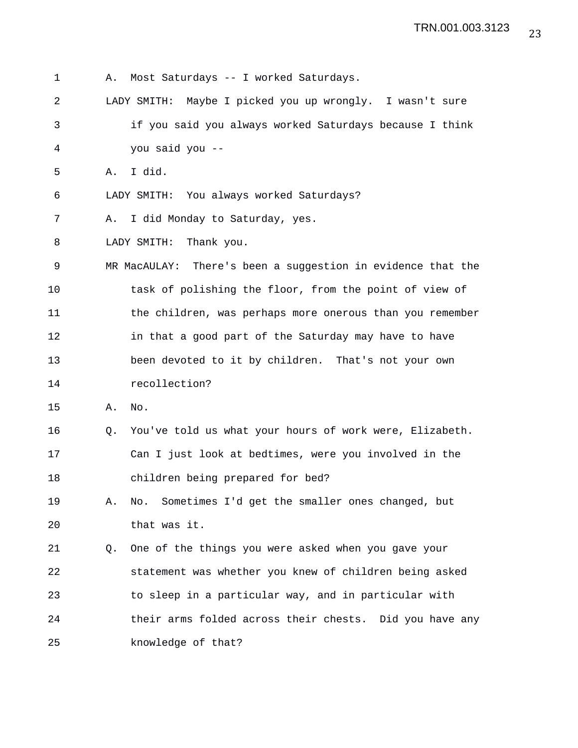A. Most Saturdays -- I worked Saturdays.

LADY SMITH: Maybe I picked you up wrongly. I wasn't sure if you said you always worked Saturdays because I think you said you --

A. I did.

LADY SMITH: You always worked Saturdays?

A. I did Monday to Saturday, yes.

LADY SMITH: Thank you.

MR MacAULAY: There's been a suggestion in evidence that the task of polishing the floor, from the point of view of the children, was perhaps more onerous than you remember in that a good part of the Saturday may have to have been devoted to it by children. That's not your own recollection?

A. No.

Q. You've told us what your hours of work were, Elizabeth. Can I just look at bedtimes, were you involved in the children being prepared for bed?

A. No. Sometimes I'd get the smaller ones changed, but that was it.

Q. One of the things you were asked when you gave your statement was whether you knew of children being asked to sleep in a particular way, and in particular with their arms folded across their chests. Did you have any knowledge of that?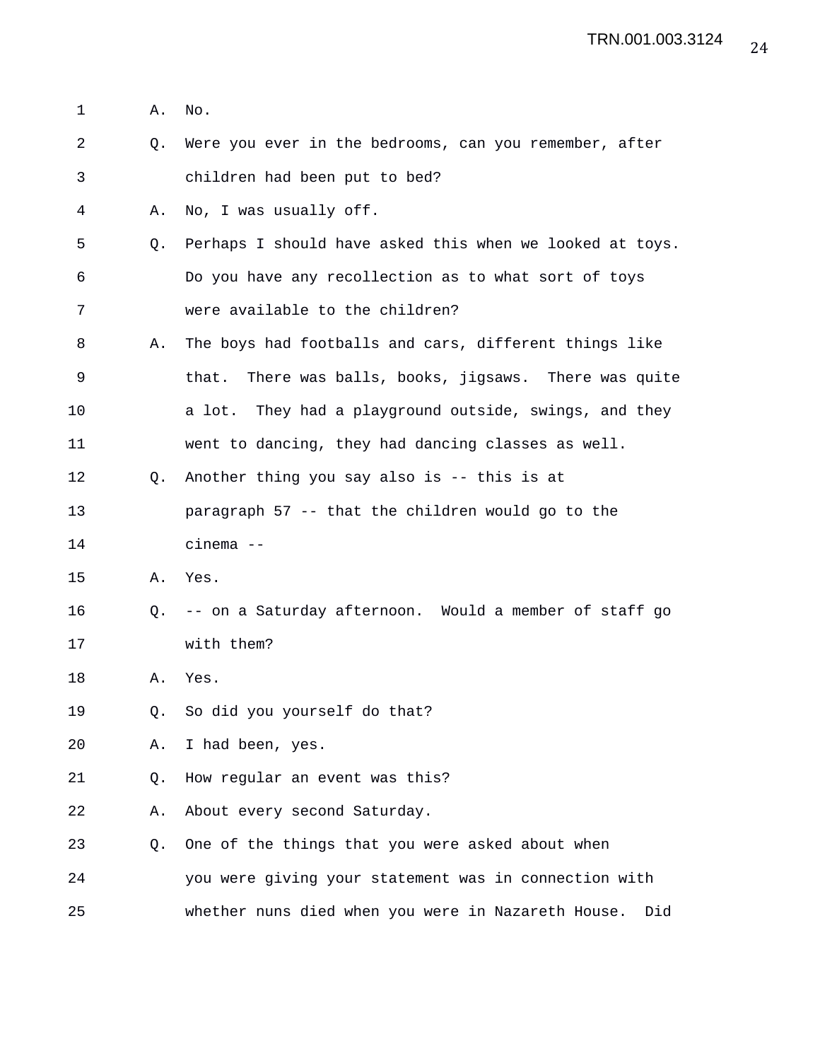A. No.

Q. Were you ever in the bedrooms, can you remember, after children had been put to bed?

A. No, I was usually off.

Q. Perhaps I should have asked this when we looked at toys. Do you have any recollection as to what sort of toys were available to the children?

A. The boys had footballs and cars, different things like that. There was balls, books, jigsaws. There was quite a lot. They had a playground outside, swings, and they went to dancing, they had dancing classes as well.

Q. Another thing you say also is -- this is at paragraph 57 -- that the children would go to the cinema --

A. Yes.

Q. -- on a Saturday afternoon. Would a member of staff go with them?

A. Yes.

Q. So did you yourself do that?

A. I had been, yes.

Q. How regular an event was this?

A. About every second Saturday.

Q. One of the things that you were asked about when you were giving your statement was in connection with whether nuns died when you were in Nazareth House. Did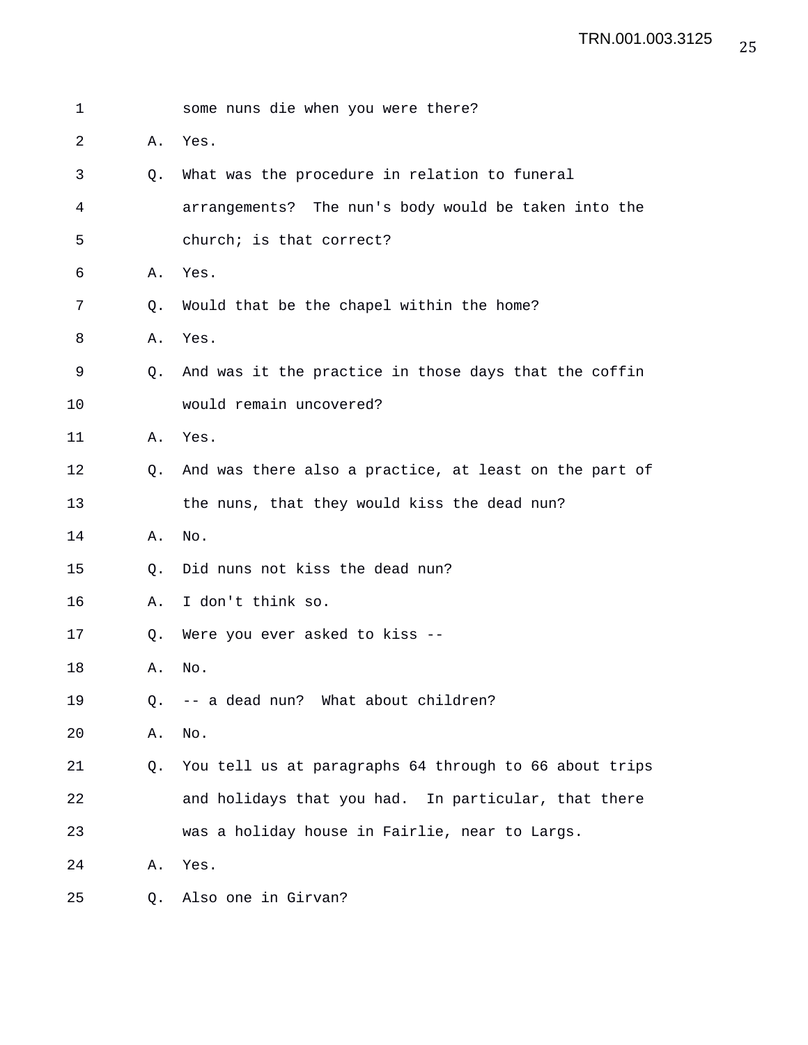1 some nuns die when you were there?

2 A. Yes.

3 Q. What was the procedure in relation to funeral

4 arrangements? The nun's body would be taken into the

5 church; is that correct?

6 A. Yes.

7 Q. Would that be the chapel within the home?

8 A. Yes.

9 Q. And was it the practice in those days that the coffin

10 would remain uncovered?

11 A. Yes.

12 Q. And was there also a practice, at least on the part of

13 the nuns, that they would kiss the dead nun?

14 A. No.

15 Q. Did nuns not kiss the dead nun?

16 A. I don't think so.

17 Q. Were you ever asked to kiss --

18 A. No.

19 Q. -- a dead nun? What about children?

20 A. No.

21 Q. You tell us at paragraphs 64 through to 66 about trips

22 and holidays that you had. In particular, that there

23 was a holiday house in Fairlie, near to Largs.

24 A. Yes.

25 Q. Also one in Girvan?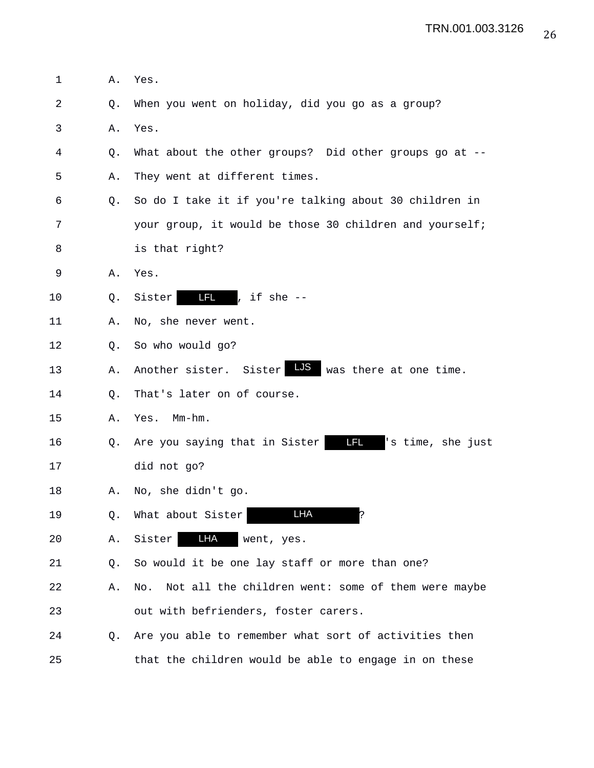1 A. Yes.

2 Q. When you went on holiday, did you go as a group?

3 A. Yes.

4 Q. What about the other groups? Did other groups go at --

5 A. They went at different times.

6 Q. So do I take it if you're talking about 30 children in

7 your group, it would be those 30 children and yourself;

8 is that right?

9 A. Yes.

10 Q. Sister LFL, if she --

11 A. No, she never went.

12 Q. So who would go?

13 A. Another sister. Sister LJS was there at one time.

14 Q. That's later on of course.

15 A. Yes. Mm-hm.

16 Q. Are you saying that in Sister LFL's time, she just

17 did not go?

18 A. No, she didn't go.

19 Q. What about Sister LHA?

20 A. Sister LHA went, yes.

21 Q. So would it be one lay staff or more than one?

22 A. No. Not all the children went: some of them were maybe

23 out with befrienders, foster carers.

24 Q. Are you able to remember what sort of activities then

25 that the children would be able to engage in on these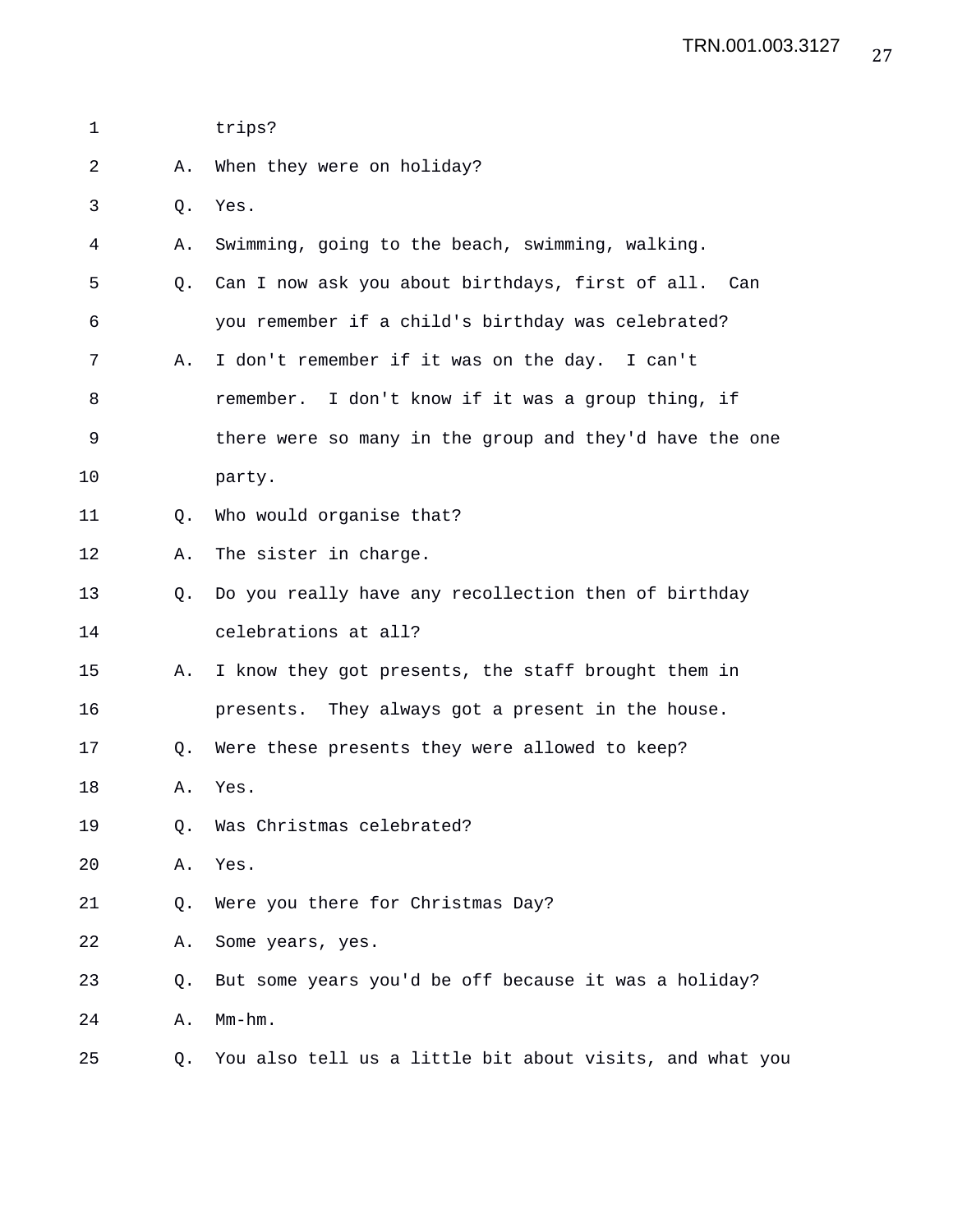trips?

A. When they were on holiday?

Q. Yes.

A. Swimming, going to the beach, swimming, walking.

Q. Can I now ask you about birthdays, first of all. Can you remember if a child's birthday was celebrated?

A. I don't remember if it was on the day. I can't remember. I don't know if it was a group thing, if there were so many in the group and they'd have the one party.

Q. Who would organise that?

A. The sister in charge.

Q. Do you really have any recollection then of birthday celebrations at all?

A. I know they got presents, the staff brought them in presents. They always got a present in the house.

Q. Were these presents they were allowed to keep?

A. Yes.

Q. Was Christmas celebrated?

A. Yes.

Q. Were you there for Christmas Day?

A. Some years, yes.

Q. But some years you'd be off because it was a holiday?

A. Mm-hm.

Q. You also tell us a little bit about visits, and what you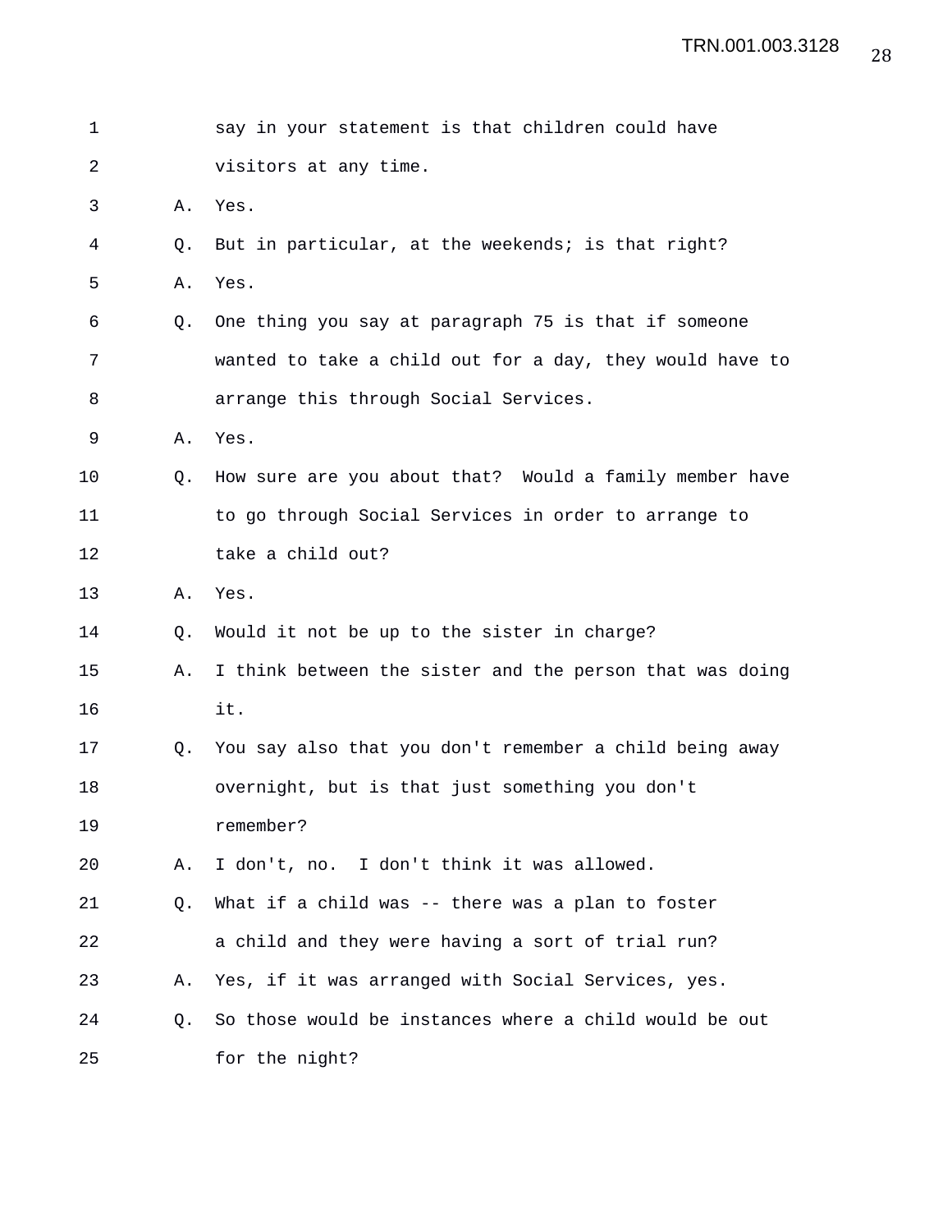say in your statement is that children could have visitors at any time.

A. Yes.

Q. But in particular, at the weekends; is that right?

A. Yes.

Q. One thing you say at paragraph 75 is that if someone wanted to take a child out for a day, they would have to arrange this through Social Services.

A. Yes.

Q. How sure are you about that? Would a family member have to go through Social Services in order to arrange to take a child out?

A. Yes.

Q. Would it not be up to the sister in charge?

A. I think between the sister and the person that was doing it.

Q. You say also that you don't remember a child being away overnight, but is that just something you don't remember?

A. I don't, no. I don't think it was allowed.

Q. What if a child was -- there was a plan to foster a child and they were having a sort of trial run?

A. Yes, if it was arranged with Social Services, yes.

Q. So those would be instances where a child would be out for the night?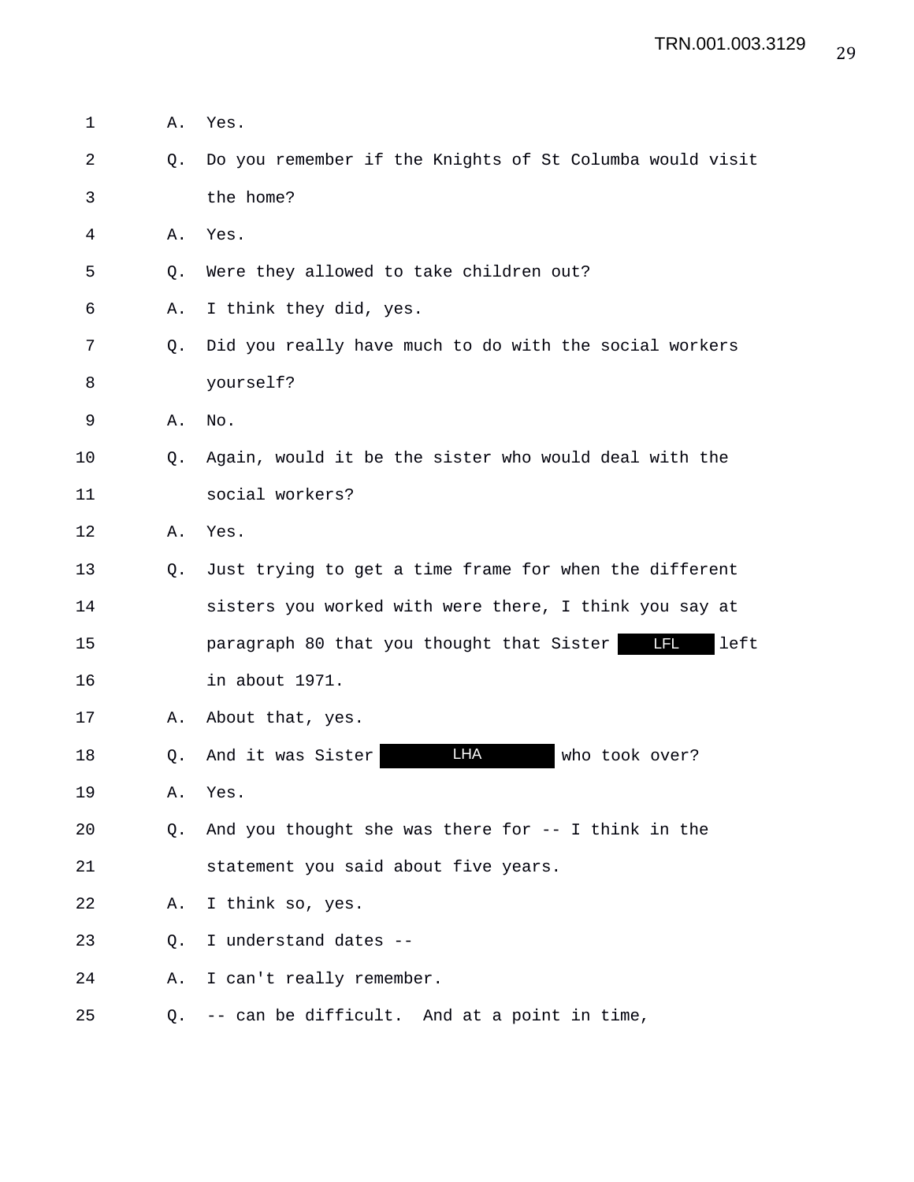1 A. Yes.

2 Q. Do you remember if the Knights of St Columba would visit

3 the home?

4 A. Yes.

5 Q. Were they allowed to take children out?

6 A. I think they did, yes.

7 Q. Did you really have much to do with the social workers

8 yourself?

9 A. No.

10 Q. Again, would it be the sister who would deal with the

11 social workers?

12 A. Yes.

13 Q. Just trying to get a time frame for when the different

14 sisters you worked with were there, I think you say at

15 paragraph 80 that you thought that Sister LFL left

16 in about 1971.

17 A. About that, yes.

18 Q. And it was Sister LHA who took over?

19 A. Yes.

20 Q. And you thought she was there for -- I think in the

21 statement you said about five years.

22 A. I think so, yes.

23 Q. I understand dates --

24 A. I can't really remember.

25 Q. -- can be difficult. And at a point in time,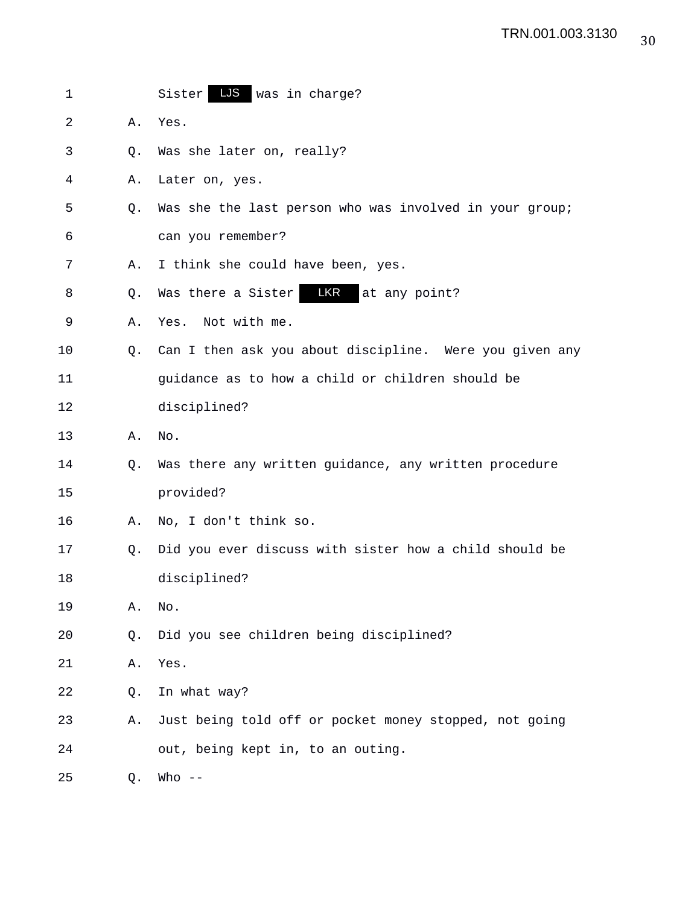1 Sister LJS was in charge?

2 A. Yes.

3 Q. Was she later on, really?

4 A. Later on, yes.

5 Q. Was she the last person who was involved in your group;

6 can you remember?

7 A. I think she could have been, yes.

8 Q. Was there a Sister LKR at any point?

9 A. Yes. Not with me.

10 Q. Can I then ask you about discipline. Were you given any

11 guidance as to how a child or children should be

12 disciplined?

13 A. No.

14 Q. Was there any written guidance, any written procedure

15 provided?

16 A. No, I don't think so.

17 Q. Did you ever discuss with sister how a child should be

18 disciplined?

19 A. No.

20 Q. Did you see children being disciplined?

21 A. Yes.

22 Q. In what way?

23 A. Just being told off or pocket money stopped, not going

24 out, being kept in, to an outing.

25 Q. Who --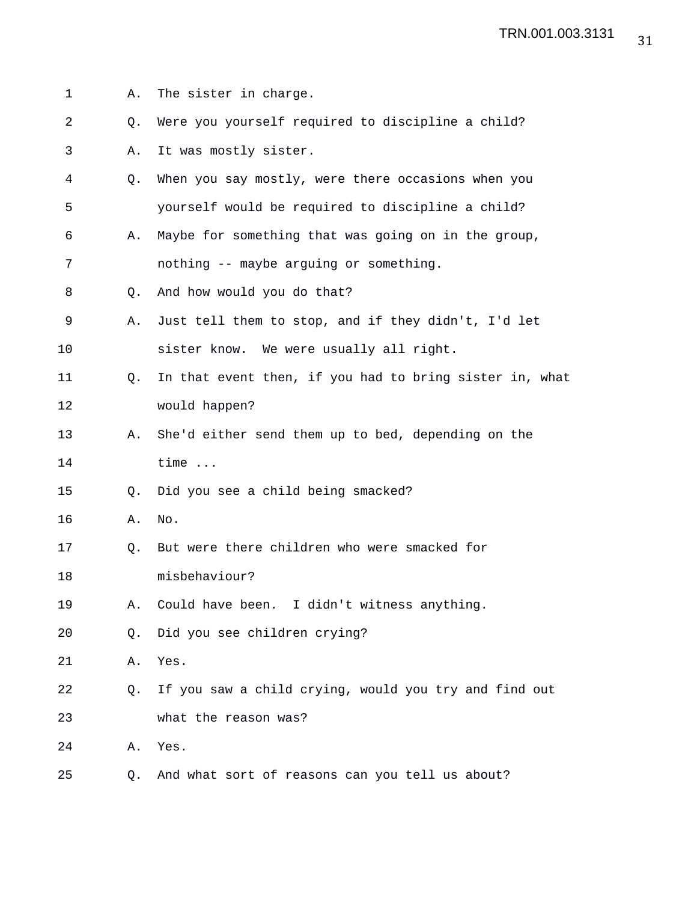1 A. The sister in charge.

2 Q. Were you yourself required to discipline a child?

3 A. It was mostly sister.

4 Q. When you say mostly, were there occasions when you

5 yourself would be required to discipline a child?

6 A. Maybe for something that was going on in the group,

7 nothing -- maybe arguing or something.

8 Q. And how would you do that?

9 A. Just tell them to stop, and if they didn't, I'd let

10 sister know. We were usually all right.

11 Q. In that event then, if you had to bring sister in, what

12 would happen?

13 A. She'd either send them up to bed, depending on the

14 time ...

15 Q. Did you see a child being smacked?

16 A. No.

17 Q. But were there children who were smacked for

18 misbehaviour?

19 A. Could have been. I didn't witness anything.

20 Q. Did you see children crying?

21 A. Yes.

22 Q. If you saw a child crying, would you try and find out

23 what the reason was?

24 A. Yes.

25 Q. And what sort of reasons can you tell us about?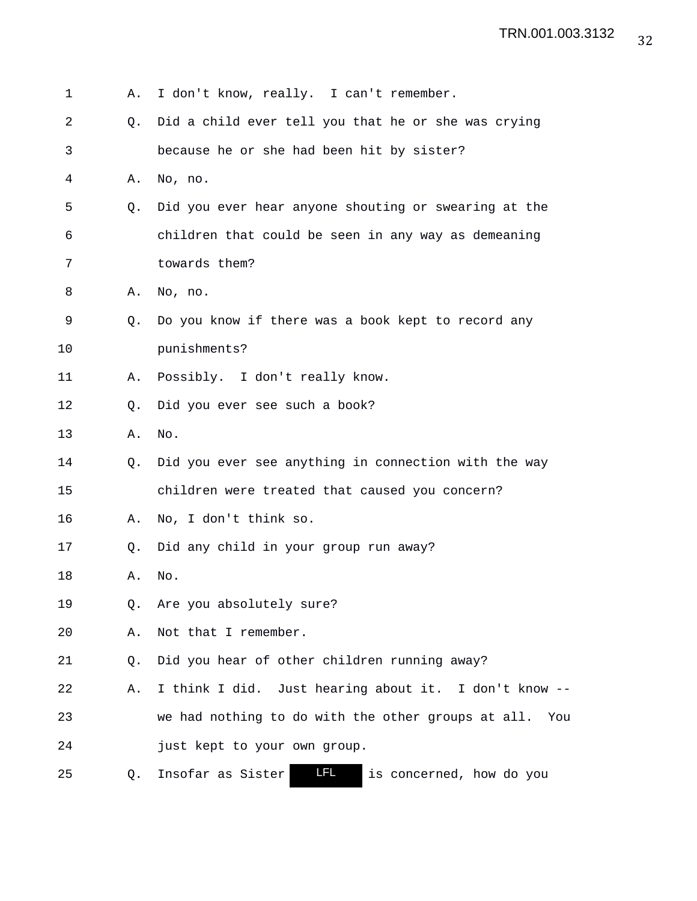A. I don't know, really. I can't remember.

Q. Did a child ever tell you that he or she was crying because he or she had been hit by sister?

A. No, no.

Q. Did you ever hear anyone shouting or swearing at the children that could be seen in any way as demeaning towards them?

A. No, no.

Q. Do you know if there was a book kept to record any punishments?

A. Possibly. I don't really know.

Q. Did you ever see such a book?

A. No.

Q. Did you ever see anything in connection with the way children were treated that caused you concern?

A. No, I don't think so.

Q. Did any child in your group run away?

A. No.

Q. Are you absolutely sure?

A. Not that I remember.

Q. Did you hear of other children running away?

A. I think I did. Just hearing about it. I don't know -- we had nothing to do with the other groups at all. You just kept to your own group.

Q. Insofar as Sister LFL is concerned, how do you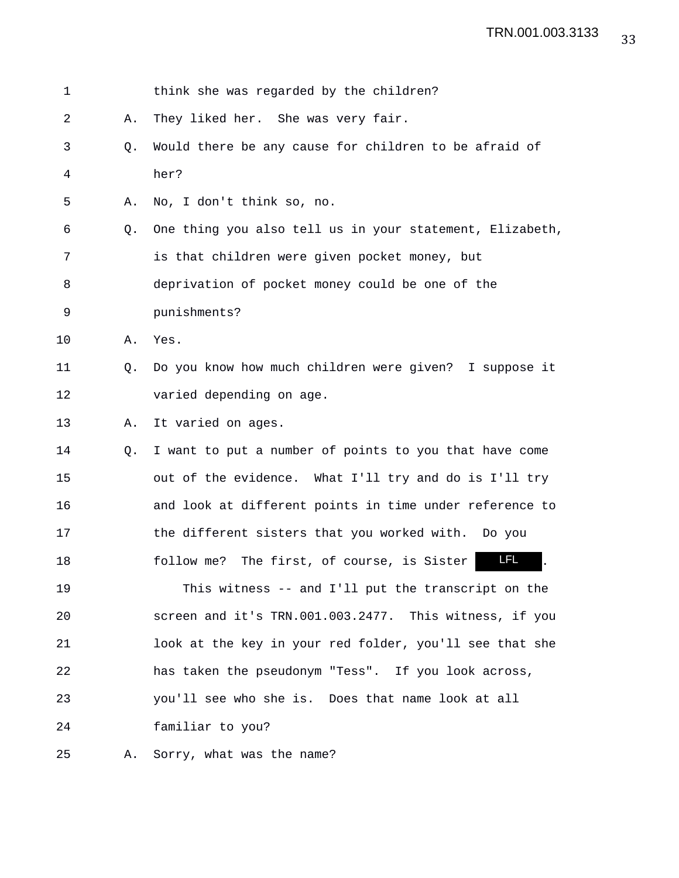1 think she was regarded by the children?

2 A. They liked her. She was very fair.

3 Q. Would there be any cause for children to be afraid of

4 her?

5 A. No, I don't think so, no.

6 Q. One thing you also tell us in your statement, Elizabeth,

7 is that children were given pocket money, but

8 deprivation of pocket money could be one of the

9 punishments?

10 A. Yes.

11 Q. Do you know how much children were given? I suppose it

12 varied depending on age.

13 A. It varied on ages.

14 Q. I want to put a number of points to you that have come

15 out of the evidence. What I'll try and do is I'll try

16 and look at different points in time under reference to

17 the different sisters that you worked with. Do you

18 follow me? The first, of course, is Sister LFL.

19 This witness -- and I'll put the transcript on the

20 screen and it's TRN.001.003.2477. This witness, if you

21 look at the key in your red folder, you'll see that she

22 has taken the pseudonym "Tess". If you look across,

23 you'll see who she is. Does that name look at all

24 familiar to you?

25 A. Sorry, what was the name?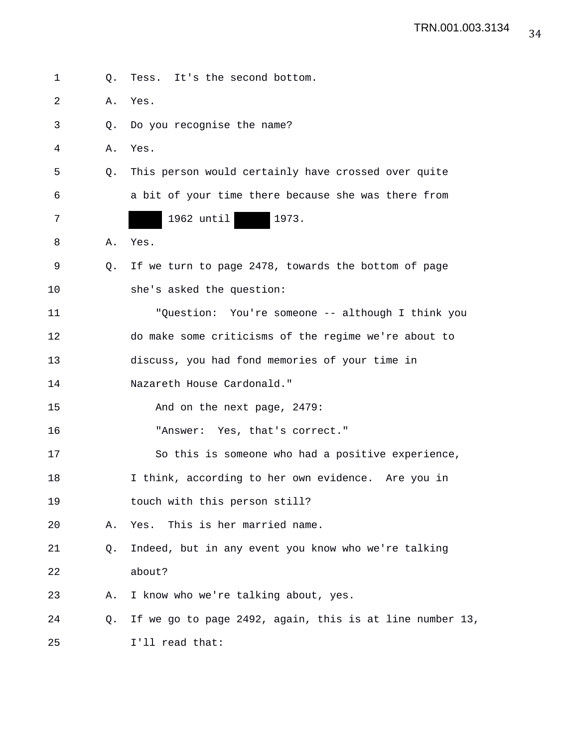1 Q. Tess. It's the second bottom.

2 A. Yes.

3 Q. Do you recognise the name?

4 A. Yes.

5 Q. This person would certainly have crossed over quite

6 a bit of your time there because she was there from

7 ██████ 1962 until ██████ 1973.

8 A. Yes.

9 Q. If we turn to page 2478, towards the bottom of page

10 she's asked the question:

11 "Question: You're someone -- although I think you

12 do make some criticisms of the regime we're about to

13 discuss, you had fond memories of your time in

14 Nazareth House Cardonald."

15 And on the next page, 2479:

16 "Answer: Yes, that's correct."

17 So this is someone who had a positive experience,

18 I think, according to her own evidence. Are you in

19 touch with this person still?

20 A. Yes. This is her married name.

21 Q. Indeed, but in any event you know who we're talking

22 about?

23 A. I know who we're talking about, yes.

24 Q. If we go to page 2492, again, this is at line number 13,

25 I'll read that: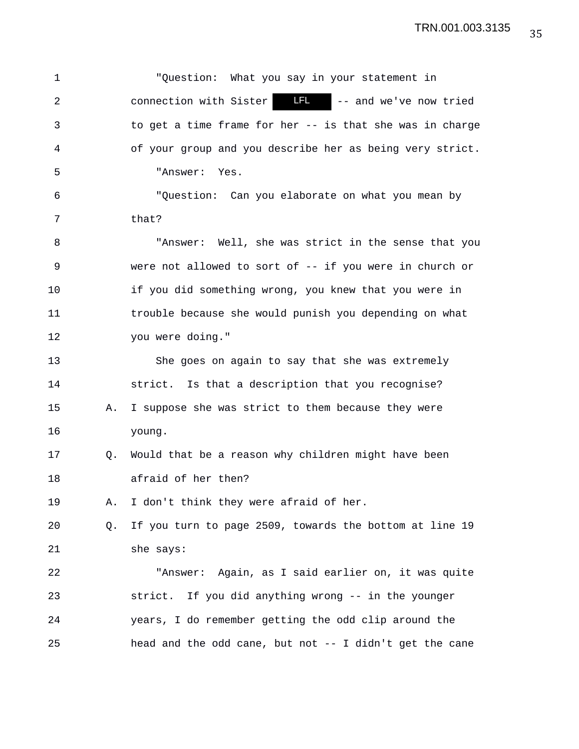"Question: What you say in your statement in connection with Sister LFL -- and we've now tried to get a time frame for her -- is that she was in charge of your group and you describe her as being very strict.

"Answer: Yes.

"Question: Can you elaborate on what you mean by that?

"Answer: Well, she was strict in the sense that you were not allowed to sort of -- if you were in church or if you did something wrong, you knew that you were in trouble because she would punish you depending on what you were doing."

She goes on again to say that she was extremely strict. Is that a description that you recognise?

A. I suppose she was strict to them because they were young.

Q. Would that be a reason why children might have been afraid of her then?

A. I don't think they were afraid of her.

Q. If you turn to page 2509, towards the bottom at line 19 she says:

"Answer: Again, as I said earlier on, it was quite strict. If you did anything wrong -- in the younger years, I do remember getting the odd clip around the head and the odd cane, but not -- I didn't get the cane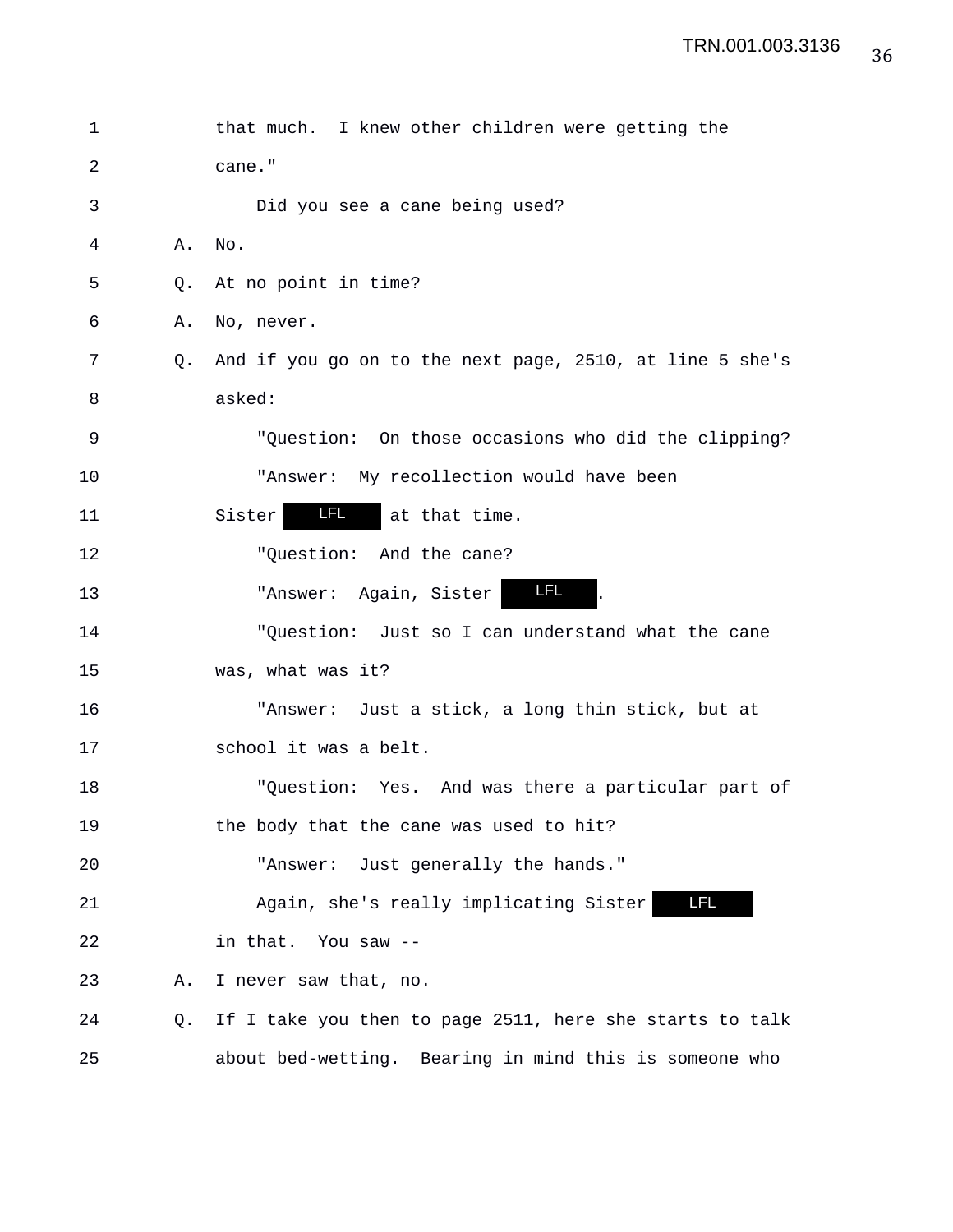1 that much. I knew other children were getting the

2 cane."

3 Did you see a cane being used?

4 A. No.

5 Q. At no point in time?

6 A. No, never.

7 Q. And if you go on to the next page, 2510, at line 5 she's

8 asked:

9 "Question: On those occasions who did the clipping?

10 "Answer: My recollection would have been

11 Sister LFL at that time.

12 "Question: And the cane?

13 "Answer: Again, Sister LFL.

14 "Question: Just so I can understand what the cane

15 was, what was it?

16 "Answer: Just a stick, a long thin stick, but at

17 school it was a belt.

18 "Question: Yes. And was there a particular part of

19 the body that the cane was used to hit?

20 "Answer: Just generally the hands."

21 Again, she's really implicating Sister LFL

22 in that. You saw --

23 A. I never saw that, no.

24 Q. If I take you then to page 2511, here she starts to talk

25 about bed-wetting. Bearing in mind this is someone who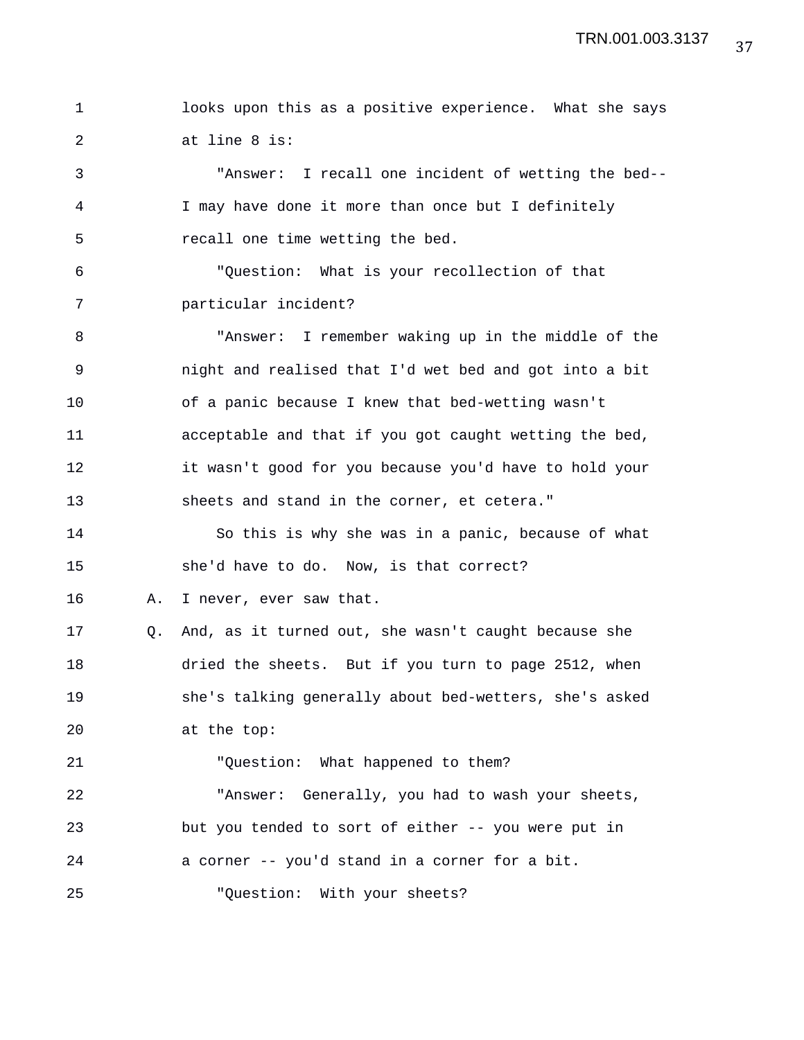looks upon this as a positive experience. What she says at line 8 is:

"Answer: I recall one incident of wetting the bed-- I may have done it more than once but I definitely recall one time wetting the bed.

"Question: What is your recollection of that particular incident?

"Answer: I remember waking up in the middle of the night and realised that I'd wet bed and got into a bit of a panic because I knew that bed-wetting wasn't acceptable and that if you got caught wetting the bed, it wasn't good for you because you'd have to hold your sheets and stand in the corner, et cetera."

So this is why she was in a panic, because of what she'd have to do. Now, is that correct?

A. I never, ever saw that.

Q. And, as it turned out, she wasn't caught because she dried the sheets. But if you turn to page 2512, when she's talking generally about bed-wetters, she's asked at the top:

"Question: What happened to them?

"Answer: Generally, you had to wash your sheets, but you tended to sort of either -- you were put in a corner -- you'd stand in a corner for a bit.

"Question: With your sheets?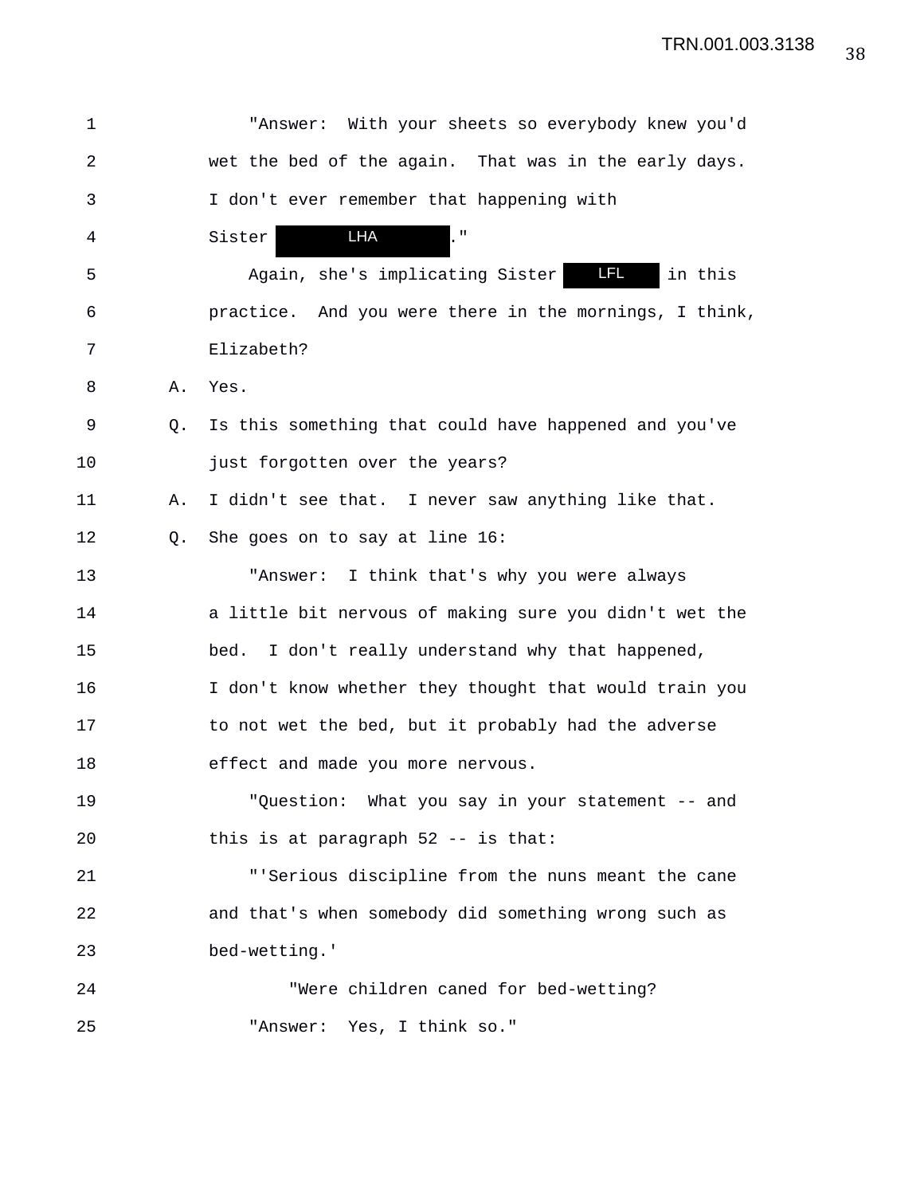"Answer: With your sheets so everybody knew you'd wet the bed of the again. That was in the early days. I don't ever remember that happening with Sister LHA."

Again, she's implicating Sister LFL in this practice. And you were there in the mornings, I think, Elizabeth?

A. Yes.

Q. Is this something that could have happened and you've just forgotten over the years?

A. I didn't see that. I never saw anything like that.

Q. She goes on to say at line 16:

"Answer: I think that's why you were always a little bit nervous of making sure you didn't wet the bed. I don't really understand why that happened, I don't know whether they thought that would train you to not wet the bed, but it probably had the adverse effect and made you more nervous.

"Question: What you say in your statement -- and this is at paragraph 52 -- is that:

"'Serious discipline from the nuns meant the cane and that's when somebody did something wrong such as bed-wetting.'

"Were children caned for bed-wetting?

"Answer: Yes, I think so."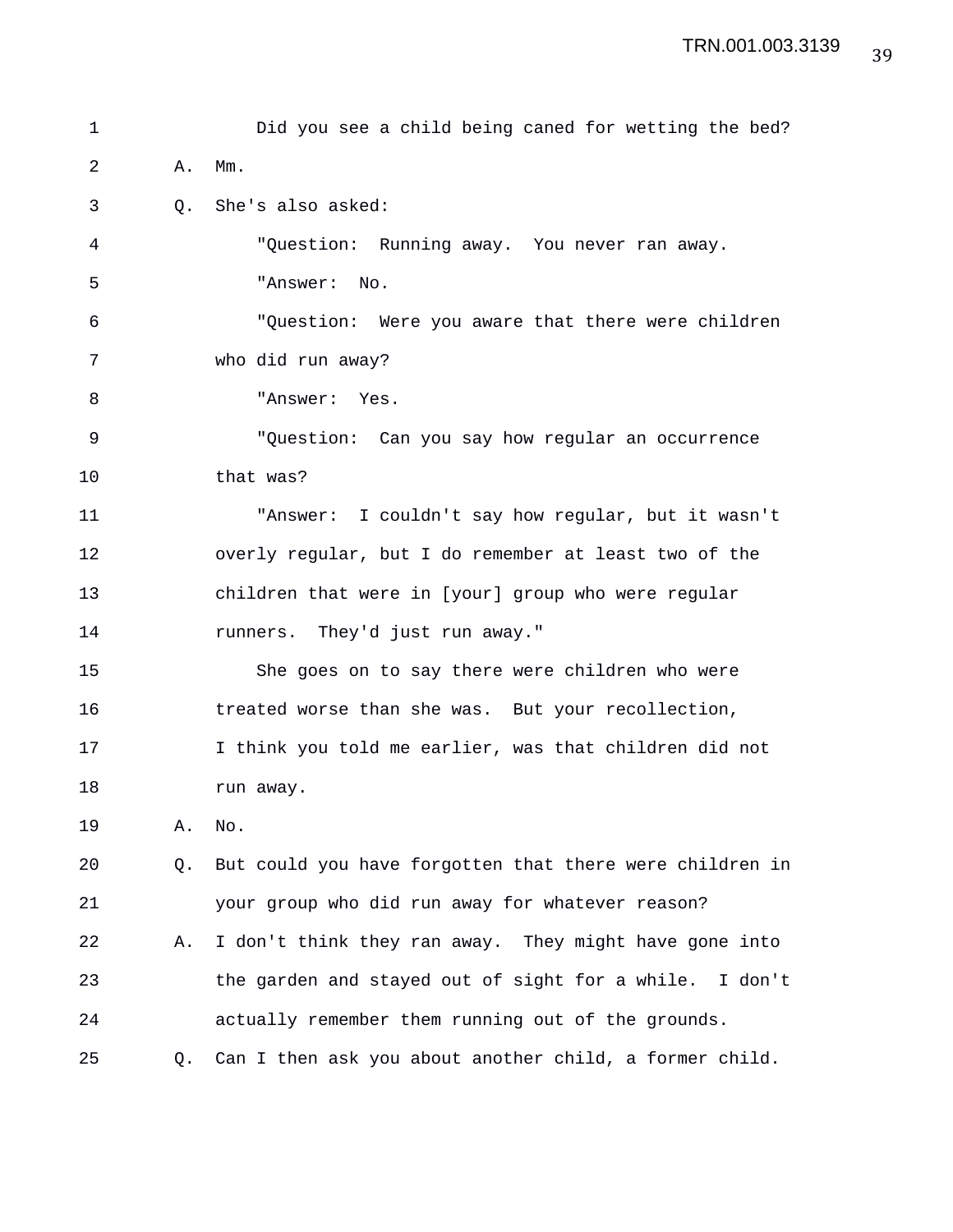Did you see a child being caned for wetting the bed?

A. Mm.

Q. She's also asked:

"Question: Running away. You never ran away.

"Answer: No.

"Question: Were you aware that there were children who did run away?

"Answer: Yes.

"Question: Can you say how regular an occurrence that was?

"Answer: I couldn't say how regular, but it wasn't overly regular, but I do remember at least two of the children that were in [your] group who were regular runners. They'd just run away."

She goes on to say there were children who were treated worse than she was. But your recollection, I think you told me earlier, was that children did not run away.

A. No.

Q. But could you have forgotten that there were children in your group who did run away for whatever reason?

A. I don't think they ran away. They might have gone into the garden and stayed out of sight for a while. I don't actually remember them running out of the grounds.

Q. Can I then ask you about another child, a former child.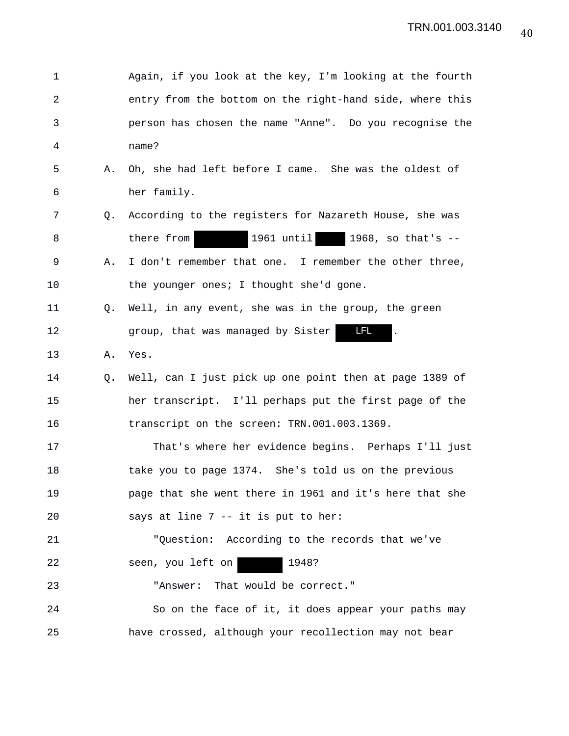1 Again, if you look at the key, I'm looking at the fourth
2 entry from the bottom on the right-hand side, where this
3 person has chosen the name "Anne". Do you recognise the
4 name?

5 A. Oh, she had left before I came. She was the oldest of
6 her family.

7 Q. According to the registers for Nazareth House, she was
8 there from [redacted] 1961 until [redacted] 1968, so that's --

9 A. I don't remember that one. I remember the other three,
10 the younger ones; I thought she'd gone.

11 Q. Well, in any event, she was in the group, the green
12 group, that was managed by Sister LFL.

13 A. Yes.

14 Q. Well, can I just pick up one point then at page 1389 of
15 her transcript. I'll perhaps put the first page of the
16 transcript on the screen: TRN.001.003.1369.

17 That's where her evidence begins. Perhaps I'll just
18 take you to page 1374. She's told us on the previous
19 page that she went there in 1961 and it's here that she
20 says at line 7 -- it is put to her:

21 "Question: According to the records that we've
22 seen, you left on [redacted] 1948?

23 "Answer: That would be correct."

24 So on the face of it, it does appear your paths may
25 have crossed, although your recollection may not bear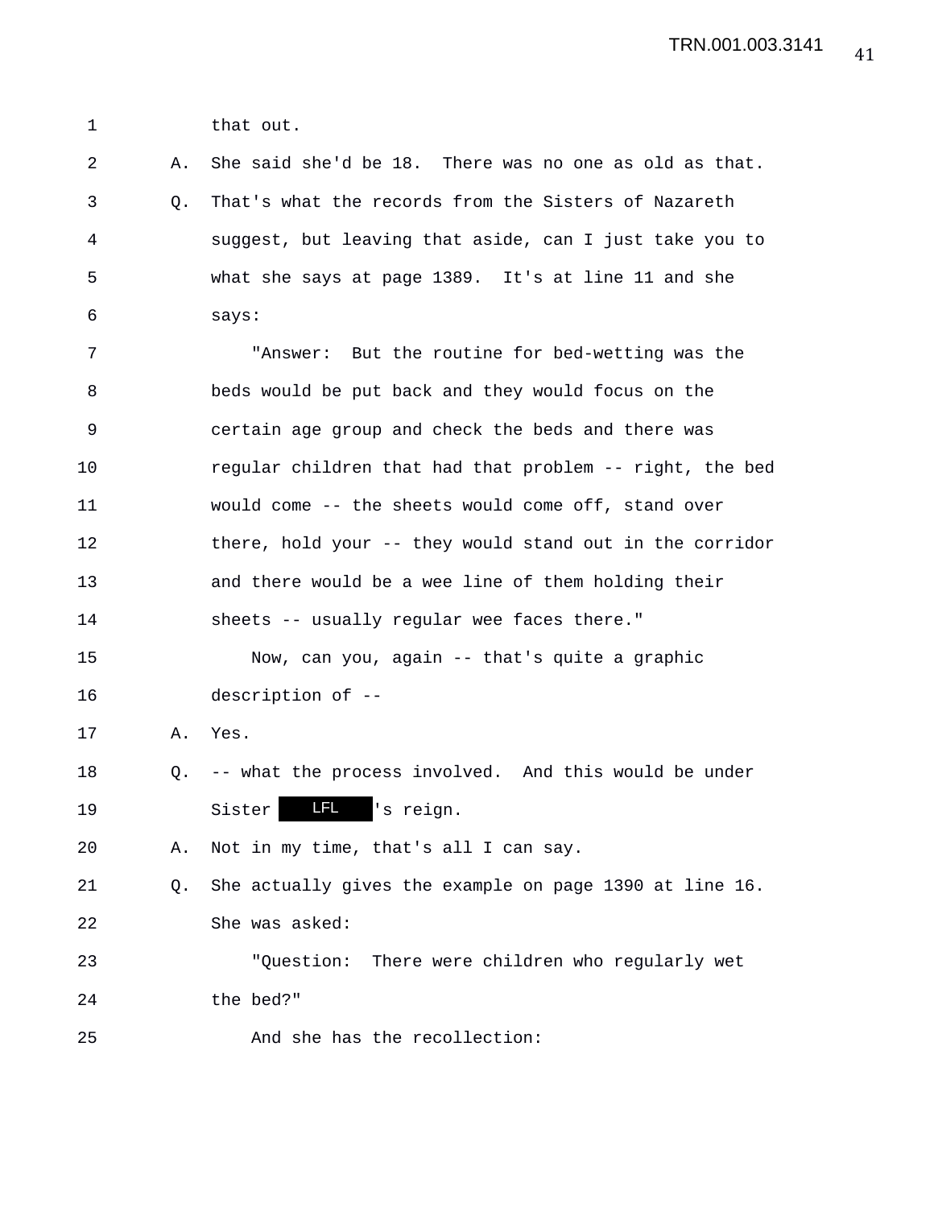1 that out.

2 A. She said she'd be 18. There was no one as old as that.

3 Q. That's what the records from the Sisters of Nazareth

4 suggest, but leaving that aside, can I just take you to

5 what she says at page 1389. It's at line 11 and she

6 says:

7 "Answer: But the routine for bed-wetting was the

8 beds would be put back and they would focus on the

9 certain age group and check the beds and there was

10 regular children that had that problem -- right, the bed

11 would come -- the sheets would come off, stand over

12 there, hold your -- they would stand out in the corridor

13 and there would be a wee line of them holding their

14 sheets -- usually regular wee faces there."

15 Now, can you, again -- that's quite a graphic

16 description of --

17 A. Yes.

18 Q. -- what the process involved. And this would be under

19 Sister LFL 's reign.

20 A. Not in my time, that's all I can say.

21 Q. She actually gives the example on page 1390 at line 16.

22 She was asked:

23 "Question: There were children who regularly wet

24 the bed?"

25 And she has the recollection: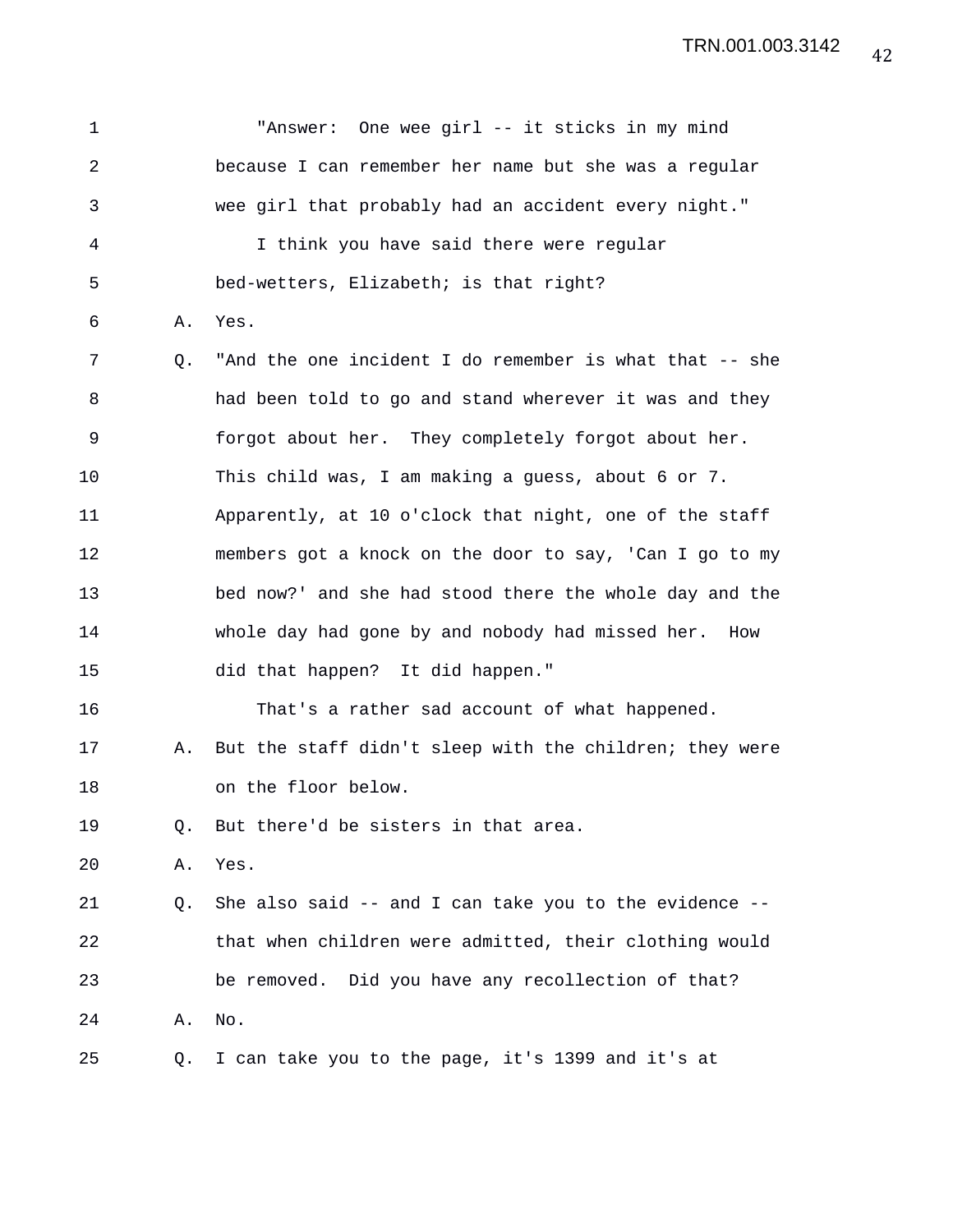1 "Answer: One wee girl -- it sticks in my mind
2 because I can remember her name but she was a regular
3 wee girl that probably had an accident every night."
4 I think you have said there were regular
5 bed-wetters, Elizabeth; is that right?
6 A. Yes.
7 Q. "And the one incident I do remember is what that -- she
8 had been told to go and stand wherever it was and they
9 forgot about her. They completely forgot about her.
10 This child was, I am making a guess, about 6 or 7.
11 Apparently, at 10 o'clock that night, one of the staff
12 members got a knock on the door to say, 'Can I go to my
13 bed now?' and she had stood there the whole day and the
14 whole day had gone by and nobody had missed her. How
15 did that happen? It did happen."
16 That's a rather sad account of what happened.
17 A. But the staff didn't sleep with the children; they were
18 on the floor below.
19 Q. But there'd be sisters in that area.
20 A. Yes.
21 Q. She also said -- and I can take you to the evidence --
22 that when children were admitted, their clothing would
23 be removed. Did you have any recollection of that?
24 A. No.
25 Q. I can take you to the page, it's 1399 and it's at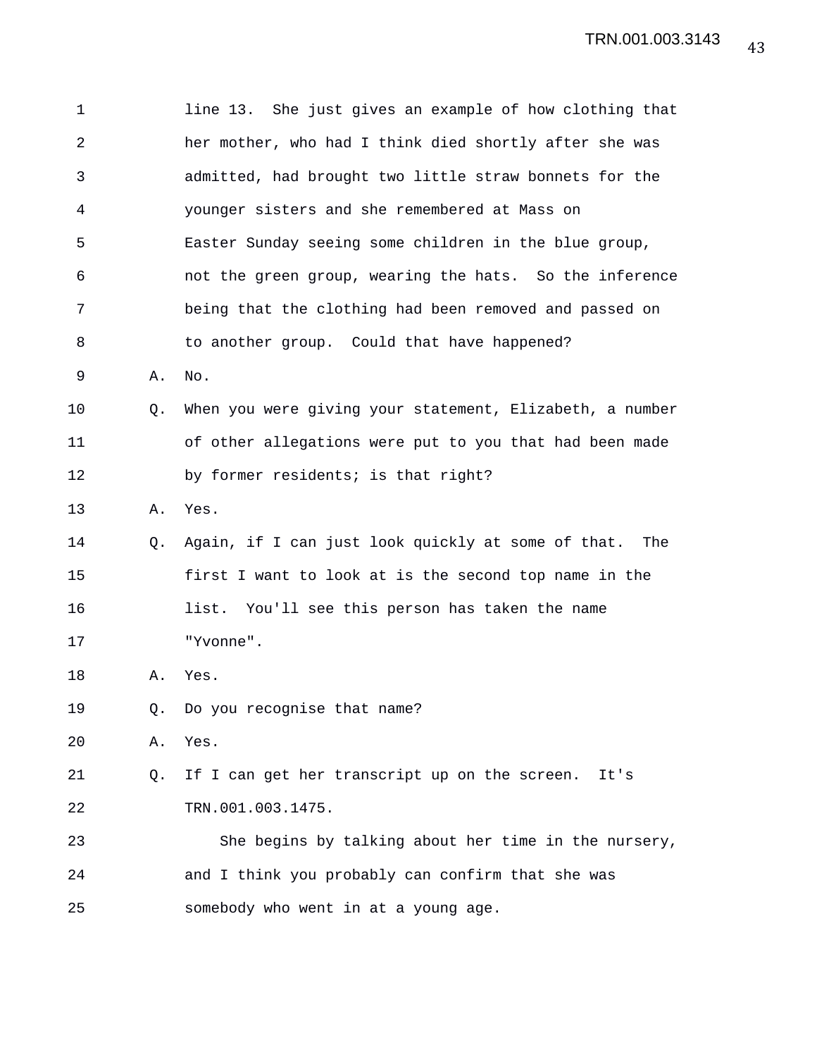1 line 13. She just gives an example of how clothing that
2 her mother, who had I think died shortly after she was
3 admitted, had brought two little straw bonnets for the
4 younger sisters and she remembered at Mass on
5 Easter Sunday seeing some children in the blue group,
6 not the green group, wearing the hats. So the inference
7 being that the clothing had been removed and passed on
8 to another group. Could that have happened?

9 A. No.

10 Q. When you were giving your statement, Elizabeth, a number
11 of other allegations were put to you that had been made
12 by former residents; is that right?

13 A. Yes.

14 Q. Again, if I can just look quickly at some of that. The
15 first I want to look at is the second top name in the
16 list. You'll see this person has taken the name
17 "Yvonne".

18 A. Yes.

19 Q. Do you recognise that name?

20 A. Yes.

21 Q. If I can get her transcript up on the screen. It's
22 TRN.001.003.1475.

23 She begins by talking about her time in the nursery,
24 and I think you probably can confirm that she was
25 somebody who went in at a young age.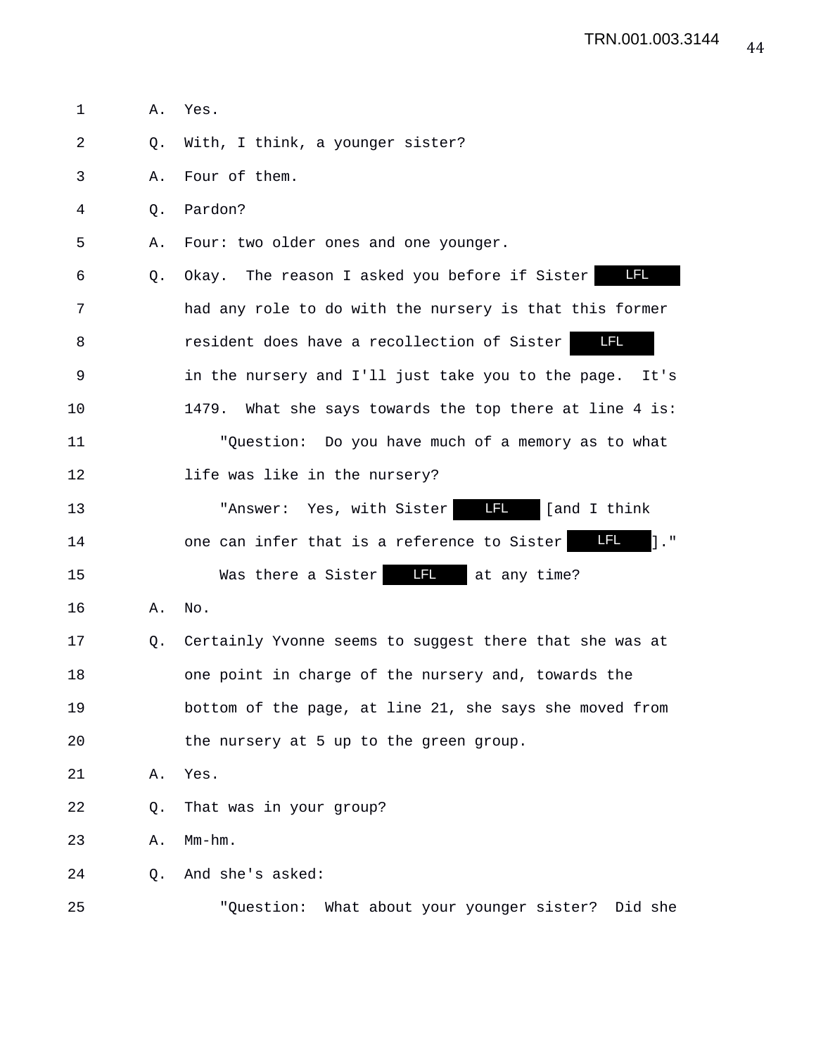1 A. Yes.

2 Q. With, I think, a younger sister?

3 A. Four of them.

4 Q. Pardon?

5 A. Four: two older ones and one younger.

6 Q. Okay. The reason I asked you before if Sister LFL

7 had any role to do with the nursery is that this former

8 resident does have a recollection of Sister LFL

9 in the nursery and I'll just take you to the page. It's

10 1479. What she says towards the top there at line 4 is:

11 "Question: Do you have much of a memory as to what

12 life was like in the nursery?

13 "Answer: Yes, with Sister LFL [and I think

14 one can infer that is a reference to Sister LFL]."

15 Was there a Sister LFL at any time?

16 A. No.

17 Q. Certainly Yvonne seems to suggest there that she was at

18 one point in charge of the nursery and, towards the

19 bottom of the page, at line 21, she says she moved from

20 the nursery at 5 up to the green group.

21 A. Yes.

22 Q. That was in your group?

23 A. Mm-hm.

24 Q. And she's asked:

25 "Question: What about your younger sister? Did she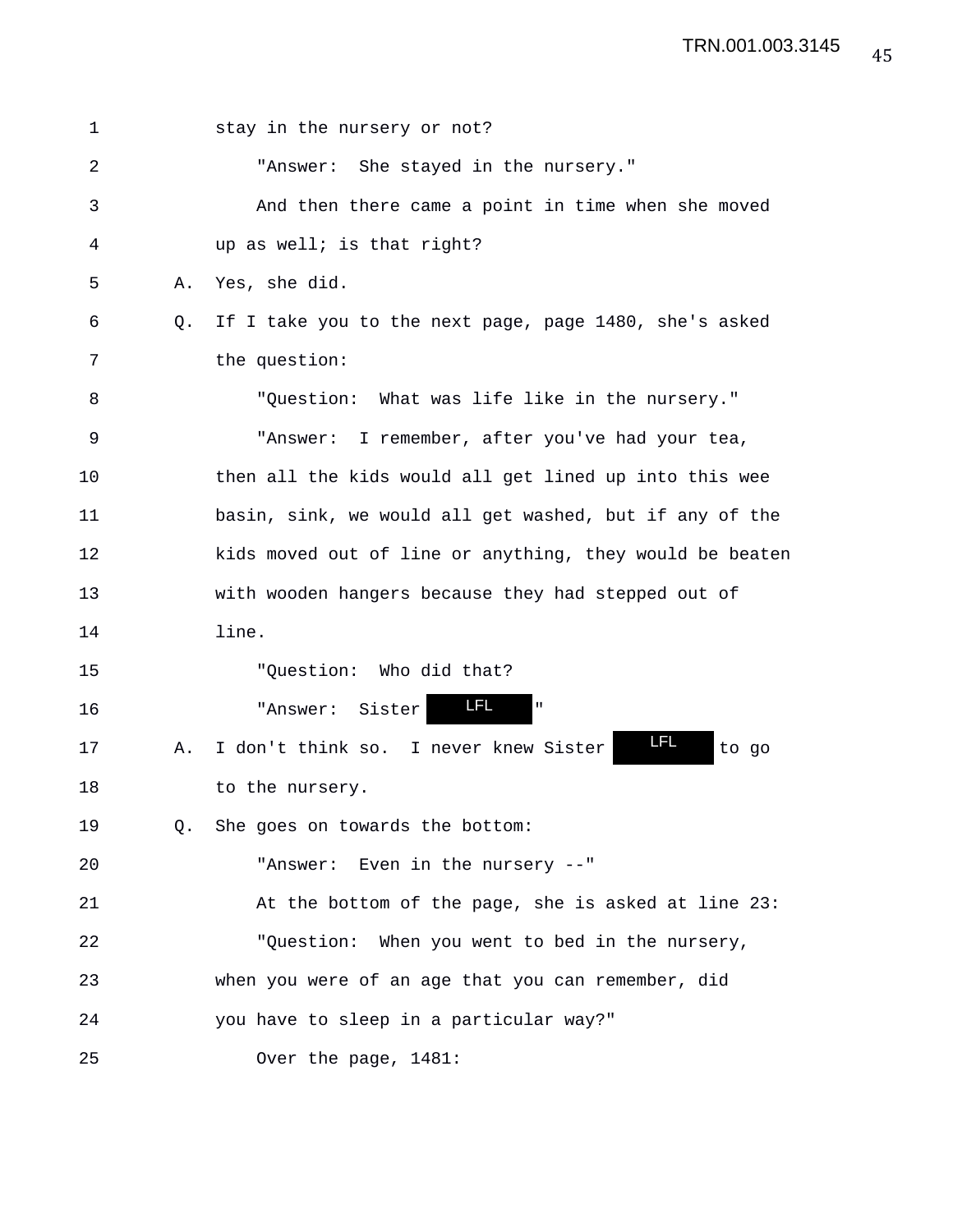1 stay in the nursery or not?

2 "Answer: She stayed in the nursery."

3 And then there came a point in time when she moved

4 up as well; is that right?

5 A. Yes, she did.

6 Q. If I take you to the next page, page 1480, she's asked

7 the question:

8 "Question: What was life like in the nursery."

9 "Answer: I remember, after you've had your tea,

10 then all the kids would all get lined up into this wee

11 basin, sink, we would all get washed, but if any of the

12 kids moved out of line or anything, they would be beaten

13 with wooden hangers because they had stepped out of

14 line.

15 "Question: Who did that?

16 "Answer: Sister LFL "

17 A. I don't think so. I never knew Sister LFL to go

18 to the nursery.

19 Q. She goes on towards the bottom:

20 "Answer: Even in the nursery --"

21 At the bottom of the page, she is asked at line 23:

22 "Question: When you went to bed in the nursery,

23 when you were of an age that you can remember, did

24 you have to sleep in a particular way?"

25 Over the page, 1481: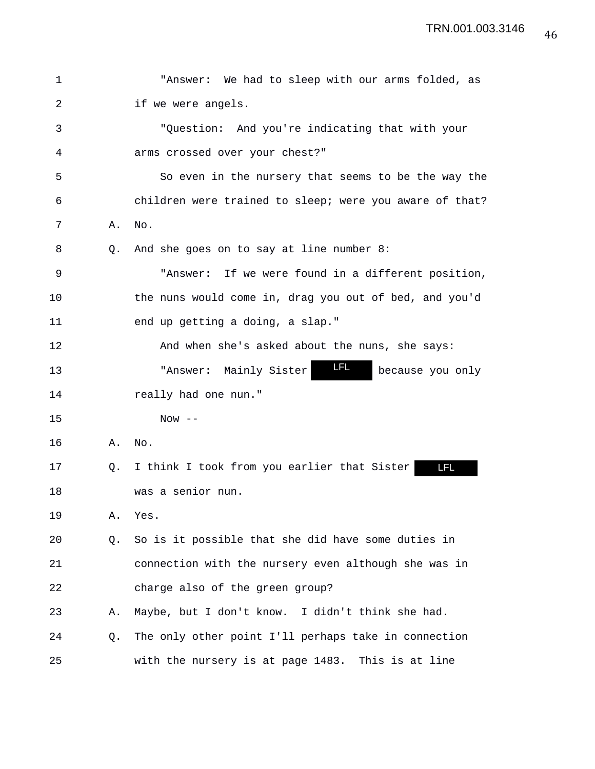"Answer: We had to sleep with our arms folded, as if we were angels.

"Question: And you're indicating that with your arms crossed over your chest?"

So even in the nursery that seems to be the way the children were trained to sleep; were you aware of that?

A. No.

Q. And she goes on to say at line number 8:

"Answer: If we were found in a different position, the nuns would come in, drag you out of bed, and you'd end up getting a doing, a slap."

And when she's asked about the nuns, she says:

"Answer: Mainly Sister LFL because you only really had one nun."

Now --

A. No.

Q. I think I took from you earlier that Sister LFL was a senior nun.

A. Yes.

Q. So is it possible that she did have some duties in connection with the nursery even although she was in charge also of the green group?

A. Maybe, but I don't know. I didn't think she had.

Q. The only other point I'll perhaps take in connection with the nursery is at page 1483. This is at line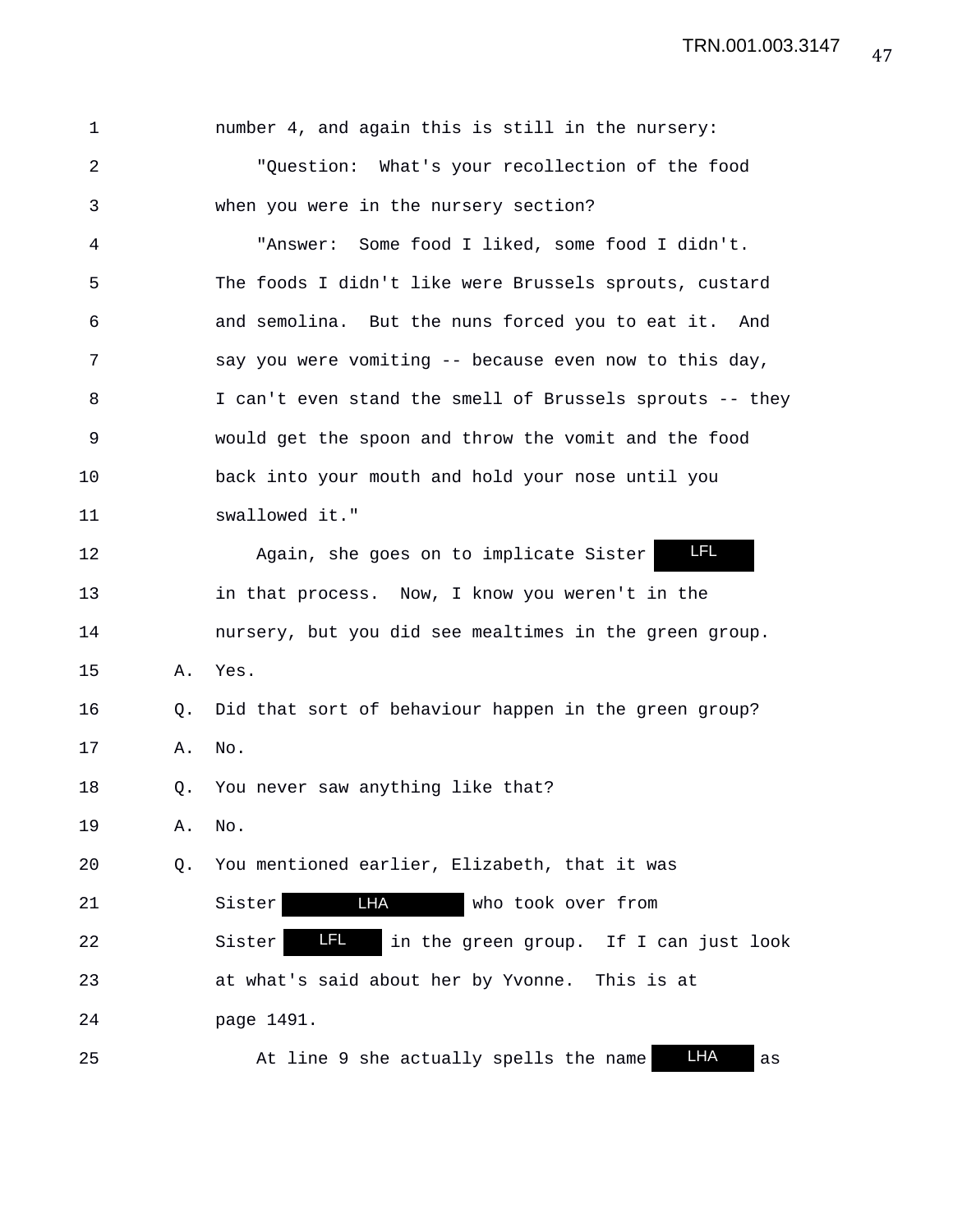number 4, and again this is still in the nursery:

"Question: What's your recollection of the food when you were in the nursery section?

"Answer: Some food I liked, some food I didn't. The foods I didn't like were Brussels sprouts, custard and semolina. But the nuns forced you to eat it. And say you were vomiting -- because even now to this day, I can't even stand the smell of Brussels sprouts -- they would get the spoon and throw the vomit and the food back into your mouth and hold your nose until you swallowed it."

Again, she goes on to implicate Sister LFL in that process. Now, I know you weren't in the nursery, but you did see mealtimes in the green group.

A. Yes.

Q. Did that sort of behaviour happen in the green group?

A. No.

Q. You never saw anything like that?

A. No.

Q. You mentioned earlier, Elizabeth, that it was Sister LHA who took over from Sister LFL in the green group. If I can just look at what's said about her by Yvonne. This is at page 1491.

At line 9 she actually spells the name LHA as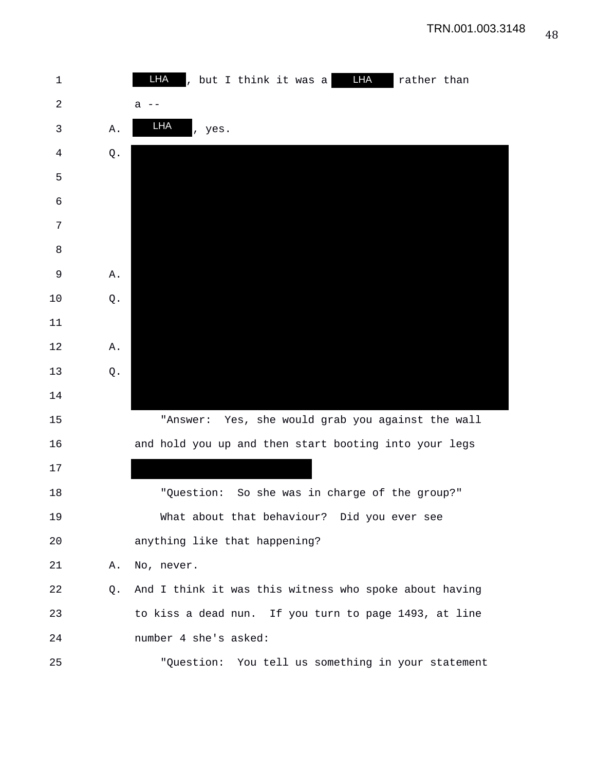LHA, but I think it was a LHA rather than a --

A. LHA, yes.

Q.

A.

Q.

A.

Q.

"Answer: Yes, she would grab you against the wall and hold you up and then start booting into your legs

"Question: So she was in charge of the group?"

What about that behaviour? Did you ever see anything like that happening?

A. No, never.

Q. And I think it was this witness who spoke about having to kiss a dead nun. If you turn to page 1493, at line number 4 she's asked:

"Question: You tell us something in your statement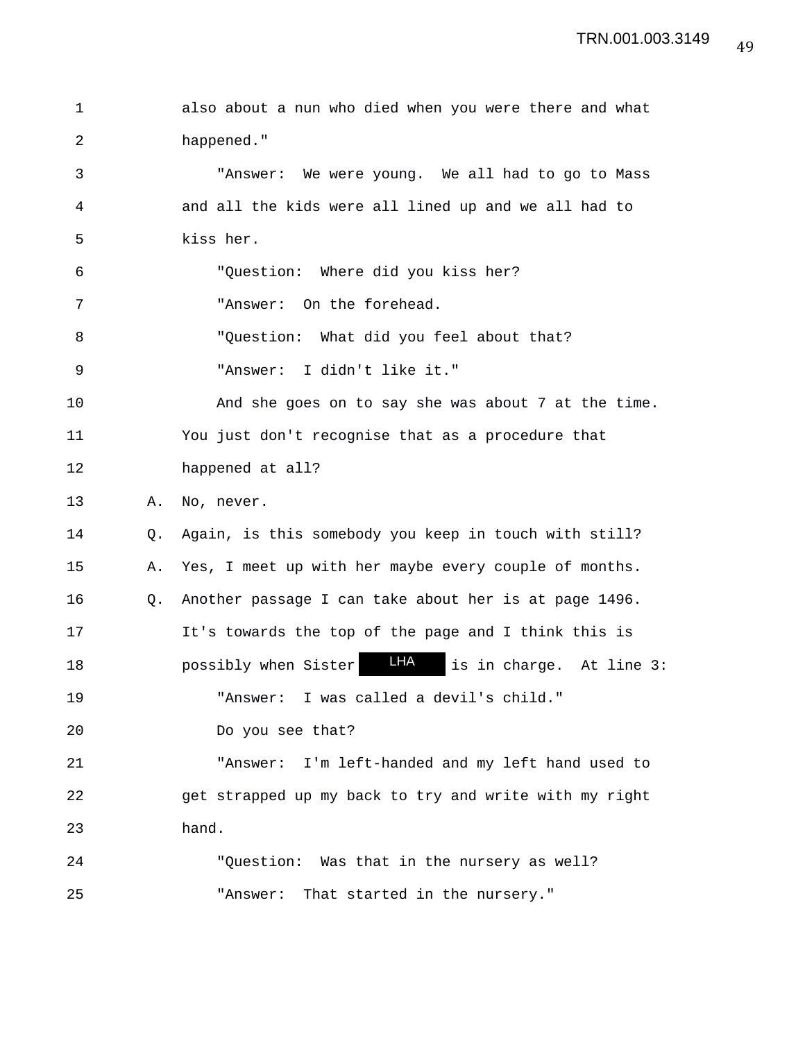1 also about a nun who died when you were there and what
2 happened."
3 "Answer: We were young. We all had to go to Mass
4 and all the kids were all lined up and we all had to
5 kiss her.
6 "Question: Where did you kiss her?
7 "Answer: On the forehead.
8 "Question: What did you feel about that?
9 "Answer: I didn't like it."
10 And she goes on to say she was about 7 at the time.
11 You just don't recognise that as a procedure that
12 happened at all?
13 A. No, never.
14 Q. Again, is this somebody you keep in touch with still?
15 A. Yes, I meet up with her maybe every couple of months.
16 Q. Another passage I can take about her is at page 1496.
17 It's towards the top of the page and I think this is
18 possibly when Sister LHA is in charge. At line 3:
19 "Answer: I was called a devil's child."
20 Do you see that?
21 "Answer: I'm left-handed and my left hand used to
22 get strapped up my back to try and write with my right
23 hand.
24 "Question: Was that in the nursery as well?
25 "Answer: That started in the nursery."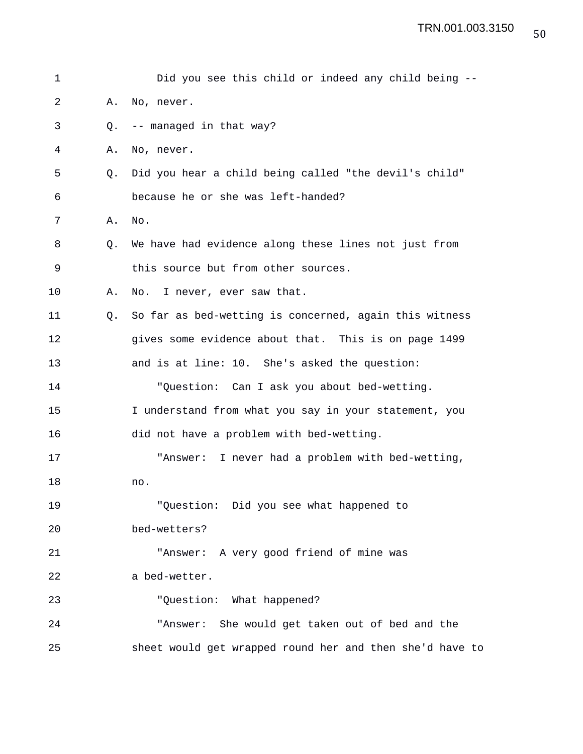Did you see this child or indeed any child being --

A. No, never.

Q. -- managed in that way?

A. No, never.

Q. Did you hear a child being called "the devil's child" because he or she was left-handed?

A. No.

Q. We have had evidence along these lines not just from this source but from other sources.

A. No. I never, ever saw that.

Q. So far as bed-wetting is concerned, again this witness gives some evidence about that. This is on page 1499 and is at line: 10. She's asked the question:

"Question: Can I ask you about bed-wetting. I understand from what you say in your statement, you did not have a problem with bed-wetting.

"Answer: I never had a problem with bed-wetting, no.

"Question: Did you see what happened to bed-wetters?

"Answer: A very good friend of mine was a bed-wetter.

"Question: What happened?

"Answer: She would get taken out of bed and the sheet would get wrapped round her and then she'd have to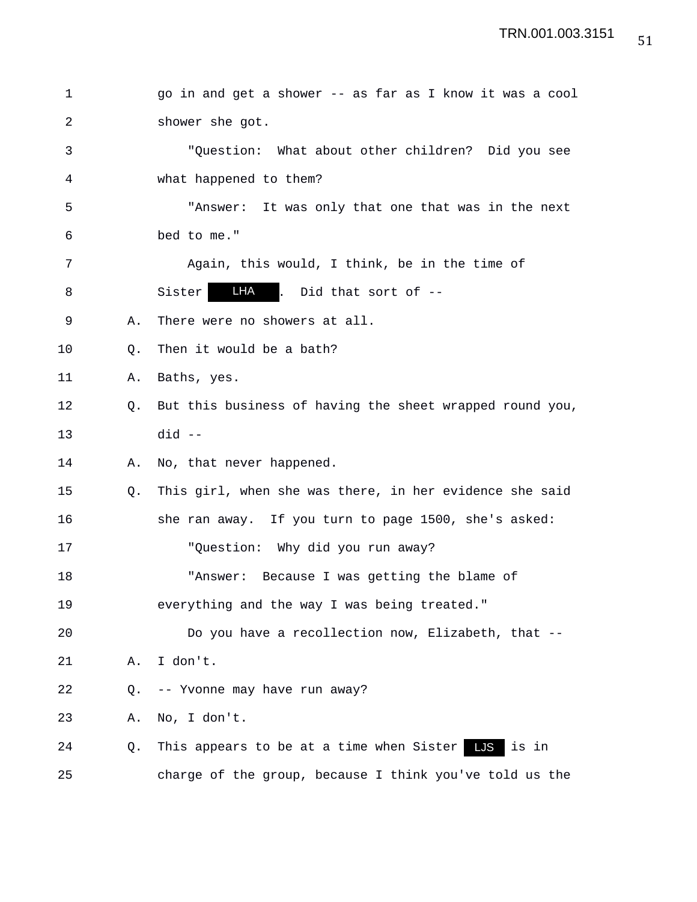go in and get a shower -- as far as I know it was a cool shower she got.

"Question: What about other children? Did you see what happened to them?

"Answer: It was only that one that was in the next bed to me."

Again, this would, I think, be in the time of Sister LHA. Did that sort of --

A. There were no showers at all.

Q. Then it would be a bath?

A. Baths, yes.

Q. But this business of having the sheet wrapped round you, did --

A. No, that never happened.

Q. This girl, when she was there, in her evidence she said she ran away. If you turn to page 1500, she's asked:

"Question: Why did you run away?

"Answer: Because I was getting the blame of everything and the way I was being treated."

Do you have a recollection now, Elizabeth, that --

A. I don't.

Q. -- Yvonne may have run away?

A. No, I don't.

Q. This appears to be at a time when Sister LJS is in charge of the group, because I think you've told us the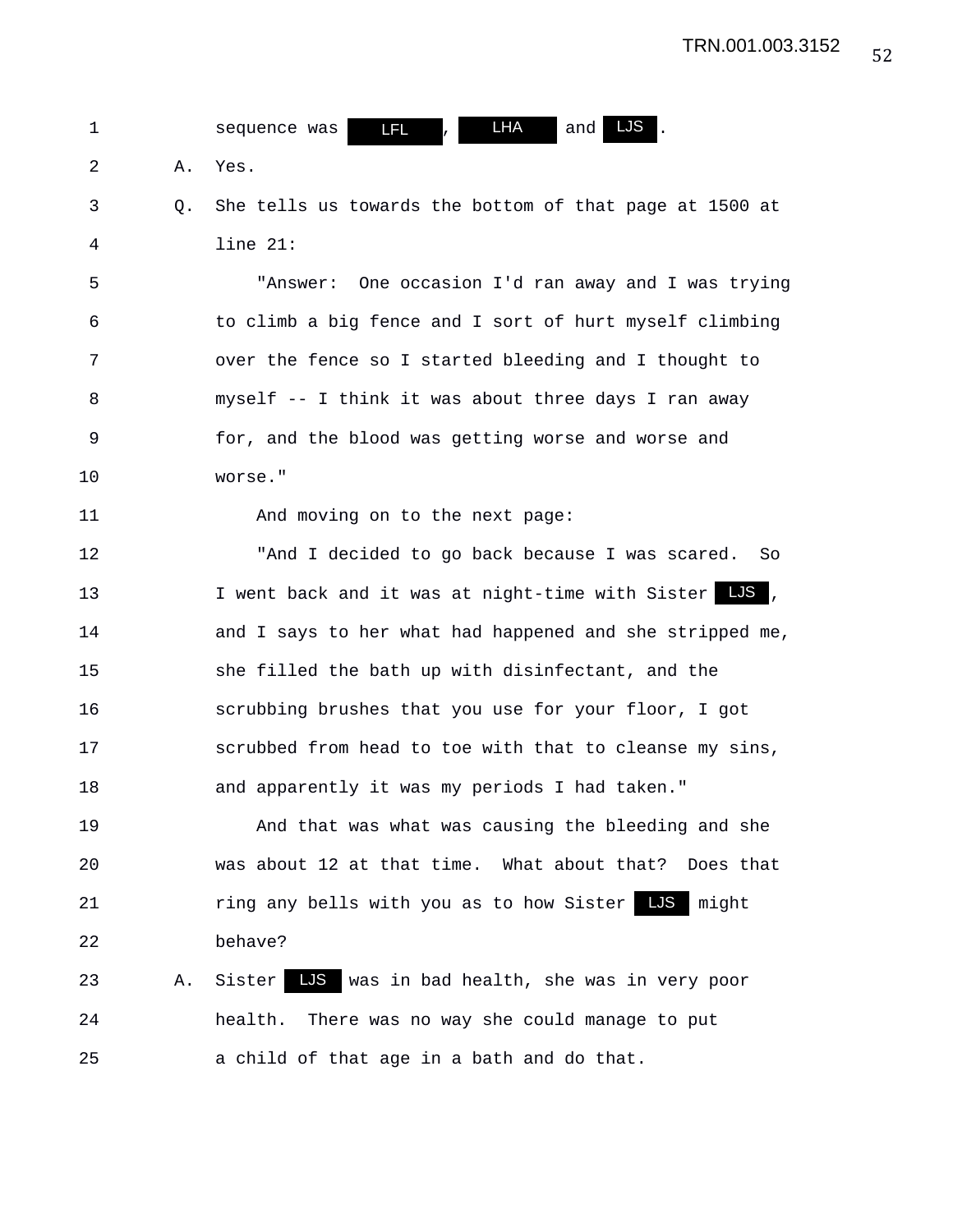1 sequence was LFL, LHA and LJS.

2 A. Yes.

3 Q. She tells us towards the bottom of that page at 1500 at

4 line 21:

5 "Answer: One occasion I'd ran away and I was trying

6 to climb a big fence and I sort of hurt myself climbing

7 over the fence so I started bleeding and I thought to

8 myself -- I think it was about three days I ran away

9 for, and the blood was getting worse and worse and

10 worse."

11 And moving on to the next page:

12 "And I decided to go back because I was scared. So

13 I went back and it was at night-time with Sister LJS,

14 and I says to her what had happened and she stripped me,

15 she filled the bath up with disinfectant, and the

16 scrubbing brushes that you use for your floor, I got

17 scrubbed from head to toe with that to cleanse my sins,

18 and apparently it was my periods I had taken."

19 And that was what was causing the bleeding and she

20 was about 12 at that time. What about that? Does that

21 ring any bells with you as to how Sister LJS might

22 behave?

23 A. Sister LJS was in bad health, she was in very poor

24 health. There was no way she could manage to put

25 a child of that age in a bath and do that.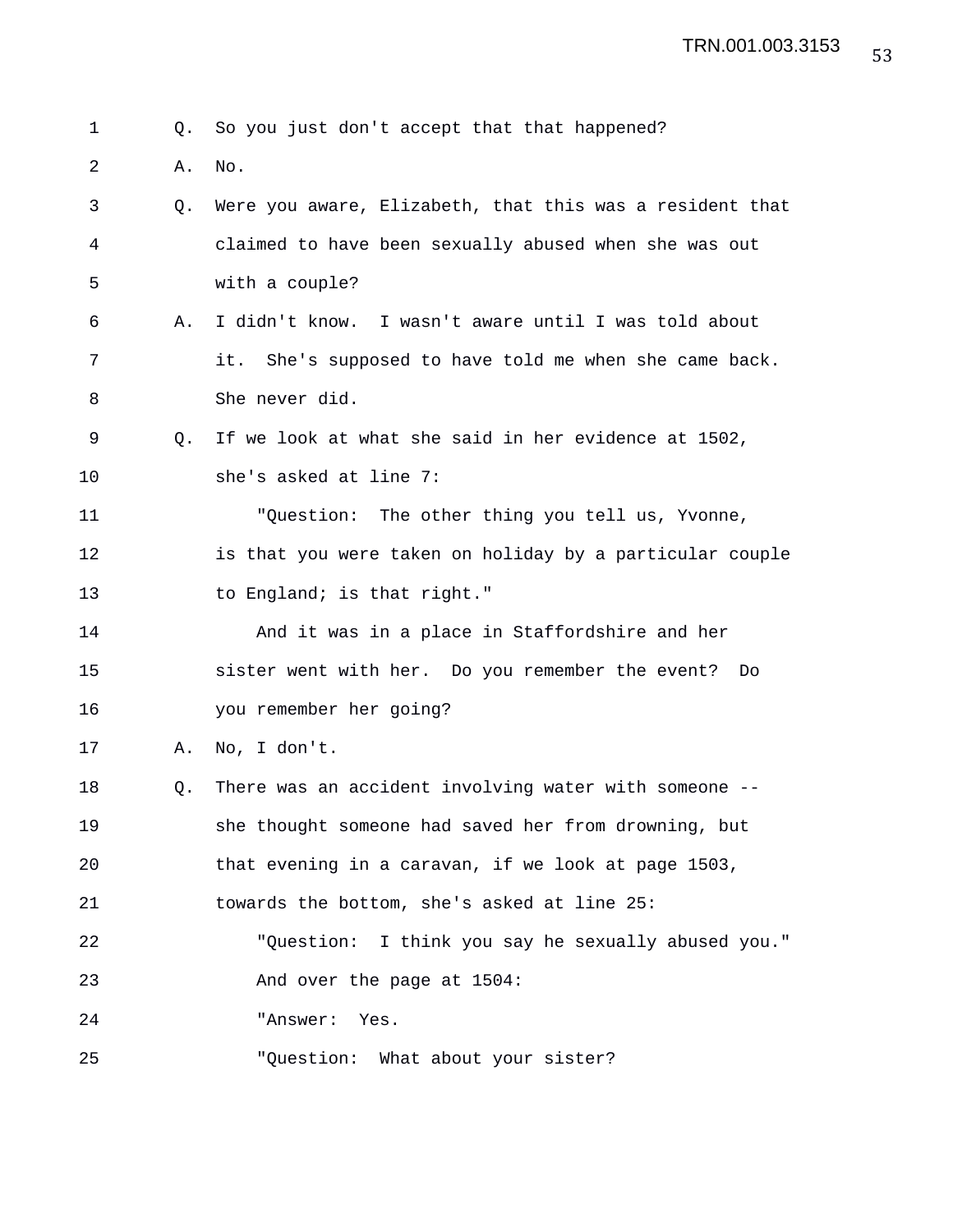1 Q. So you just don't accept that that happened?

2 A. No.

3 Q. Were you aware, Elizabeth, that this was a resident that
4 claimed to have been sexually abused when she was out
5 with a couple?

6 A. I didn't know. I wasn't aware until I was told about
7 it. She's supposed to have told me when she came back.
8 She never did.

9 Q. If we look at what she said in her evidence at 1502,
10 she's asked at line 7:

11 "Question: The other thing you tell us, Yvonne,
12 is that you were taken on holiday by a particular couple
13 to England; is that right."

14 And it was in a place in Staffordshire and her
15 sister went with her. Do you remember the event? Do
16 you remember her going?

17 A. No, I don't.

18 Q. There was an accident involving water with someone --
19 she thought someone had saved her from drowning, but
20 that evening in a caravan, if we look at page 1503,
21 towards the bottom, she's asked at line 25:

22 "Question: I think you say he sexually abused you."

23 And over the page at 1504:

24 "Answer: Yes.

25 "Question: What about your sister?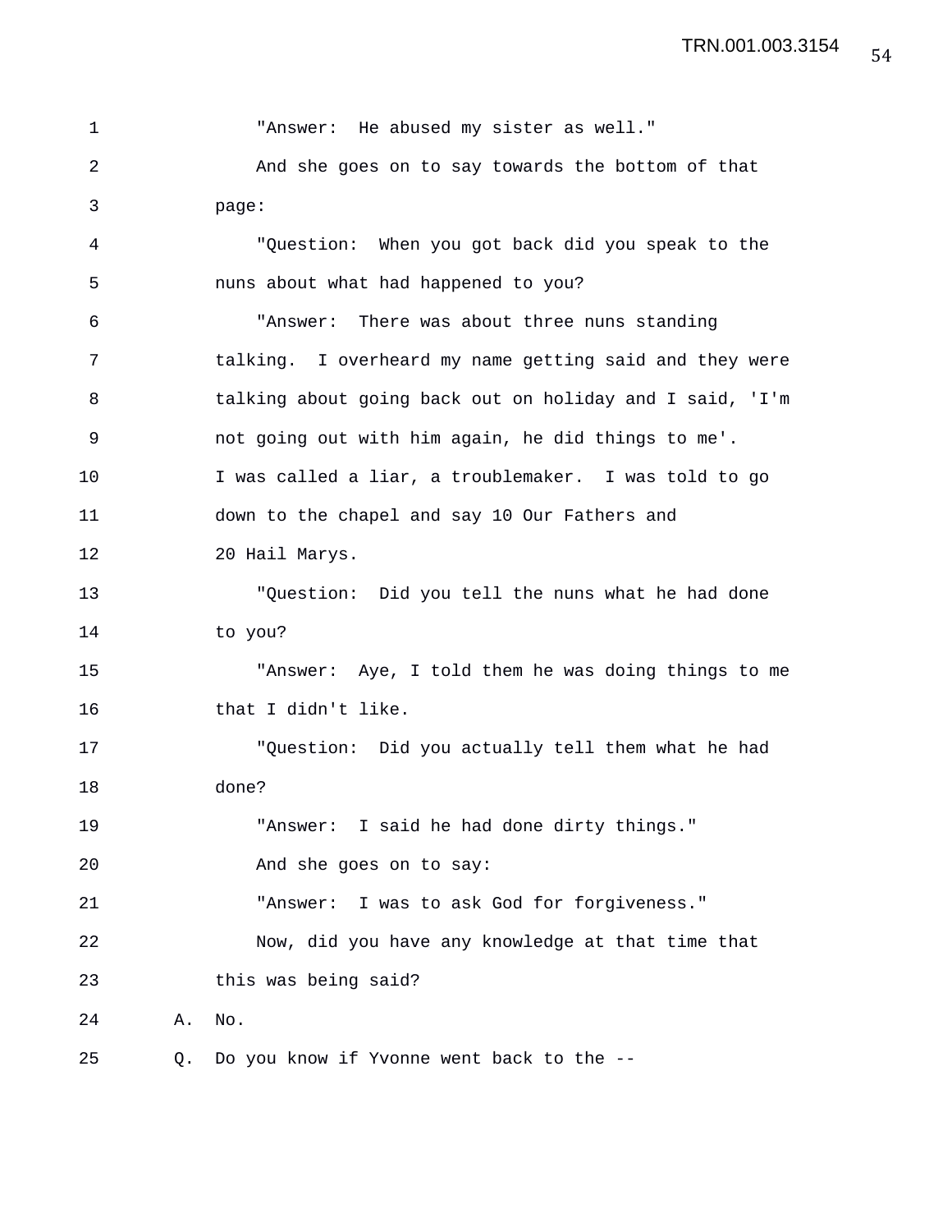"Answer: He abused my sister as well."

And she goes on to say towards the bottom of that page:

"Question: When you got back did you speak to the nuns about what had happened to you?

"Answer: There was about three nuns standing talking. I overheard my name getting said and they were talking about going back out on holiday and I said, 'I'm not going out with him again, he did things to me'. I was called a liar, a troublemaker. I was told to go down to the chapel and say 10 Our Fathers and 20 Hail Marys.

"Question: Did you tell the nuns what he had done to you?

"Answer: Aye, I told them he was doing things to me that I didn't like.

"Question: Did you actually tell them what he had done?

"Answer: I said he had done dirty things."

And she goes on to say:

"Answer: I was to ask God for forgiveness."

Now, did you have any knowledge at that time that this was being said?

A. No.

Q. Do you know if Yvonne went back to the --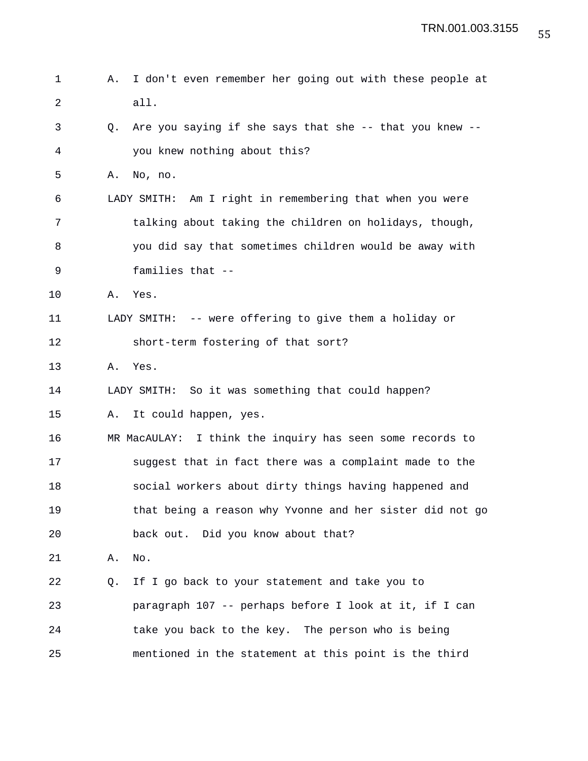A. I don't even remember her going out with these people at all.

Q. Are you saying if she says that she -- that you knew -- you knew nothing about this?

A. No, no.

LADY SMITH: Am I right in remembering that when you were talking about taking the children on holidays, though, you did say that sometimes children would be away with families that --

A. Yes.

LADY SMITH: -- were offering to give them a holiday or short-term fostering of that sort?

A. Yes.

LADY SMITH: So it was something that could happen?

A. It could happen, yes.

MR MacAULAY: I think the inquiry has seen some records to suggest that in fact there was a complaint made to the social workers about dirty things having happened and that being a reason why Yvonne and her sister did not go back out. Did you know about that?

A. No.

Q. If I go back to your statement and take you to paragraph 107 -- perhaps before I look at it, if I can take you back to the key. The person who is being mentioned in the statement at this point is the third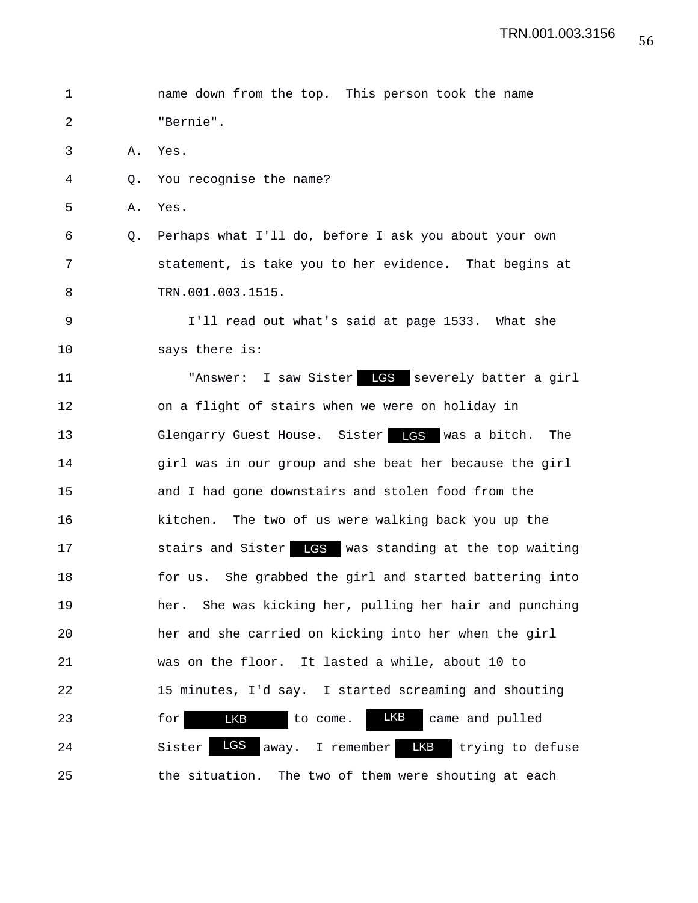1 name down from the top. This person took the name
2 "Bernie".
3 A. Yes.
4 Q. You recognise the name?
5 A. Yes.
6 Q. Perhaps what I'll do, before I ask you about your own
7 statement, is take you to her evidence. That begins at
8 TRN.001.003.1515.
9 I'll read out what's said at page 1533. What she
10 says there is:
11 "Answer: I saw Sister LGS severely batter a girl
12 on a flight of stairs when we were on holiday in
13 Glengarry Guest House. Sister LGS was a bitch. The
14 girl was in our group and she beat her because the girl
15 and I had gone downstairs and stolen food from the
16 kitchen. The two of us were walking back you up the
17 stairs and Sister LGS was standing at the top waiting
18 for us. She grabbed the girl and started battering into
19 her. She was kicking her, pulling her hair and punching
20 her and she carried on kicking into her when the girl
21 was on the floor. It lasted a while, about 10 to
22 15 minutes, I'd say. I started screaming and shouting
23 for LKB to come. LKB came and pulled
24 Sister LGS away. I remember LKB trying to defuse
25 the situation. The two of them were shouting at each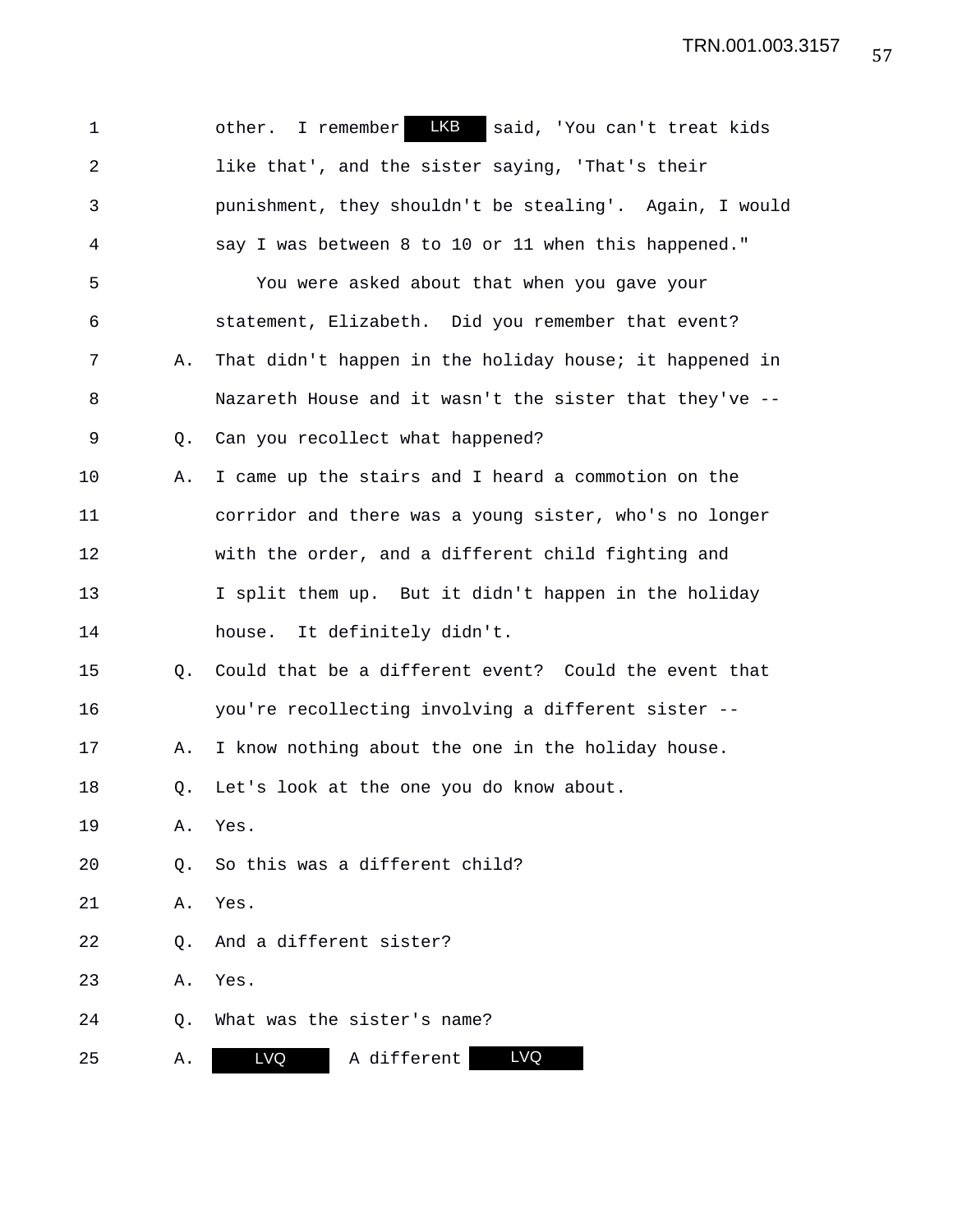1 other. I remember LKB said, 'You can't treat kids
2 like that', and the sister saying, 'That's their
3 punishment, they shouldn't be stealing'. Again, I would
4 say I was between 8 to 10 or 11 when this happened."
5 You were asked about that when you gave your
6 statement, Elizabeth. Did you remember that event?
7 A. That didn't happen in the holiday house; it happened in
8 Nazareth House and it wasn't the sister that they've --
9 Q. Can you recollect what happened?
10 A. I came up the stairs and I heard a commotion on the
11 corridor and there was a young sister, who's no longer
12 with the order, and a different child fighting and
13 I split them up. But it didn't happen in the holiday
14 house. It definitely didn't.
15 Q. Could that be a different event? Could the event that
16 you're recollecting involving a different sister --
17 A. I know nothing about the one in the holiday house.
18 Q. Let's look at the one you do know about.
19 A. Yes.
20 Q. So this was a different child?
21 A. Yes.
22 Q. And a different sister?
23 A. Yes.
24 Q. What was the sister's name?
25 A. LVQ A different LVQ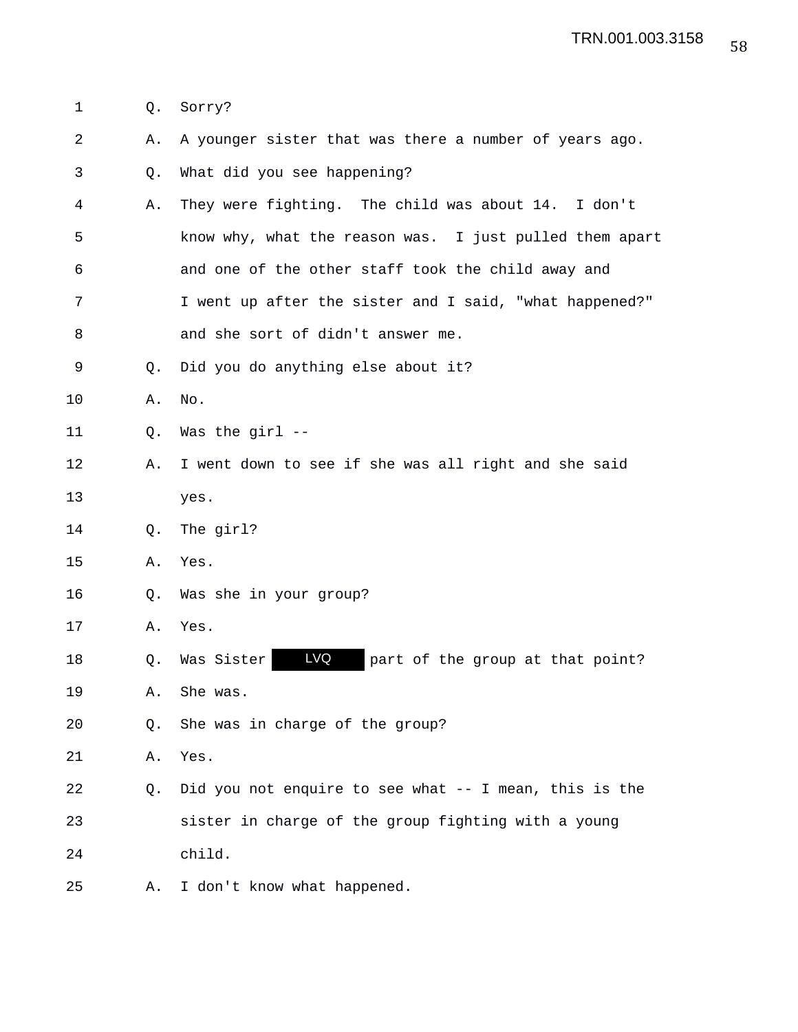1 Q. Sorry?

2 A. A younger sister that was there a number of years ago.

3 Q. What did you see happening?

4 A. They were fighting. The child was about 14. I don't
5 know why, what the reason was. I just pulled them apart
6 and one of the other staff took the child away and
7 I went up after the sister and I said, "what happened?"
8 and she sort of didn't answer me.

9 Q. Did you do anything else about it?

10 A. No.

11 Q. Was the girl --

12 A. I went down to see if she was all right and she said
13 yes.

14 Q. The girl?

15 A. Yes.

16 Q. Was she in your group?

17 A. Yes.

18 Q. Was Sister LVQ part of the group at that point?

19 A. She was.

20 Q. She was in charge of the group?

21 A. Yes.

22 Q. Did you not enquire to see what -- I mean, this is the
23 sister in charge of the group fighting with a young
24 child.

25 A. I don't know what happened.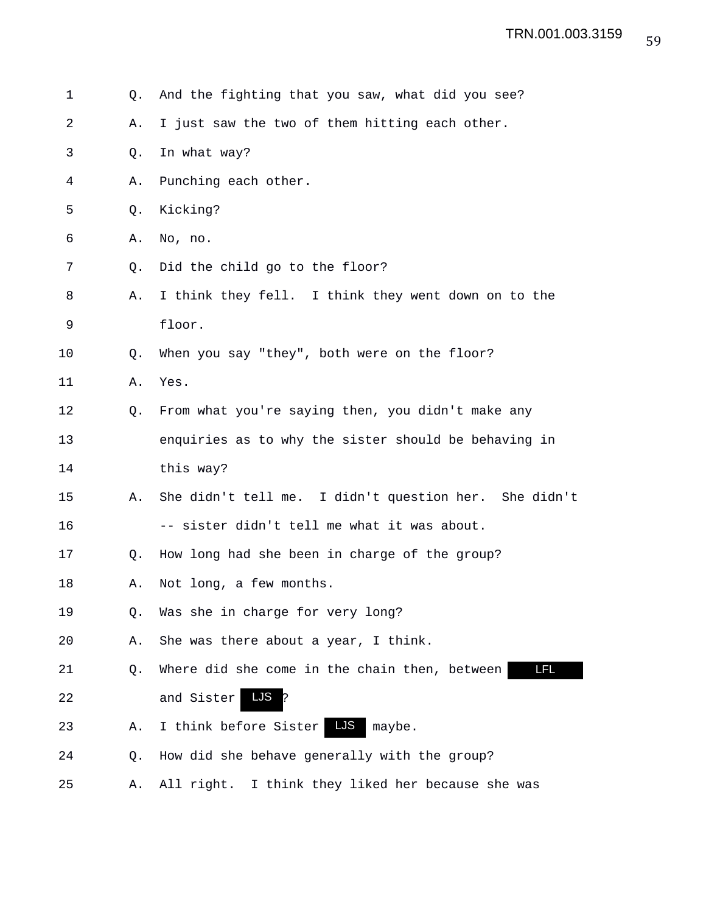1 Q. And the fighting that you saw, what did you see?

2 A. I just saw the two of them hitting each other.

3 Q. In what way?

4 A. Punching each other.

5 Q. Kicking?

6 A. No, no.

7 Q. Did the child go to the floor?

8 A. I think they fell. I think they went down on to the

9 floor.

10 Q. When you say "they", both were on the floor?

11 A. Yes.

12 Q. From what you're saying then, you didn't make any

13 enquiries as to why the sister should be behaving in

14 this way?

15 A. She didn't tell me. I didn't question her. She didn't

16 -- sister didn't tell me what it was about.

17 Q. How long had she been in charge of the group?

18 A. Not long, a few months.

19 Q. Was she in charge for very long?

20 A. She was there about a year, I think.

21 Q. Where did she come in the chain then, between LFL

22 and Sister LJS?

23 A. I think before Sister LJS maybe.

24 Q. How did she behave generally with the group?

25 A. All right. I think they liked her because she was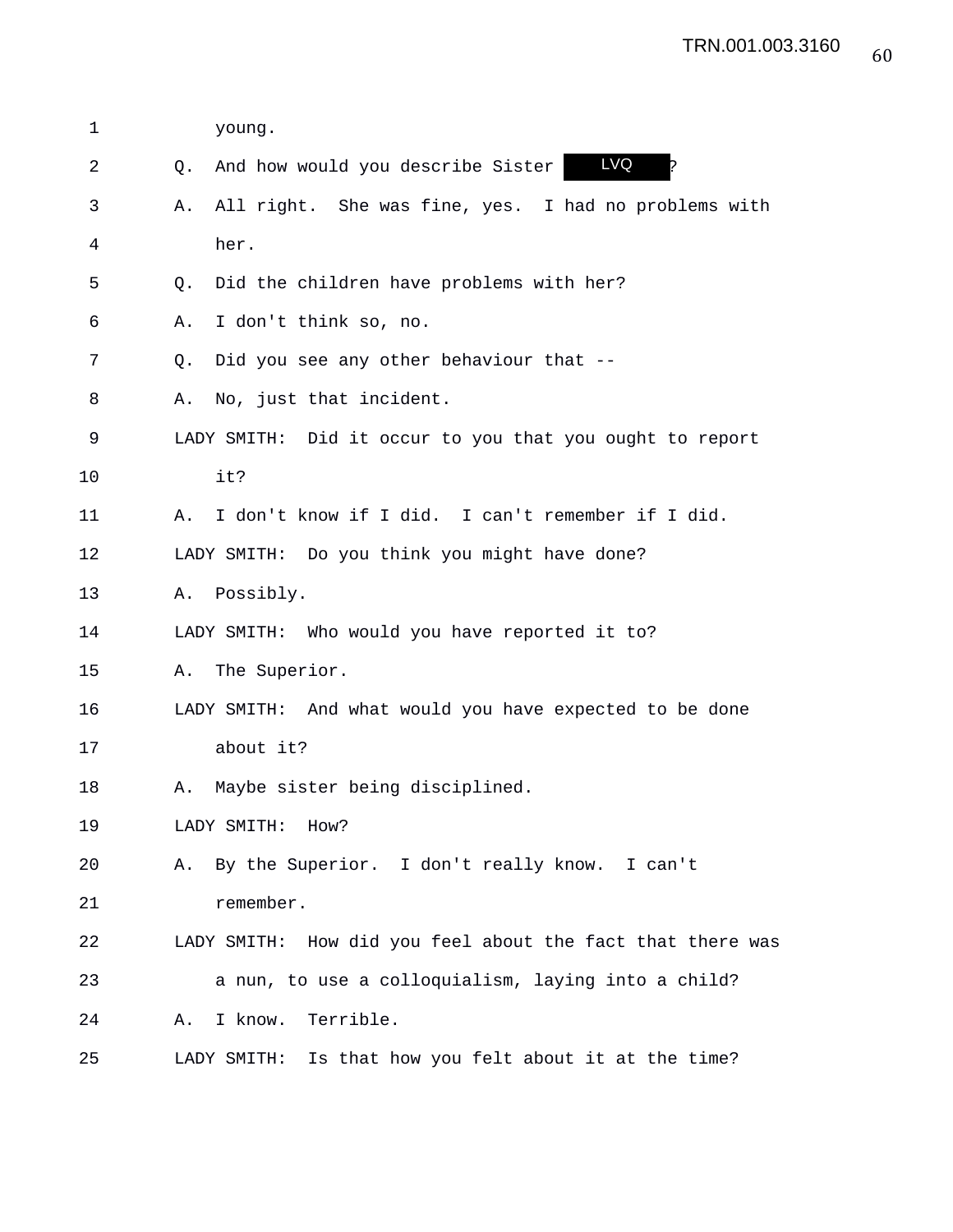young.

Q. And how would you describe Sister LVQ?

A. All right. She was fine, yes. I had no problems with her.

Q. Did the children have problems with her?

A. I don't think so, no.

Q. Did you see any other behaviour that --

A. No, just that incident.

LADY SMITH: Did it occur to you that you ought to report it?

A. I don't know if I did. I can't remember if I did.

LADY SMITH: Do you think you might have done?

A. Possibly.

LADY SMITH: Who would you have reported it to?

A. The Superior.

LADY SMITH: And what would you have expected to be done about it?

A. Maybe sister being disciplined.

LADY SMITH: How?

A. By the Superior. I don't really know. I can't remember.

LADY SMITH: How did you feel about the fact that there was a nun, to use a colloquialism, laying into a child?

A. I know. Terrible.

LADY SMITH: Is that how you felt about it at the time?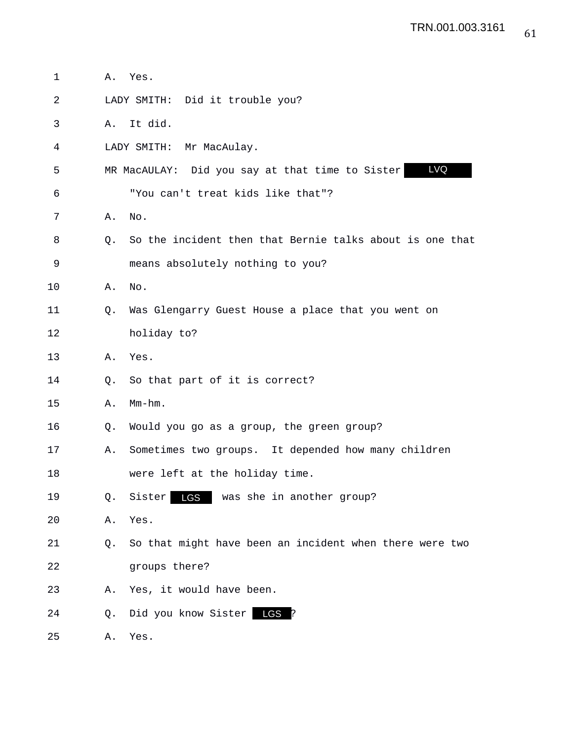1 A. Yes.

2 LADY SMITH: Did it trouble you?

3 A. It did.

4 LADY SMITH: Mr MacAulay.

5 MR MacAULAY: Did you say at that time to Sister LVQ

6 "You can't treat kids like that"?

7 A. No.

8 Q. So the incident then that Bernie talks about is one that

9 means absolutely nothing to you?

10 A. No.

11 Q. Was Glengarry Guest House a place that you went on

12 holiday to?

13 A. Yes.

14 Q. So that part of it is correct?

15 A. Mm-hm.

16 Q. Would you go as a group, the green group?

17 A. Sometimes two groups. It depended how many children

18 were left at the holiday time.

19 Q. Sister LGS was she in another group?

20 A. Yes.

21 Q. So that might have been an incident when there were two

22 groups there?

23 A. Yes, it would have been.

24 Q. Did you know Sister LGS ?

25 A. Yes.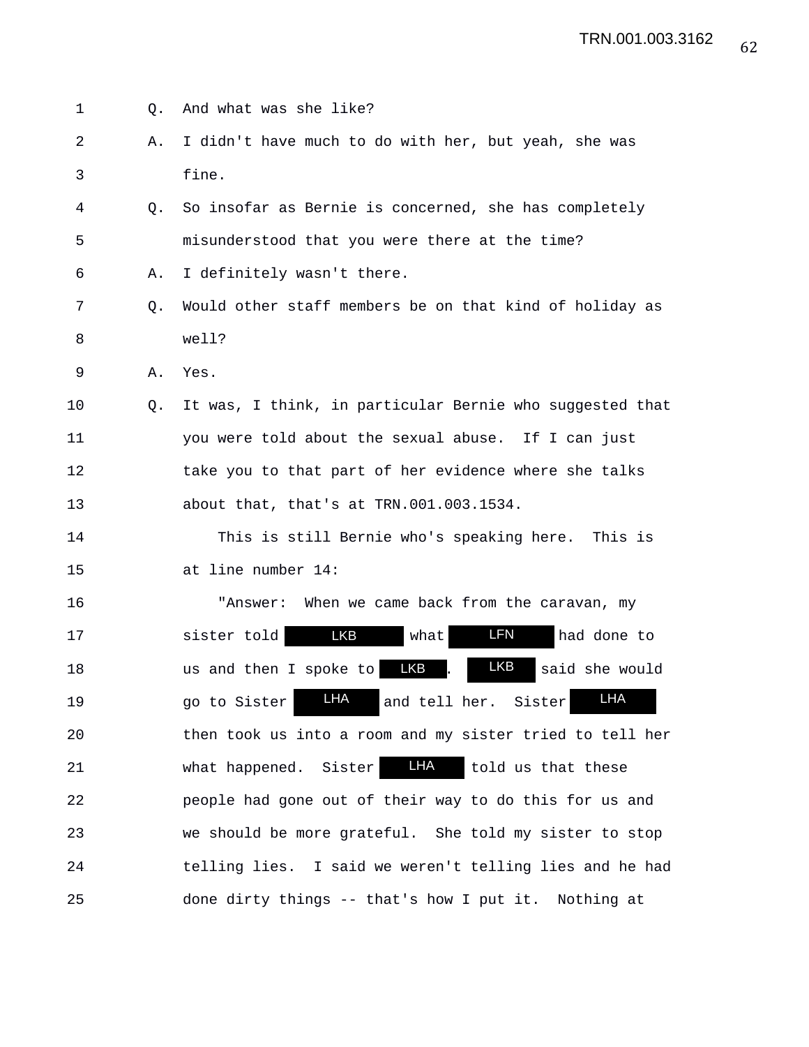1 Q. And what was she like?

2 A. I didn't have much to do with her, but yeah, she was

3 fine.

4 Q. So insofar as Bernie is concerned, she has completely

5 misunderstood that you were there at the time?

6 A. I definitely wasn't there.

7 Q. Would other staff members be on that kind of holiday as

8 well?

9 A. Yes.

10 Q. It was, I think, in particular Bernie who suggested that

11 you were told about the sexual abuse. If I can just

12 take you to that part of her evidence where she talks

13 about that, that's at TRN.001.003.1534.

14 This is still Bernie who's speaking here. This is

15 at line number 14:

16 "Answer: When we came back from the caravan, my

17 sister told LKB what LFN had done to

18 us and then I spoke to LKB . LKB said she would

19 go to Sister LHA and tell her. Sister LHA

20 then took us into a room and my sister tried to tell her

21 what happened. Sister LHA told us that these

22 people had gone out of their way to do this for us and

23 we should be more grateful. She told my sister to stop

24 telling lies. I said we weren't telling lies and he had

25 done dirty things -- that's how I put it. Nothing at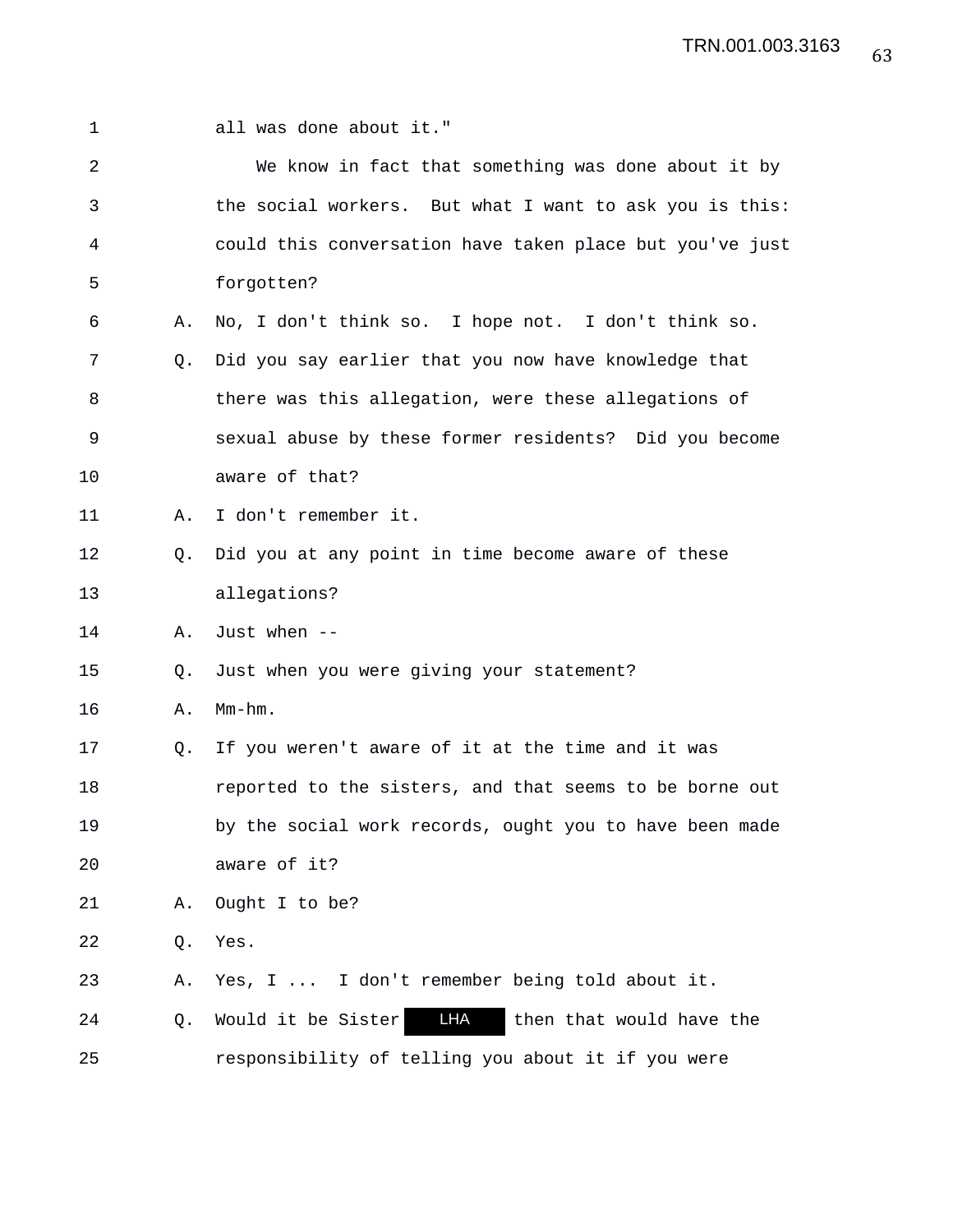1 all was done about it."

2 We know in fact that something was done about it by

3 the social workers. But what I want to ask you is this:

4 could this conversation have taken place but you've just

5 forgotten?

6 A. No, I don't think so. I hope not. I don't think so.

7 Q. Did you say earlier that you now have knowledge that

8 there was this allegation, were these allegations of

9 sexual abuse by these former residents? Did you become

10 aware of that?

11 A. I don't remember it.

12 Q. Did you at any point in time become aware of these

13 allegations?

14 A. Just when --

15 Q. Just when you were giving your statement?

16 A. Mm-hm.

17 Q. If you weren't aware of it at the time and it was

18 reported to the sisters, and that seems to be borne out

19 by the social work records, ought you to have been made

20 aware of it?

21 A. Ought I to be?

22 Q. Yes.

23 A. Yes, I ... I don't remember being told about it.

24 Q. Would it be Sister LHA then that would have the

25 responsibility of telling you about it if you were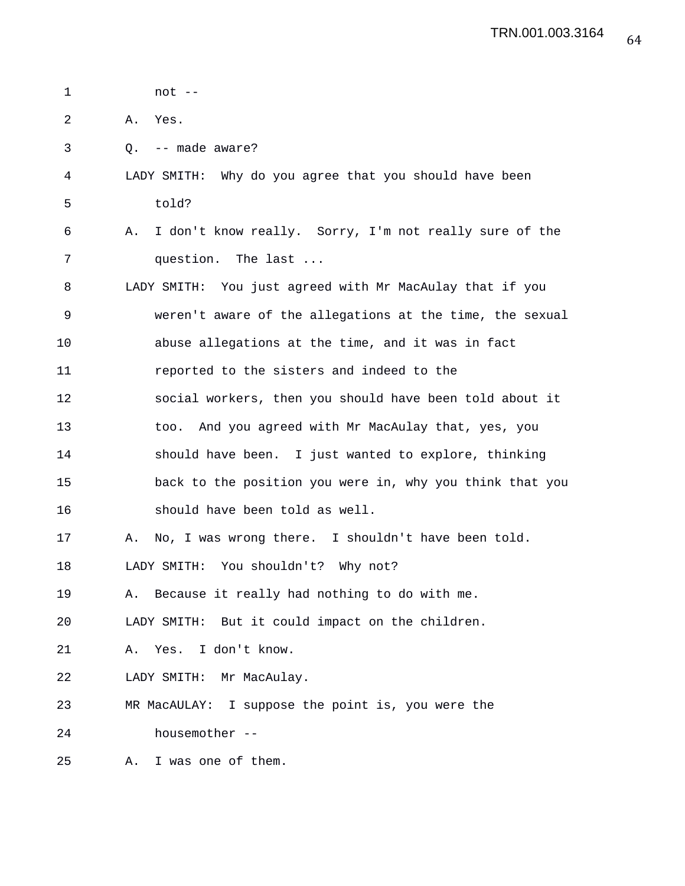not --

A. Yes.

Q. -- made aware?

LADY SMITH: Why do you agree that you should have been told?

A. I don't know really. Sorry, I'm not really sure of the question. The last ...

LADY SMITH: You just agreed with Mr MacAulay that if you weren't aware of the allegations at the time, the sexual abuse allegations at the time, and it was in fact reported to the sisters and indeed to the social workers, then you should have been told about it too. And you agreed with Mr MacAulay that, yes, you should have been. I just wanted to explore, thinking back to the position you were in, why you think that you should have been told as well.

A. No, I was wrong there. I shouldn't have been told.

LADY SMITH: You shouldn't? Why not?

A. Because it really had nothing to do with me.

LADY SMITH: But it could impact on the children.

A. Yes. I don't know.

LADY SMITH: Mr MacAulay.

MR MacAULAY: I suppose the point is, you were the housemother --

A. I was one of them.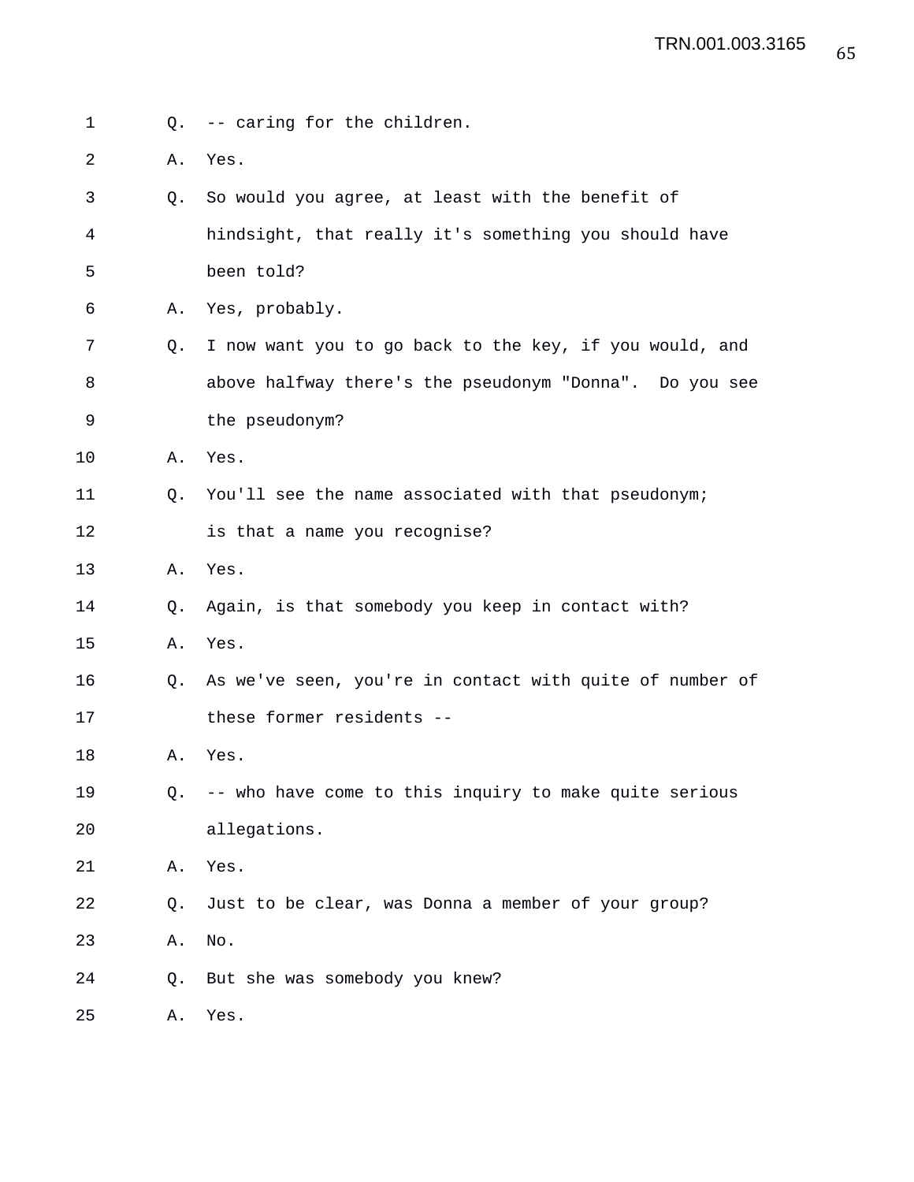1 Q. -- caring for the children.

2 A. Yes.

3 Q. So would you agree, at least with the benefit of

4 hindsight, that really it's something you should have

5 been told?

6 A. Yes, probably.

7 Q. I now want you to go back to the key, if you would, and

8 above halfway there's the pseudonym "Donna". Do you see

9 the pseudonym?

10 A. Yes.

11 Q. You'll see the name associated with that pseudonym;

12 is that a name you recognise?

13 A. Yes.

14 Q. Again, is that somebody you keep in contact with?

15 A. Yes.

16 Q. As we've seen, you're in contact with quite of number of

17 these former residents --

18 A. Yes.

19 Q. -- who have come to this inquiry to make quite serious

20 allegations.

21 A. Yes.

22 Q. Just to be clear, was Donna a member of your group?

23 A. No.

24 Q. But she was somebody you knew?

25 A. Yes.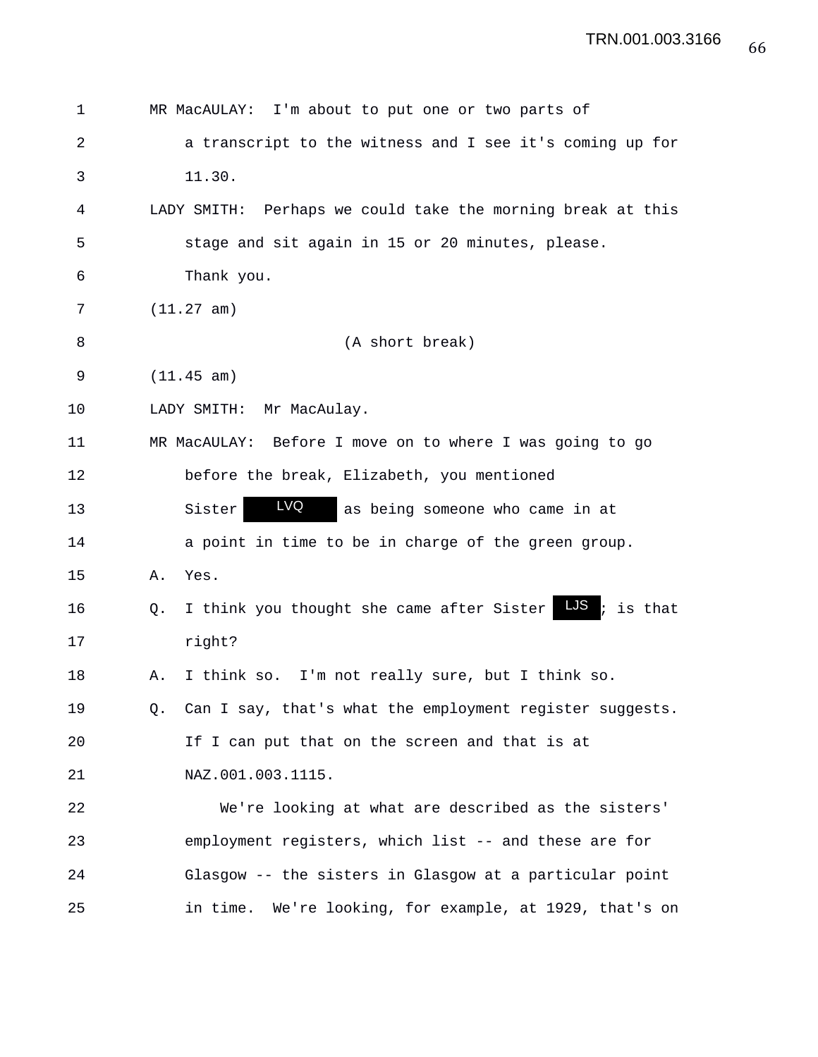1 MR MacAULAY: I'm about to put one or two parts of
2 a transcript to the witness and I see it's coming up for
3 11.30.
4 LADY SMITH: Perhaps we could take the morning break at this
5 stage and sit again in 15 or 20 minutes, please.
6 Thank you.
7 (11.27 am)
8 (A short break)
9 (11.45 am)
10 LADY SMITH: Mr MacAulay.
11 MR MacAULAY: Before I move on to where I was going to go
12 before the break, Elizabeth, you mentioned
13 Sister LVQ as being someone who came in at
14 a point in time to be in charge of the green group.
15 A. Yes.
16 Q. I think you thought she came after Sister LJS; is that
17 right?
18 A. I think so. I'm not really sure, but I think so.
19 Q. Can I say, that's what the employment register suggests.
20 If I can put that on the screen and that is at
21 NAZ.001.003.1115.
22 We're looking at what are described as the sisters'
23 employment registers, which list -- and these are for
24 Glasgow -- the sisters in Glasgow at a particular point
25 in time. We're looking, for example, at 1929, that's on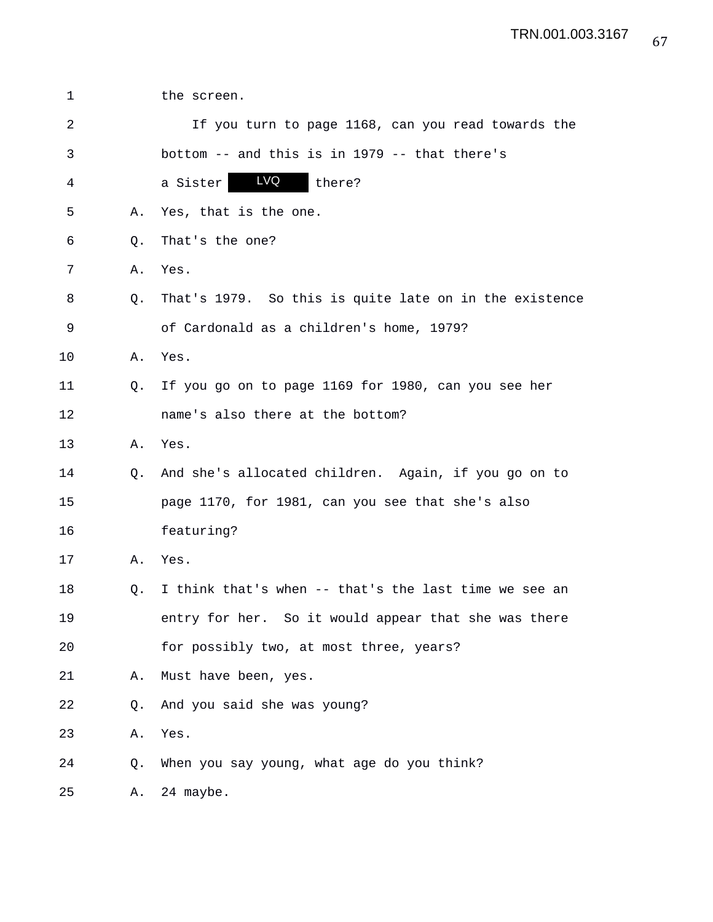the screen.

If you turn to page 1168, can you read towards the bottom -- and this is in 1979 -- that there's a Sister LVQ there?

A. Yes, that is the one.

Q. That's the one?

A. Yes.

Q. That's 1979. So this is quite late on in the existence of Cardonald as a children's home, 1979?

A. Yes.

Q. If you go on to page 1169 for 1980, can you see her name's also there at the bottom?

A. Yes.

Q. And she's allocated children. Again, if you go on to page 1170, for 1981, can you see that she's also featuring?

A. Yes.

Q. I think that's when -- that's the last time we see an entry for her. So it would appear that she was there for possibly two, at most three, years?

A. Must have been, yes.

Q. And you said she was young?

A. Yes.

Q. When you say young, what age do you think?

A. 24 maybe.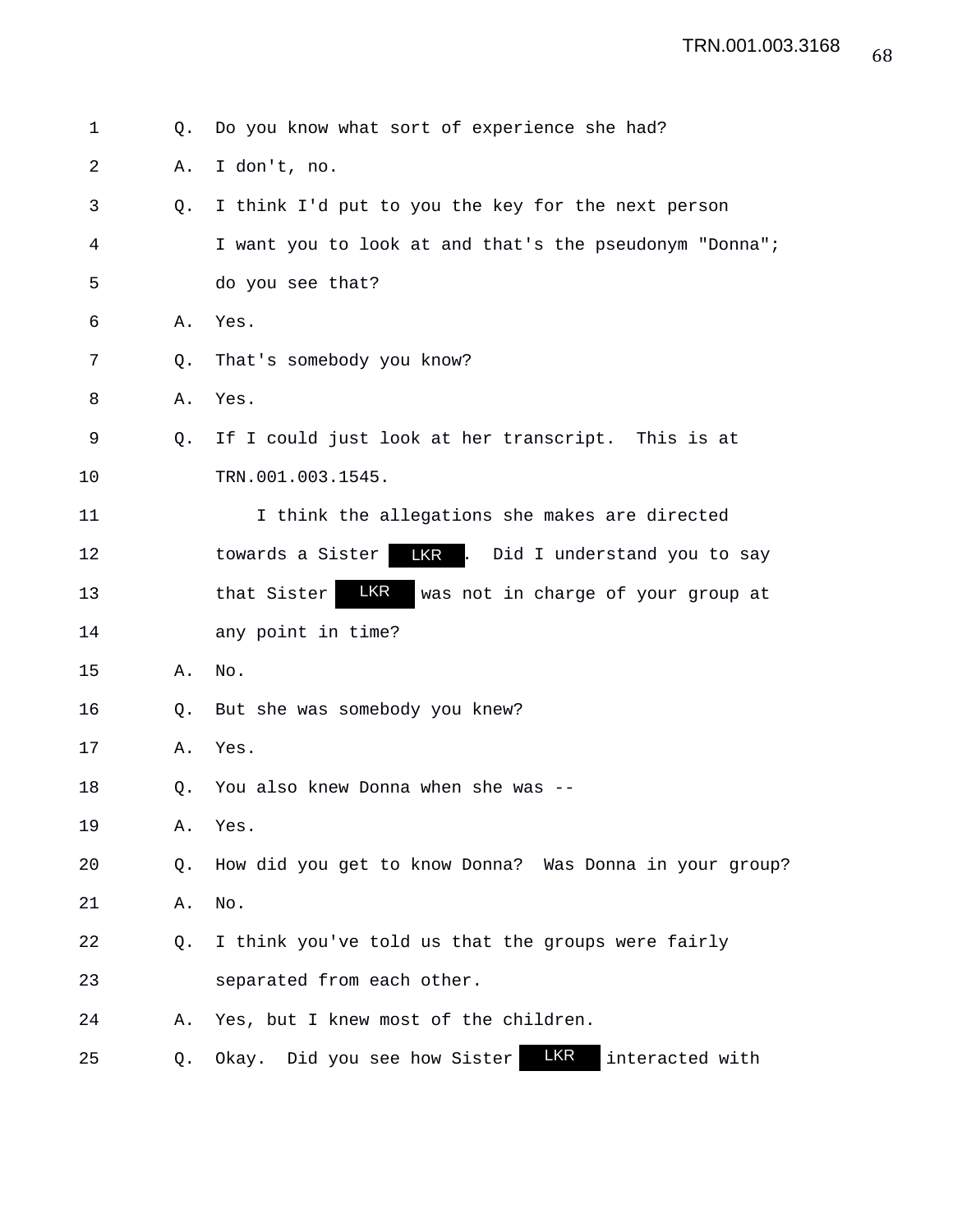1 Q. Do you know what sort of experience she had?

2 A. I don't, no.

3 Q. I think I'd put to you the key for the next person

4 I want you to look at and that's the pseudonym "Donna";

5 do you see that?

6 A. Yes.

7 Q. That's somebody you know?

8 A. Yes.

9 Q. If I could just look at her transcript. This is at

10 TRN.001.003.1545.

11 I think the allegations she makes are directed

12 towards a Sister LKR. Did I understand you to say

13 that Sister LKR was not in charge of your group at

14 any point in time?

15 A. No.

16 Q. But she was somebody you knew?

17 A. Yes.

18 Q. You also knew Donna when she was --

19 A. Yes.

20 Q. How did you get to know Donna? Was Donna in your group?

21 A. No.

22 Q. I think you've told us that the groups were fairly

23 separated from each other.

24 A. Yes, but I knew most of the children.

25 Q. Okay. Did you see how Sister LKR interacted with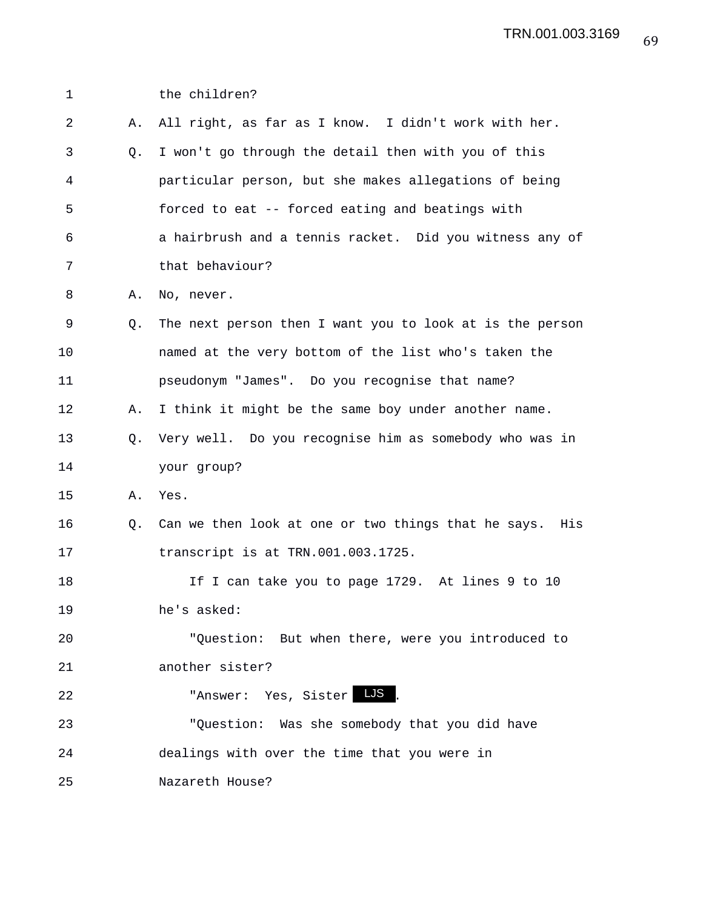1 the children?

2 A. All right, as far as I know. I didn't work with her.

3 Q. I won't go through the detail then with you of this

4 particular person, but she makes allegations of being

5 forced to eat -- forced eating and beatings with

6 a hairbrush and a tennis racket. Did you witness any of

7 that behaviour?

8 A. No, never.

9 Q. The next person then I want you to look at is the person

10 named at the very bottom of the list who's taken the

11 pseudonym "James". Do you recognise that name?

12 A. I think it might be the same boy under another name.

13 Q. Very well. Do you recognise him as somebody who was in

14 your group?

15 A. Yes.

16 Q. Can we then look at one or two things that he says. His

17 transcript is at TRN.001.003.1725.

18 If I can take you to page 1729. At lines 9 to 10

19 he's asked:

20 "Question: But when there, were you introduced to

21 another sister?

22 "Answer: Yes, Sister LJS.

23 "Question: Was she somebody that you did have

24 dealings with over the time that you were in

25 Nazareth House?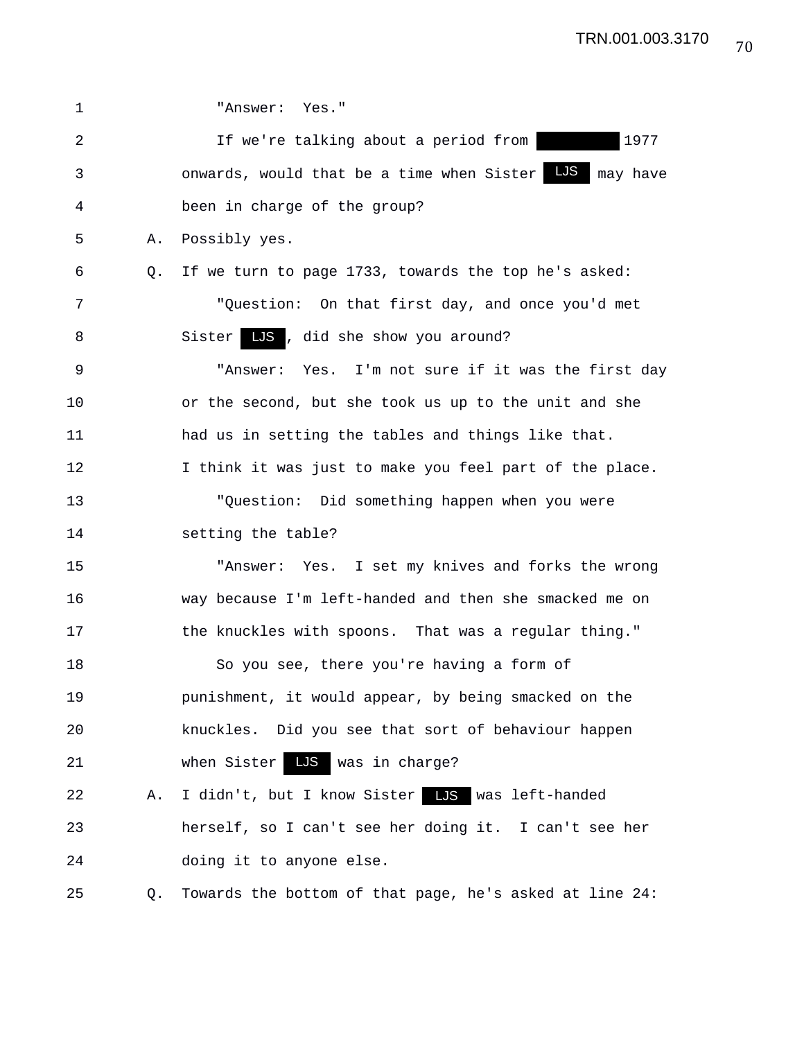1 "Answer: Yes."

2 If we're talking about a period from [REDACTED] 1977

3 onwards, would that be a time when Sister LJS may have

4 been in charge of the group?

5 A. Possibly yes.

6 Q. If we turn to page 1733, towards the top he's asked:

7 "Question: On that first day, and once you'd met

8 Sister LJS, did she show you around?

9 "Answer: Yes. I'm not sure if it was the first day

10 or the second, but she took us up to the unit and she

11 had us in setting the tables and things like that.

12 I think it was just to make you feel part of the place.

13 "Question: Did something happen when you were

14 setting the table?

15 "Answer: Yes. I set my knives and forks the wrong

16 way because I'm left-handed and then she smacked me on

17 the knuckles with spoons. That was a regular thing."

18 So you see, there you're having a form of

19 punishment, it would appear, by being smacked on the

20 knuckles. Did you see that sort of behaviour happen

21 when Sister LJS was in charge?

22 A. I didn't, but I know Sister LJS was left-handed

23 herself, so I can't see her doing it. I can't see her

24 doing it to anyone else.

25 Q. Towards the bottom of that page, he's asked at line 24: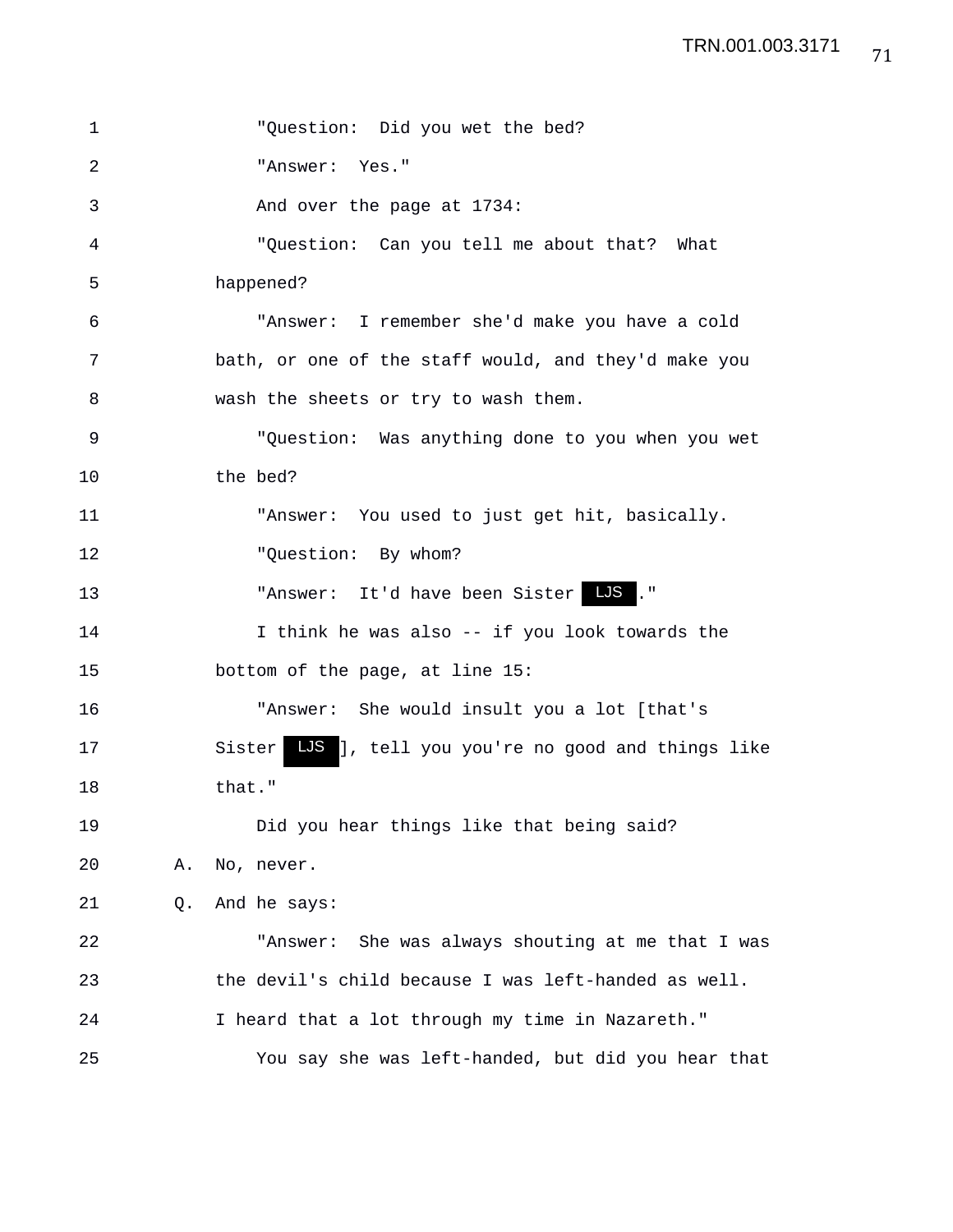"Question: Did you wet the bed?

"Answer: Yes."

And over the page at 1734:

"Question: Can you tell me about that? What happened?

"Answer: I remember she'd make you have a cold bath, or one of the staff would, and they'd make you wash the sheets or try to wash them.

"Question: Was anything done to you when you wet the bed?

"Answer: You used to just get hit, basically.

"Question: By whom?

"Answer: It'd have been Sister LJS."

I think he was also -- if you look towards the bottom of the page, at line 15:

"Answer: She would insult you a lot [that's Sister LJS], tell you you're no good and things like that."

Did you hear things like that being said?

A. No, never.

Q. And he says:

"Answer: She was always shouting at me that I was the devil's child because I was left-handed as well. I heard that a lot through my time in Nazareth."

You say she was left-handed, but did you hear that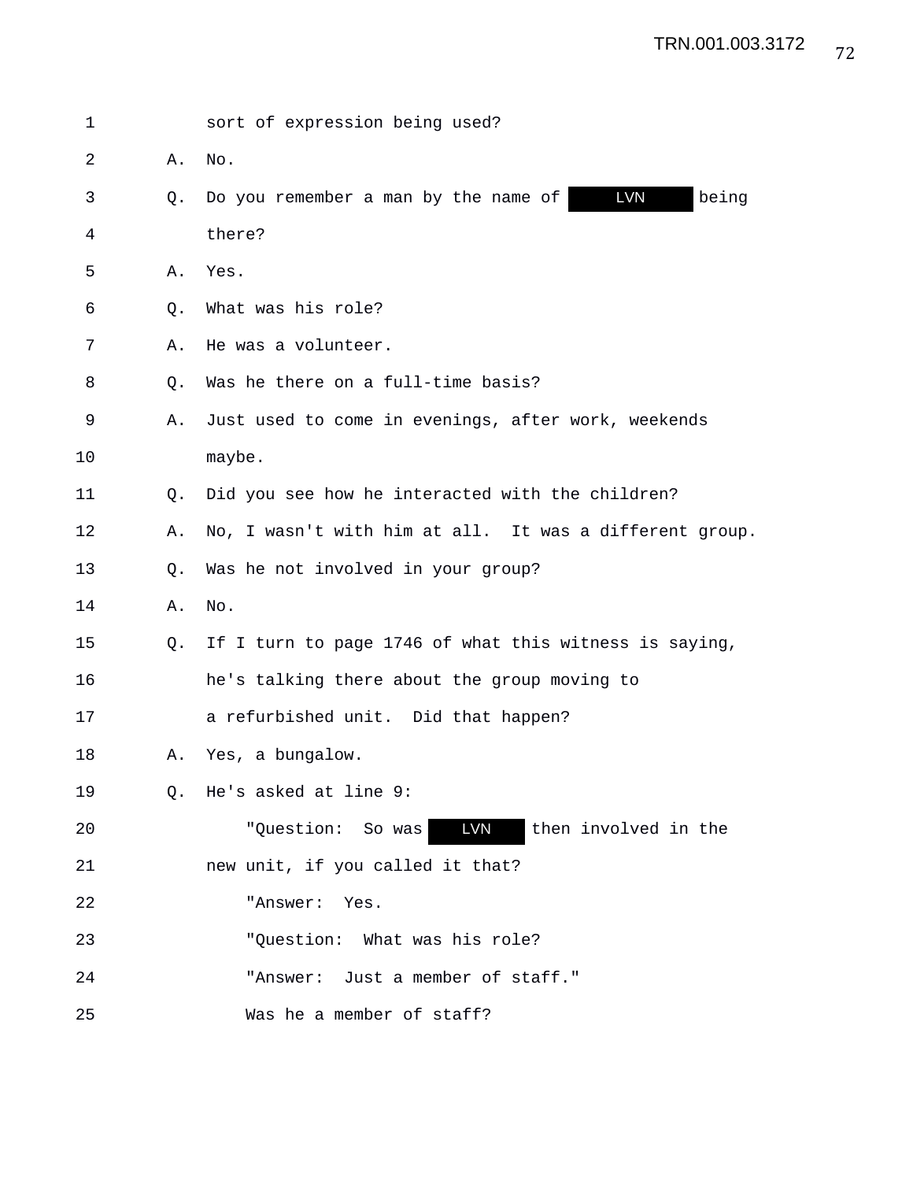1 sort of expression being used?

2 A. No.

3 Q. Do you remember a man by the name of LVN being

4 there?

5 A. Yes.

6 Q. What was his role?

7 A. He was a volunteer.

8 Q. Was he there on a full-time basis?

9 A. Just used to come in evenings, after work, weekends

10 maybe.

11 Q. Did you see how he interacted with the children?

12 A. No, I wasn't with him at all. It was a different group.

13 Q. Was he not involved in your group?

14 A. No.

15 Q. If I turn to page 1746 of what this witness is saying,

16 he's talking there about the group moving to

17 a refurbished unit. Did that happen?

18 A. Yes, a bungalow.

19 Q. He's asked at line 9:

20 "Question: So was LVN then involved in the

21 new unit, if you called it that?

22 "Answer: Yes.

23 "Question: What was his role?

24 "Answer: Just a member of staff."

25 Was he a member of staff?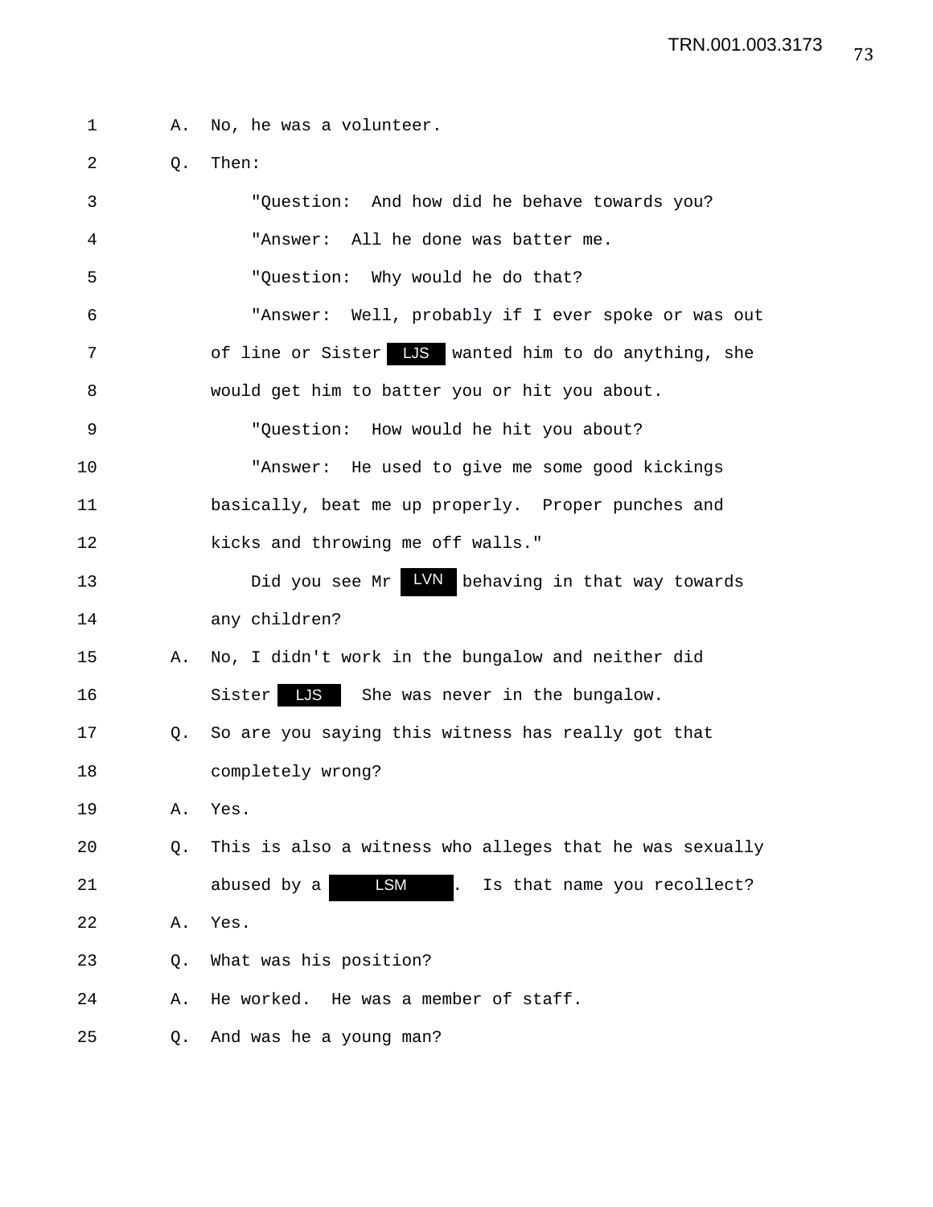1 A. No, he was a volunteer.

2 Q. Then:

3 "Question: And how did he behave towards you?

4 "Answer: All he done was batter me.

5 "Question: Why would he do that?

6 "Answer: Well, probably if I ever spoke or was out

7 of line or Sister LJS wanted him to do anything, she

8 would get him to batter you or hit you about.

9 "Question: How would he hit you about?

10 "Answer: He used to give me some good kickings

11 basically, beat me up properly. Proper punches and

12 kicks and throwing me off walls."

13 Did you see Mr LVN behaving in that way towards

14 any children?

15 A. No, I didn't work in the bungalow and neither did

16 Sister LJS She was never in the bungalow.

17 Q. So are you saying this witness has really got that

18 completely wrong?

19 A. Yes.

20 Q. This is also a witness who alleges that he was sexually

21 abused by a LSM . Is that name you recollect?

22 A. Yes.

23 Q. What was his position?

24 A. He worked. He was a member of staff.

25 Q. And was he a young man?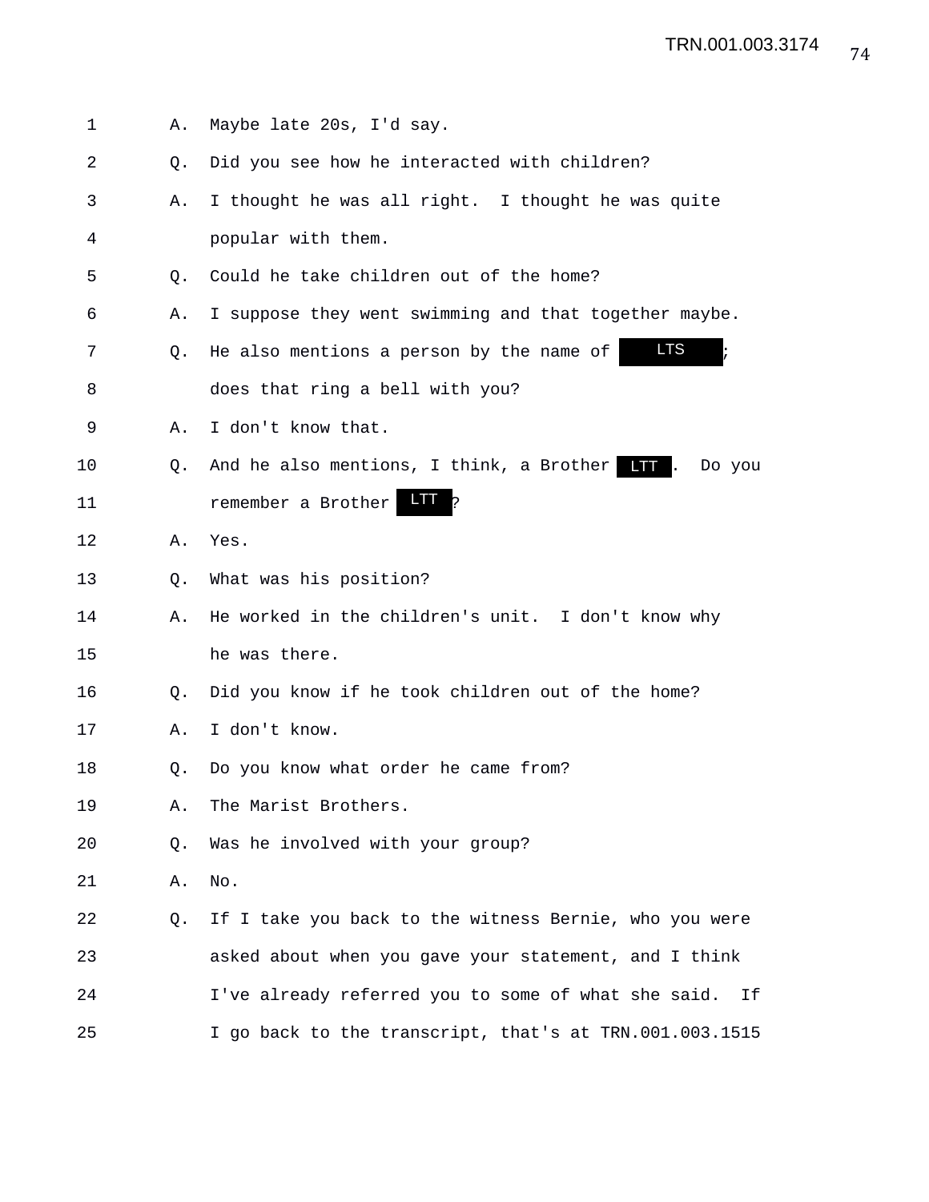1 A. Maybe late 20s, I'd say.

2 Q. Did you see how he interacted with children?

3 A. I thought he was all right. I thought he was quite

4 popular with them.

5 Q. Could he take children out of the home?

6 A. I suppose they went swimming and that together maybe.

7 Q. He also mentions a person by the name of LTS ;

8 does that ring a bell with you?

9 A. I don't know that.

10 Q. And he also mentions, I think, a Brother LTT . Do you

11 remember a Brother LTT ?

12 A. Yes.

13 Q. What was his position?

14 A. He worked in the children's unit. I don't know why

15 he was there.

16 Q. Did you know if he took children out of the home?

17 A. I don't know.

18 Q. Do you know what order he came from?

19 A. The Marist Brothers.

20 Q. Was he involved with your group?

21 A. No.

22 Q. If I take you back to the witness Bernie, who you were

23 asked about when you gave your statement, and I think

24 I've already referred you to some of what she said. If

25 I go back to the transcript, that's at TRN.001.003.1515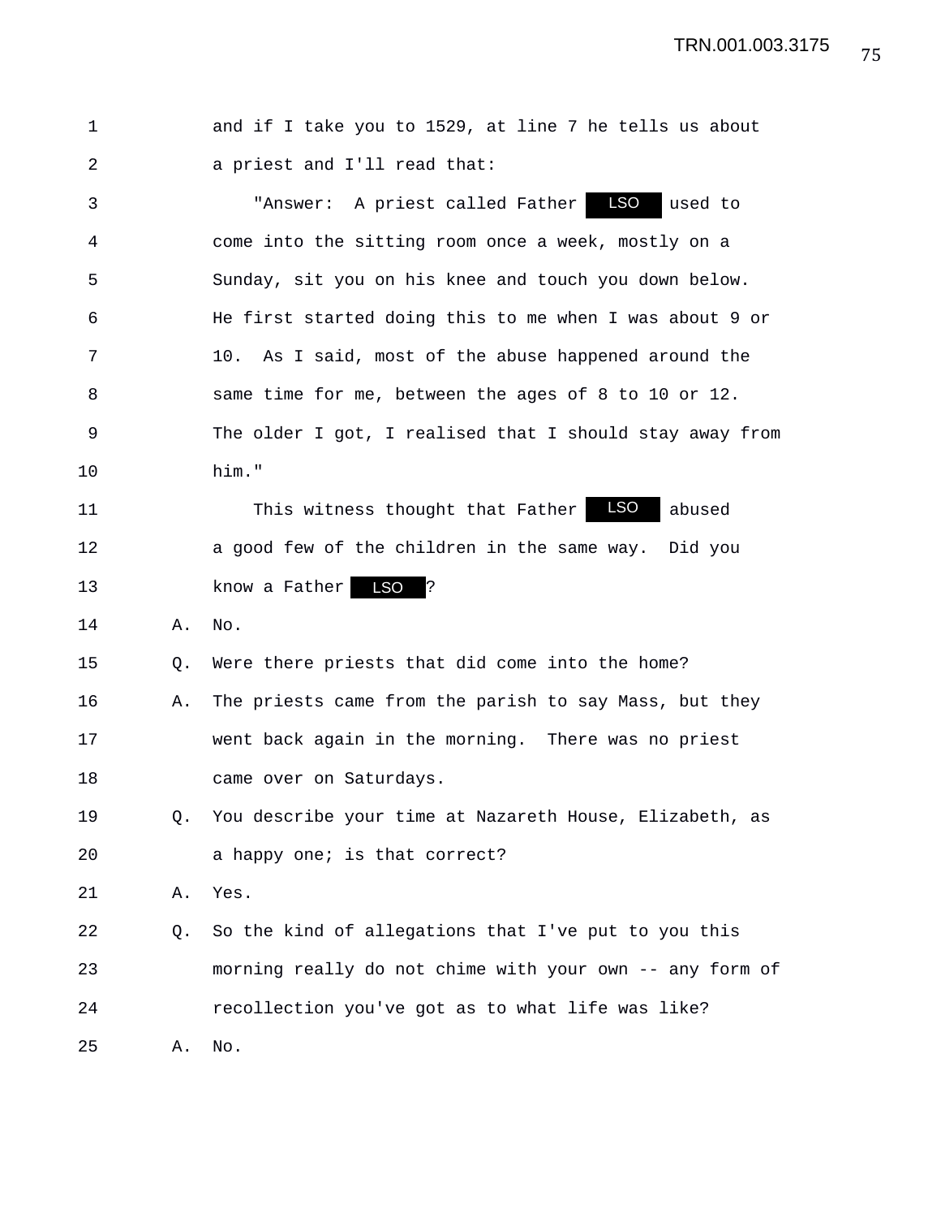and if I take you to 1529, at line 7 he tells us about a priest and I'll read that:

"Answer: A priest called Father LSO used to come into the sitting room once a week, mostly on a Sunday, sit you on his knee and touch you down below. He first started doing this to me when I was about 9 or 10. As I said, most of the abuse happened around the same time for me, between the ages of 8 to 10 or 12. The older I got, I realised that I should stay away from him."

This witness thought that Father LSO abused a good few of the children in the same way. Did you know a Father LSO ?

A. No.

Q. Were there priests that did come into the home?

A. The priests came from the parish to say Mass, but they went back again in the morning. There was no priest came over on Saturdays.

Q. You describe your time at Nazareth House, Elizabeth, as a happy one; is that correct?

A. Yes.

Q. So the kind of allegations that I've put to you this morning really do not chime with your own -- any form of recollection you've got as to what life was like?

A. No.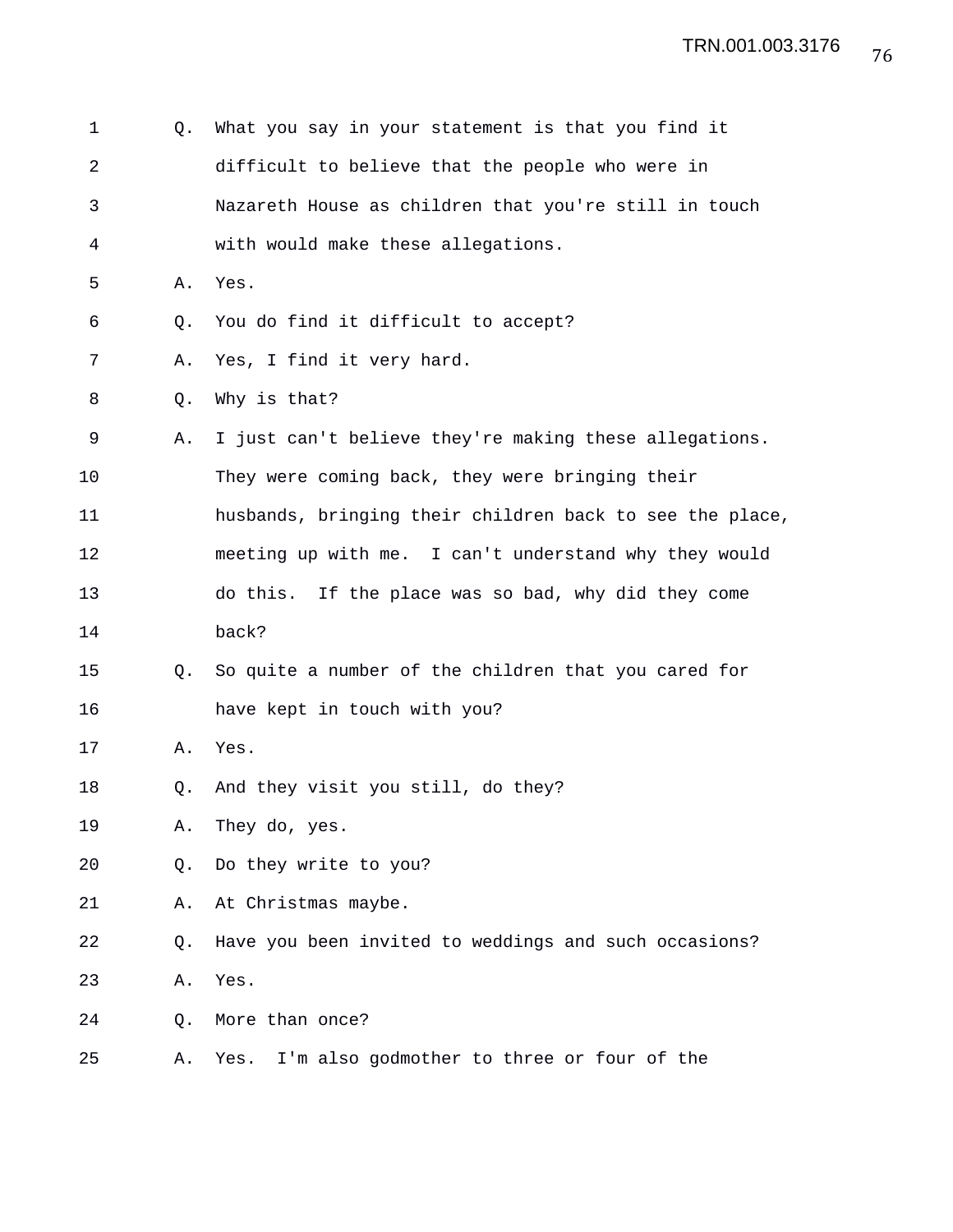Q. What you say in your statement is that you find it difficult to believe that the people who were in Nazareth House as children that you're still in touch with would make these allegations.

A. Yes.

Q. You do find it difficult to accept?

A. Yes, I find it very hard.

Q. Why is that?

A. I just can't believe they're making these allegations. They were coming back, they were bringing their husbands, bringing their children back to see the place, meeting up with me. I can't understand why they would do this. If the place was so bad, why did they come back?

Q. So quite a number of the children that you cared for have kept in touch with you?

A. Yes.

Q. And they visit you still, do they?

A. They do, yes.

Q. Do they write to you?

A. At Christmas maybe.

Q. Have you been invited to weddings and such occasions?

A. Yes.

Q. More than once?

A. Yes. I'm also godmother to three or four of the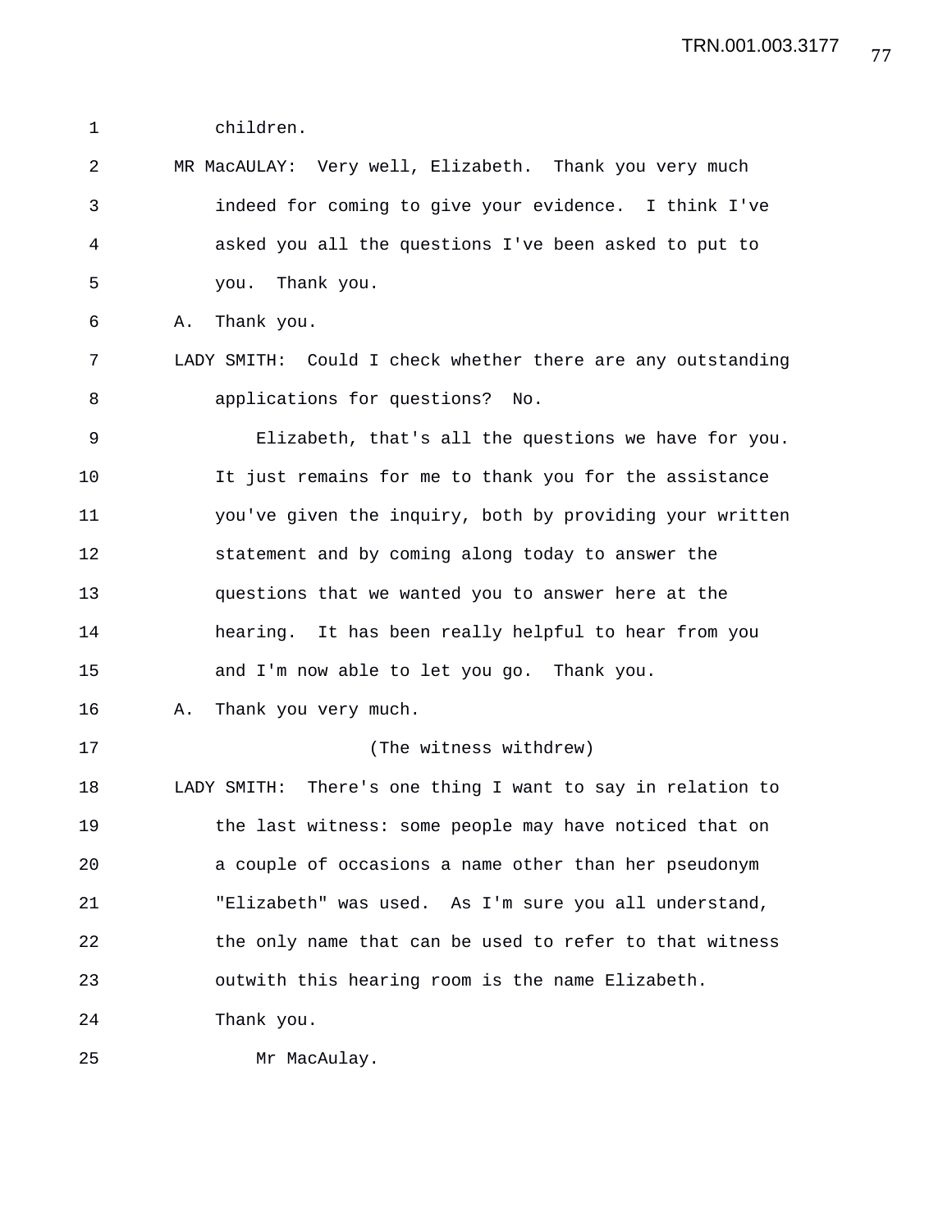children.

MR MacAULAY: Very well, Elizabeth. Thank you very much indeed for coming to give your evidence. I think I've asked you all the questions I've been asked to put to you. Thank you.

A. Thank you.

LADY SMITH: Could I check whether there are any outstanding applications for questions? No.

Elizabeth, that's all the questions we have for you. It just remains for me to thank you for the assistance you've given the inquiry, both by providing your written statement and by coming along today to answer the questions that we wanted you to answer here at the hearing. It has been really helpful to hear from you and I'm now able to let you go. Thank you.

A. Thank you very much.

(The witness withdrew)

LADY SMITH: There's one thing I want to say in relation to the last witness: some people may have noticed that on a couple of occasions a name other than her pseudonym "Elizabeth" was used. As I'm sure you all understand, the only name that can be used to refer to that witness outwith this hearing room is the name Elizabeth. Thank you.

Mr MacAulay.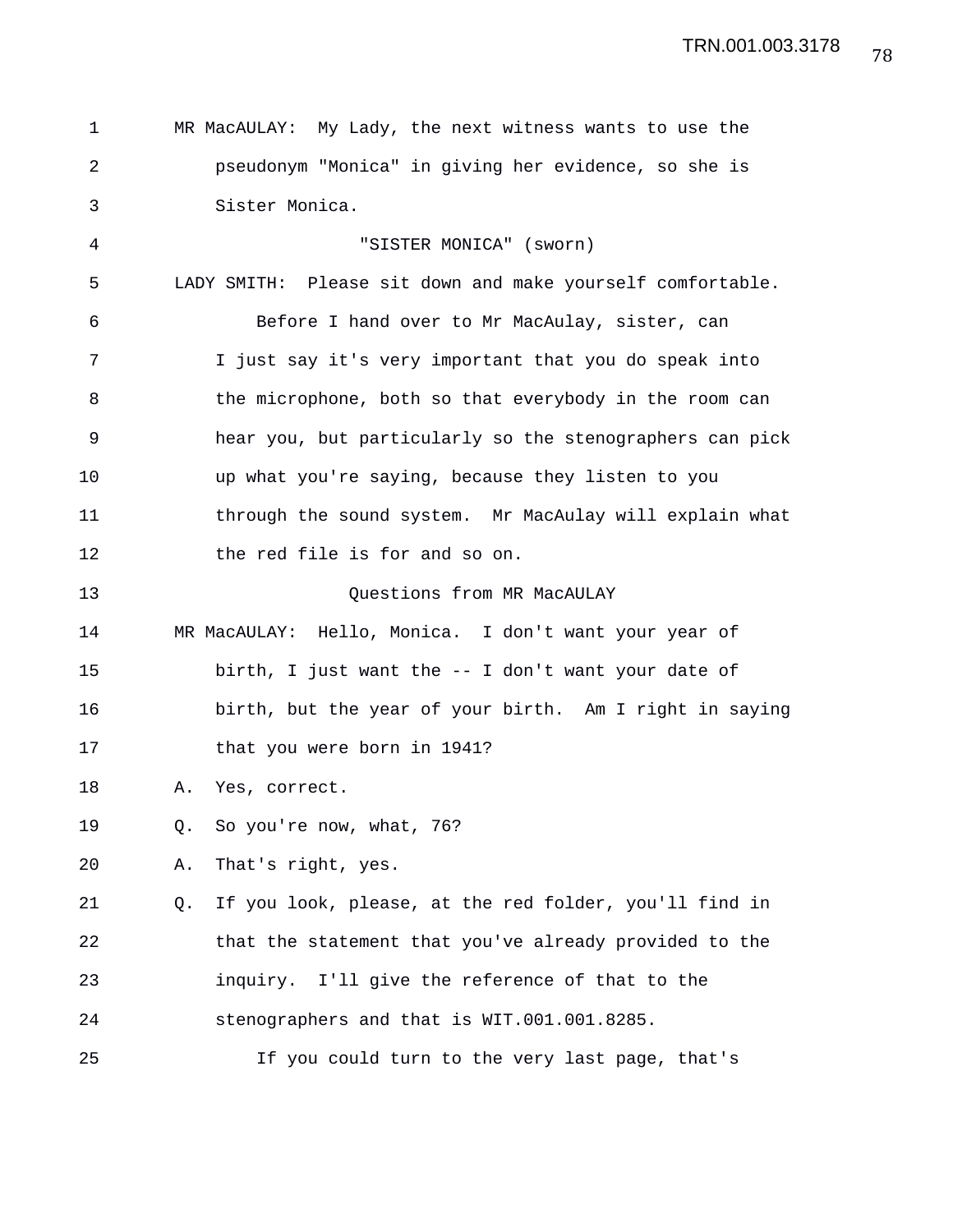MR MacAULAY: My Lady, the next witness wants to use the pseudonym "Monica" in giving her evidence, so she is Sister Monica.

"SISTER MONICA" (sworn)

LADY SMITH: Please sit down and make yourself comfortable.

Before I hand over to Mr MacAulay, sister, can I just say it's very important that you do speak into the microphone, both so that everybody in the room can hear you, but particularly so the stenographers can pick up what you're saying, because they listen to you through the sound system. Mr MacAulay will explain what the red file is for and so on.

Questions from MR MacAULAY

MR MacAULAY: Hello, Monica. I don't want your year of birth, I just want the -- I don't want your date of birth, but the year of your birth. Am I right in saying that you were born in 1941?

A. Yes, correct.

Q. So you're now, what, 76?

A. That's right, yes.

Q. If you look, please, at the red folder, you'll find in that the statement that you've already provided to the inquiry. I'll give the reference of that to the stenographers and that is WIT.001.001.8285.

If you could turn to the very last page, that's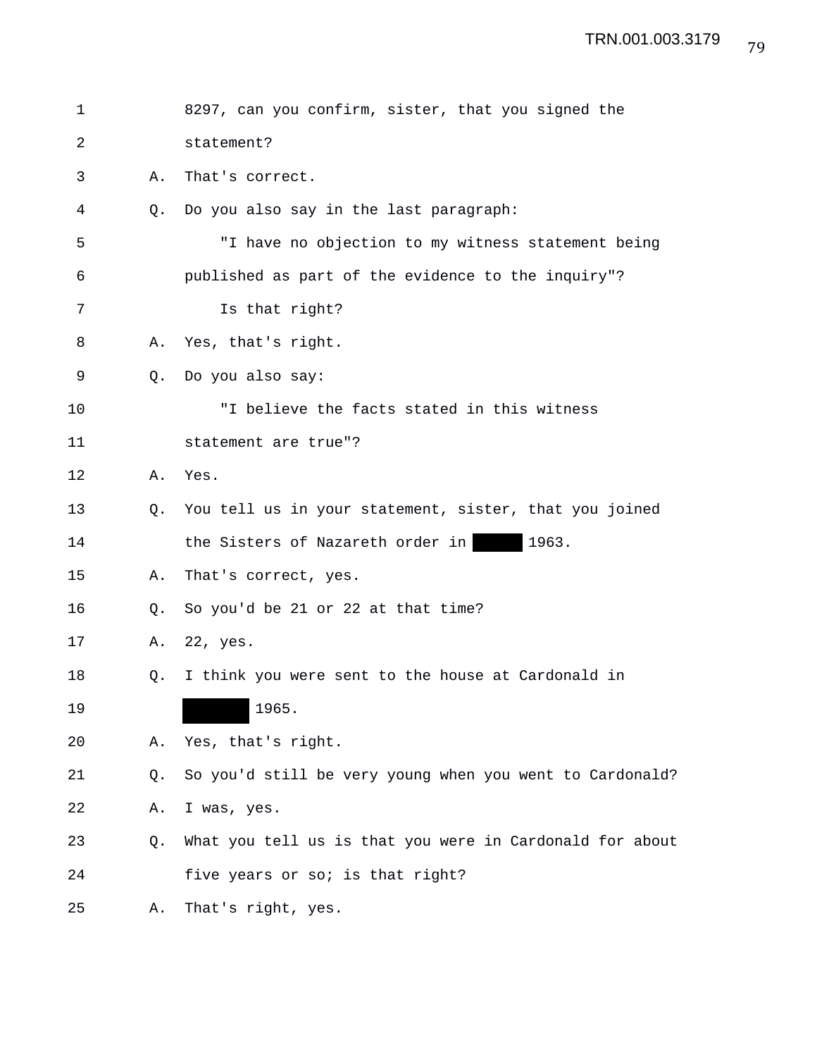8297, can you confirm, sister, that you signed the statement?

A. That's correct.

Q. Do you also say in the last paragraph:

"I have no objection to my witness statement being published as part of the evidence to the inquiry"?

Is that right?

A. Yes, that's right.

Q. Do you also say:

"I believe the facts stated in this witness statement are true"?

A. Yes.

Q. You tell us in your statement, sister, that you joined the Sisters of Nazareth order in ██████ 1963.

A. That's correct, yes.

Q. So you'd be 21 or 22 at that time?

A. 22, yes.

Q. I think you were sent to the house at Cardonald in ████████ 1965.

A. Yes, that's right.

Q. So you'd still be very young when you went to Cardonald?

A. I was, yes.

Q. What you tell us is that you were in Cardonald for about five years or so; is that right?

A. That's right, yes.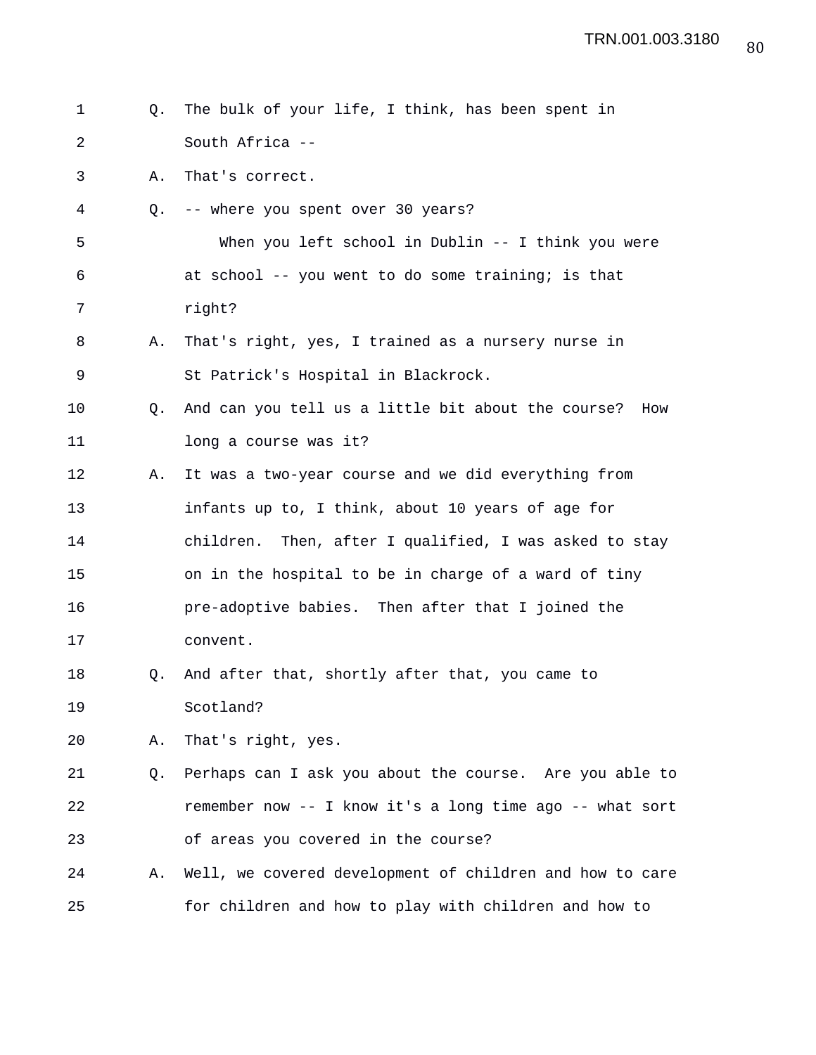Q. The bulk of your life, I think, has been spent in South Africa --

A. That's correct.

Q. -- where you spent over 30 years?

When you left school in Dublin -- I think you were at school -- you went to do some training; is that right?

A. That's right, yes, I trained as a nursery nurse in St Patrick's Hospital in Blackrock.

Q. And can you tell us a little bit about the course? How long a course was it?

A. It was a two-year course and we did everything from infants up to, I think, about 10 years of age for children. Then, after I qualified, I was asked to stay on in the hospital to be in charge of a ward of tiny pre-adoptive babies. Then after that I joined the convent.

Q. And after that, shortly after that, you came to Scotland?

A. That's right, yes.

Q. Perhaps can I ask you about the course. Are you able to remember now -- I know it's a long time ago -- what sort of areas you covered in the course?

A. Well, we covered development of children and how to care for children and how to play with children and how to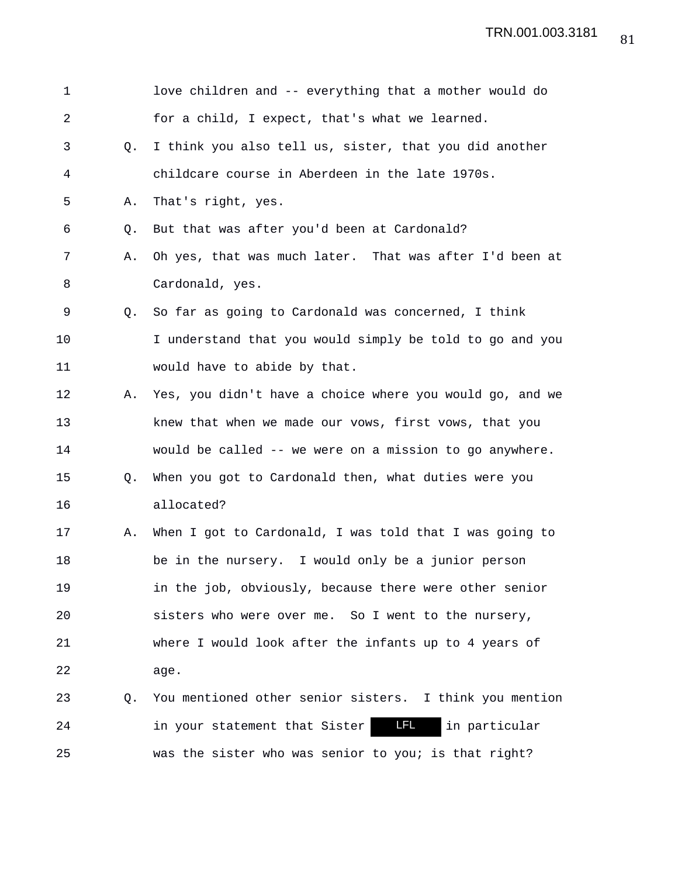love children and -- everything that a mother would do for a child, I expect, that's what we learned.

Q. I think you also tell us, sister, that you did another childcare course in Aberdeen in the late 1970s.

A. That's right, yes.

Q. But that was after you'd been at Cardonald?

A. Oh yes, that was much later. That was after I'd been at Cardonald, yes.

Q. So far as going to Cardonald was concerned, I think I understand that you would simply be told to go and you would have to abide by that.

A. Yes, you didn't have a choice where you would go, and we knew that when we made our vows, first vows, that you would be called -- we were on a mission to go anywhere.

Q. When you got to Cardonald then, what duties were you allocated?

A. When I got to Cardonald, I was told that I was going to be in the nursery. I would only be a junior person in the job, obviously, because there were other senior sisters who were over me. So I went to the nursery, where I would look after the infants up to 4 years of age.

Q. You mentioned other senior sisters. I think you mention in your statement that Sister LFL in particular was the sister who was senior to you; is that right?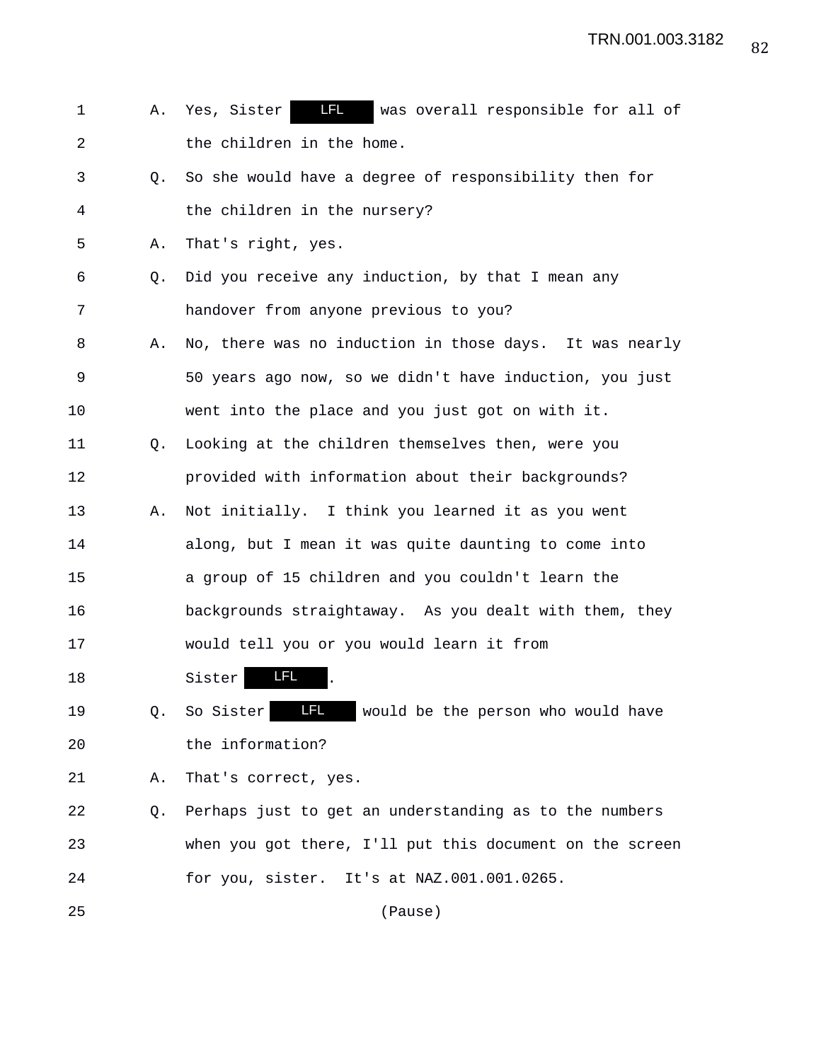1 A. Yes, Sister LFL was overall responsible for all of
2 the children in the home.
3 Q. So she would have a degree of responsibility then for
4 the children in the nursery?
5 A. That's right, yes.
6 Q. Did you receive any induction, by that I mean any
7 handover from anyone previous to you?
8 A. No, there was no induction in those days. It was nearly
9 50 years ago now, so we didn't have induction, you just
10 went into the place and you just got on with it.
11 Q. Looking at the children themselves then, were you
12 provided with information about their backgrounds?
13 A. Not initially. I think you learned it as you went
14 along, but I mean it was quite daunting to come into
15 a group of 15 children and you couldn't learn the
16 backgrounds straightaway. As you dealt with them, they
17 would tell you or you would learn it from
18 Sister LFL.
19 Q. So Sister LFL would be the person who would have
20 the information?
21 A. That's correct, yes.
22 Q. Perhaps just to get an understanding as to the numbers
23 when you got there, I'll put this document on the screen
24 for you, sister. It's at NAZ.001.001.0265.
25 (Pause)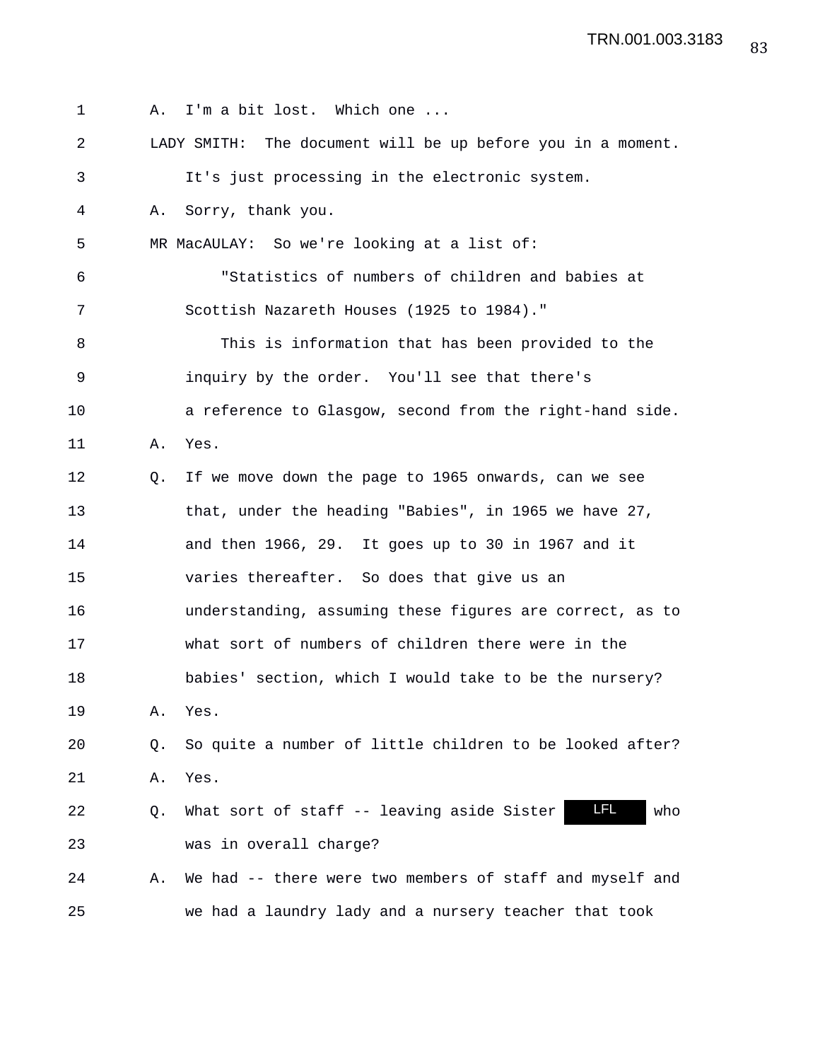A. I'm a bit lost. Which one ...

LADY SMITH: The document will be up before you in a moment. It's just processing in the electronic system.

A. Sorry, thank you.

MR MacAULAY: So we're looking at a list of:

"Statistics of numbers of children and babies at Scottish Nazareth Houses (1925 to 1984)."

This is information that has been provided to the inquiry by the order. You'll see that there's a reference to Glasgow, second from the right-hand side.

A. Yes.

Q. If we move down the page to 1965 onwards, can we see that, under the heading "Babies", in 1965 we have 27, and then 1966, 29. It goes up to 30 in 1967 and it varies thereafter. So does that give us an understanding, assuming these figures are correct, as to what sort of numbers of children there were in the babies' section, which I would take to be the nursery?

A. Yes.

Q. So quite a number of little children to be looked after?

A. Yes.

Q. What sort of staff -- leaving aside Sister LFL who was in overall charge?

A. We had -- there were two members of staff and myself and we had a laundry lady and a nursery teacher that took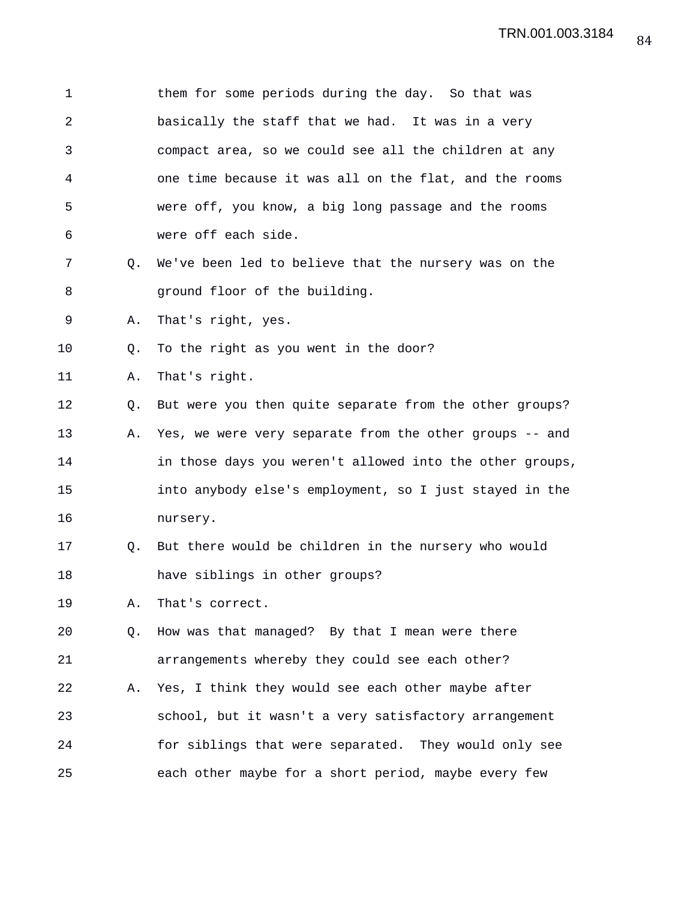them for some periods during the day. So that was basically the staff that we had. It was in a very compact area, so we could see all the children at any one time because it was all on the flat, and the rooms were off, you know, a big long passage and the rooms were off each side.

Q. We've been led to believe that the nursery was on the ground floor of the building.

A. That's right, yes.

Q. To the right as you went in the door?

A. That's right.

Q. But were you then quite separate from the other groups?

A. Yes, we were very separate from the other groups -- and in those days you weren't allowed into the other groups, into anybody else's employment, so I just stayed in the nursery.

Q. But there would be children in the nursery who would have siblings in other groups?

A. That's correct.

Q. How was that managed? By that I mean were there arrangements whereby they could see each other?

A. Yes, I think they would see each other maybe after school, but it wasn't a very satisfactory arrangement for siblings that were separated. They would only see each other maybe for a short period, maybe every few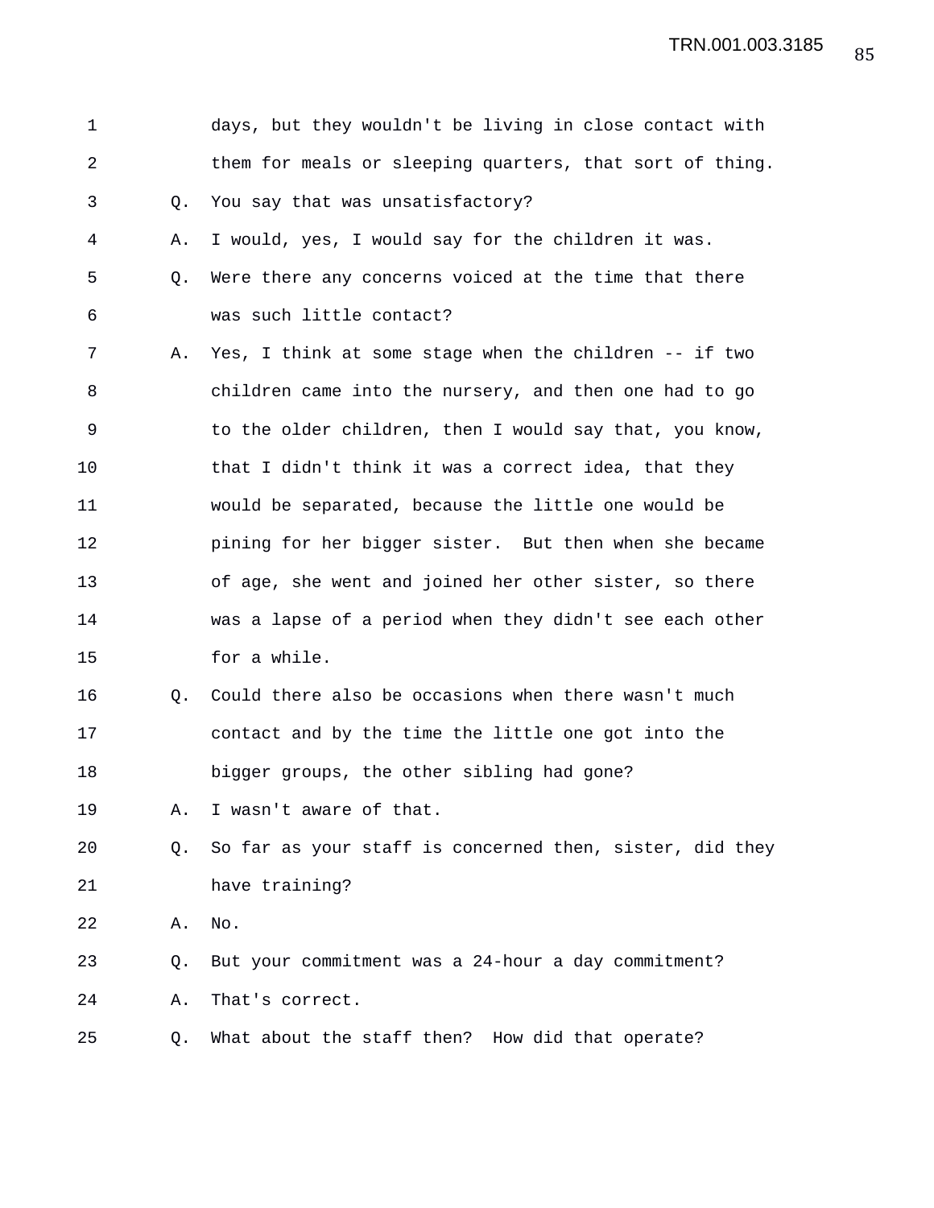1 days, but they wouldn't be living in close contact with
2 them for meals or sleeping quarters, that sort of thing.
3 Q. You say that was unsatisfactory?
4 A. I would, yes, I would say for the children it was.
5 Q. Were there any concerns voiced at the time that there
6 was such little contact?
7 A. Yes, I think at some stage when the children -- if two
8 children came into the nursery, and then one had to go
9 to the older children, then I would say that, you know,
10 that I didn't think it was a correct idea, that they
11 would be separated, because the little one would be
12 pining for her bigger sister. But then when she became
13 of age, she went and joined her other sister, so there
14 was a lapse of a period when they didn't see each other
15 for a while.
16 Q. Could there also be occasions when there wasn't much
17 contact and by the time the little one got into the
18 bigger groups, the other sibling had gone?
19 A. I wasn't aware of that.
20 Q. So far as your staff is concerned then, sister, did they
21 have training?
22 A. No.
23 Q. But your commitment was a 24-hour a day commitment?
24 A. That's correct.
25 Q. What about the staff then? How did that operate?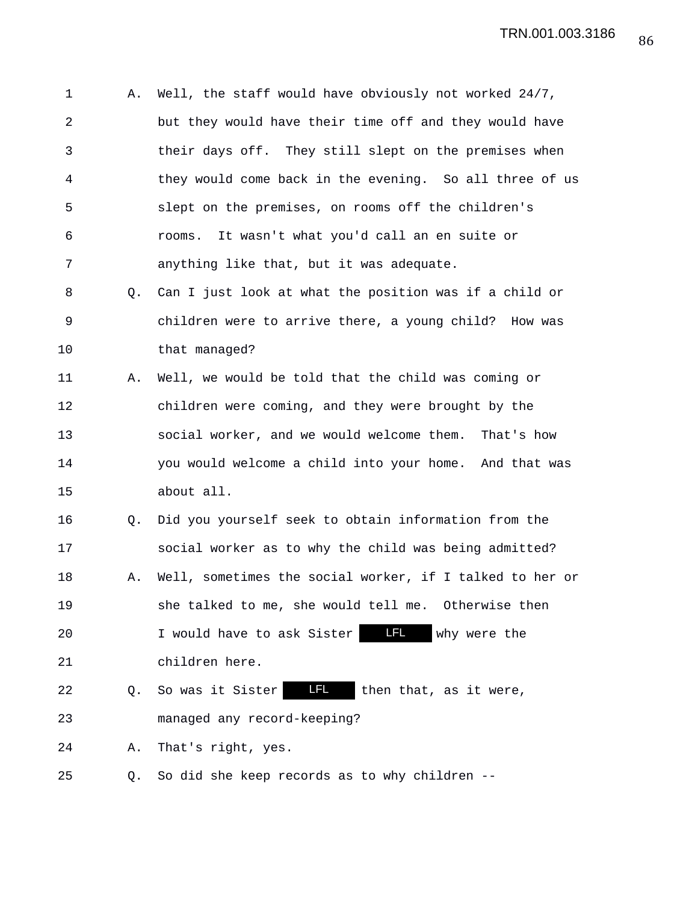1 A. Well, the staff would have obviously not worked 24/7,
2 but they would have their time off and they would have
3 their days off. They still slept on the premises when
4 they would come back in the evening. So all three of us
5 slept on the premises, on rooms off the children's
6 rooms. It wasn't what you'd call an en suite or
7 anything like that, but it was adequate.
8 Q. Can I just look at what the position was if a child or
9 children were to arrive there, a young child? How was
10 that managed?
11 A. Well, we would be told that the child was coming or
12 children were coming, and they were brought by the
13 social worker, and we would welcome them. That's how
14 you would welcome a child into your home. And that was
15 about all.
16 Q. Did you yourself seek to obtain information from the
17 social worker as to why the child was being admitted?
18 A. Well, sometimes the social worker, if I talked to her or
19 she talked to me, she would tell me. Otherwise then
20 I would have to ask Sister LFL why were the
21 children here.
22 Q. So was it Sister LFL then that, as it were,
23 managed any record-keeping?
24 A. That's right, yes.
25 Q. So did she keep records as to why children --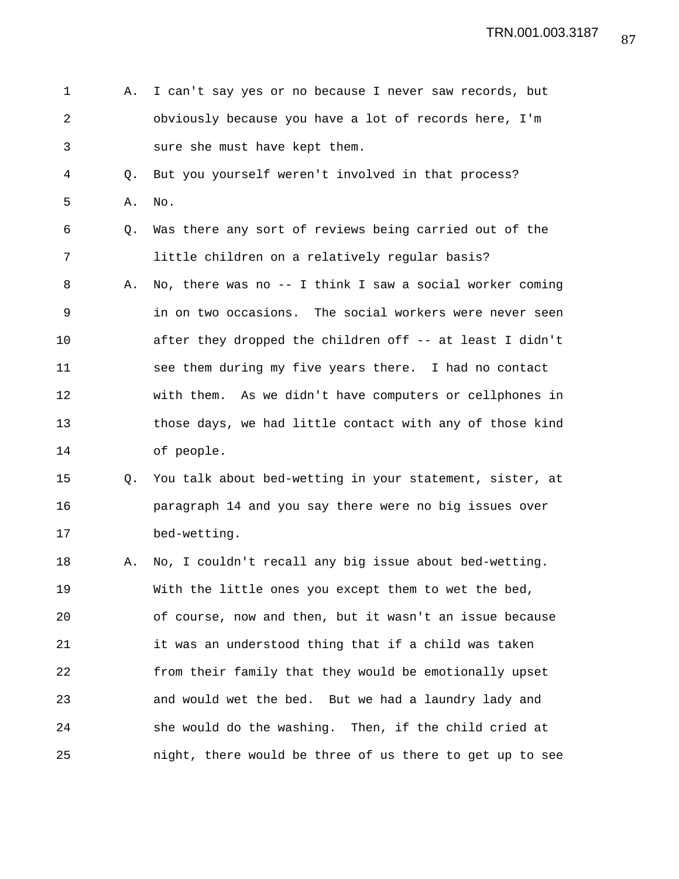A. I can't say yes or no because I never saw records, but obviously because you have a lot of records here, I'm sure she must have kept them.

Q. But you yourself weren't involved in that process?

A. No.

Q. Was there any sort of reviews being carried out of the little children on a relatively regular basis?

A. No, there was no -- I think I saw a social worker coming in on two occasions. The social workers were never seen after they dropped the children off -- at least I didn't see them during my five years there. I had no contact with them. As we didn't have computers or cellphones in those days, we had little contact with any of those kind of people.

Q. You talk about bed-wetting in your statement, sister, at paragraph 14 and you say there were no big issues over bed-wetting.

A. No, I couldn't recall any big issue about bed-wetting. With the little ones you except them to wet the bed, of course, now and then, but it wasn't an issue because it was an understood thing that if a child was taken from their family that they would be emotionally upset and would wet the bed. But we had a laundry lady and she would do the washing. Then, if the child cried at night, there would be three of us there to get up to see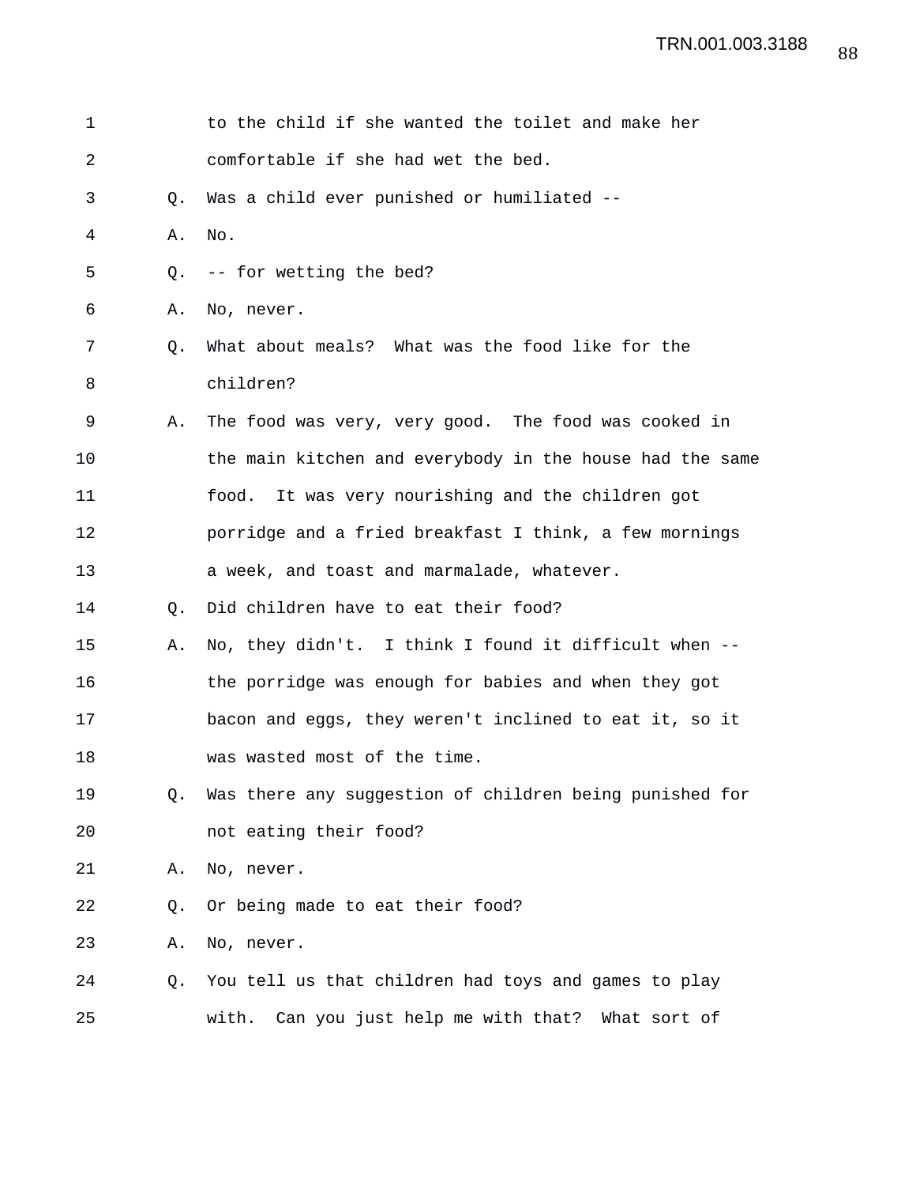1 to the child if she wanted the toilet and make her
2 comfortable if she had wet the bed.
3 Q. Was a child ever punished or humiliated --
4 A. No.
5 Q. -- for wetting the bed?
6 A. No, never.
7 Q. What about meals? What was the food like for the
8 children?
9 A. The food was very, very good. The food was cooked in
10 the main kitchen and everybody in the house had the same
11 food. It was very nourishing and the children got
12 porridge and a fried breakfast I think, a few mornings
13 a week, and toast and marmalade, whatever.
14 Q. Did children have to eat their food?
15 A. No, they didn't. I think I found it difficult when --
16 the porridge was enough for babies and when they got
17 bacon and eggs, they weren't inclined to eat it, so it
18 was wasted most of the time.
19 Q. Was there any suggestion of children being punished for
20 not eating their food?
21 A. No, never.
22 Q. Or being made to eat their food?
23 A. No, never.
24 Q. You tell us that children had toys and games to play
25 with. Can you just help me with that? What sort of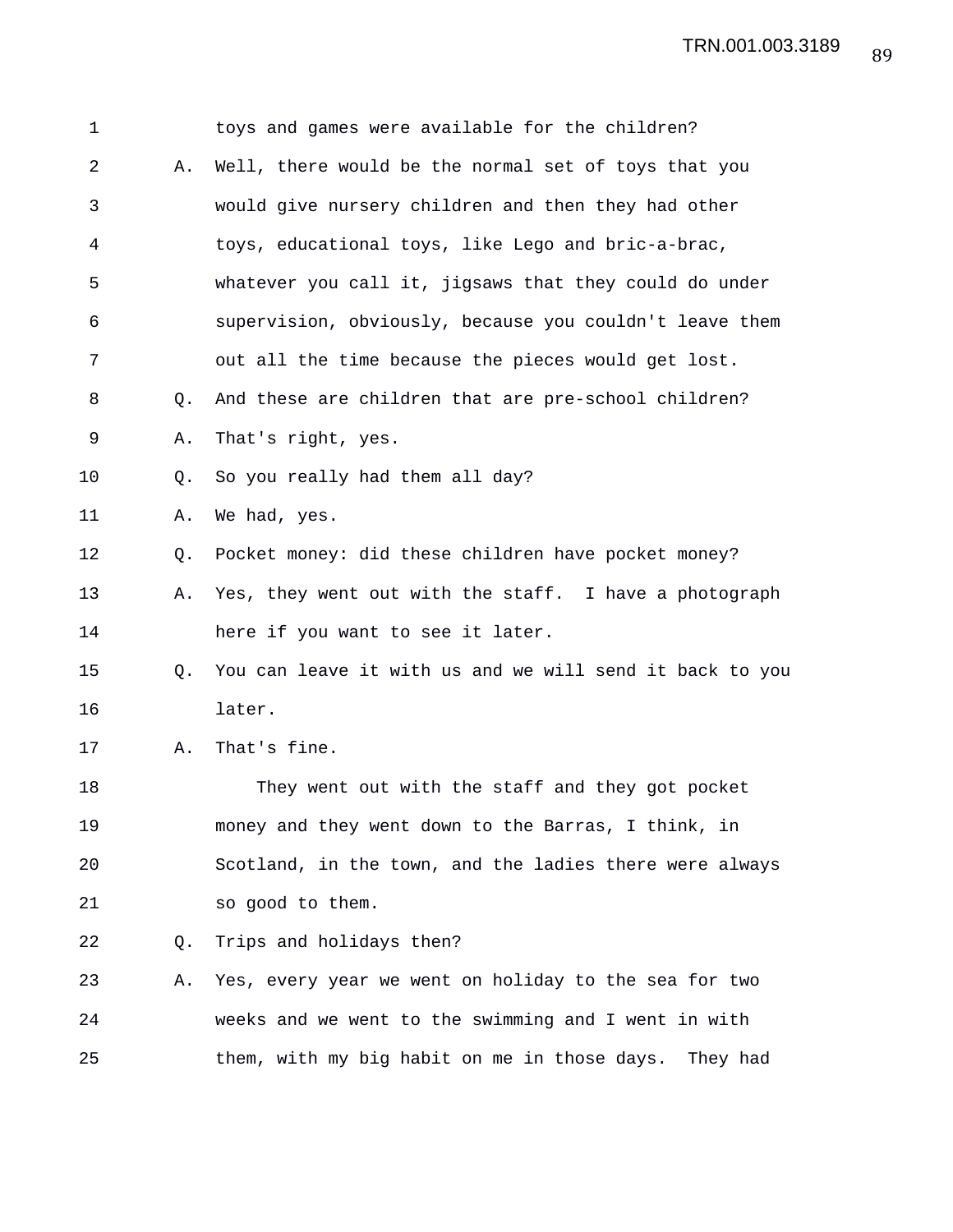toys and games were available for the children?

A. Well, there would be the normal set of toys that you would give nursery children and then they had other toys, educational toys, like Lego and bric-a-brac, whatever you call it, jigsaws that they could do under supervision, obviously, because you couldn't leave them out all the time because the pieces would get lost.

Q. And these are children that are pre-school children?

A. That's right, yes.

Q. So you really had them all day?

A. We had, yes.

Q. Pocket money: did these children have pocket money?

A. Yes, they went out with the staff. I have a photograph here if you want to see it later.

Q. You can leave it with us and we will send it back to you later.

A. That's fine.

They went out with the staff and they got pocket money and they went down to the Barras, I think, in Scotland, in the town, and the ladies there were always so good to them.

Q. Trips and holidays then?

A. Yes, every year we went on holiday to the sea for two weeks and we went to the swimming and I went in with them, with my big habit on me in those days. They had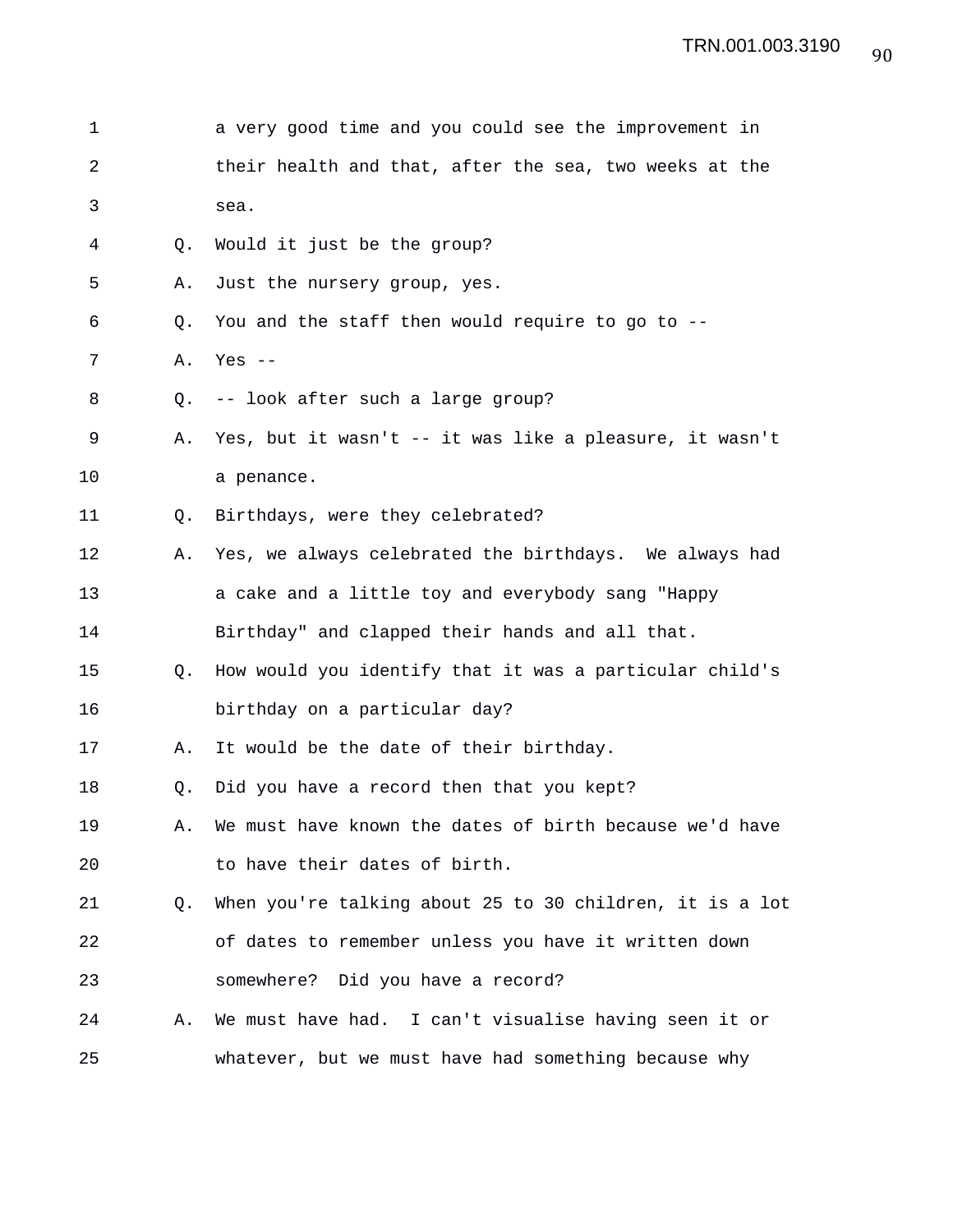a very good time and you could see the improvement in their health and that, after the sea, two weeks at the sea.

Q. Would it just be the group?

A. Just the nursery group, yes.

Q. You and the staff then would require to go to --

A. Yes --

Q. -- look after such a large group?

A. Yes, but it wasn't -- it was like a pleasure, it wasn't a penance.

Q. Birthdays, were they celebrated?

A. Yes, we always celebrated the birthdays. We always had a cake and a little toy and everybody sang "Happy Birthday" and clapped their hands and all that.

Q. How would you identify that it was a particular child's birthday on a particular day?

A. It would be the date of their birthday.

Q. Did you have a record then that you kept?

A. We must have known the dates of birth because we'd have to have their dates of birth.

Q. When you're talking about 25 to 30 children, it is a lot of dates to remember unless you have it written down somewhere? Did you have a record?

A. We must have had. I can't visualise having seen it or whatever, but we must have had something because why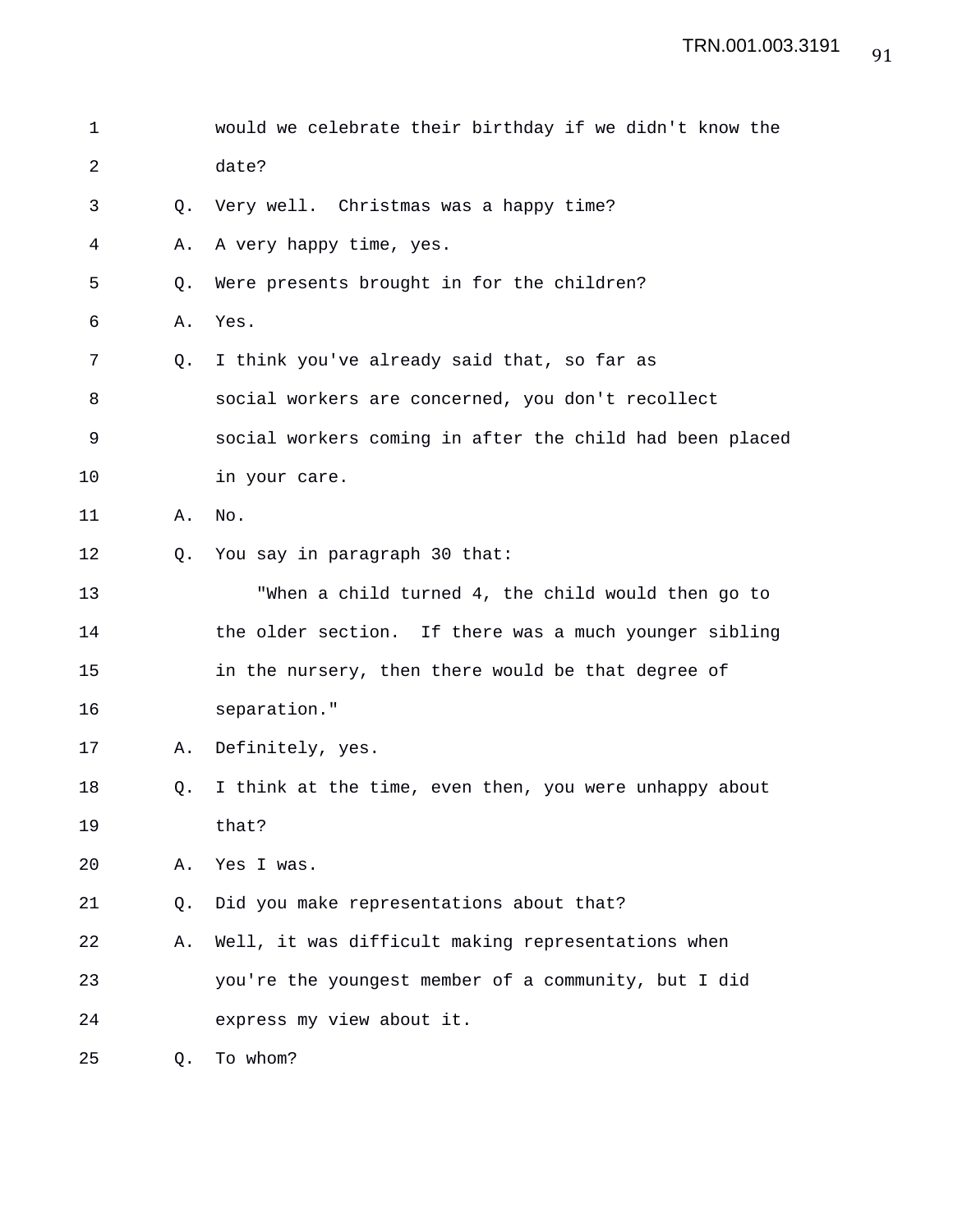would we celebrate their birthday if we didn't know the date?

Q. Very well. Christmas was a happy time?

A. A very happy time, yes.

Q. Were presents brought in for the children?

A. Yes.

Q. I think you've already said that, so far as social workers are concerned, you don't recollect social workers coming in after the child had been placed in your care.

A. No.

Q. You say in paragraph 30 that:

"When a child turned 4, the child would then go to the older section. If there was a much younger sibling in the nursery, then there would be that degree of separation."

A. Definitely, yes.

Q. I think at the time, even then, you were unhappy about that?

A. Yes I was.

Q. Did you make representations about that?

A. Well, it was difficult making representations when you're the youngest member of a community, but I did express my view about it.

Q. To whom?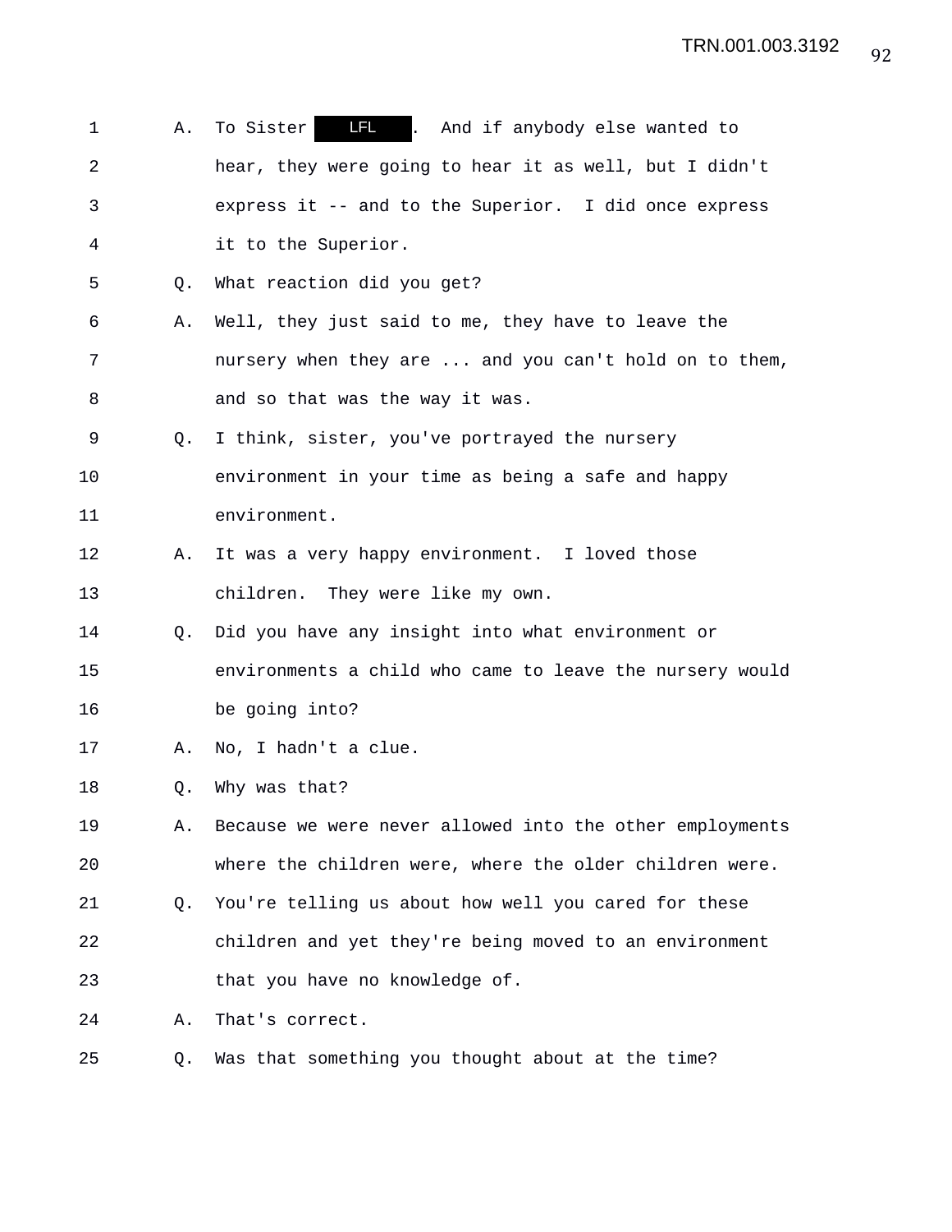1 A. To Sister LFL . And if anybody else wanted to
2 hear, they were going to hear it as well, but I didn't
3 express it -- and to the Superior. I did once express
4 it to the Superior.
5 Q. What reaction did you get?
6 A. Well, they just said to me, they have to leave the
7 nursery when they are ... and you can't hold on to them,
8 and so that was the way it was.
9 Q. I think, sister, you've portrayed the nursery
10 environment in your time as being a safe and happy
11 environment.
12 A. It was a very happy environment. I loved those
13 children. They were like my own.
14 Q. Did you have any insight into what environment or
15 environments a child who came to leave the nursery would
16 be going into?
17 A. No, I hadn't a clue.
18 Q. Why was that?
19 A. Because we were never allowed into the other employments
20 where the children were, where the older children were.
21 Q. You're telling us about how well you cared for these
22 children and yet they're being moved to an environment
23 that you have no knowledge of.
24 A. That's correct.
25 Q. Was that something you thought about at the time?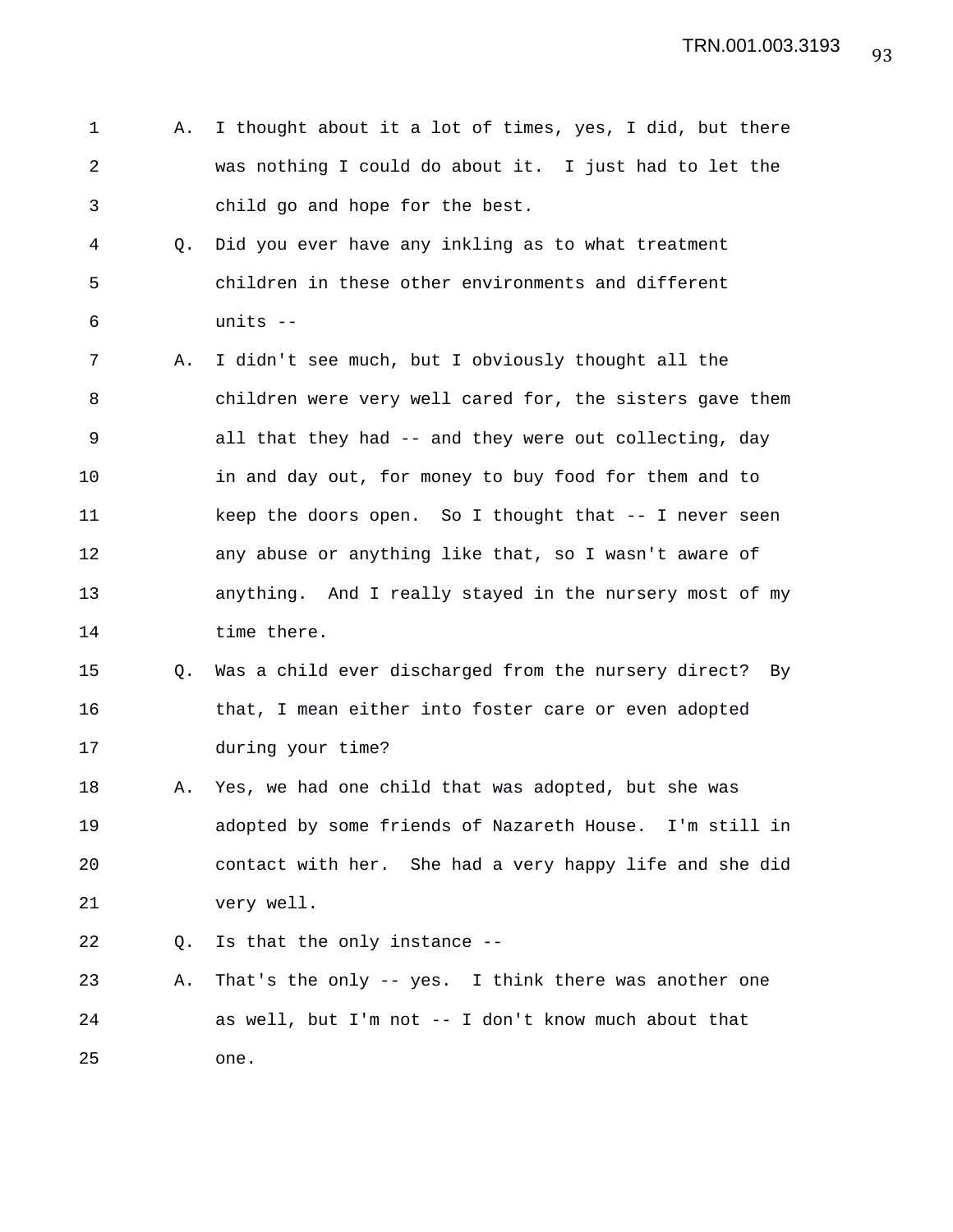A. I thought about it a lot of times, yes, I did, but there was nothing I could do about it. I just had to let the child go and hope for the best.

Q. Did you ever have any inkling as to what treatment children in these other environments and different units --

A. I didn't see much, but I obviously thought all the children were very well cared for, the sisters gave them all that they had -- and they were out collecting, day in and day out, for money to buy food for them and to keep the doors open. So I thought that -- I never seen any abuse or anything like that, so I wasn't aware of anything. And I really stayed in the nursery most of my time there.

Q. Was a child ever discharged from the nursery direct? By that, I mean either into foster care or even adopted during your time?

A. Yes, we had one child that was adopted, but she was adopted by some friends of Nazareth House. I'm still in contact with her. She had a very happy life and she did very well.

Q. Is that the only instance --

A. That's the only -- yes. I think there was another one as well, but I'm not -- I don't know much about that one.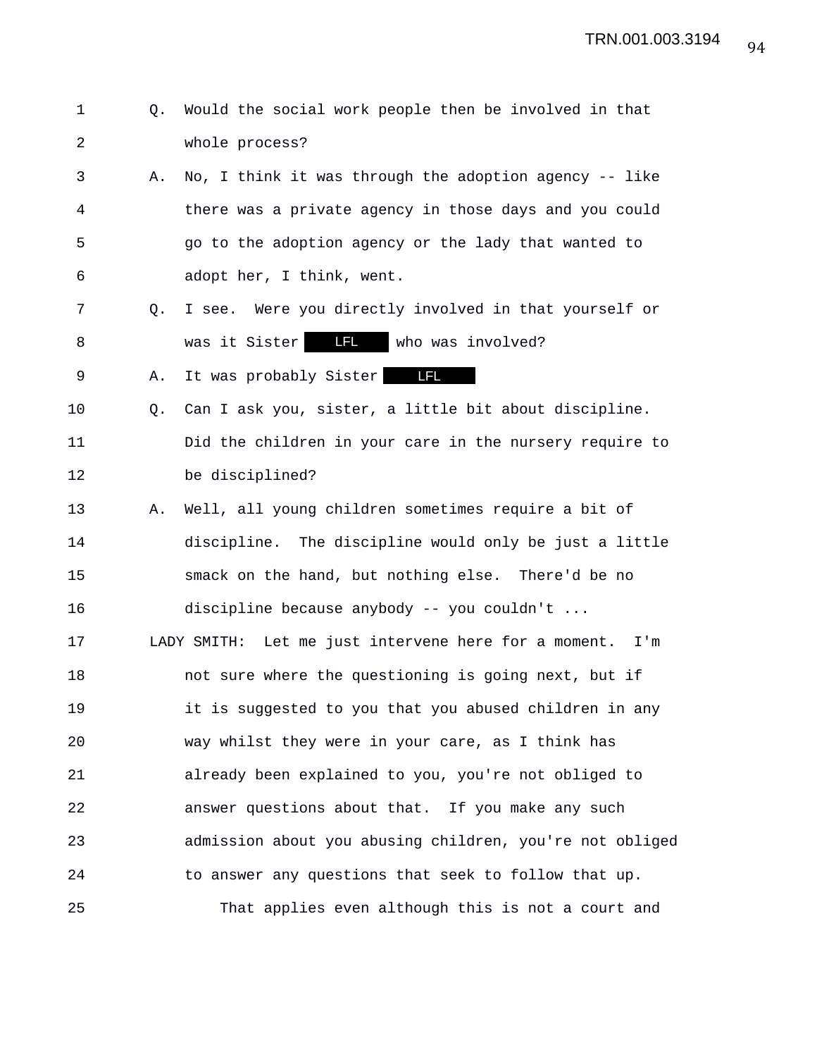Q. Would the social work people then be involved in that whole process?

A. No, I think it was through the adoption agency -- like there was a private agency in those days and you could go to the adoption agency or the lady that wanted to adopt her, I think, went.

Q. I see. Were you directly involved in that yourself or was it Sister LFL who was involved?

A. It was probably Sister LFL

Q. Can I ask you, sister, a little bit about discipline. Did the children in your care in the nursery require to be disciplined?

A. Well, all young children sometimes require a bit of discipline. The discipline would only be just a little smack on the hand, but nothing else. There'd be no discipline because anybody -- you couldn't ...

LADY SMITH: Let me just intervene here for a moment. I'm not sure where the questioning is going next, but if it is suggested to you that you abused children in any way whilst they were in your care, as I think has already been explained to you, you're not obliged to answer questions about that. If you make any such admission about you abusing children, you're not obliged to answer any questions that seek to follow that up.

That applies even although this is not a court and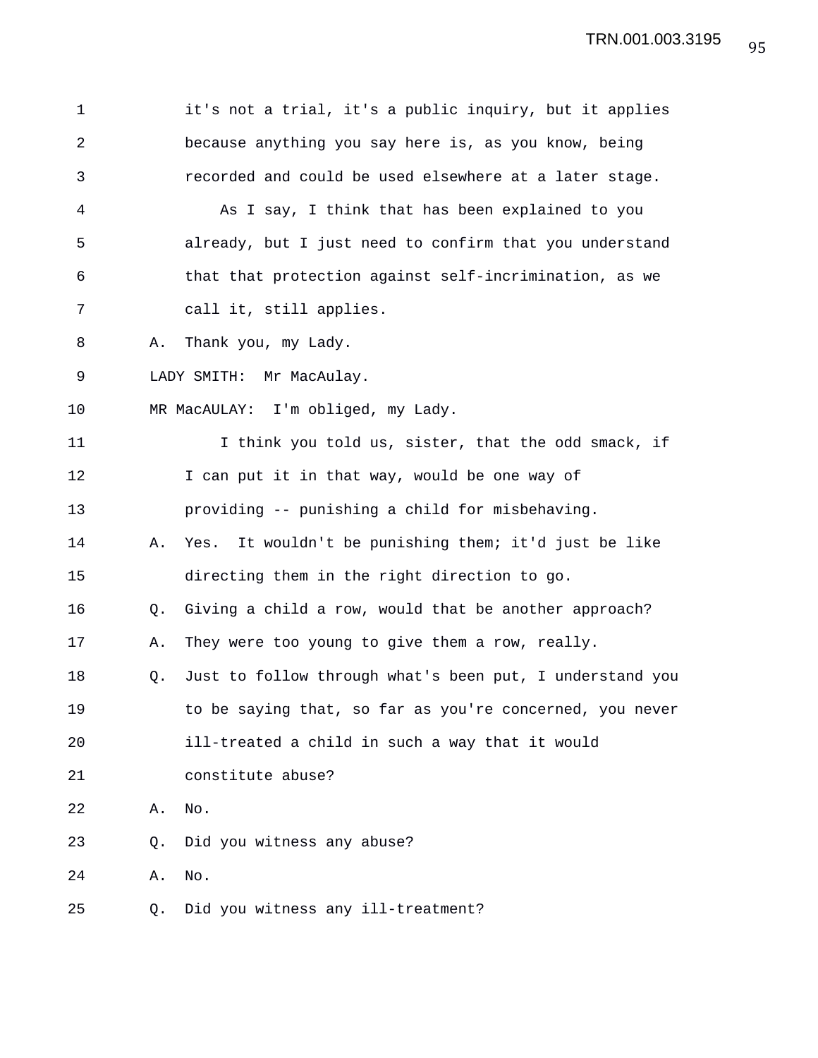it's not a trial, it's a public inquiry, but it applies because anything you say here is, as you know, being recorded and could be used elsewhere at a later stage.

As I say, I think that has been explained to you already, but I just need to confirm that you understand that that protection against self-incrimination, as we call it, still applies.

A. Thank you, my Lady.

LADY SMITH: Mr MacAulay.

MR MacAULAY: I'm obliged, my Lady.

I think you told us, sister, that the odd smack, if I can put it in that way, would be one way of providing -- punishing a child for misbehaving.

A. Yes. It wouldn't be punishing them; it'd just be like directing them in the right direction to go.

Q. Giving a child a row, would that be another approach?

A. They were too young to give them a row, really.

Q. Just to follow through what's been put, I understand you to be saying that, so far as you're concerned, you never ill-treated a child in such a way that it would constitute abuse?

A. No.

Q. Did you witness any abuse?

A. No.

Q. Did you witness any ill-treatment?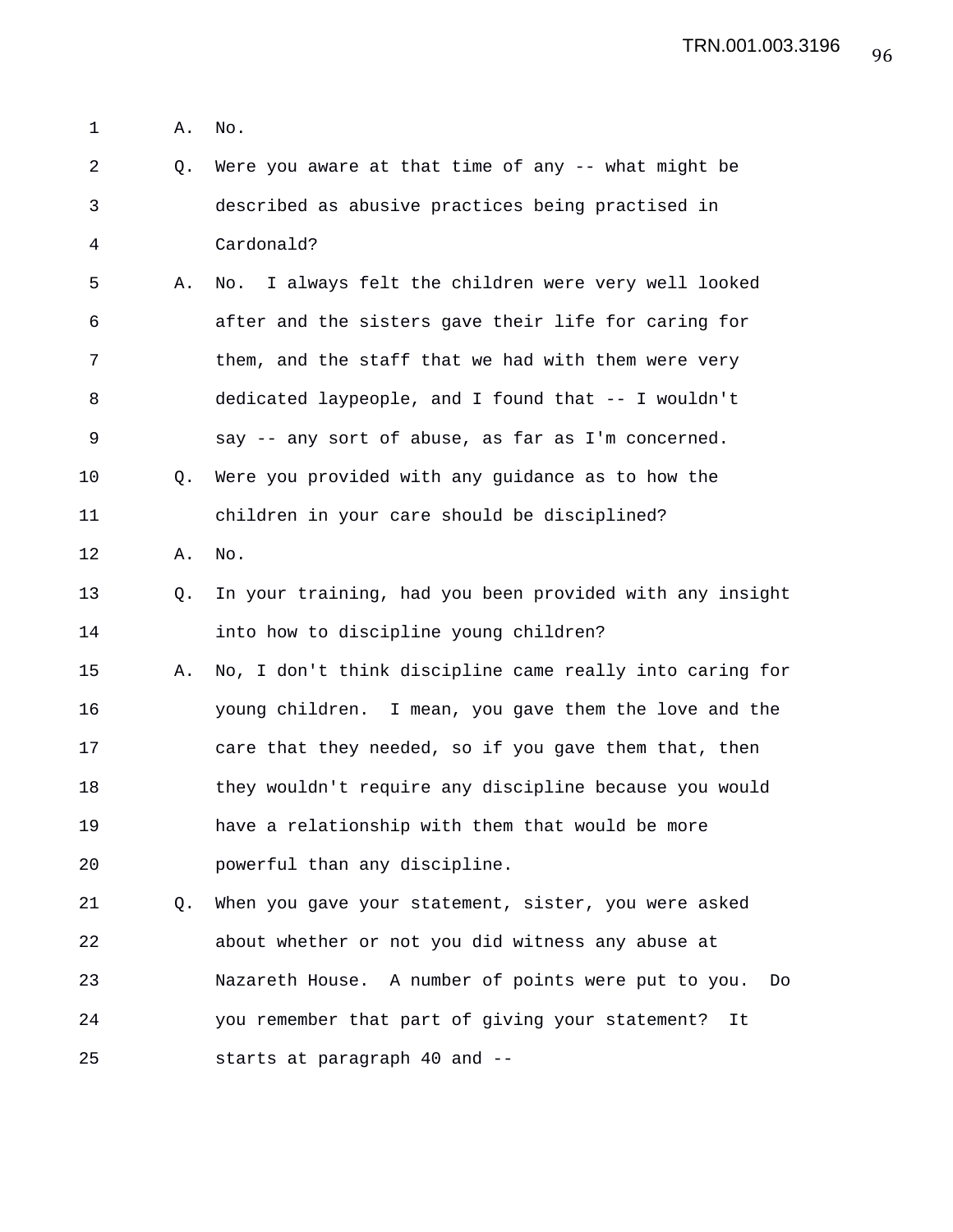1 A. No.

2 Q. Were you aware at that time of any -- what might be

3 described as abusive practices being practised in

4 Cardonald?

5 A. No. I always felt the children were very well looked

6 after and the sisters gave their life for caring for

7 them, and the staff that we had with them were very

8 dedicated laypeople, and I found that -- I wouldn't

9 say -- any sort of abuse, as far as I'm concerned.

10 Q. Were you provided with any guidance as to how the

11 children in your care should be disciplined?

12 A. No.

13 Q. In your training, had you been provided with any insight

14 into how to discipline young children?

15 A. No, I don't think discipline came really into caring for

16 young children. I mean, you gave them the love and the

17 care that they needed, so if you gave them that, then

18 they wouldn't require any discipline because you would

19 have a relationship with them that would be more

20 powerful than any discipline.

21 Q. When you gave your statement, sister, you were asked

22 about whether or not you did witness any abuse at

23 Nazareth House. A number of points were put to you. Do

24 you remember that part of giving your statement? It

25 starts at paragraph 40 and --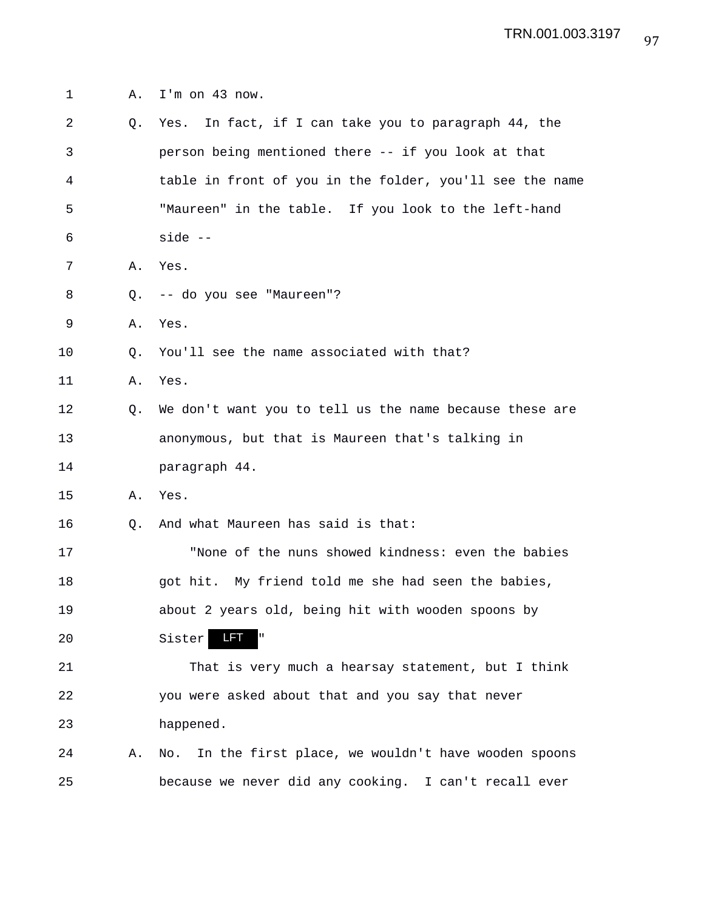1 A. I'm on 43 now.

2 Q. Yes. In fact, if I can take you to paragraph 44, the

3 person being mentioned there -- if you look at that

4 table in front of you in the folder, you'll see the name

5 "Maureen" in the table. If you look to the left-hand

6 side --

7 A. Yes.

8 Q. -- do you see "Maureen"?

9 A. Yes.

10 Q. You'll see the name associated with that?

11 A. Yes.

12 Q. We don't want you to tell us the name because these are

13 anonymous, but that is Maureen that's talking in

14 paragraph 44.

15 A. Yes.

16 Q. And what Maureen has said is that:

17 "None of the nuns showed kindness: even the babies

18 got hit. My friend told me she had seen the babies,

19 about 2 years old, being hit with wooden spoons by

20 Sister LFT "

21 That is very much a hearsay statement, but I think

22 you were asked about that and you say that never

23 happened.

24 A. No. In the first place, we wouldn't have wooden spoons

25 because we never did any cooking. I can't recall ever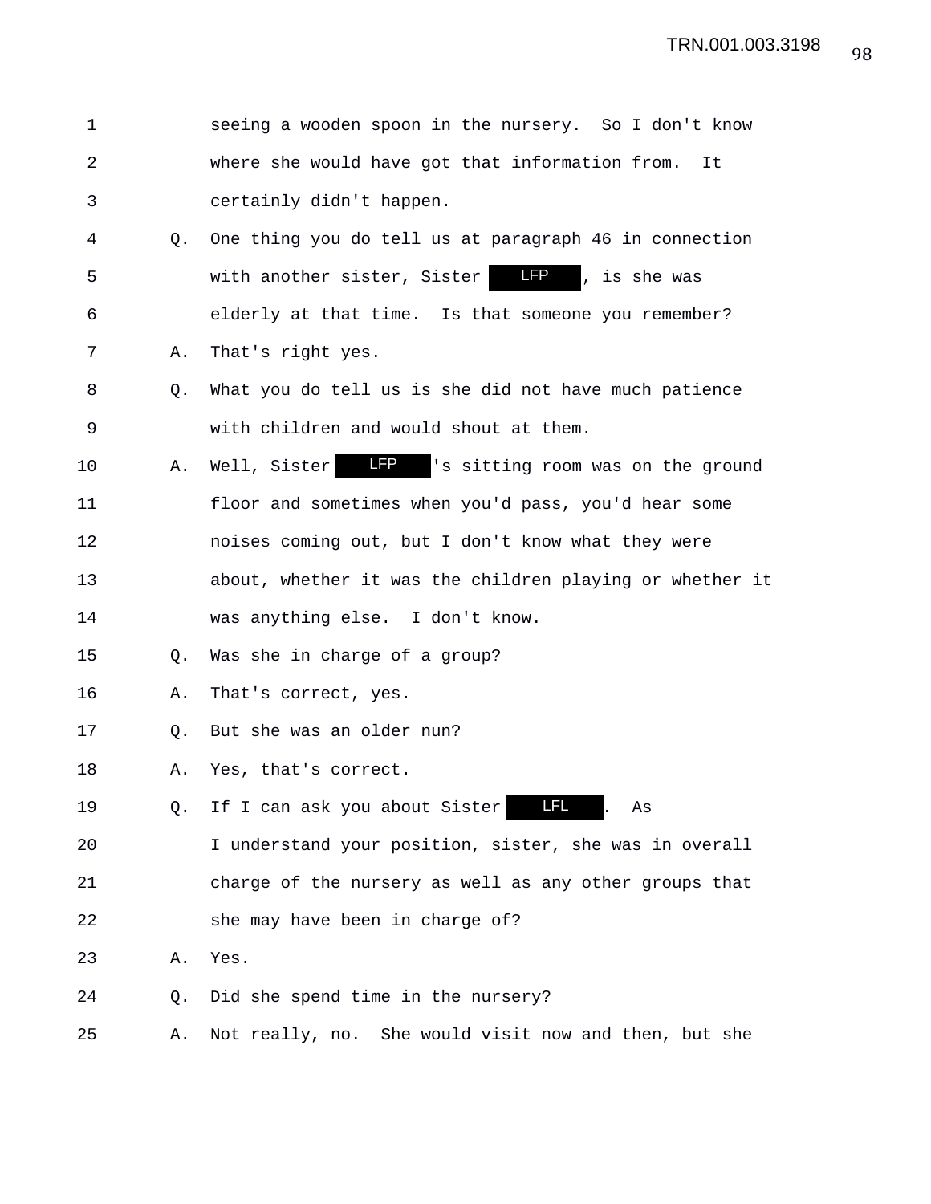1 seeing a wooden spoon in the nursery. So I don't know
2 where she would have got that information from. It
3 certainly didn't happen.
4 Q. One thing you do tell us at paragraph 46 in connection
5 with another sister, Sister LFP, is she was
6 elderly at that time. Is that someone you remember?
7 A. That's right yes.
8 Q. What you do tell us is she did not have much patience
9 with children and would shout at them.
10 A. Well, Sister LFP's sitting room was on the ground
11 floor and sometimes when you'd pass, you'd hear some
12 noises coming out, but I don't know what they were
13 about, whether it was the children playing or whether it
14 was anything else. I don't know.
15 Q. Was she in charge of a group?
16 A. That's correct, yes.
17 Q. But she was an older nun?
18 A. Yes, that's correct.
19 Q. If I can ask you about Sister LFL. As
20 I understand your position, sister, she was in overall
21 charge of the nursery as well as any other groups that
22 she may have been in charge of?
23 A. Yes.
24 Q. Did she spend time in the nursery?
25 A. Not really, no. She would visit now and then, but she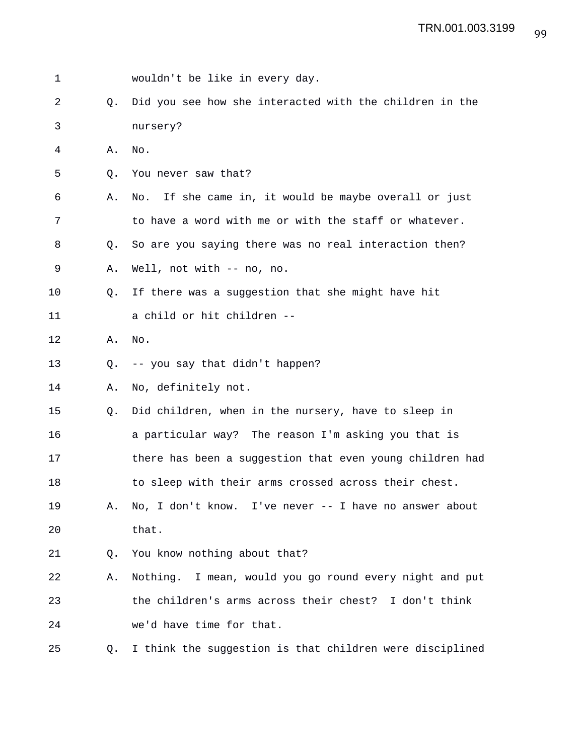wouldn't be like in every day.

Q. Did you see how she interacted with the children in the nursery?

A. No.

Q. You never saw that?

A. No. If she came in, it would be maybe overall or just to have a word with me or with the staff or whatever.

Q. So are you saying there was no real interaction then?

A. Well, not with -- no, no.

Q. If there was a suggestion that she might have hit a child or hit children --

A. No.

Q. -- you say that didn't happen?

A. No, definitely not.

Q. Did children, when in the nursery, have to sleep in a particular way? The reason I'm asking you that is there has been a suggestion that even young children had to sleep with their arms crossed across their chest.

A. No, I don't know. I've never -- I have no answer about that.

Q. You know nothing about that?

A. Nothing. I mean, would you go round every night and put the children's arms across their chest? I don't think we'd have time for that.

Q. I think the suggestion is that children were disciplined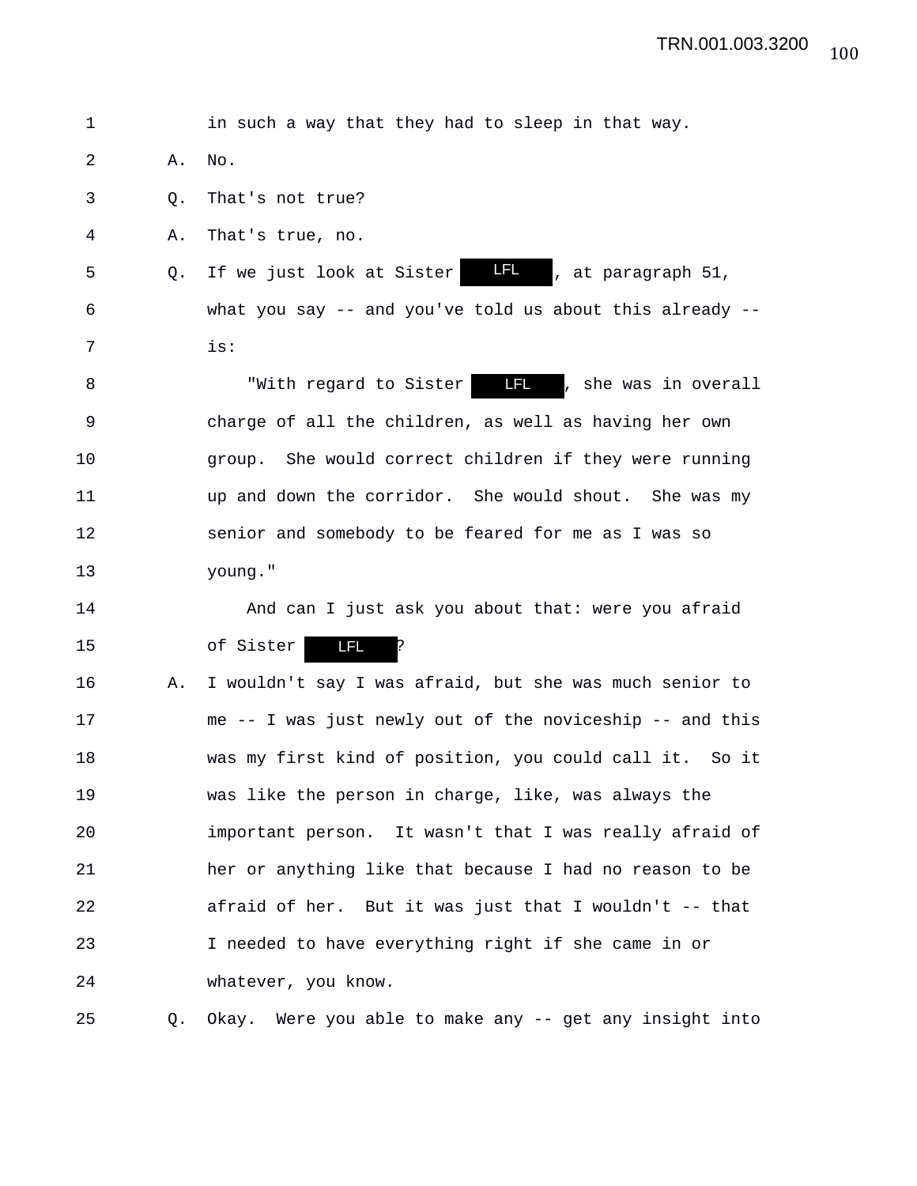1 in such a way that they had to sleep in that way.

2 A. No.

3 Q. That's not true?

4 A. That's true, no.

5 Q. If we just look at Sister LFL, at paragraph 51,

6 what you say -- and you've told us about this already --

7 is:

8 "With regard to Sister LFL, she was in overall

9 charge of all the children, as well as having her own

10 group. She would correct children if they were running

11 up and down the corridor. She would shout. She was my

12 senior and somebody to be feared for me as I was so

13 young."

14 And can I just ask you about that: were you afraid

15 of Sister LFL?

16 A. I wouldn't say I was afraid, but she was much senior to

17 me -- I was just newly out of the noviceship -- and this

18 was my first kind of position, you could call it. So it

19 was like the person in charge, like, was always the

20 important person. It wasn't that I was really afraid of

21 her or anything like that because I had no reason to be

22 afraid of her. But it was just that I wouldn't -- that

23 I needed to have everything right if she came in or

24 whatever, you know.

25 Q. Okay. Were you able to make any -- get any insight into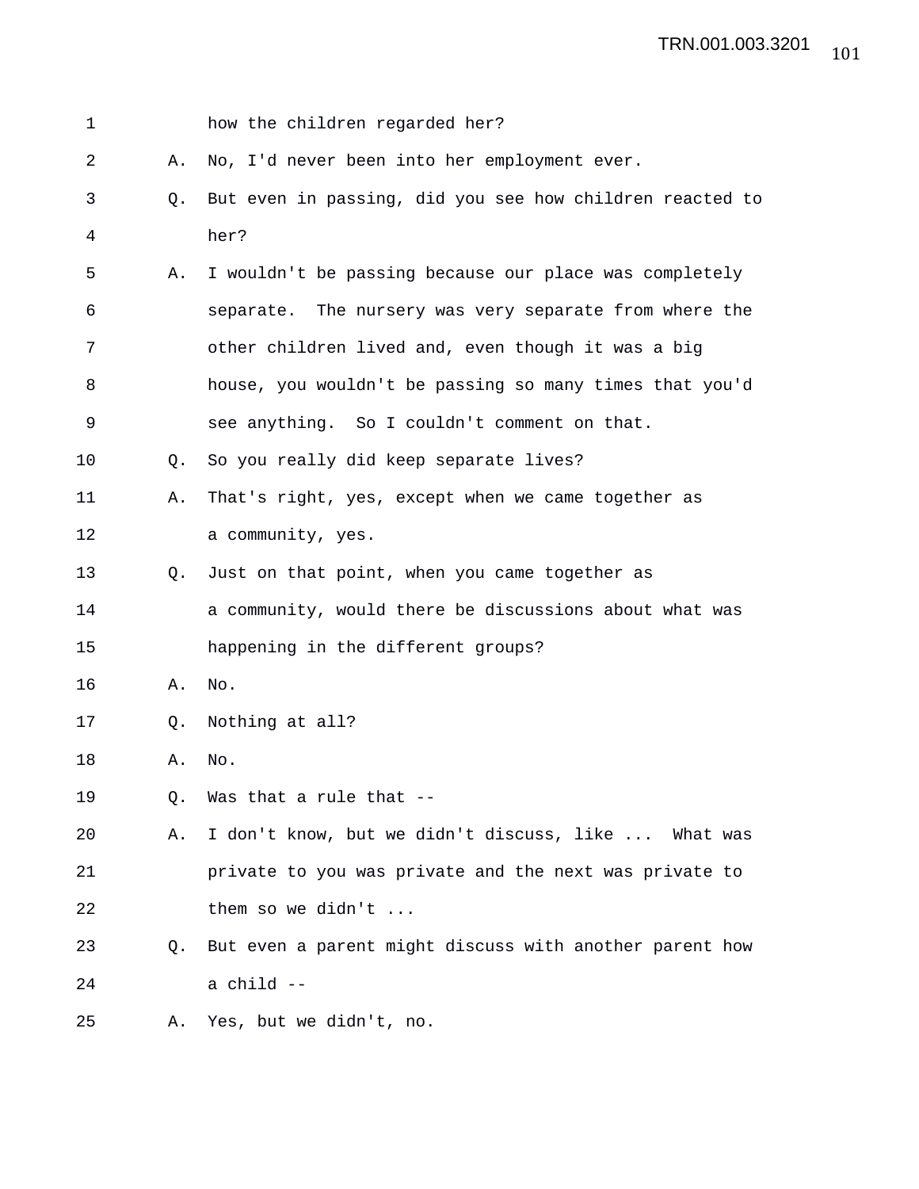how the children regarded her?

A. No, I'd never been into her employment ever.

Q. But even in passing, did you see how children reacted to her?

A. I wouldn't be passing because our place was completely separate. The nursery was very separate from where the other children lived and, even though it was a big house, you wouldn't be passing so many times that you'd see anything. So I couldn't comment on that.

Q. So you really did keep separate lives?

A. That's right, yes, except when we came together as a community, yes.

Q. Just on that point, when you came together as a community, would there be discussions about what was happening in the different groups?

A. No.

Q. Nothing at all?

A. No.

Q. Was that a rule that --

A. I don't know, but we didn't discuss, like ... What was private to you was private and the next was private to them so we didn't ...

Q. But even a parent might discuss with another parent how a child --

A. Yes, but we didn't, no.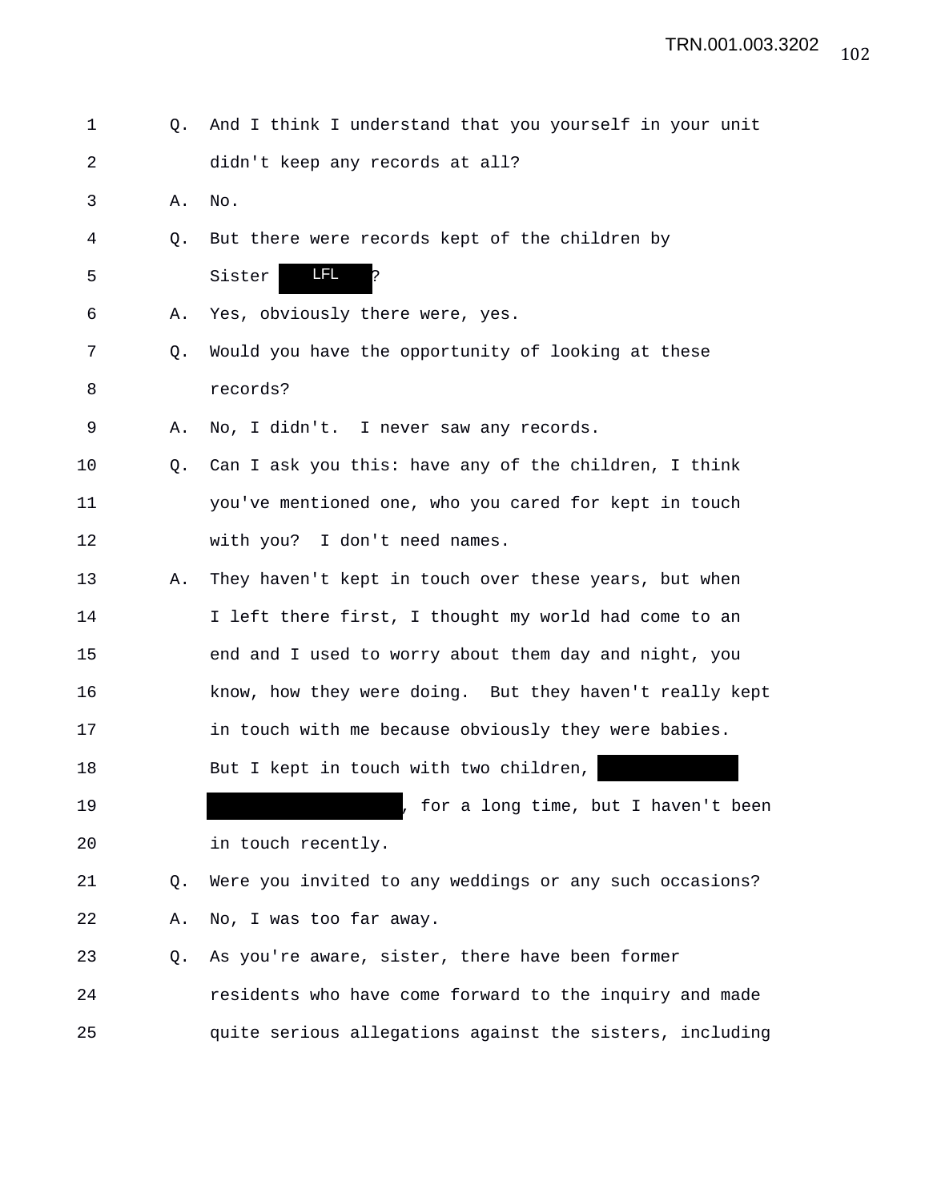1 Q. And I think I understand that you yourself in your unit
2 didn't keep any records at all?
3 A. No.
4 Q. But there were records kept of the children by
5 Sister LFL ?
6 A. Yes, obviously there were, yes.
7 Q. Would you have the opportunity of looking at these
8 records?
9 A. No, I didn't. I never saw any records.
10 Q. Can I ask you this: have any of the children, I think
11 you've mentioned one, who you cared for kept in touch
12 with you? I don't need names.
13 A. They haven't kept in touch over these years, but when
14 I left there first, I thought my world had come to an
15 end and I used to worry about them day and night, you
16 know, how they were doing. But they haven't really kept
17 in touch with me because obviously they were babies.
18 But I kept in touch with two children, [REDACTED]
19 [REDACTED], for a long time, but I haven't been
20 in touch recently.
21 Q. Were you invited to any weddings or any such occasions?
22 A. No, I was too far away.
23 Q. As you're aware, sister, there have been former
24 residents who have come forward to the inquiry and made
25 quite serious allegations against the sisters, including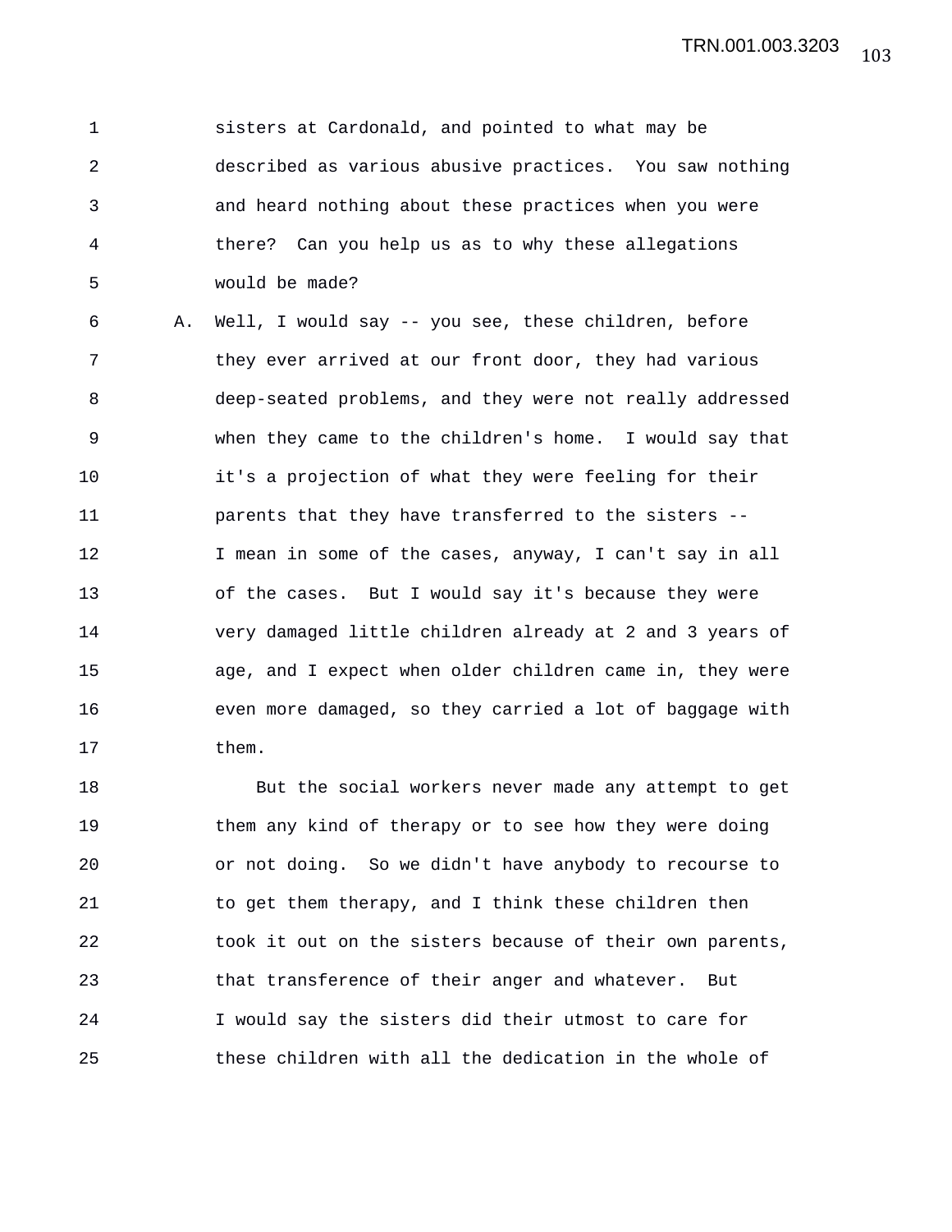sisters at Cardonald, and pointed to what may be described as various abusive practices. You saw nothing and heard nothing about these practices when you were there? Can you help us as to why these allegations would be made?

A. Well, I would say -- you see, these children, before they ever arrived at our front door, they had various deep-seated problems, and they were not really addressed when they came to the children's home. I would say that it's a projection of what they were feeling for their parents that they have transferred to the sisters -- I mean in some of the cases, anyway, I can't say in all of the cases. But I would say it's because they were very damaged little children already at 2 and 3 years of age, and I expect when older children came in, they were even more damaged, so they carried a lot of baggage with them.

But the social workers never made any attempt to get them any kind of therapy or to see how they were doing or not doing. So we didn't have anybody to recourse to to get them therapy, and I think these children then took it out on the sisters because of their own parents, that transference of their anger and whatever. But I would say the sisters did their utmost to care for these children with all the dedication in the whole of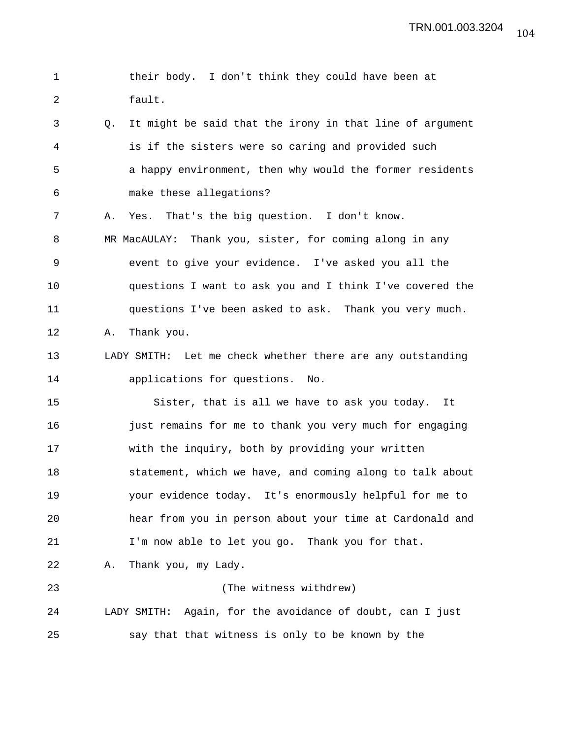their body. I don't think they could have been at fault.

Q. It might be said that the irony in that line of argument is if the sisters were so caring and provided such a happy environment, then why would the former residents make these allegations?

A. Yes. That's the big question. I don't know.

MR MacAULAY: Thank you, sister, for coming along in any event to give your evidence. I've asked you all the questions I want to ask you and I think I've covered the questions I've been asked to ask. Thank you very much.

A. Thank you.

LADY SMITH: Let me check whether there are any outstanding applications for questions. No.

Sister, that is all we have to ask you today. It just remains for me to thank you very much for engaging with the inquiry, both by providing your written statement, which we have, and coming along to talk about your evidence today. It's enormously helpful for me to hear from you in person about your time at Cardonald and I'm now able to let you go. Thank you for that.

A. Thank you, my Lady.

(The witness withdrew)

LADY SMITH: Again, for the avoidance of doubt, can I just say that that witness is only to be known by the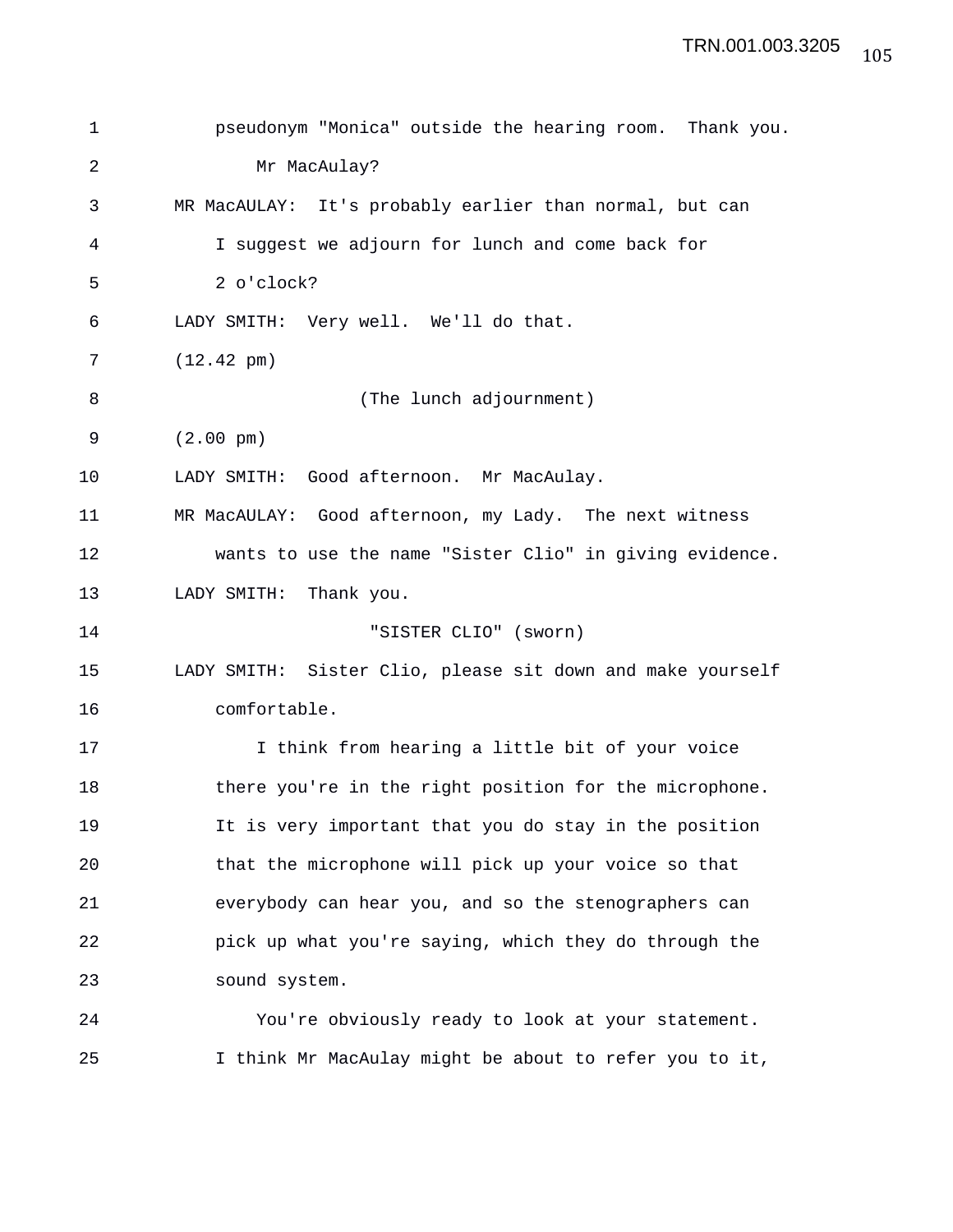1 pseudonym "Monica" outside the hearing room. Thank you.

2 Mr MacAulay?

3 MR MacAULAY: It's probably earlier than normal, but can

4 I suggest we adjourn for lunch and come back for

5 2 o'clock?

6 LADY SMITH: Very well. We'll do that.

7 (12.42 pm)

8 (The lunch adjournment)

9 (2.00 pm)

10 LADY SMITH: Good afternoon. Mr MacAulay.

11 MR MacAULAY: Good afternoon, my Lady. The next witness

12 wants to use the name "Sister Clio" in giving evidence.

13 LADY SMITH: Thank you.

14 "SISTER CLIO" (sworn)

15 LADY SMITH: Sister Clio, please sit down and make yourself

16 comfortable.

17 I think from hearing a little bit of your voice

18 there you're in the right position for the microphone.

19 It is very important that you do stay in the position

20 that the microphone will pick up your voice so that

21 everybody can hear you, and so the stenographers can

22 pick up what you're saying, which they do through the

23 sound system.

24 You're obviously ready to look at your statement.

25 I think Mr MacAulay might be about to refer you to it,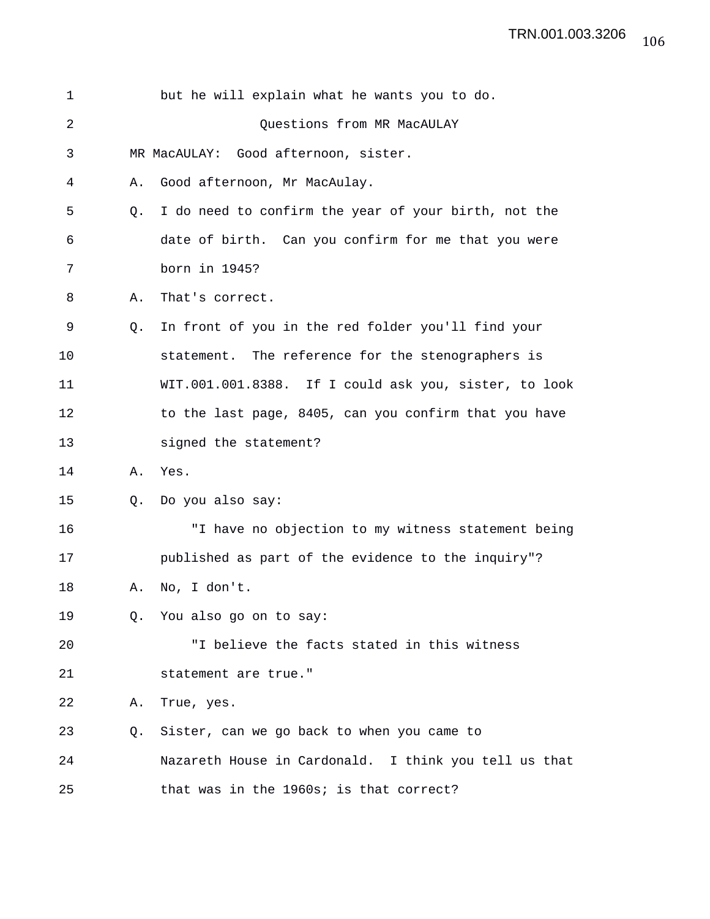but he will explain what he wants you to do.

## Questions from MR MacAULAY

MR MacAULAY: Good afternoon, sister.

A. Good afternoon, Mr MacAulay.

Q. I do need to confirm the year of your birth, not the date of birth. Can you confirm for me that you were born in 1945?

A. That's correct.

Q. In front of you in the red folder you'll find your statement. The reference for the stenographers is WIT.001.001.8388. If I could ask you, sister, to look to the last page, 8405, can you confirm that you have signed the statement?

A. Yes.

Q. Do you also say:

"I have no objection to my witness statement being published as part of the evidence to the inquiry"?

A. No, I don't.

Q. You also go on to say:

"I believe the facts stated in this witness statement are true."

A. True, yes.

Q. Sister, can we go back to when you came to Nazareth House in Cardonald. I think you tell us that that was in the 1960s; is that correct?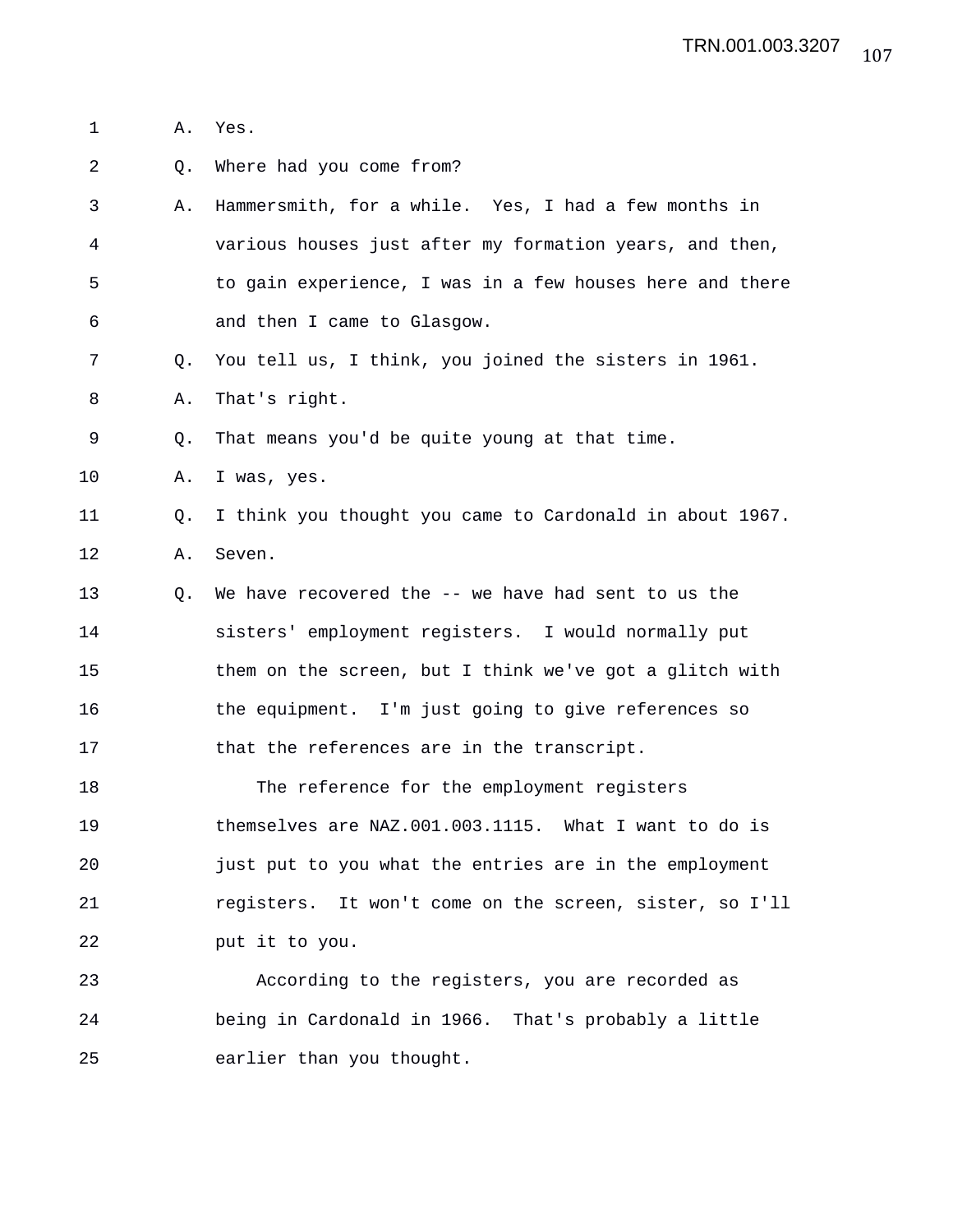A. Yes.

Q. Where had you come from?

A. Hammersmith, for a while. Yes, I had a few months in various houses just after my formation years, and then, to gain experience, I was in a few houses here and there and then I came to Glasgow.

Q. You tell us, I think, you joined the sisters in 1961.

A. That's right.

Q. That means you'd be quite young at that time.

A. I was, yes.

Q. I think you thought you came to Cardonald in about 1967.

A. Seven.

Q. We have recovered the -- we have had sent to us the sisters' employment registers. I would normally put them on the screen, but I think we've got a glitch with the equipment. I'm just going to give references so that the references are in the transcript.

The reference for the employment registers themselves are NAZ.001.003.1115. What I want to do is just put to you what the entries are in the employment registers. It won't come on the screen, sister, so I'll put it to you.

According to the registers, you are recorded as being in Cardonald in 1966. That's probably a little earlier than you thought.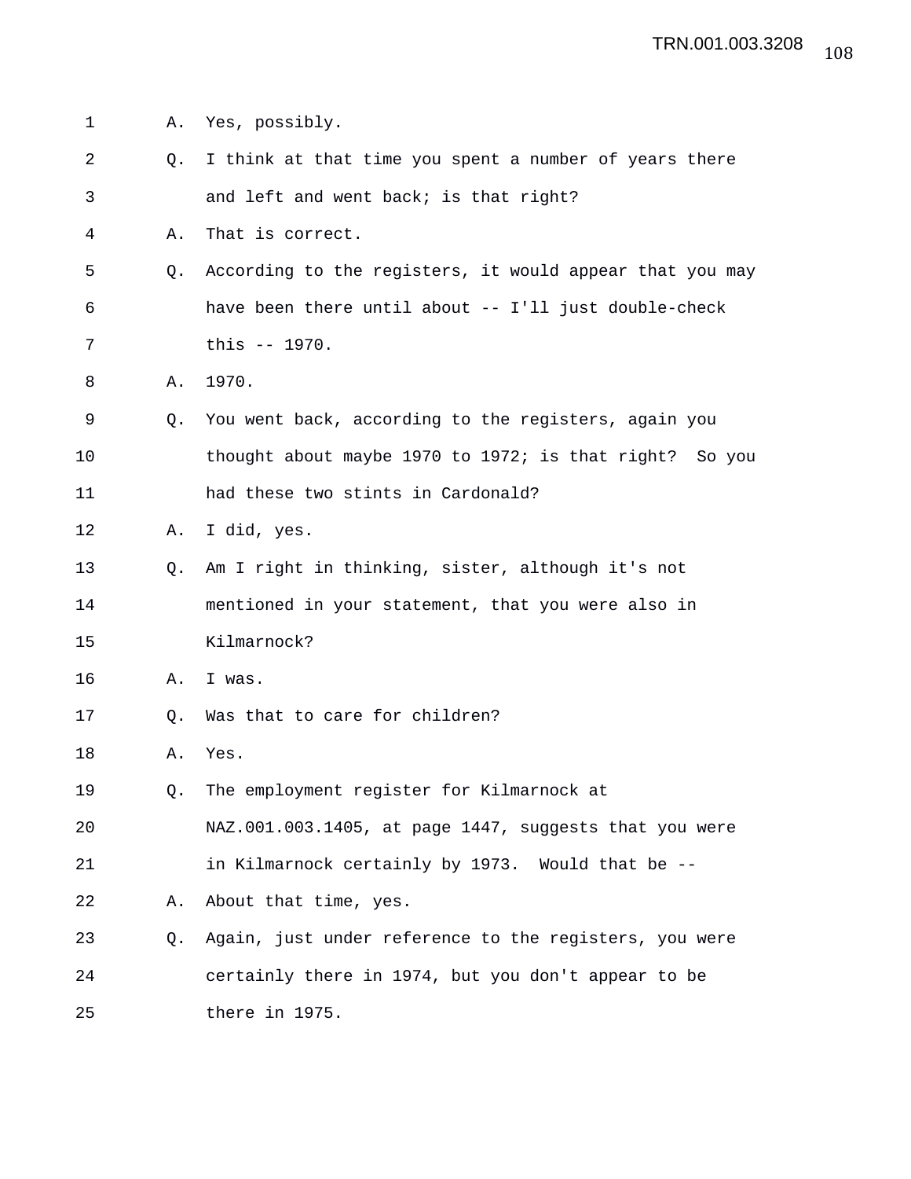A. Yes, possibly.

Q. I think at that time you spent a number of years there and left and went back; is that right?

A. That is correct.

Q. According to the registers, it would appear that you may have been there until about -- I'll just double-check this -- 1970.

A. 1970.

Q. You went back, according to the registers, again you thought about maybe 1970 to 1972; is that right? So you had these two stints in Cardonald?

A. I did, yes.

Q. Am I right in thinking, sister, although it's not mentioned in your statement, that you were also in Kilmarnock?

A. I was.

Q. Was that to care for children?

A. Yes.

Q. The employment register for Kilmarnock at NAZ.001.003.1405, at page 1447, suggests that you were in Kilmarnock certainly by 1973. Would that be --

A. About that time, yes.

Q. Again, just under reference to the registers, you were certainly there in 1974, but you don't appear to be there in 1975.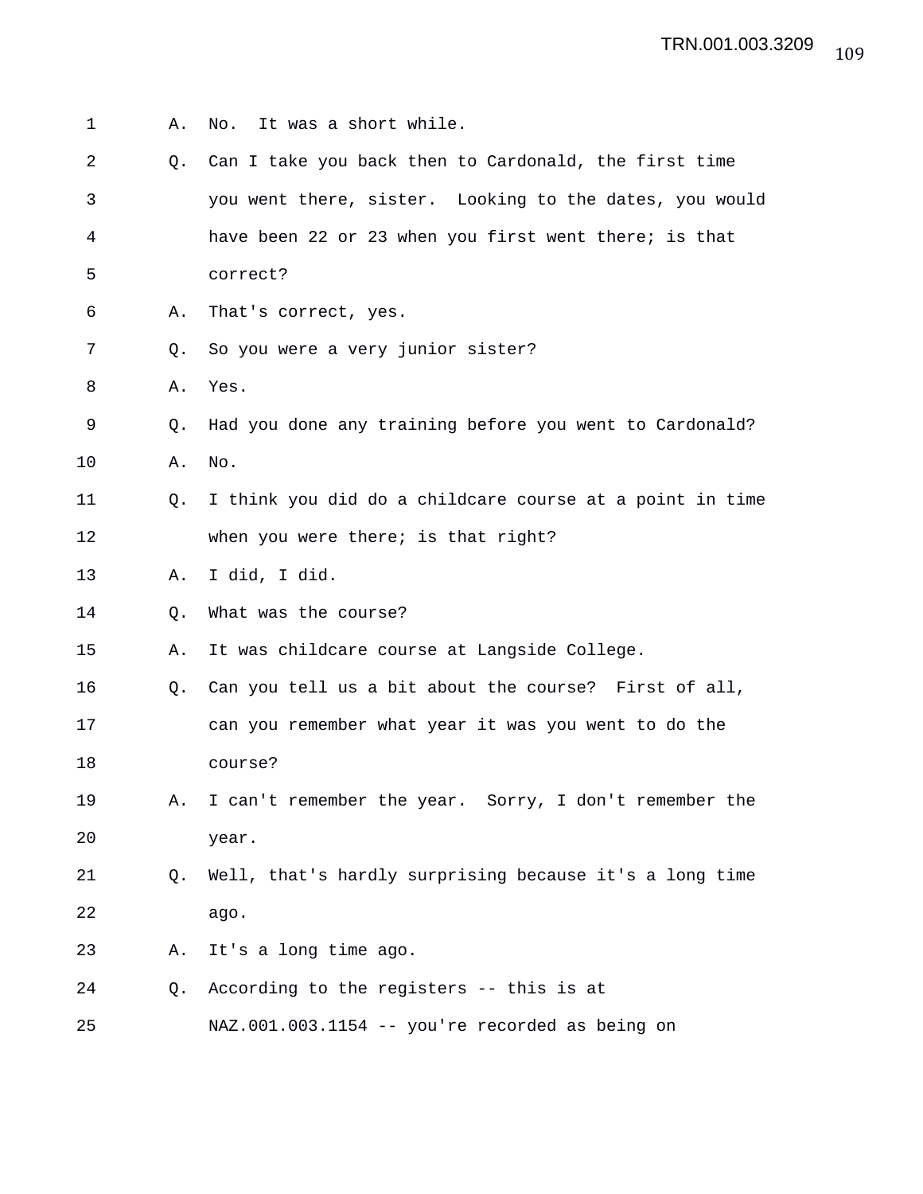A. No. It was a short while.

Q. Can I take you back then to Cardonald, the first time you went there, sister. Looking to the dates, you would have been 22 or 23 when you first went there; is that correct?

A. That's correct, yes.

Q. So you were a very junior sister?

A. Yes.

Q. Had you done any training before you went to Cardonald?

A. No.

Q. I think you did do a childcare course at a point in time when you were there; is that right?

A. I did, I did.

Q. What was the course?

A. It was childcare course at Langside College.

Q. Can you tell us a bit about the course? First of all, can you remember what year it was you went to do the course?

A. I can't remember the year. Sorry, I don't remember the year.

Q. Well, that's hardly surprising because it's a long time ago.

A. It's a long time ago.

Q. According to the registers -- this is at NAZ.001.003.1154 -- you're recorded as being on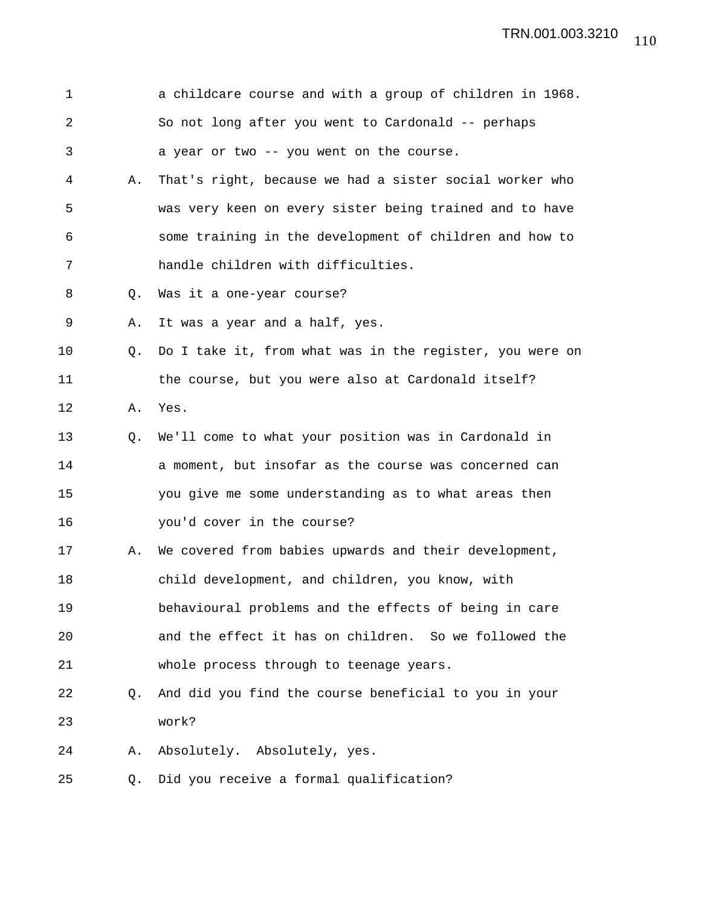a childcare course and with a group of children in 1968. So not long after you went to Cardonald -- perhaps a year or two -- you went on the course.

A. That's right, because we had a sister social worker who was very keen on every sister being trained and to have some training in the development of children and how to handle children with difficulties.

Q. Was it a one-year course?

A. It was a year and a half, yes.

Q. Do I take it, from what was in the register, you were on the course, but you were also at Cardonald itself?

A. Yes.

Q. We'll come to what your position was in Cardonald in a moment, but insofar as the course was concerned can you give me some understanding as to what areas then you'd cover in the course?

A. We covered from babies upwards and their development, child development, and children, you know, with behavioural problems and the effects of being in care and the effect it has on children. So we followed the whole process through to teenage years.

Q. And did you find the course beneficial to you in your work?

A. Absolutely. Absolutely, yes.

Q. Did you receive a formal qualification?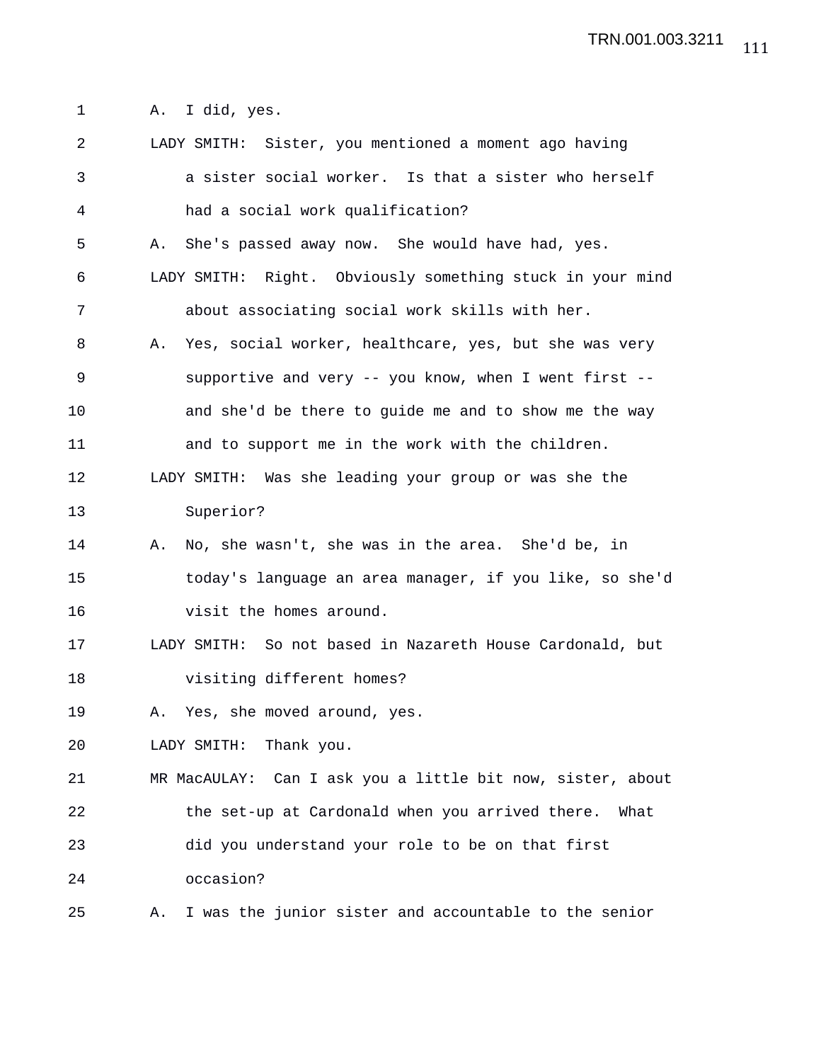A. I did, yes.

LADY SMITH: Sister, you mentioned a moment ago having a sister social worker. Is that a sister who herself had a social work qualification?

A. She's passed away now. She would have had, yes.

LADY SMITH: Right. Obviously something stuck in your mind about associating social work skills with her.

A. Yes, social worker, healthcare, yes, but she was very supportive and very -- you know, when I went first -- and she'd be there to guide me and to show me the way and to support me in the work with the children.

LADY SMITH: Was she leading your group or was she the Superior?

A. No, she wasn't, she was in the area. She'd be, in today's language an area manager, if you like, so she'd visit the homes around.

LADY SMITH: So not based in Nazareth House Cardonald, but visiting different homes?

A. Yes, she moved around, yes.

LADY SMITH: Thank you.

MR MacAULAY: Can I ask you a little bit now, sister, about the set-up at Cardonald when you arrived there. What did you understand your role to be on that first occasion?

A. I was the junior sister and accountable to the senior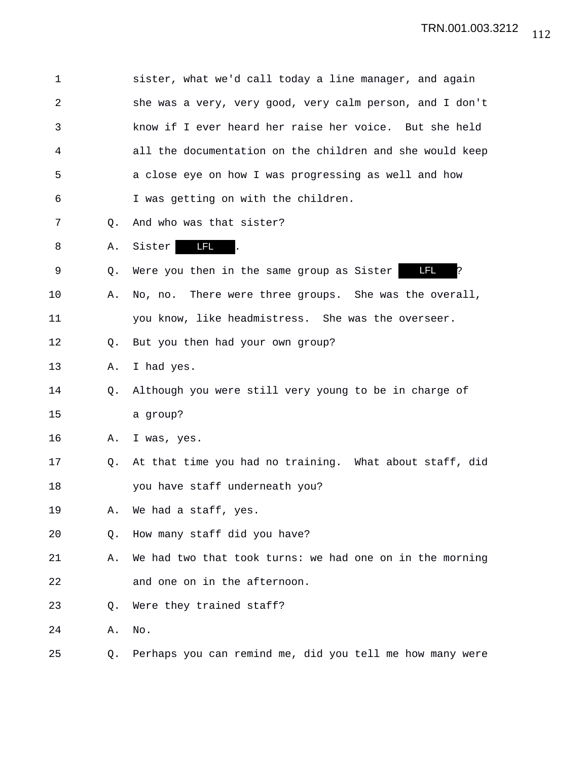sister, what we'd call today a line manager, and again she was a very, very good, very calm person, and I don't know if I ever heard her raise her voice. But she held all the documentation on the children and she would keep a close eye on how I was progressing as well and how I was getting on with the children.

Q. And who was that sister?

A. Sister LFL.

Q. Were you then in the same group as Sister LFL?

A. No, no. There were three groups. She was the overall, you know, like headmistress. She was the overseer.

Q. But you then had your own group?

A. I had yes.

Q. Although you were still very young to be in charge of a group?

A. I was, yes.

Q. At that time you had no training. What about staff, did you have staff underneath you?

A. We had a staff, yes.

Q. How many staff did you have?

A. We had two that took turns: we had one on in the morning and one on in the afternoon.

Q. Were they trained staff?

A. No.

Q. Perhaps you can remind me, did you tell me how many were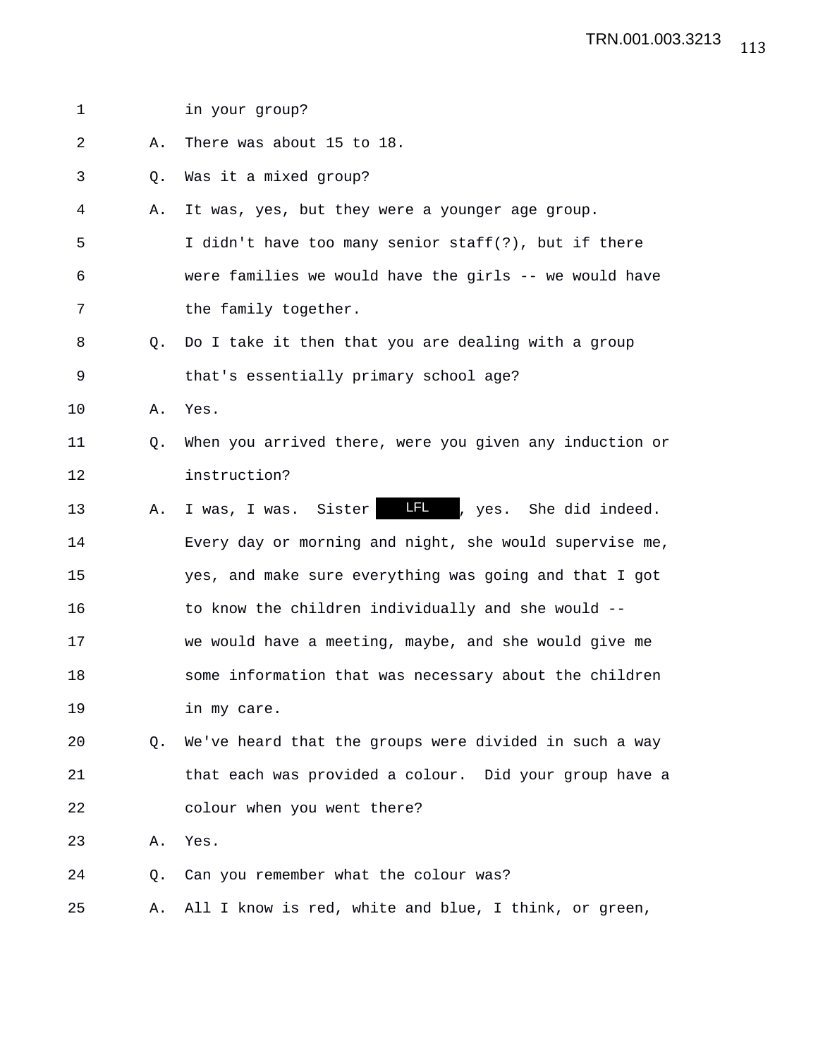1 in your group?

2 A. There was about 15 to 18.

3 Q. Was it a mixed group?

4 A. It was, yes, but they were a younger age group.

5 I didn't have too many senior staff(?), but if there

6 were families we would have the girls -- we would have

7 the family together.

8 Q. Do I take it then that you are dealing with a group

9 that's essentially primary school age?

10 A. Yes.

11 Q. When you arrived there, were you given any induction or

12 instruction?

13 A. I was, I was. Sister LFL, yes. She did indeed.

14 Every day or morning and night, she would supervise me,

15 yes, and make sure everything was going and that I got

16 to know the children individually and she would --

17 we would have a meeting, maybe, and she would give me

18 some information that was necessary about the children

19 in my care.

20 Q. We've heard that the groups were divided in such a way

21 that each was provided a colour. Did your group have a

22 colour when you went there?

23 A. Yes.

24 Q. Can you remember what the colour was?

25 A. All I know is red, white and blue, I think, or green,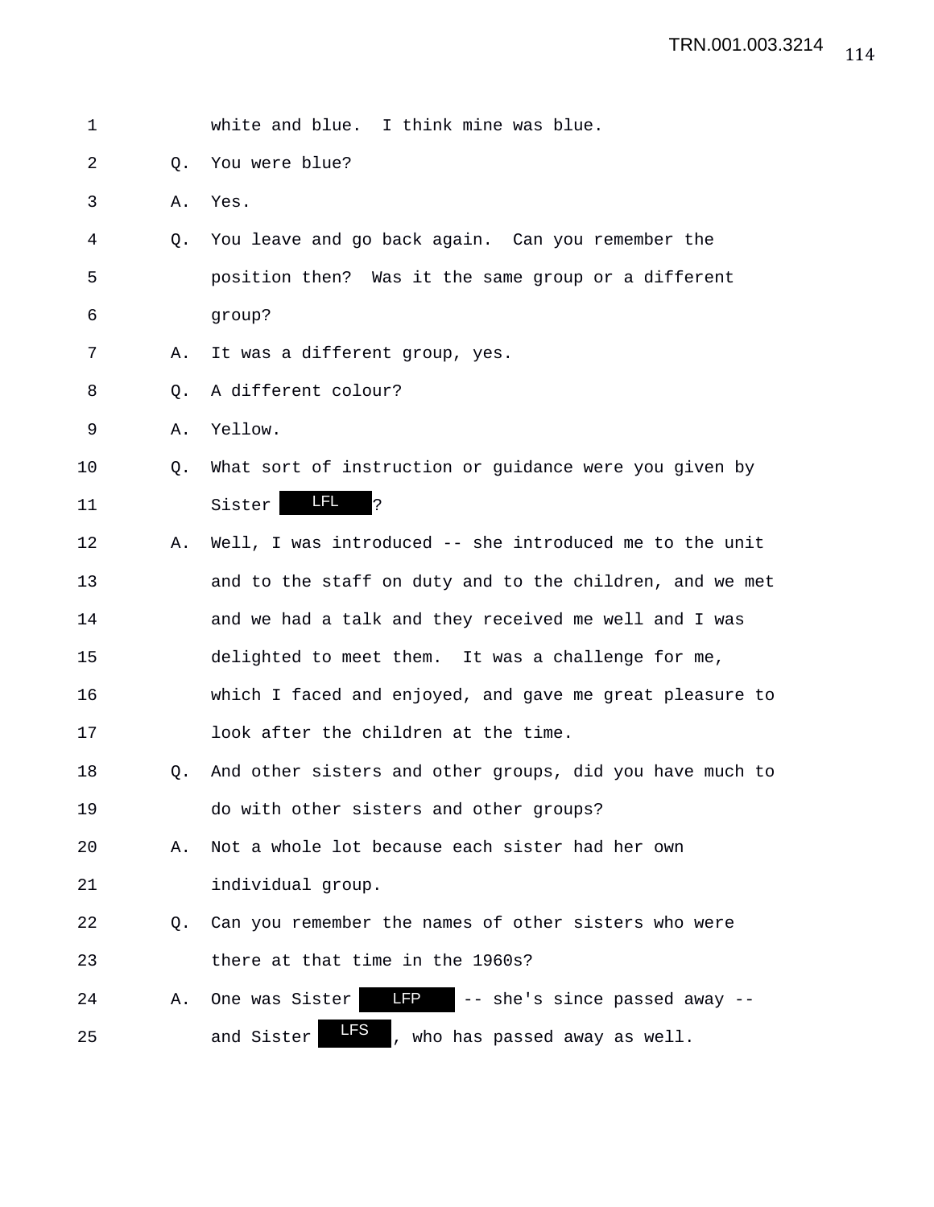1 white and blue. I think mine was blue.

2 Q. You were blue?

3 A. Yes.

4 Q. You leave and go back again. Can you remember the

5 position then? Was it the same group or a different

6 group?

7 A. It was a different group, yes.

8 Q. A different colour?

9 A. Yellow.

10 Q. What sort of instruction or guidance were you given by

11 Sister LFL?

12 A. Well, I was introduced -- she introduced me to the unit

13 and to the staff on duty and to the children, and we met

14 and we had a talk and they received me well and I was

15 delighted to meet them. It was a challenge for me,

16 which I faced and enjoyed, and gave me great pleasure to

17 look after the children at the time.

18 Q. And other sisters and other groups, did you have much to

19 do with other sisters and other groups?

20 A. Not a whole lot because each sister had her own

21 individual group.

22 Q. Can you remember the names of other sisters who were

23 there at that time in the 1960s?

24 A. One was Sister LFP -- she's since passed away --

25 and Sister LFS, who has passed away as well.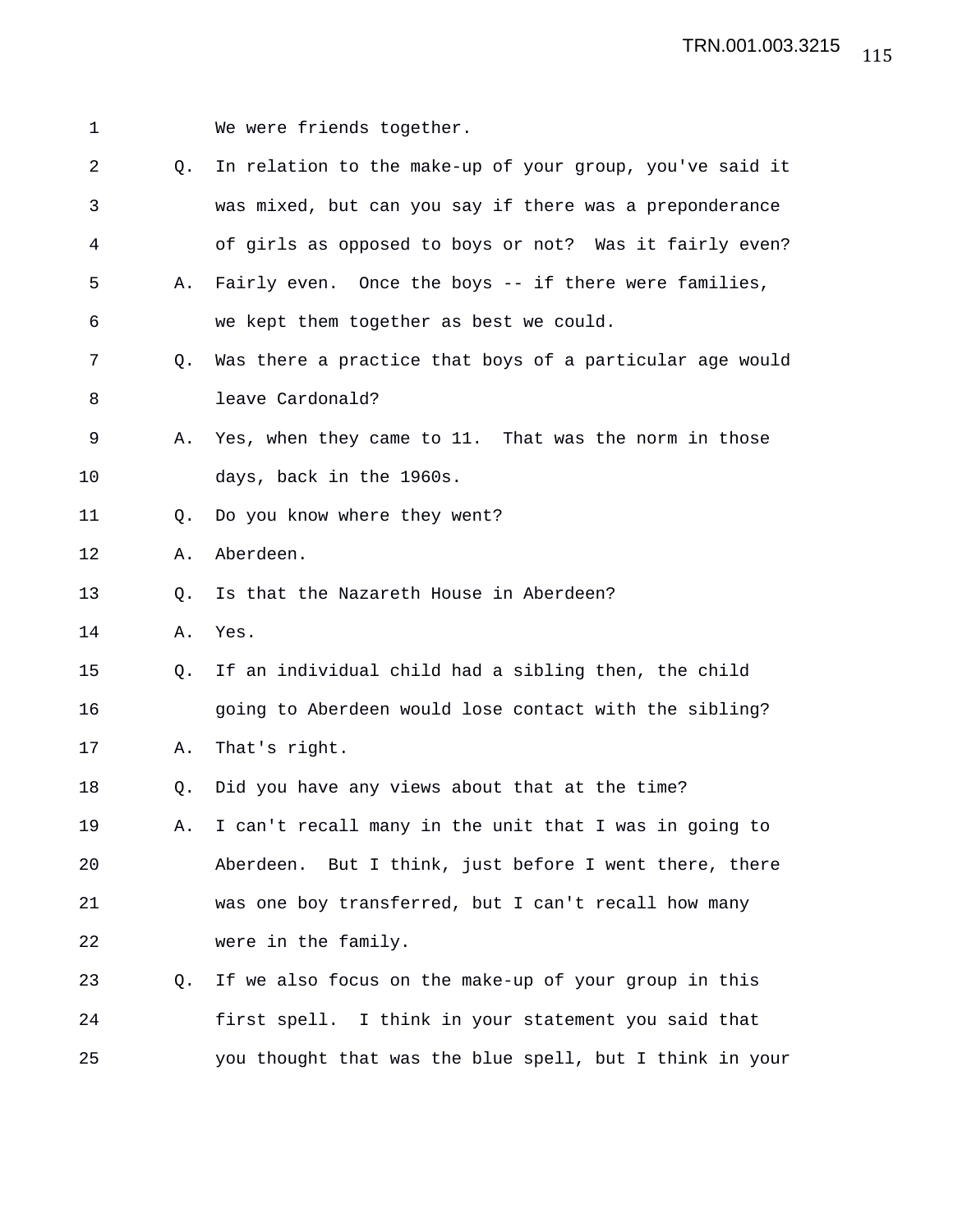1 We were friends together.

2 Q. In relation to the make-up of your group, you've said it

3 was mixed, but can you say if there was a preponderance

4 of girls as opposed to boys or not? Was it fairly even?

5 A. Fairly even. Once the boys -- if there were families,

6 we kept them together as best we could.

7 Q. Was there a practice that boys of a particular age would

8 leave Cardonald?

9 A. Yes, when they came to 11. That was the norm in those

10 days, back in the 1960s.

11 Q. Do you know where they went?

12 A. Aberdeen.

13 Q. Is that the Nazareth House in Aberdeen?

14 A. Yes.

15 Q. If an individual child had a sibling then, the child

16 going to Aberdeen would lose contact with the sibling?

17 A. That's right.

18 Q. Did you have any views about that at the time?

19 A. I can't recall many in the unit that I was in going to

20 Aberdeen. But I think, just before I went there, there

21 was one boy transferred, but I can't recall how many

22 were in the family.

23 Q. If we also focus on the make-up of your group in this

24 first spell. I think in your statement you said that

25 you thought that was the blue spell, but I think in your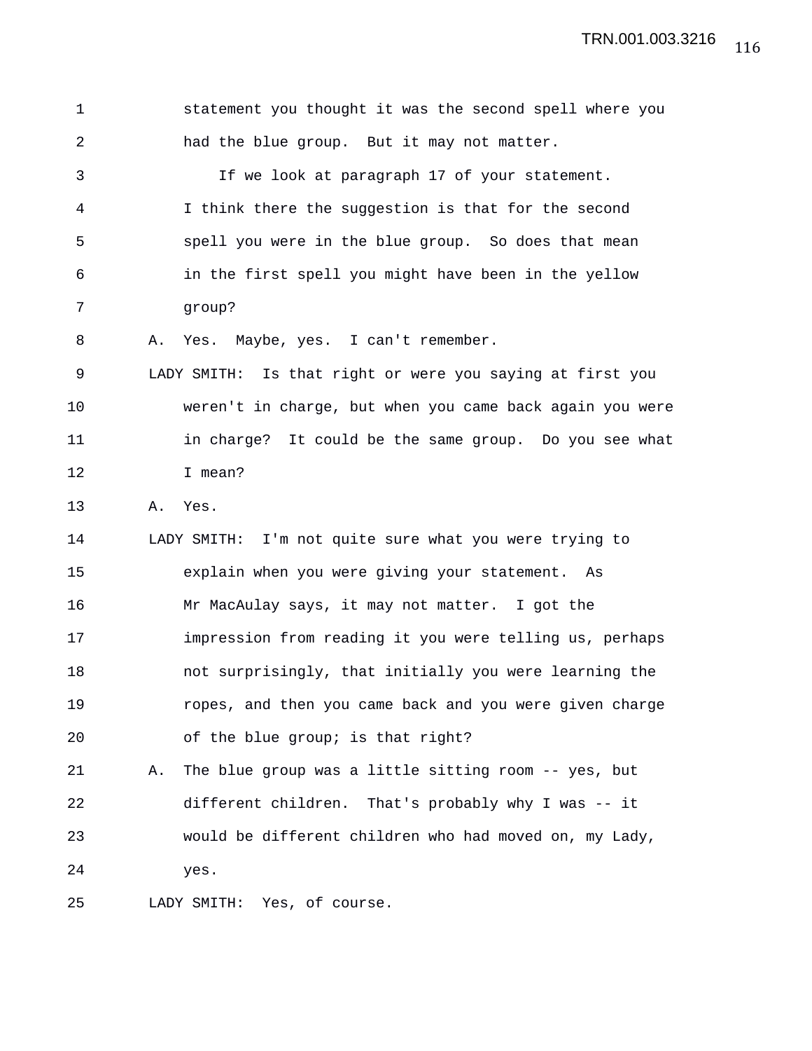statement you thought it was the second spell where you had the blue group. But it may not matter.

If we look at paragraph 17 of your statement. I think there the suggestion is that for the second spell you were in the blue group. So does that mean in the first spell you might have been in the yellow group?

A. Yes. Maybe, yes. I can't remember.

LADY SMITH: Is that right or were you saying at first you weren't in charge, but when you came back again you were in charge? It could be the same group. Do you see what I mean?

A. Yes.

LADY SMITH: I'm not quite sure what you were trying to explain when you were giving your statement. As Mr MacAulay says, it may not matter. I got the impression from reading it you were telling us, perhaps not surprisingly, that initially you were learning the ropes, and then you came back and you were given charge of the blue group; is that right?

A. The blue group was a little sitting room -- yes, but different children. That's probably why I was -- it would be different children who had moved on, my Lady, yes.

LADY SMITH: Yes, of course.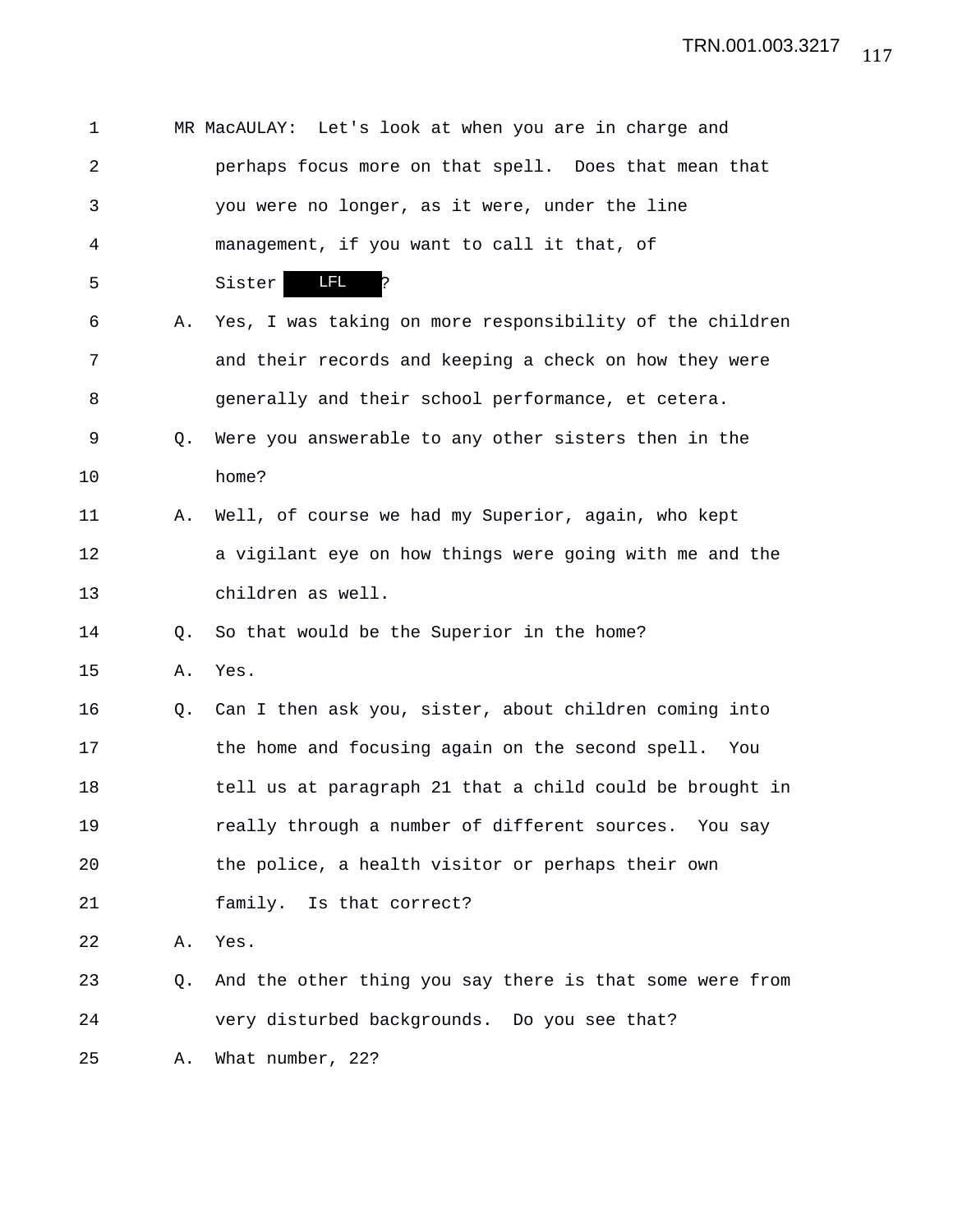MR MacAULAY: Let's look at when you are in charge and perhaps focus more on that spell. Does that mean that you were no longer, as it were, under the line management, if you want to call it that, of Sister LFL?

A. Yes, I was taking on more responsibility of the children and their records and keeping a check on how they were generally and their school performance, et cetera.

Q. Were you answerable to any other sisters then in the home?

A. Well, of course we had my Superior, again, who kept a vigilant eye on how things were going with me and the children as well.

Q. So that would be the Superior in the home?

A. Yes.

Q. Can I then ask you, sister, about children coming into the home and focusing again on the second spell. You tell us at paragraph 21 that a child could be brought in really through a number of different sources. You say the police, a health visitor or perhaps their own family. Is that correct?

A. Yes.

Q. And the other thing you say there is that some were from very disturbed backgrounds. Do you see that?

A. What number, 22?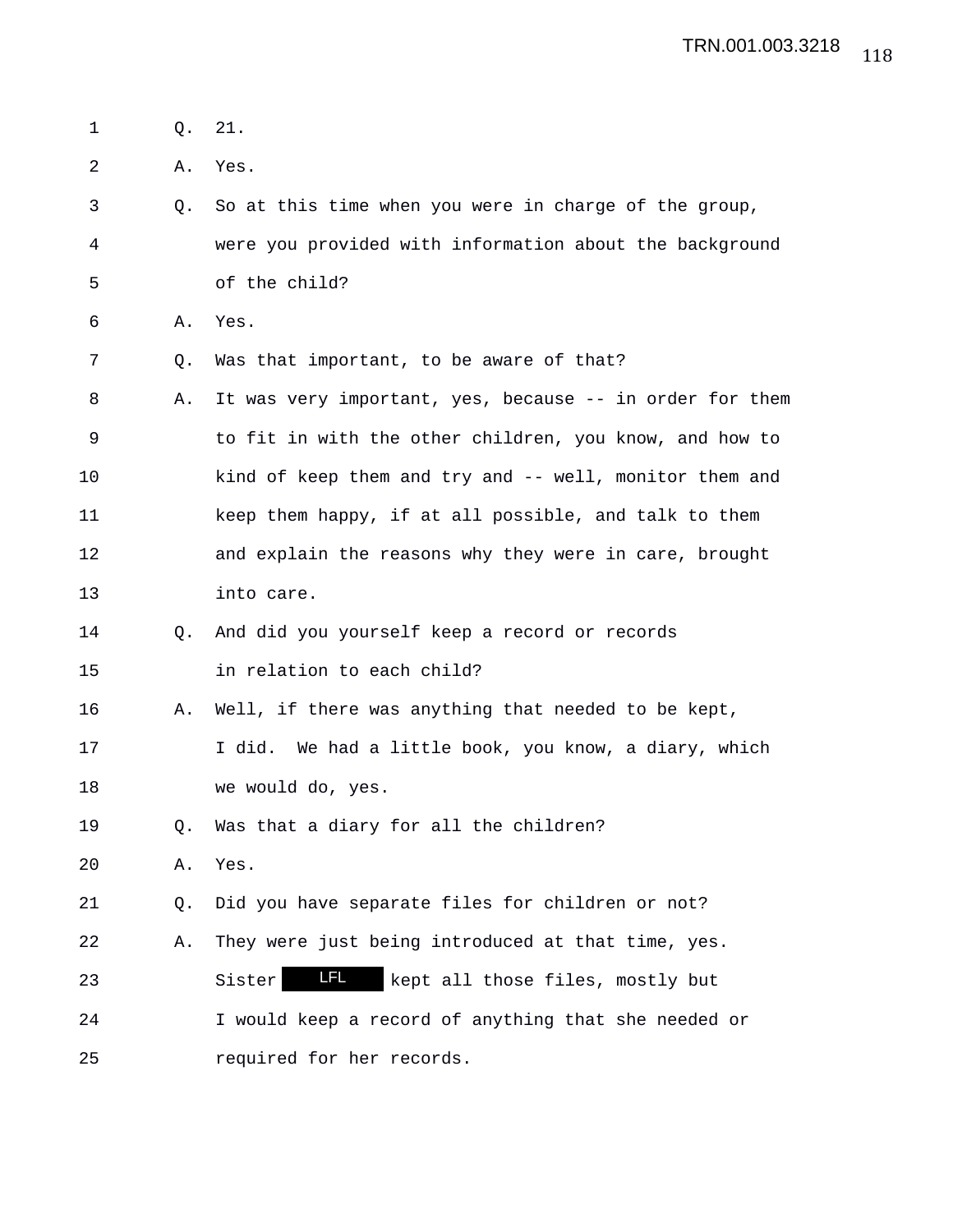Q. 21.

A. Yes.

Q. So at this time when you were in charge of the group, were you provided with information about the background of the child?

A. Yes.

Q. Was that important, to be aware of that?

A. It was very important, yes, because -- in order for them to fit in with the other children, you know, and how to kind of keep them and try and -- well, monitor them and keep them happy, if at all possible, and talk to them and explain the reasons why they were in care, brought into care.

Q. And did you yourself keep a record or records in relation to each child?

A. Well, if there was anything that needed to be kept, I did. We had a little book, you know, a diary, which we would do, yes.

Q. Was that a diary for all the children?

A. Yes.

Q. Did you have separate files for children or not?

A. They were just being introduced at that time, yes. Sister LFL kept all those files, mostly but I would keep a record of anything that she needed or required for her records.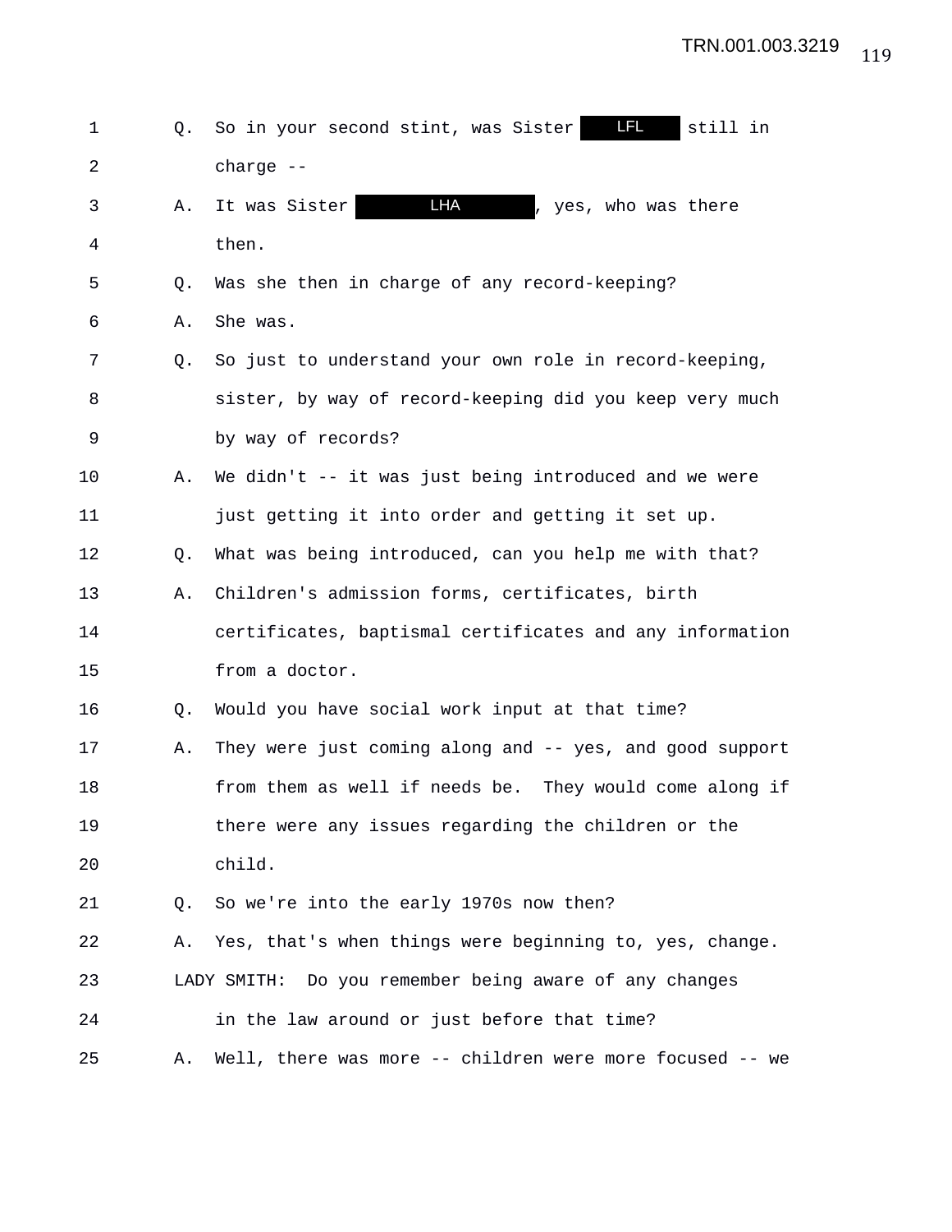Q. So in your second stint, was Sister LFL still in charge --

A. It was Sister LHA, yes, who was there then.

Q. Was she then in charge of any record-keeping?

A. She was.

Q. So just to understand your own role in record-keeping, sister, by way of record-keeping did you keep very much by way of records?

A. We didn't -- it was just being introduced and we were just getting it into order and getting it set up.

Q. What was being introduced, can you help me with that?

A. Children's admission forms, certificates, birth certificates, baptismal certificates and any information from a doctor.

Q. Would you have social work input at that time?

A. They were just coming along and -- yes, and good support from them as well if needs be. They would come along if there were any issues regarding the children or the child.

Q. So we're into the early 1970s now then?

A. Yes, that's when things were beginning to, yes, change.

LADY SMITH: Do you remember being aware of any changes in the law around or just before that time?

A. Well, there was more -- children were more focused -- we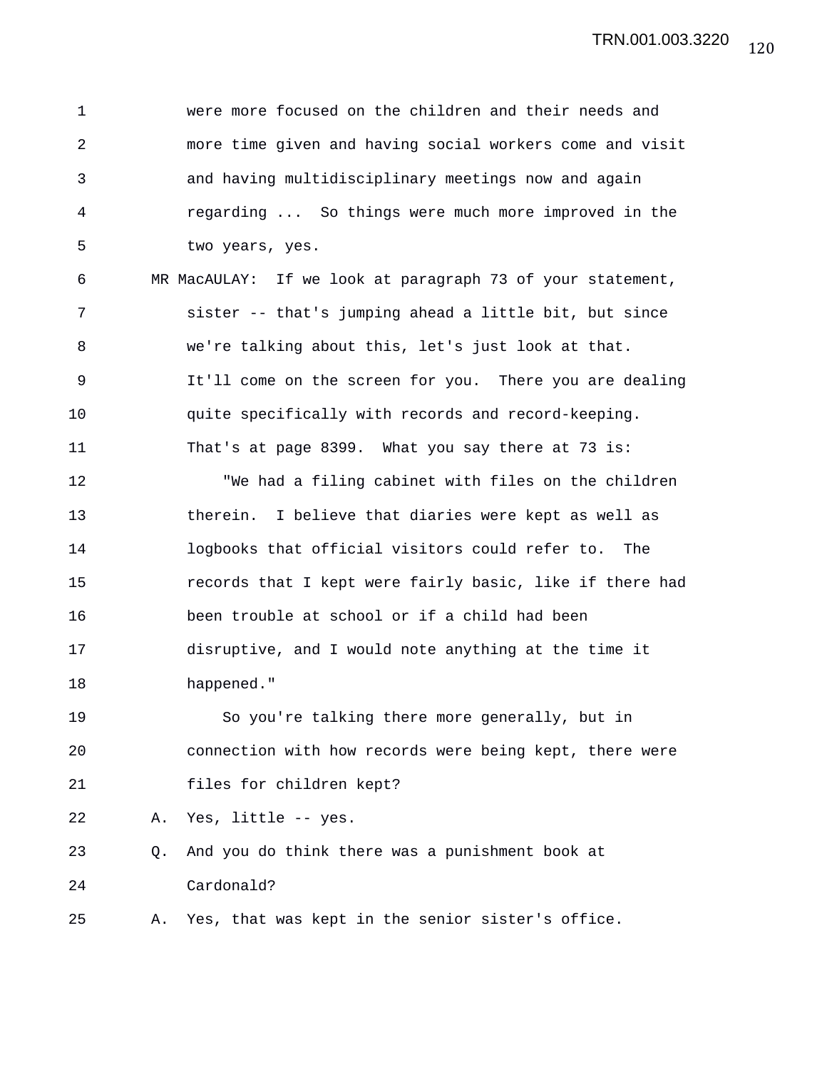were more focused on the children and their needs and more time given and having social workers come and visit and having multidisciplinary meetings now and again regarding ... So things were much more improved in the two years, yes.

MR MacAULAY: If we look at paragraph 73 of your statement, sister -- that's jumping ahead a little bit, but since we're talking about this, let's just look at that. It'll come on the screen for you. There you are dealing quite specifically with records and record-keeping. That's at page 8399. What you say there at 73 is:

"We had a filing cabinet with files on the children therein. I believe that diaries were kept as well as logbooks that official visitors could refer to. The records that I kept were fairly basic, like if there had been trouble at school or if a child had been disruptive, and I would note anything at the time it happened."

So you're talking there more generally, but in connection with how records were being kept, there were files for children kept?

A. Yes, little -- yes.

Q. And you do think there was a punishment book at Cardonald?

A. Yes, that was kept in the senior sister's office.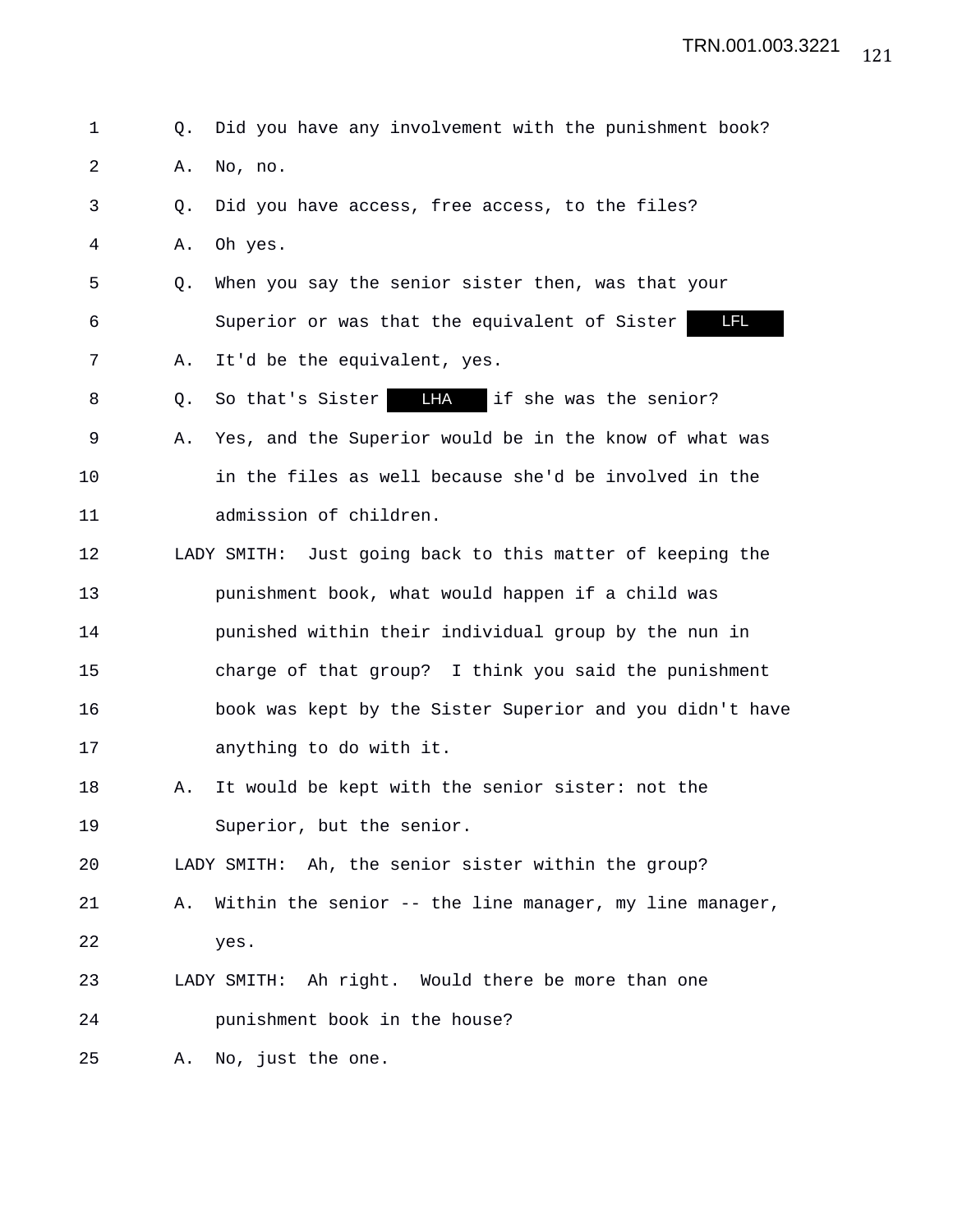1 Q. Did you have any involvement with the punishment book?

2 A. No, no.

3 Q. Did you have access, free access, to the files?

4 A. Oh yes.

5 Q. When you say the senior sister then, was that your

6 Superior or was that the equivalent of Sister LFL

7 A. It'd be the equivalent, yes.

8 Q. So that's Sister LHA if she was the senior?

9 A. Yes, and the Superior would be in the know of what was

10 in the files as well because she'd be involved in the

11 admission of children.

12 LADY SMITH: Just going back to this matter of keeping the

13 punishment book, what would happen if a child was

14 punished within their individual group by the nun in

15 charge of that group? I think you said the punishment

16 book was kept by the Sister Superior and you didn't have

17 anything to do with it.

18 A. It would be kept with the senior sister: not the

19 Superior, but the senior.

20 LADY SMITH: Ah, the senior sister within the group?

21 A. Within the senior -- the line manager, my line manager,

22 yes.

23 LADY SMITH: Ah right. Would there be more than one

24 punishment book in the house?

25 A. No, just the one.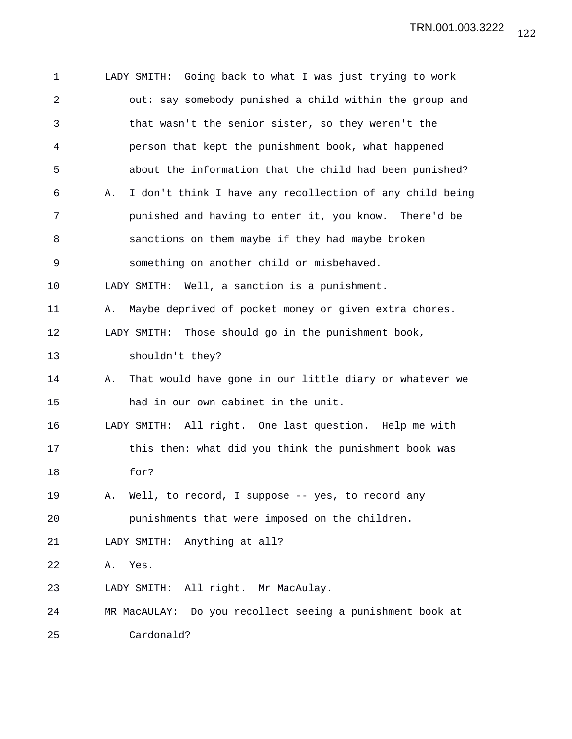LADY SMITH: Going back to what I was just trying to work out: say somebody punished a child within the group and that wasn't the senior sister, so they weren't the person that kept the punishment book, what happened about the information that the child had been punished?

A. I don't think I have any recollection of any child being punished and having to enter it, you know. There'd be sanctions on them maybe if they had maybe broken something on another child or misbehaved.

LADY SMITH: Well, a sanction is a punishment.

A. Maybe deprived of pocket money or given extra chores.

LADY SMITH: Those should go in the punishment book, shouldn't they?

A. That would have gone in our little diary or whatever we had in our own cabinet in the unit.

LADY SMITH: All right. One last question. Help me with this then: what did you think the punishment book was for?

A. Well, to record, I suppose -- yes, to record any punishments that were imposed on the children.

LADY SMITH: Anything at all?

A. Yes.

LADY SMITH: All right. Mr MacAulay.

MR MacAULAY: Do you recollect seeing a punishment book at Cardonald?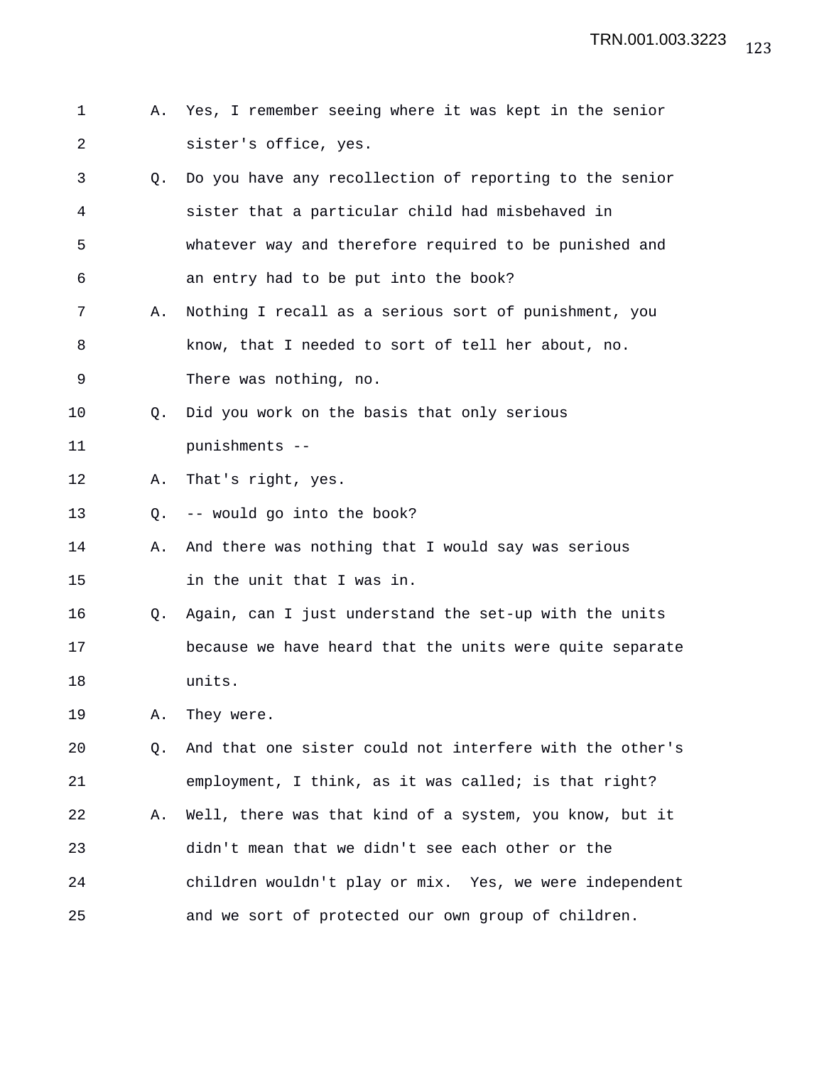1 A. Yes, I remember seeing where it was kept in the senior
2 sister's office, yes.
3 Q. Do you have any recollection of reporting to the senior
4 sister that a particular child had misbehaved in
5 whatever way and therefore required to be punished and
6 an entry had to be put into the book?
7 A. Nothing I recall as a serious sort of punishment, you
8 know, that I needed to sort of tell her about, no.
9 There was nothing, no.
10 Q. Did you work on the basis that only serious
11 punishments --
12 A. That's right, yes.
13 Q. -- would go into the book?
14 A. And there was nothing that I would say was serious
15 in the unit that I was in.
16 Q. Again, can I just understand the set-up with the units
17 because we have heard that the units were quite separate
18 units.
19 A. They were.
20 Q. And that one sister could not interfere with the other's
21 employment, I think, as it was called; is that right?
22 A. Well, there was that kind of a system, you know, but it
23 didn't mean that we didn't see each other or the
24 children wouldn't play or mix. Yes, we were independent
25 and we sort of protected our own group of children.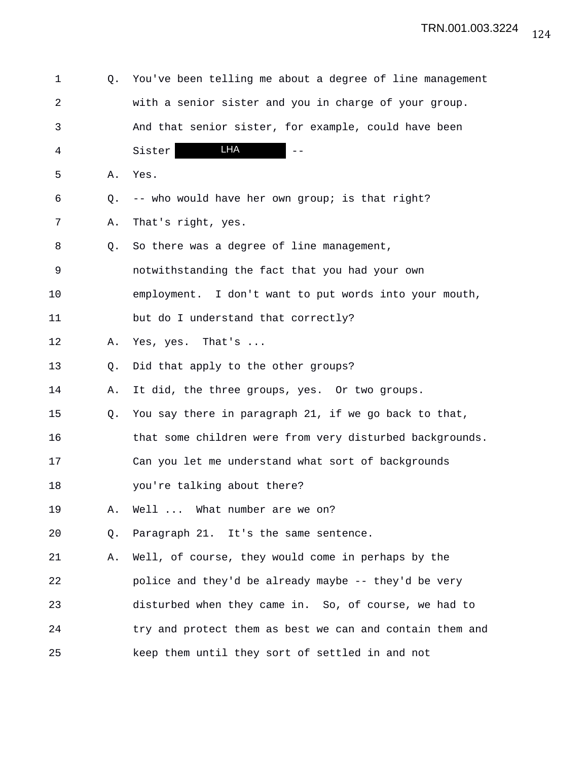1 Q. You've been telling me about a degree of line management
2 with a senior sister and you in charge of your group.
3 And that senior sister, for example, could have been
4 Sister LHA --
5 A. Yes.
6 Q. -- who would have her own group; is that right?
7 A. That's right, yes.
8 Q. So there was a degree of line management,
9 notwithstanding the fact that you had your own
10 employment. I don't want to put words into your mouth,
11 but do I understand that correctly?
12 A. Yes, yes. That's ...
13 Q. Did that apply to the other groups?
14 A. It did, the three groups, yes. Or two groups.
15 Q. You say there in paragraph 21, if we go back to that,
16 that some children were from very disturbed backgrounds.
17 Can you let me understand what sort of backgrounds
18 you're talking about there?
19 A. Well ... What number are we on?
20 Q. Paragraph 21. It's the same sentence.
21 A. Well, of course, they would come in perhaps by the
22 police and they'd be already maybe -- they'd be very
23 disturbed when they came in. So, of course, we had to
24 try and protect them as best we can and contain them and
25 keep them until they sort of settled in and not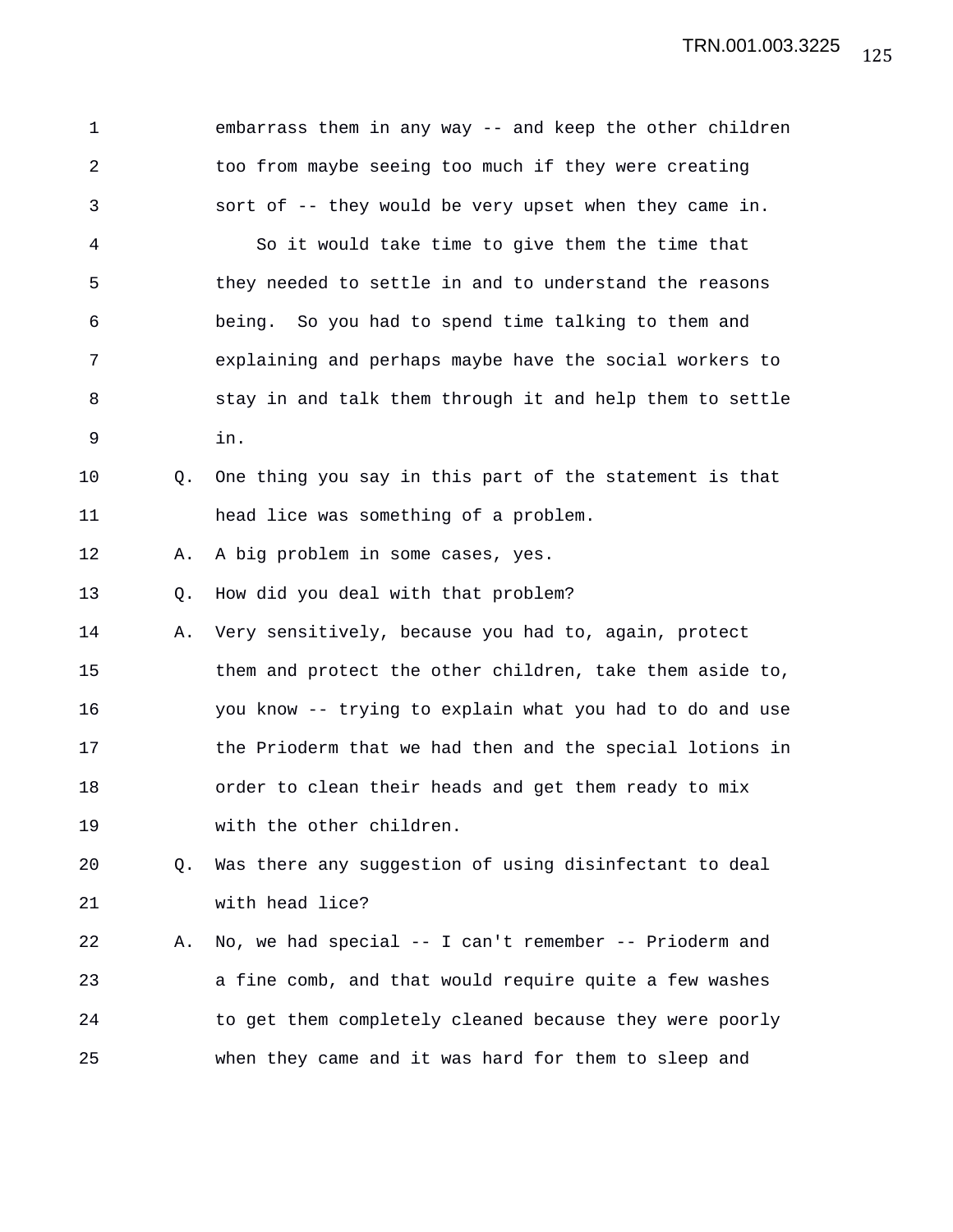embarrass them in any way -- and keep the other children too from maybe seeing too much if they were creating sort of -- they would be very upset when they came in.

So it would take time to give them the time that they needed to settle in and to understand the reasons being. So you had to spend time talking to them and explaining and perhaps maybe have the social workers to stay in and talk them through it and help them to settle in.

Q. One thing you say in this part of the statement is that head lice was something of a problem.

A. A big problem in some cases, yes.

Q. How did you deal with that problem?

A. Very sensitively, because you had to, again, protect them and protect the other children, take them aside to, you know -- trying to explain what you had to do and use the Prioderm that we had then and the special lotions in order to clean their heads and get them ready to mix with the other children.

Q. Was there any suggestion of using disinfectant to deal with head lice?

A. No, we had special -- I can't remember -- Prioderm and a fine comb, and that would require quite a few washes to get them completely cleaned because they were poorly when they came and it was hard for them to sleep and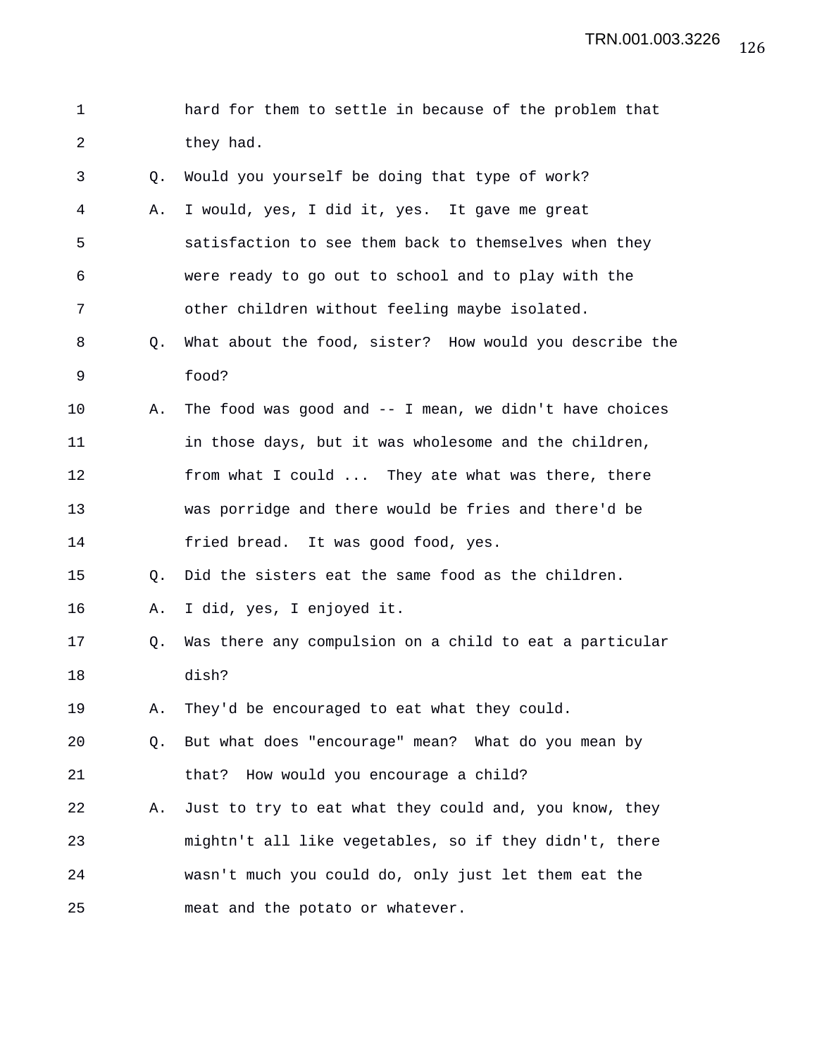hard for them to settle in because of the problem that they had.

Q. Would you yourself be doing that type of work?

A. I would, yes, I did it, yes. It gave me great satisfaction to see them back to themselves when they were ready to go out to school and to play with the other children without feeling maybe isolated.

Q. What about the food, sister? How would you describe the food?

A. The food was good and -- I mean, we didn't have choices in those days, but it was wholesome and the children, from what I could ... They ate what was there, there was porridge and there would be fries and there'd be fried bread. It was good food, yes.

Q. Did the sisters eat the same food as the children.

A. I did, yes, I enjoyed it.

Q. Was there any compulsion on a child to eat a particular dish?

A. They'd be encouraged to eat what they could.

Q. But what does "encourage" mean? What do you mean by that? How would you encourage a child?

A. Just to try to eat what they could and, you know, they mightn't all like vegetables, so if they didn't, there wasn't much you could do, only just let them eat the meat and the potato or whatever.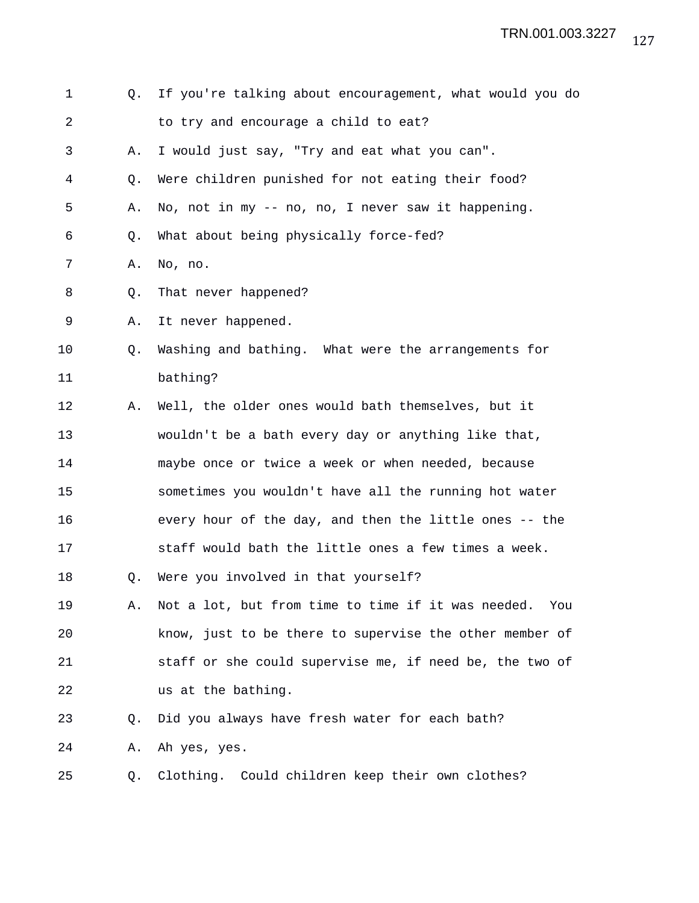Q. If you're talking about encouragement, what would you do to try and encourage a child to eat?

A. I would just say, "Try and eat what you can".

Q. Were children punished for not eating their food?

A. No, not in my -- no, no, I never saw it happening.

Q. What about being physically force-fed?

A. No, no.

Q. That never happened?

A. It never happened.

Q. Washing and bathing. What were the arrangements for bathing?

A. Well, the older ones would bath themselves, but it wouldn't be a bath every day or anything like that, maybe once or twice a week or when needed, because sometimes you wouldn't have all the running hot water every hour of the day, and then the little ones -- the staff would bath the little ones a few times a week.

Q. Were you involved in that yourself?

A. Not a lot, but from time to time if it was needed. You know, just to be there to supervise the other member of staff or she could supervise me, if need be, the two of us at the bathing.

Q. Did you always have fresh water for each bath?

A. Ah yes, yes.

Q. Clothing. Could children keep their own clothes?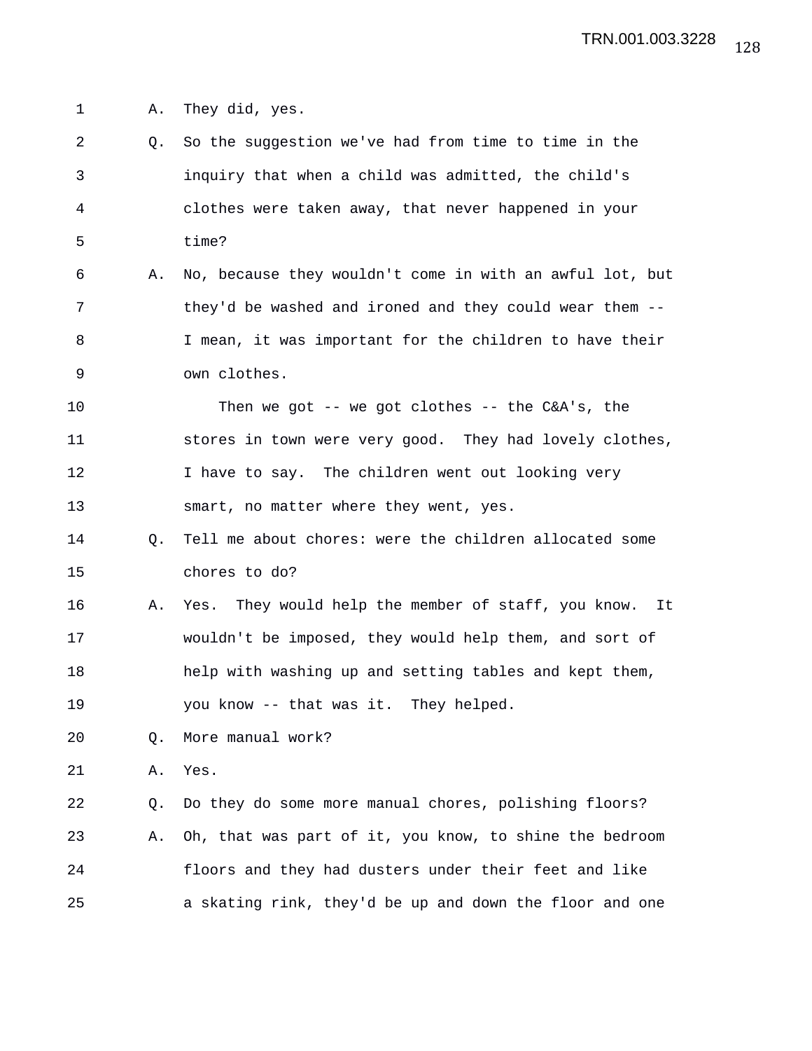A. They did, yes.

Q. So the suggestion we've had from time to time in the inquiry that when a child was admitted, the child's clothes were taken away, that never happened in your time?

A. No, because they wouldn't come in with an awful lot, but they'd be washed and ironed and they could wear them -- I mean, it was important for the children to have their own clothes.

Then we got -- we got clothes -- the C&A's, the stores in town were very good. They had lovely clothes, I have to say. The children went out looking very smart, no matter where they went, yes.

Q. Tell me about chores: were the children allocated some chores to do?

A. Yes. They would help the member of staff, you know. It wouldn't be imposed, they would help them, and sort of help with washing up and setting tables and kept them, you know -- that was it. They helped.

Q. More manual work?

A. Yes.

Q. Do they do some more manual chores, polishing floors?

A. Oh, that was part of it, you know, to shine the bedroom floors and they had dusters under their feet and like a skating rink, they'd be up and down the floor and one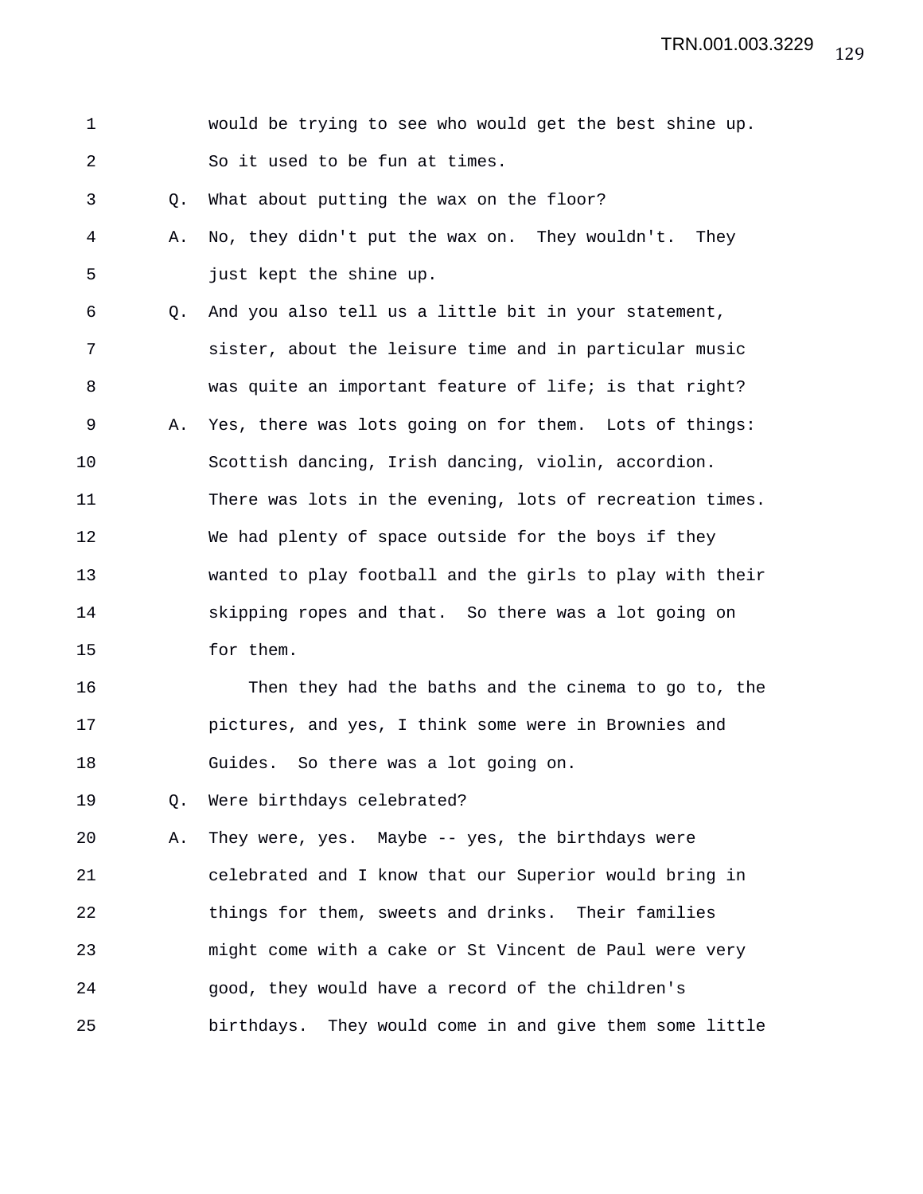would be trying to see who would get the best shine up. So it used to be fun at times.

Q. What about putting the wax on the floor?

A. No, they didn't put the wax on. They wouldn't. They just kept the shine up.

Q. And you also tell us a little bit in your statement, sister, about the leisure time and in particular music was quite an important feature of life; is that right?

A. Yes, there was lots going on for them. Lots of things: Scottish dancing, Irish dancing, violin, accordion. There was lots in the evening, lots of recreation times. We had plenty of space outside for the boys if they wanted to play football and the girls to play with their skipping ropes and that. So there was a lot going on for them.

Then they had the baths and the cinema to go to, the pictures, and yes, I think some were in Brownies and Guides. So there was a lot going on.

Q. Were birthdays celebrated?

A. They were, yes. Maybe -- yes, the birthdays were celebrated and I know that our Superior would bring in things for them, sweets and drinks. Their families might come with a cake or St Vincent de Paul were very good, they would have a record of the children's birthdays. They would come in and give them some little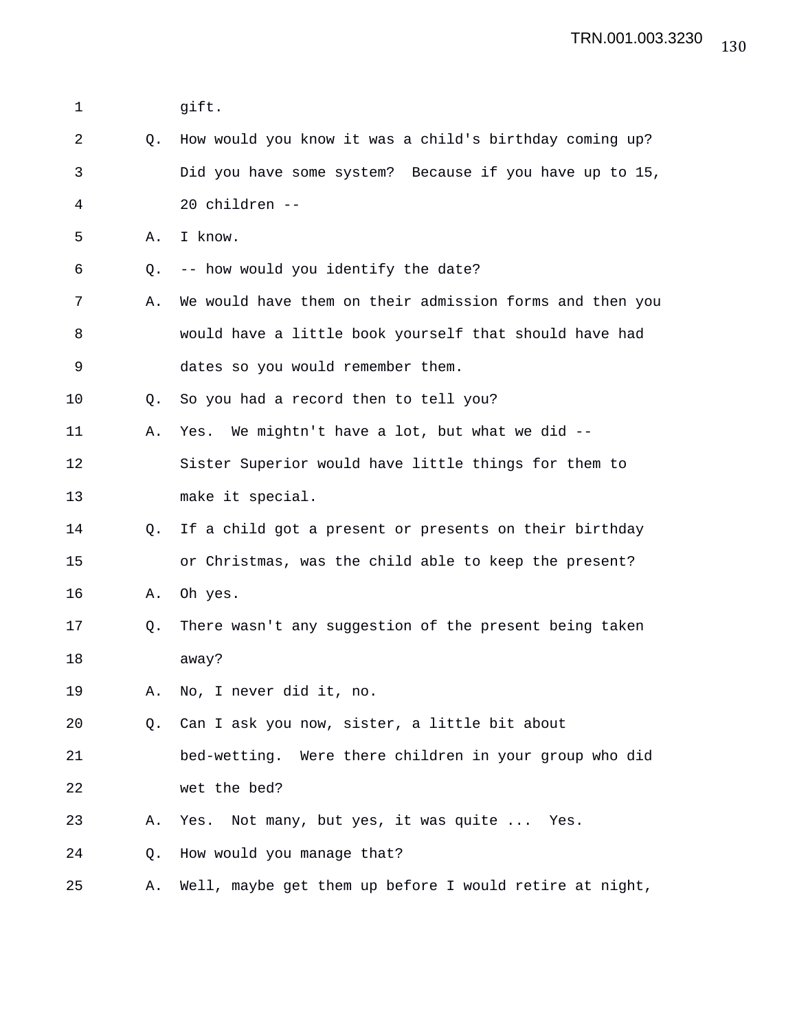gift.

Q. How would you know it was a child's birthday coming up? Did you have some system? Because if you have up to 15, 20 children --

A. I know.

Q. -- how would you identify the date?

A. We would have them on their admission forms and then you would have a little book yourself that should have had dates so you would remember them.

Q. So you had a record then to tell you?

A. Yes. We mightn't have a lot, but what we did -- Sister Superior would have little things for them to make it special.

Q. If a child got a present or presents on their birthday or Christmas, was the child able to keep the present?

A. Oh yes.

Q. There wasn't any suggestion of the present being taken away?

A. No, I never did it, no.

Q. Can I ask you now, sister, a little bit about bed-wetting. Were there children in your group who did wet the bed?

A. Yes. Not many, but yes, it was quite ... Yes.

Q. How would you manage that?

A. Well, maybe get them up before I would retire at night,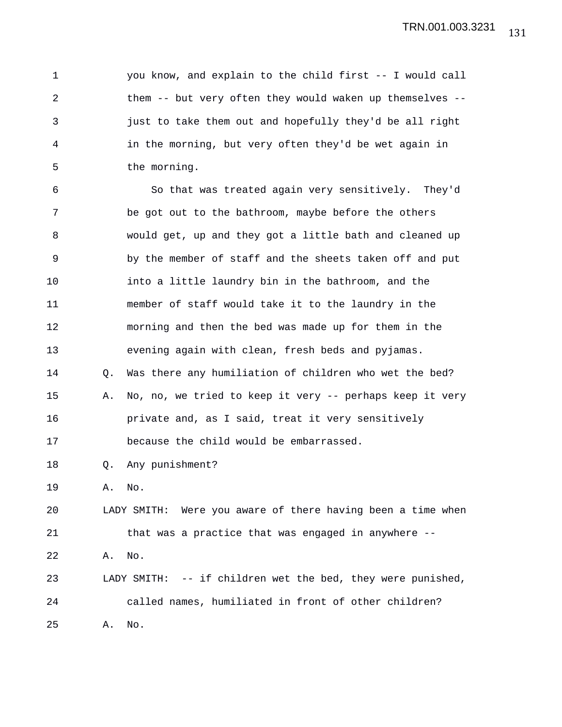you know, and explain to the child first -- I would call them -- but very often they would waken up themselves -- just to take them out and hopefully they'd be all right in the morning, but very often they'd be wet again in the morning.

So that was treated again very sensitively. They'd be got out to the bathroom, maybe before the others would get, up and they got a little bath and cleaned up by the member of staff and the sheets taken off and put into a little laundry bin in the bathroom, and the member of staff would take it to the laundry in the morning and then the bed was made up for them in the evening again with clean, fresh beds and pyjamas.

Q. Was there any humiliation of children who wet the bed?

A. No, no, we tried to keep it very -- perhaps keep it very private and, as I said, treat it very sensitively because the child would be embarrassed.

Q. Any punishment?

A. No.

LADY SMITH: Were you aware of there having been a time when that was a practice that was engaged in anywhere --

A. No.

LADY SMITH: -- if children wet the bed, they were punished, called names, humiliated in front of other children?

A. No.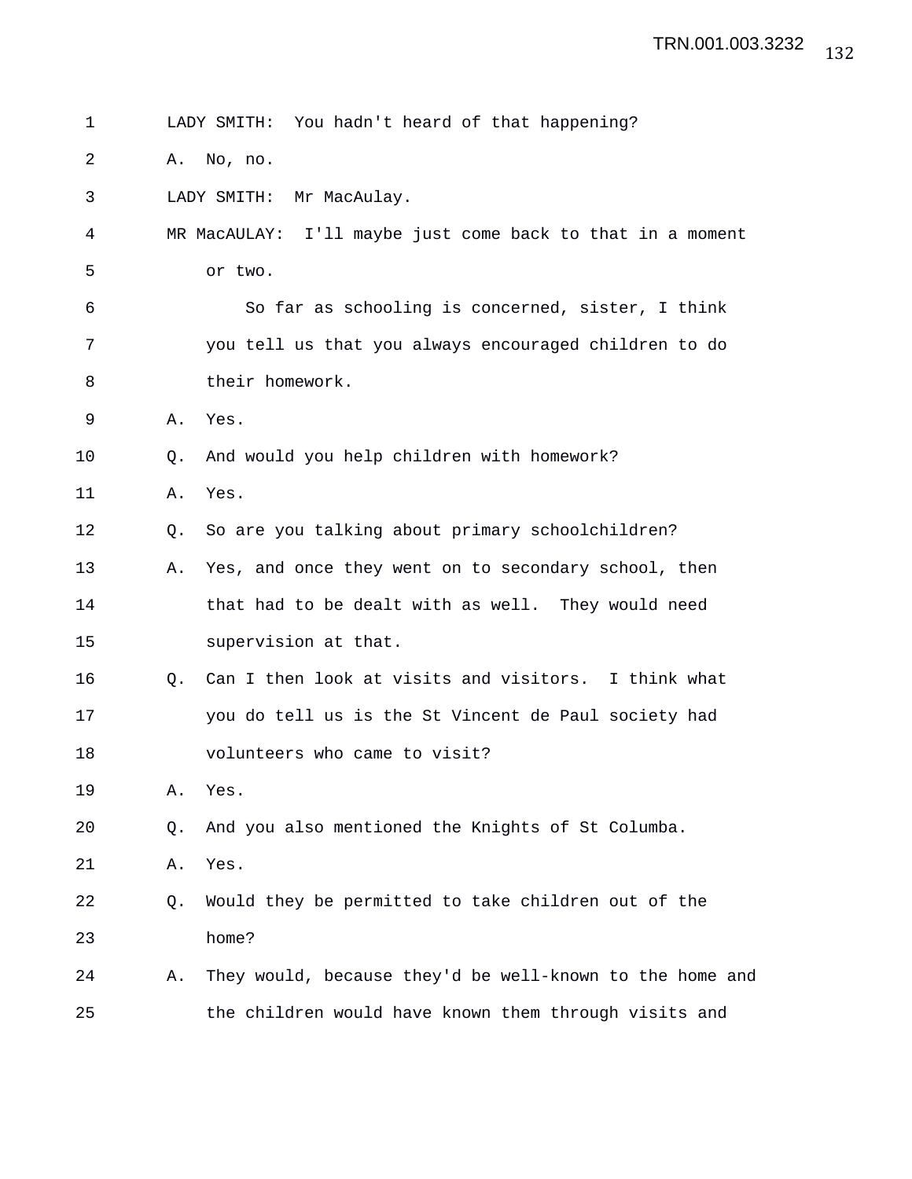LADY SMITH: You hadn't heard of that happening?

A. No, no.

LADY SMITH: Mr MacAulay.

MR MacAULAY: I'll maybe just come back to that in a moment or two.

So far as schooling is concerned, sister, I think you tell us that you always encouraged children to do their homework.

A. Yes.

Q. And would you help children with homework?

A. Yes.

Q. So are you talking about primary schoolchildren?

A. Yes, and once they went on to secondary school, then that had to be dealt with as well. They would need supervision at that.

Q. Can I then look at visits and visitors. I think what you do tell us is the St Vincent de Paul society had volunteers who came to visit?

A. Yes.

Q. And you also mentioned the Knights of St Columba.

A. Yes.

Q. Would they be permitted to take children out of the home?

A. They would, because they'd be well-known to the home and the children would have known them through visits and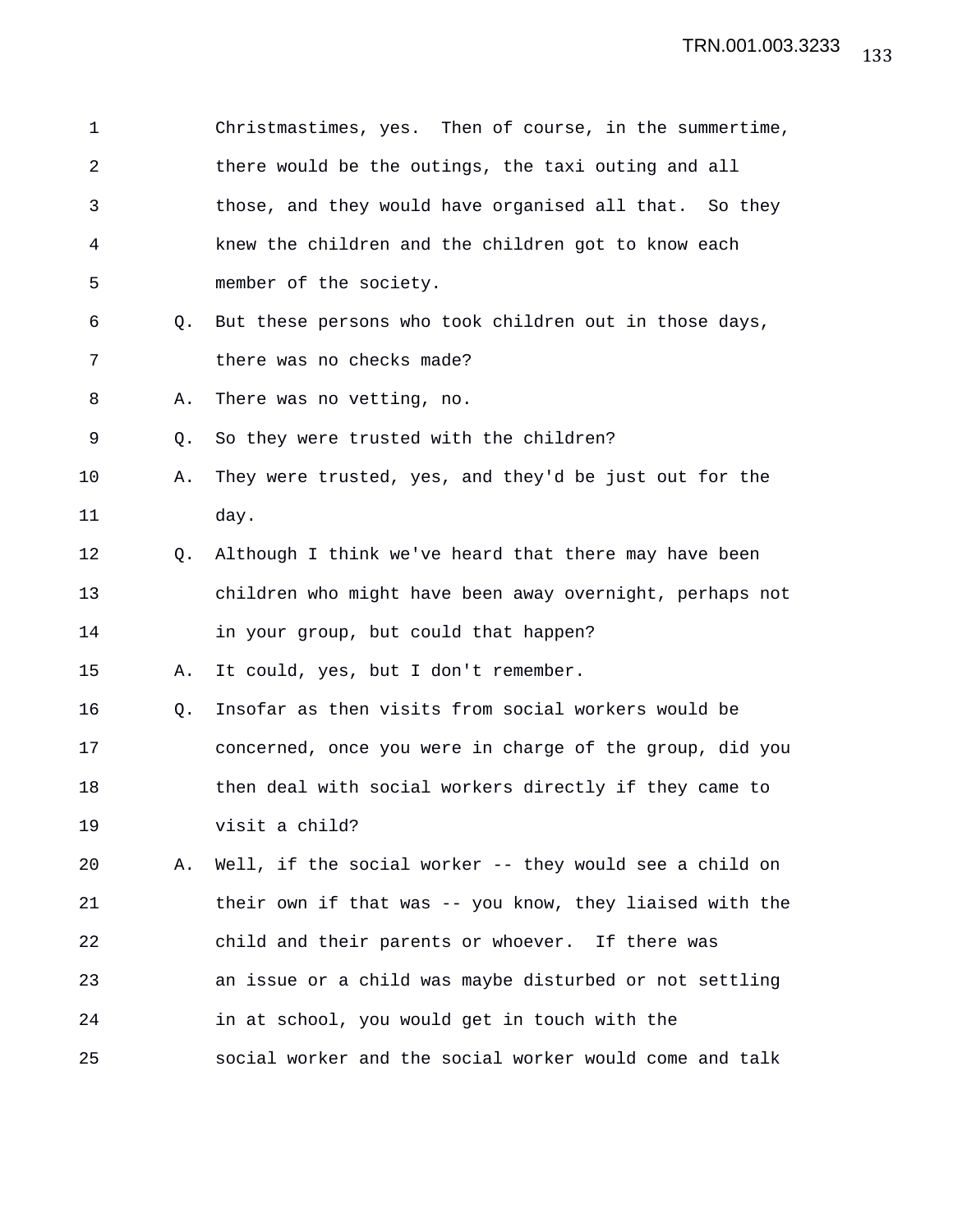Christmastimes, yes. Then of course, in the summertime, there would be the outings, the taxi outing and all those, and they would have organised all that. So they knew the children and the children got to know each member of the society.

Q. But these persons who took children out in those days, there was no checks made?

A. There was no vetting, no.

Q. So they were trusted with the children?

A. They were trusted, yes, and they'd be just out for the day.

Q. Although I think we've heard that there may have been children who might have been away overnight, perhaps not in your group, but could that happen?

A. It could, yes, but I don't remember.

Q. Insofar as then visits from social workers would be concerned, once you were in charge of the group, did you then deal with social workers directly if they came to visit a child?

A. Well, if the social worker -- they would see a child on their own if that was -- you know, they liaised with the child and their parents or whoever. If there was an issue or a child was maybe disturbed or not settling in at school, you would get in touch with the social worker and the social worker would come and talk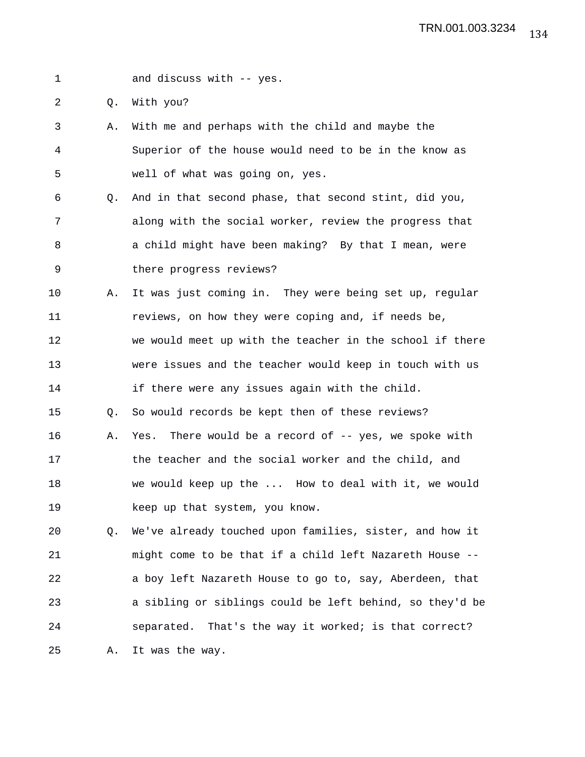and discuss with -- yes.

Q. With you?

A. With me and perhaps with the child and maybe the Superior of the house would need to be in the know as well of what was going on, yes.

Q. And in that second phase, that second stint, did you, along with the social worker, review the progress that a child might have been making? By that I mean, were there progress reviews?

A. It was just coming in. They were being set up, regular reviews, on how they were coping and, if needs be, we would meet up with the teacher in the school if there were issues and the teacher would keep in touch with us if there were any issues again with the child.

Q. So would records be kept then of these reviews?

A. Yes. There would be a record of -- yes, we spoke with the teacher and the social worker and the child, and we would keep up the ... How to deal with it, we would keep up that system, you know.

Q. We've already touched upon families, sister, and how it might come to be that if a child left Nazareth House -- a boy left Nazareth House to go to, say, Aberdeen, that a sibling or siblings could be left behind, so they'd be separated. That's the way it worked; is that correct?

A. It was the way.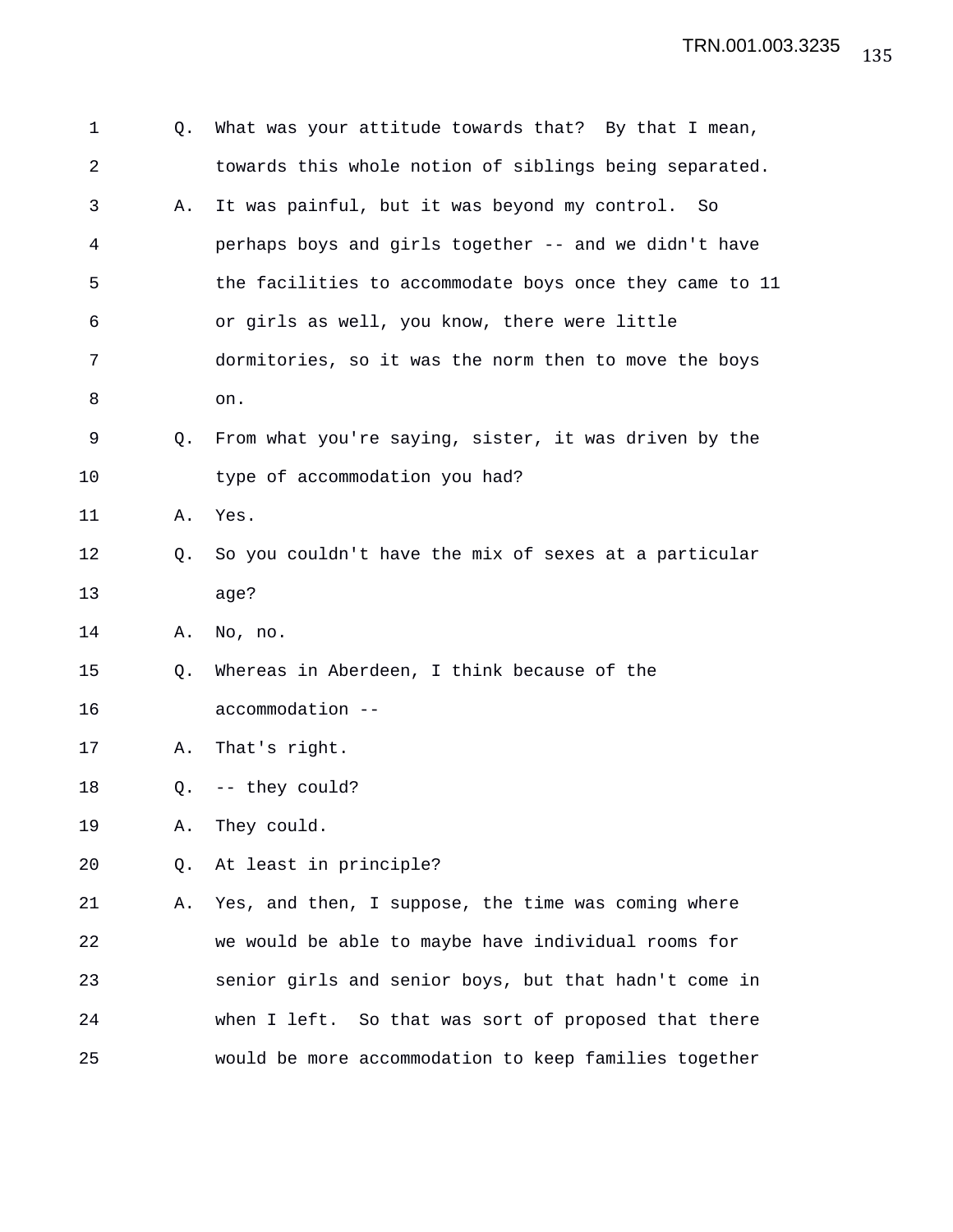1 Q. What was your attitude towards that? By that I mean,
2 towards this whole notion of siblings being separated.
3 A. It was painful, but it was beyond my control. So
4 perhaps boys and girls together -- and we didn't have
5 the facilities to accommodate boys once they came to 11
6 or girls as well, you know, there were little
7 dormitories, so it was the norm then to move the boys
8 on.
9 Q. From what you're saying, sister, it was driven by the
10 type of accommodation you had?
11 A. Yes.
12 Q. So you couldn't have the mix of sexes at a particular
13 age?
14 A. No, no.
15 Q. Whereas in Aberdeen, I think because of the
16 accommodation --
17 A. That's right.
18 Q. -- they could?
19 A. They could.
20 Q. At least in principle?
21 A. Yes, and then, I suppose, the time was coming where
22 we would be able to maybe have individual rooms for
23 senior girls and senior boys, but that hadn't come in
24 when I left. So that was sort of proposed that there
25 would be more accommodation to keep families together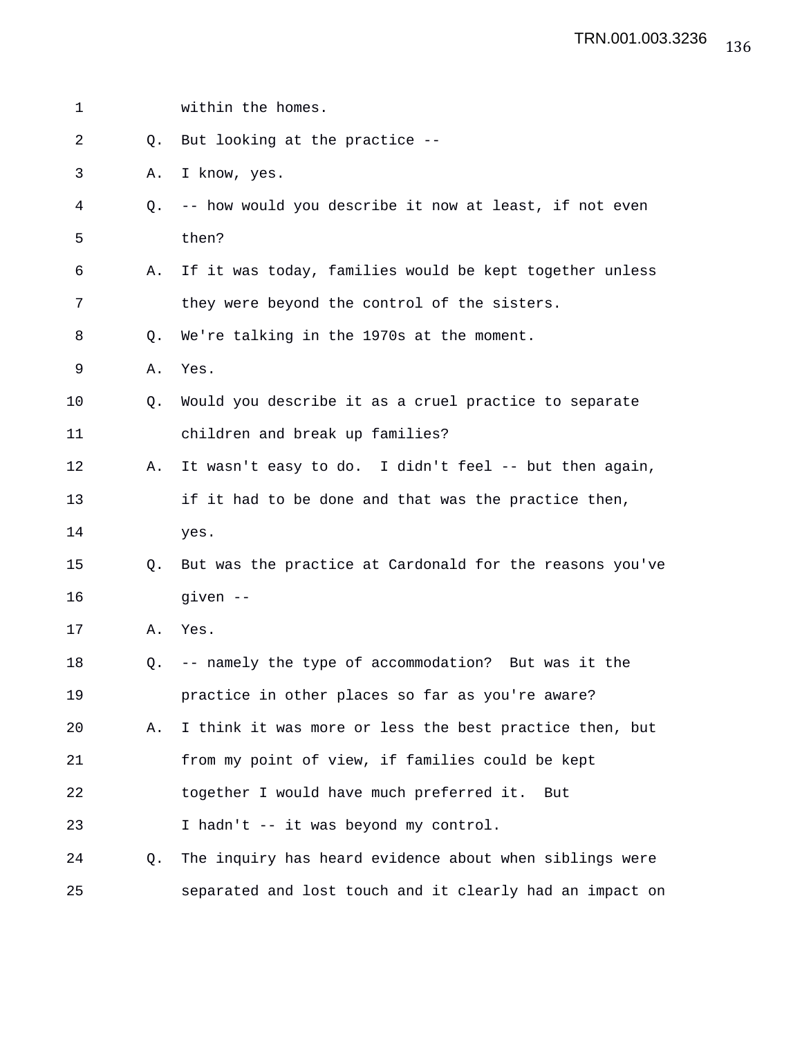within the homes.

Q. But looking at the practice --

A. I know, yes.

Q. -- how would you describe it now at least, if not even then?

A. If it was today, families would be kept together unless they were beyond the control of the sisters.

Q. We're talking in the 1970s at the moment.

A. Yes.

Q. Would you describe it as a cruel practice to separate children and break up families?

A. It wasn't easy to do. I didn't feel -- but then again, if it had to be done and that was the practice then, yes.

Q. But was the practice at Cardonald for the reasons you've given --

A. Yes.

Q. -- namely the type of accommodation? But was it the practice in other places so far as you're aware?

A. I think it was more or less the best practice then, but from my point of view, if families could be kept together I would have much preferred it. But I hadn't -- it was beyond my control.

Q. The inquiry has heard evidence about when siblings were separated and lost touch and it clearly had an impact on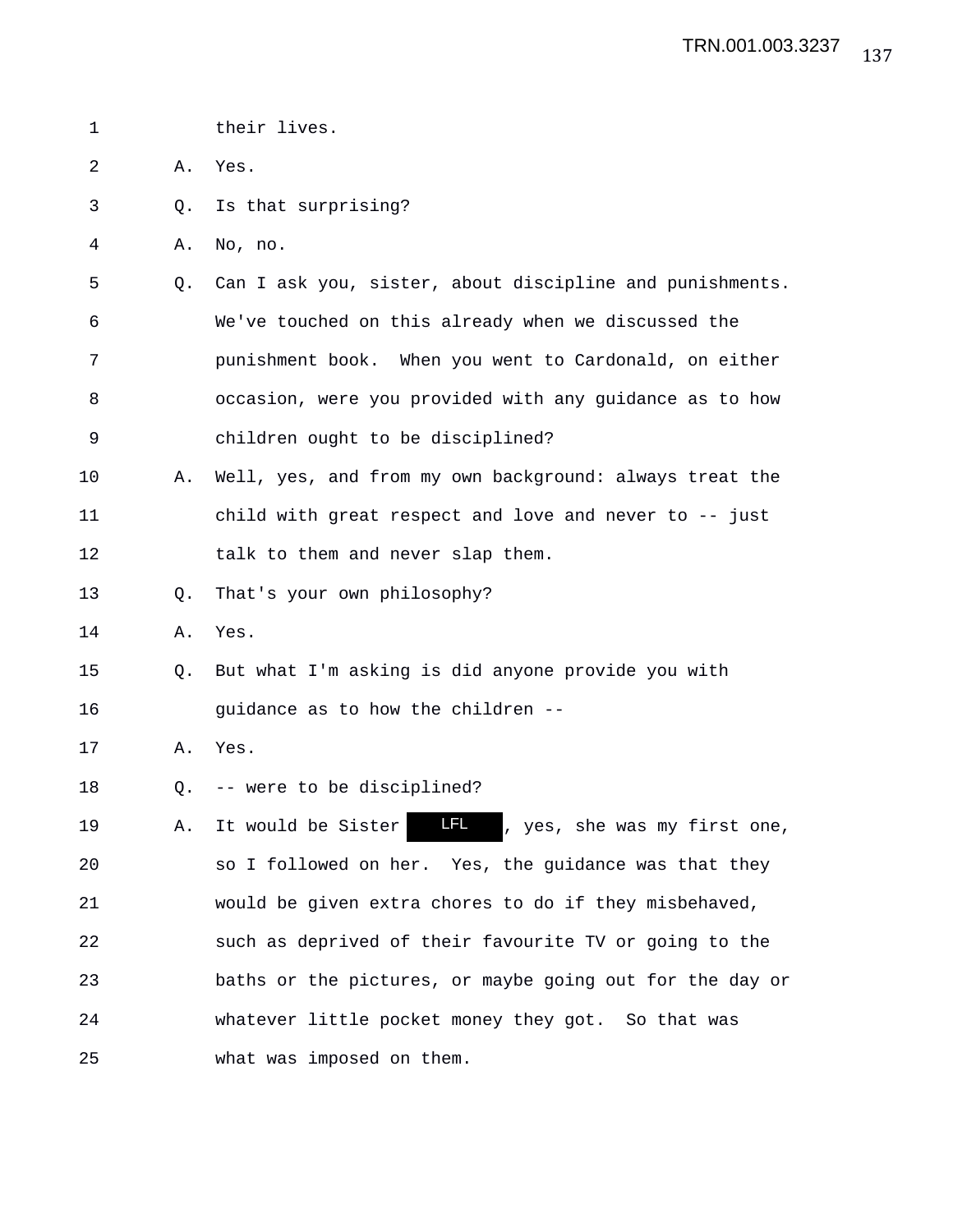their lives.

A. Yes.

Q. Is that surprising?

A. No, no.

Q. Can I ask you, sister, about discipline and punishments. We've touched on this already when we discussed the punishment book. When you went to Cardonald, on either occasion, were you provided with any guidance as to how children ought to be disciplined?

A. Well, yes, and from my own background: always treat the child with great respect and love and never to -- just talk to them and never slap them.

Q. That's your own philosophy?

A. Yes.

Q. But what I'm asking is did anyone provide you with guidance as to how the children --

A. Yes.

Q. -- were to be disciplined?

A. It would be Sister LFL, yes, she was my first one, so I followed on her. Yes, the guidance was that they would be given extra chores to do if they misbehaved, such as deprived of their favourite TV or going to the baths or the pictures, or maybe going out for the day or whatever little pocket money they got. So that was what was imposed on them.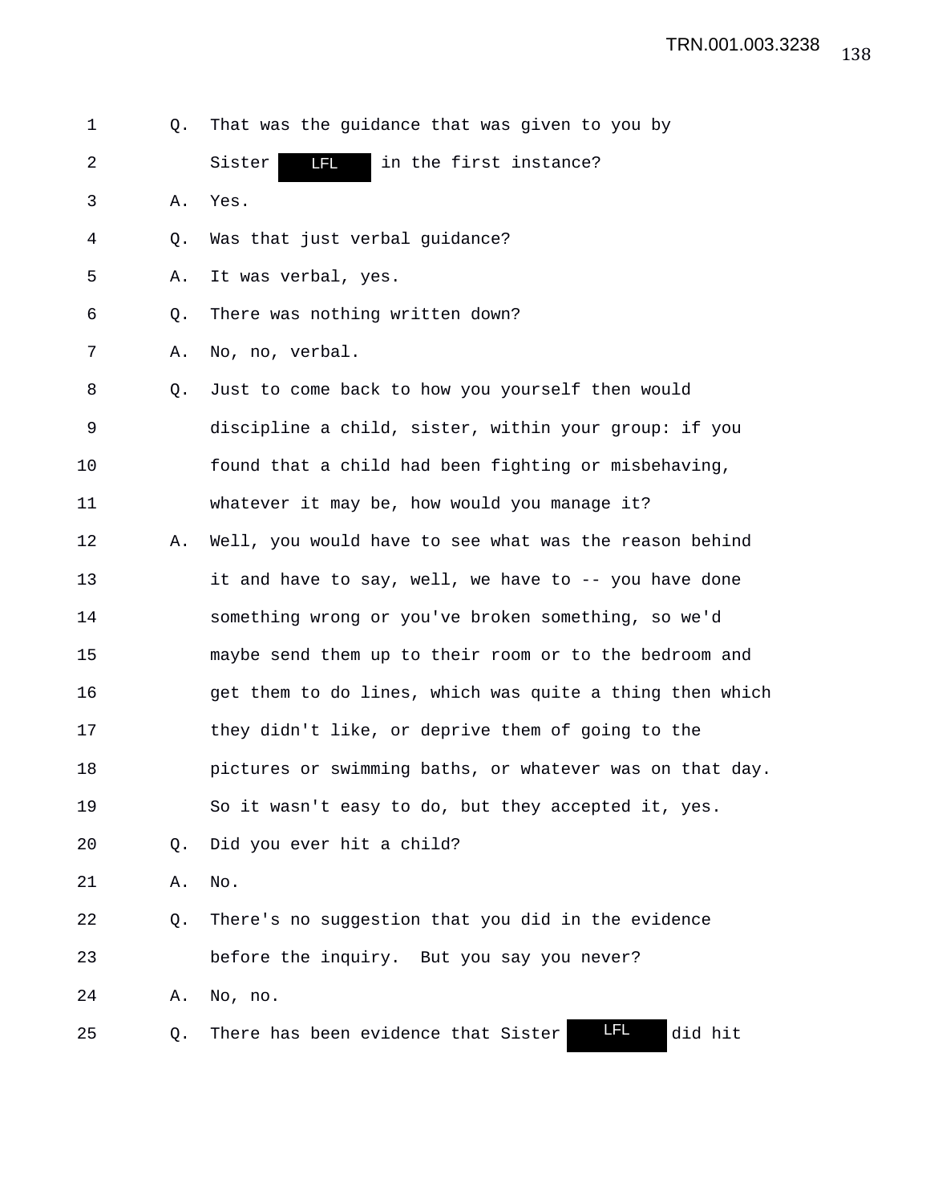1 Q. That was the guidance that was given to you by

2 Sister LFL in the first instance?

3 A. Yes.

4 Q. Was that just verbal guidance?

5 A. It was verbal, yes.

6 Q. There was nothing written down?

7 A. No, no, verbal.

8 Q. Just to come back to how you yourself then would

9 discipline a child, sister, within your group: if you

10 found that a child had been fighting or misbehaving,

11 whatever it may be, how would you manage it?

12 A. Well, you would have to see what was the reason behind

13 it and have to say, well, we have to -- you have done

14 something wrong or you've broken something, so we'd

15 maybe send them up to their room or to the bedroom and

16 get them to do lines, which was quite a thing then which

17 they didn't like, or deprive them of going to the

18 pictures or swimming baths, or whatever was on that day.

19 So it wasn't easy to do, but they accepted it, yes.

20 Q. Did you ever hit a child?

21 A. No.

22 Q. There's no suggestion that you did in the evidence

23 before the inquiry. But you say you never?

24 A. No, no.

25 Q. There has been evidence that Sister LFL did hit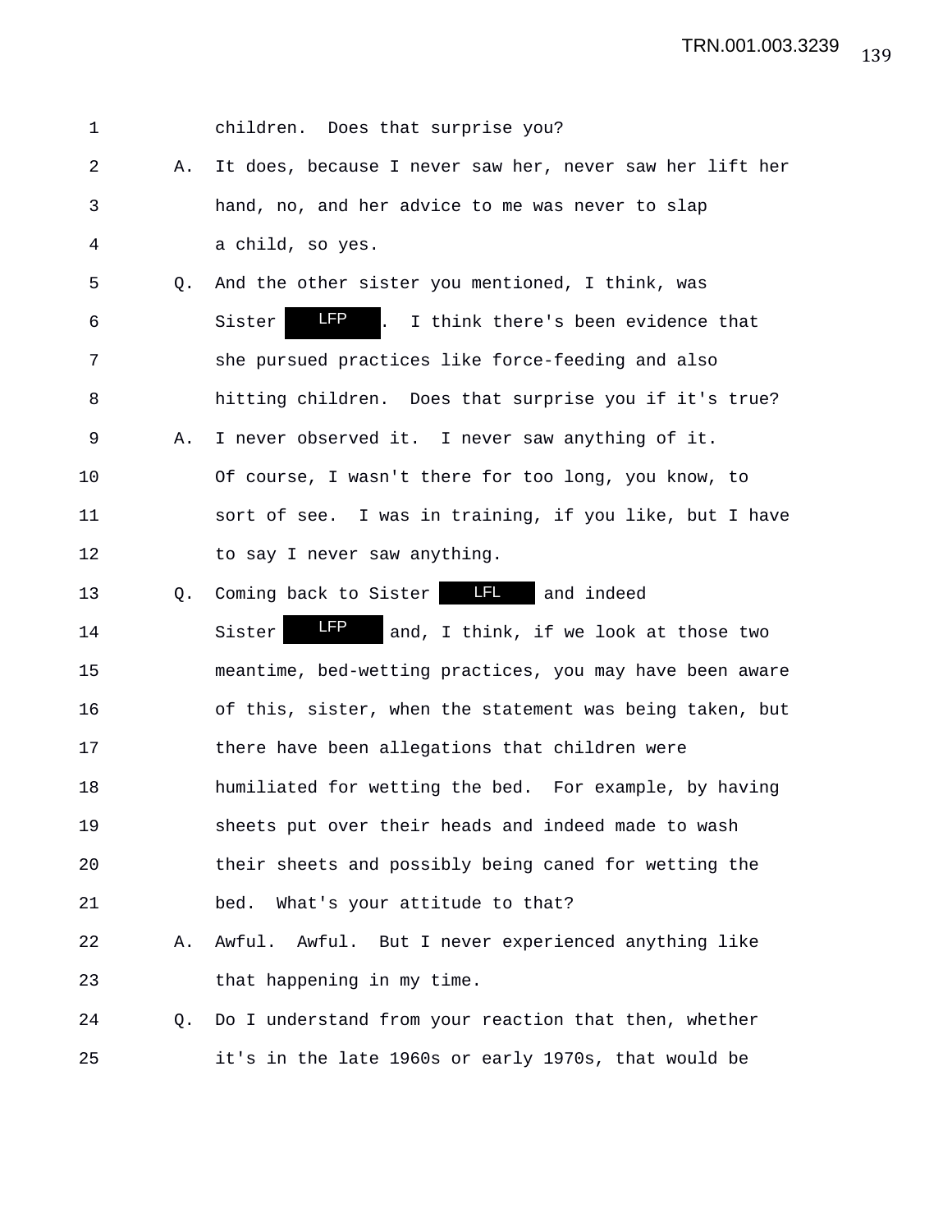1 children. Does that surprise you?

2 A. It does, because I never saw her, never saw her lift her

3 hand, no, and her advice to me was never to slap

4 a child, so yes.

5 Q. And the other sister you mentioned, I think, was

6 Sister LFP . I think there's been evidence that

7 she pursued practices like force-feeding and also

8 hitting children. Does that surprise you if it's true?

9 A. I never observed it. I never saw anything of it.

10 Of course, I wasn't there for too long, you know, to

11 sort of see. I was in training, if you like, but I have

12 to say I never saw anything.

13 Q. Coming back to Sister LFL and indeed

14 Sister LFP and, I think, if we look at those two

15 meantime, bed-wetting practices, you may have been aware

16 of this, sister, when the statement was being taken, but

17 there have been allegations that children were

18 humiliated for wetting the bed. For example, by having

19 sheets put over their heads and indeed made to wash

20 their sheets and possibly being caned for wetting the

21 bed. What's your attitude to that?

22 A. Awful. Awful. But I never experienced anything like

23 that happening in my time.

24 Q. Do I understand from your reaction that then, whether

25 it's in the late 1960s or early 1970s, that would be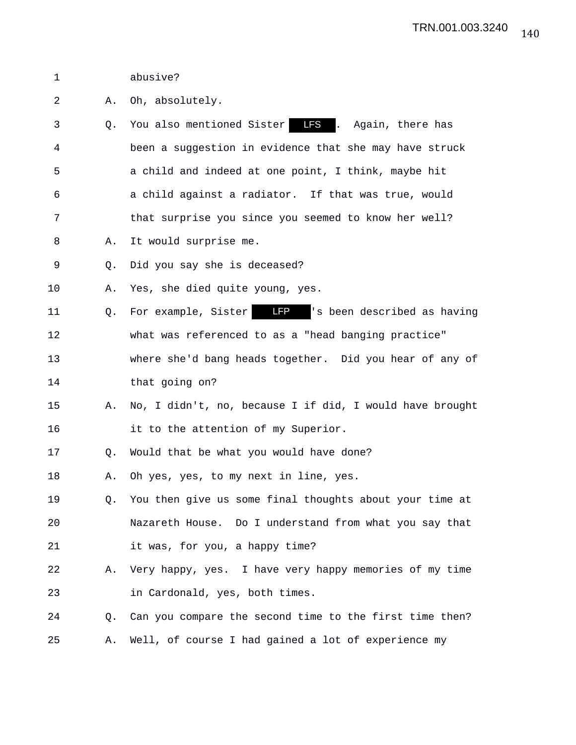1 abusive?

2 A. Oh, absolutely.

3 Q. You also mentioned Sister LFS . Again, there has

4 been a suggestion in evidence that she may have struck

5 a child and indeed at one point, I think, maybe hit

6 a child against a radiator. If that was true, would

7 that surprise you since you seemed to know her well?

8 A. It would surprise me.

9 Q. Did you say she is deceased?

10 A. Yes, she died quite young, yes.

11 Q. For example, Sister LFP 's been described as having

12 what was referenced to as a "head banging practice"

13 where she'd bang heads together. Did you hear of any of

14 that going on?

15 A. No, I didn't, no, because I if did, I would have brought

16 it to the attention of my Superior.

17 Q. Would that be what you would have done?

18 A. Oh yes, yes, to my next in line, yes.

19 Q. You then give us some final thoughts about your time at

20 Nazareth House. Do I understand from what you say that

21 it was, for you, a happy time?

22 A. Very happy, yes. I have very happy memories of my time

23 in Cardonald, yes, both times.

24 Q. Can you compare the second time to the first time then?

25 A. Well, of course I had gained a lot of experience my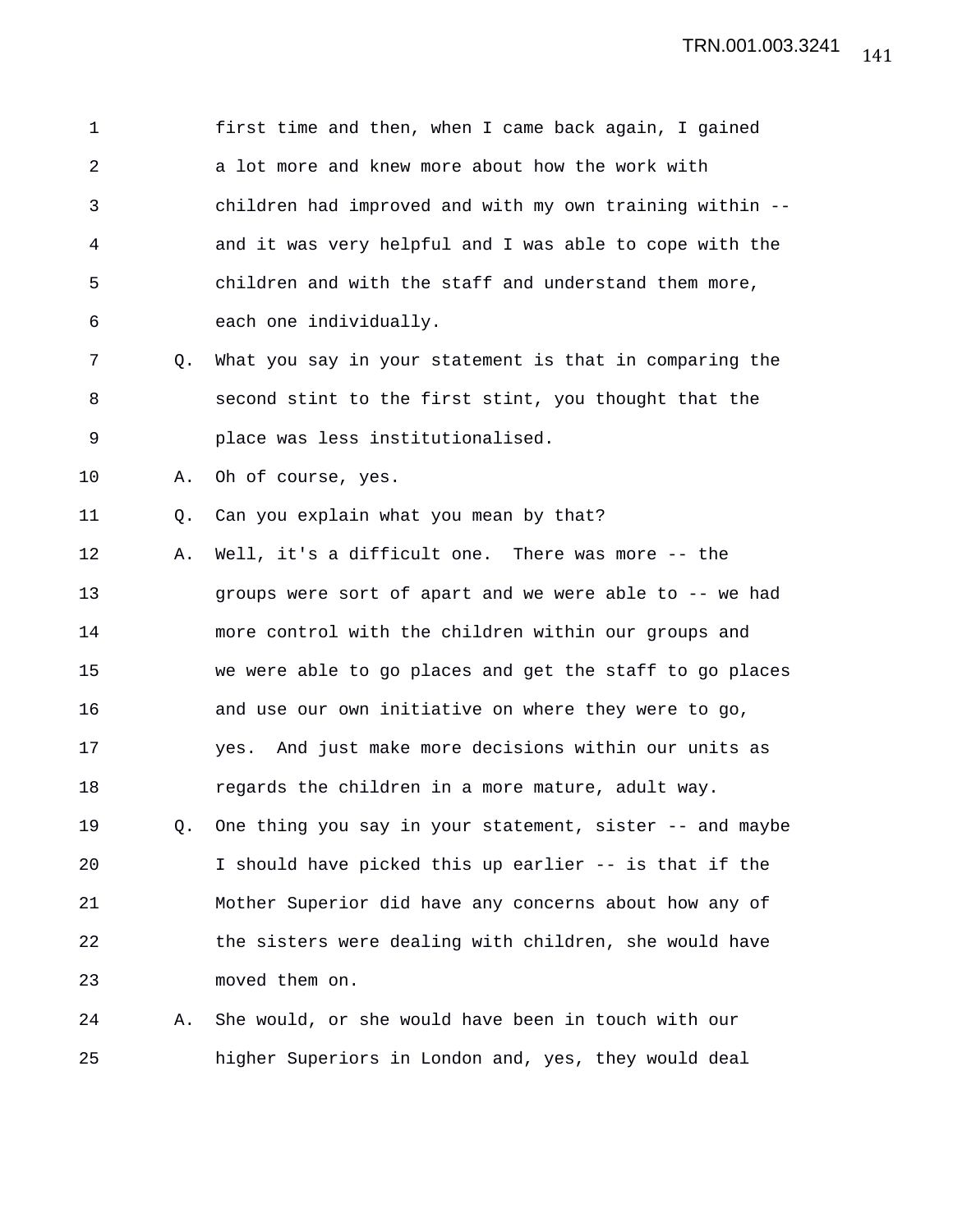first time and then, when I came back again, I gained a lot more and knew more about how the work with children had improved and with my own training within -- and it was very helpful and I was able to cope with the children and with the staff and understand them more, each one individually.

Q. What you say in your statement is that in comparing the second stint to the first stint, you thought that the place was less institutionalised.

A. Oh of course, yes.

Q. Can you explain what you mean by that?

A. Well, it's a difficult one. There was more -- the groups were sort of apart and we were able to -- we had more control with the children within our groups and we were able to go places and get the staff to go places and use our own initiative on where they were to go, yes. And just make more decisions within our units as regards the children in a more mature, adult way.

Q. One thing you say in your statement, sister -- and maybe I should have picked this up earlier -- is that if the Mother Superior did have any concerns about how any of the sisters were dealing with children, she would have moved them on.

A. She would, or she would have been in touch with our higher Superiors in London and, yes, they would deal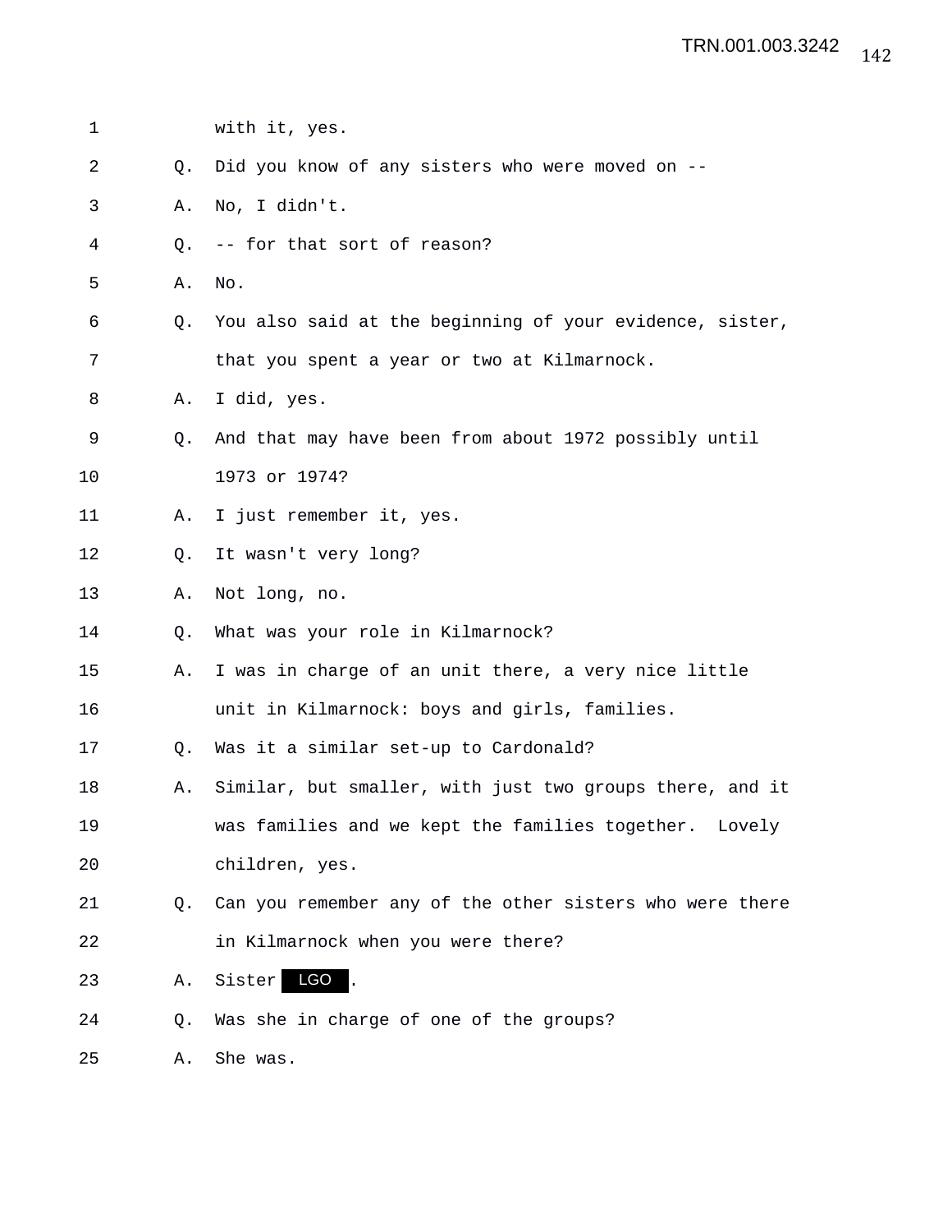1 with it, yes.

2 Q. Did you know of any sisters who were moved on --

3 A. No, I didn't.

4 Q. -- for that sort of reason?

5 A. No.

6 Q. You also said at the beginning of your evidence, sister,

7 that you spent a year or two at Kilmarnock.

8 A. I did, yes.

9 Q. And that may have been from about 1972 possibly until

10 1973 or 1974?

11 A. I just remember it, yes.

12 Q. It wasn't very long?

13 A. Not long, no.

14 Q. What was your role in Kilmarnock?

15 A. I was in charge of an unit there, a very nice little

16 unit in Kilmarnock: boys and girls, families.

17 Q. Was it a similar set-up to Cardonald?

18 A. Similar, but smaller, with just two groups there, and it

19 was families and we kept the families together. Lovely

20 children, yes.

21 Q. Can you remember any of the other sisters who were there

22 in Kilmarnock when you were there?

23 A. Sister LGO.

24 Q. Was she in charge of one of the groups?

25 A. She was.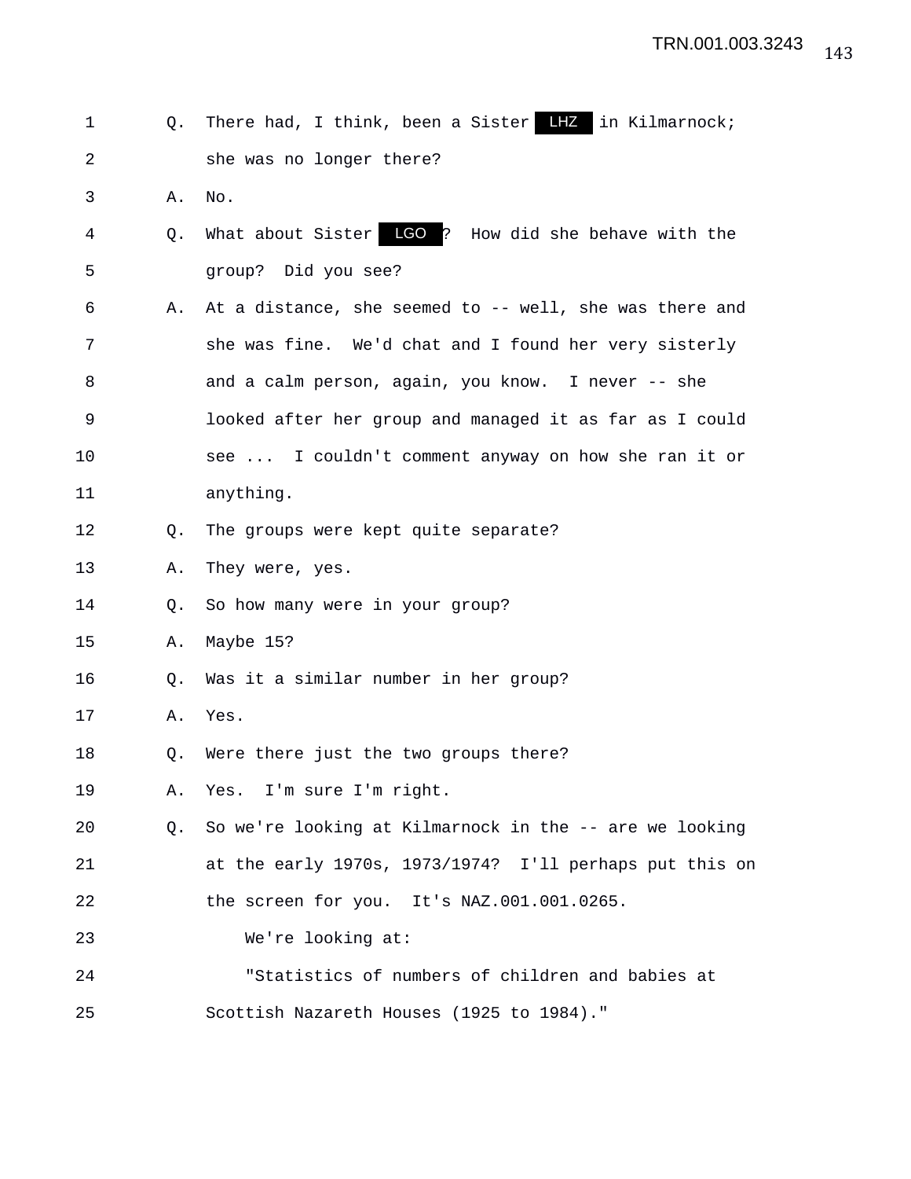1 Q. There had, I think, been a Sister LHZ in Kilmarnock;

2 she was no longer there?

3 A. No.

4 Q. What about Sister LGO? How did she behave with the

5 group? Did you see?

6 A. At a distance, she seemed to -- well, she was there and

7 she was fine. We'd chat and I found her very sisterly

8 and a calm person, again, you know. I never -- she

9 looked after her group and managed it as far as I could

10 see ... I couldn't comment anyway on how she ran it or

11 anything.

12 Q. The groups were kept quite separate?

13 A. They were, yes.

14 Q. So how many were in your group?

15 A. Maybe 15?

16 Q. Was it a similar number in her group?

17 A. Yes.

18 Q. Were there just the two groups there?

19 A. Yes. I'm sure I'm right.

20 Q. So we're looking at Kilmarnock in the -- are we looking

21 at the early 1970s, 1973/1974? I'll perhaps put this on

22 the screen for you. It's NAZ.001.001.0265.

23 We're looking at:

24 "Statistics of numbers of children and babies at

25 Scottish Nazareth Houses (1925 to 1984)."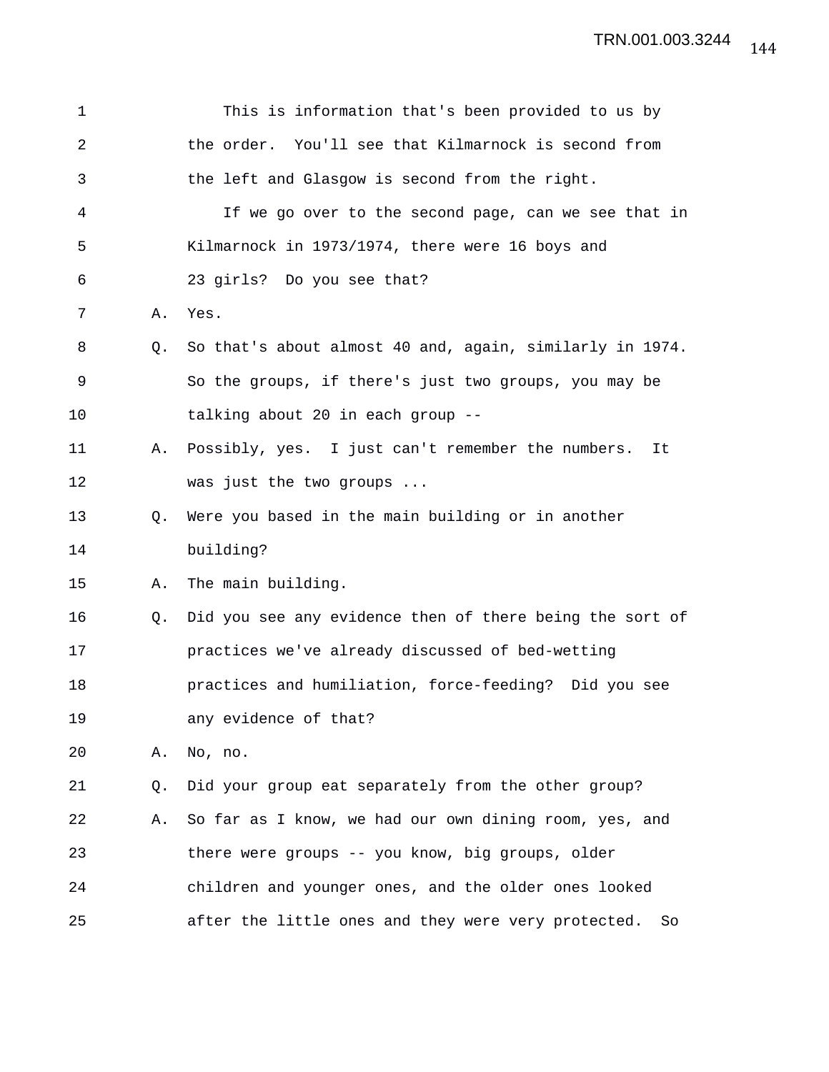This is information that's been provided to us by the order. You'll see that Kilmarnock is second from the left and Glasgow is second from the right.

If we go over to the second page, can we see that in Kilmarnock in 1973/1974, there were 16 boys and 23 girls? Do you see that?

A. Yes.

Q. So that's about almost 40 and, again, similarly in 1974. So the groups, if there's just two groups, you may be talking about 20 in each group --

A. Possibly, yes. I just can't remember the numbers. It was just the two groups ...

Q. Were you based in the main building or in another building?

A. The main building.

Q. Did you see any evidence then of there being the sort of practices we've already discussed of bed-wetting practices and humiliation, force-feeding? Did you see any evidence of that?

A. No, no.

Q. Did your group eat separately from the other group?

A. So far as I know, we had our own dining room, yes, and there were groups -- you know, big groups, older children and younger ones, and the older ones looked after the little ones and they were very protected. So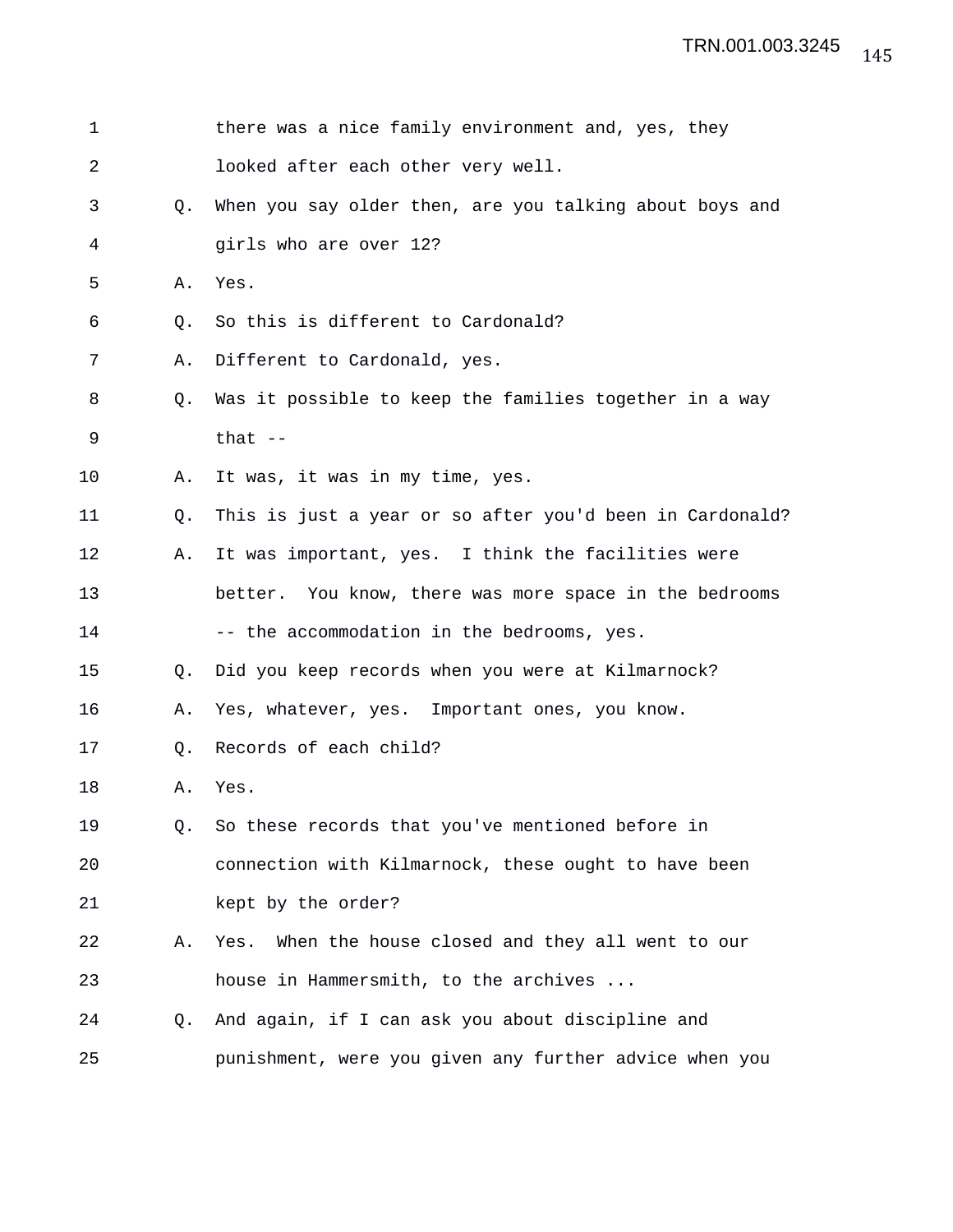1 there was a nice family environment and, yes, they

2 looked after each other very well.

3 Q. When you say older then, are you talking about boys and

4 girls who are over 12?

5 A. Yes.

6 Q. So this is different to Cardonald?

7 A. Different to Cardonald, yes.

8 Q. Was it possible to keep the families together in a way

9 that --

10 A. It was, it was in my time, yes.

11 Q. This is just a year or so after you'd been in Cardonald?

12 A. It was important, yes. I think the facilities were

13 better. You know, there was more space in the bedrooms

14 -- the accommodation in the bedrooms, yes.

15 Q. Did you keep records when you were at Kilmarnock?

16 A. Yes, whatever, yes. Important ones, you know.

17 Q. Records of each child?

18 A. Yes.

19 Q. So these records that you've mentioned before in

20 connection with Kilmarnock, these ought to have been

21 kept by the order?

22 A. Yes. When the house closed and they all went to our

23 house in Hammersmith, to the archives ...

24 Q. And again, if I can ask you about discipline and

25 punishment, were you given any further advice when you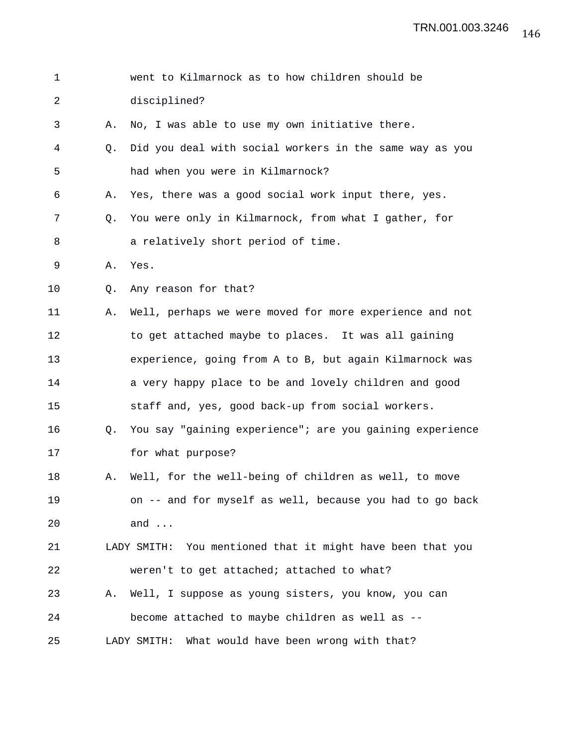went to Kilmarnock as to how children should be disciplined?

A. No, I was able to use my own initiative there.

Q. Did you deal with social workers in the same way as you had when you were in Kilmarnock?

A. Yes, there was a good social work input there, yes.

Q. You were only in Kilmarnock, from what I gather, for a relatively short period of time.

A. Yes.

Q. Any reason for that?

A. Well, perhaps we were moved for more experience and not to get attached maybe to places. It was all gaining experience, going from A to B, but again Kilmarnock was a very happy place to be and lovely children and good staff and, yes, good back-up from social workers.

Q. You say "gaining experience"; are you gaining experience for what purpose?

A. Well, for the well-being of children as well, to move on -- and for myself as well, because you had to go back and ...

LADY SMITH: You mentioned that it might have been that you weren't to get attached; attached to what?

A. Well, I suppose as young sisters, you know, you can become attached to maybe children as well as --

LADY SMITH: What would have been wrong with that?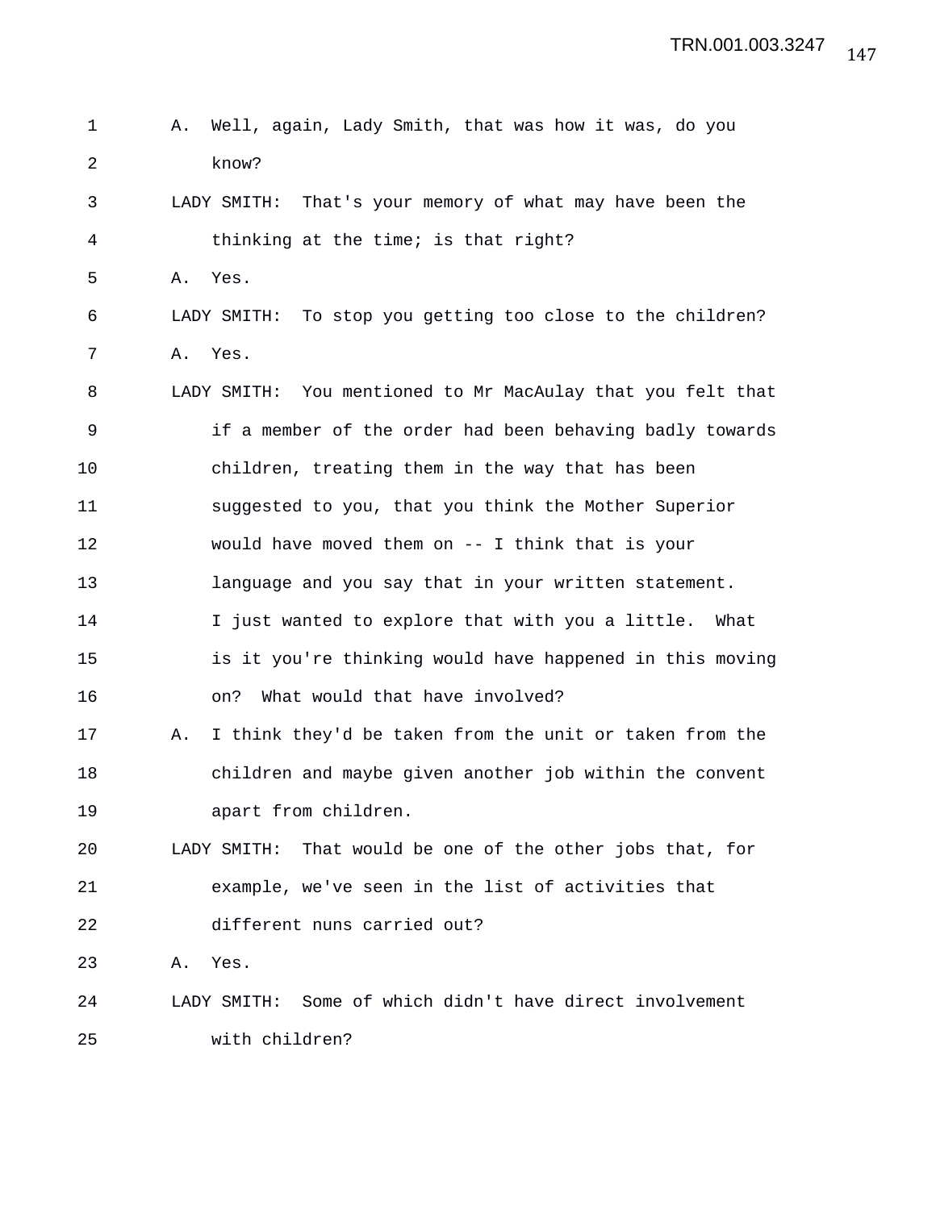A. Well, again, Lady Smith, that was how it was, do you know?

LADY SMITH: That's your memory of what may have been the thinking at the time; is that right?

A. Yes.

LADY SMITH: To stop you getting too close to the children?

A. Yes.

LADY SMITH: You mentioned to Mr MacAulay that you felt that if a member of the order had been behaving badly towards children, treating them in the way that has been suggested to you, that you think the Mother Superior would have moved them on -- I think that is your language and you say that in your written statement. I just wanted to explore that with you a little. What is it you're thinking would have happened in this moving on? What would that have involved?

A. I think they'd be taken from the unit or taken from the children and maybe given another job within the convent apart from children.

LADY SMITH: That would be one of the other jobs that, for example, we've seen in the list of activities that different nuns carried out?

A. Yes.

LADY SMITH: Some of which didn't have direct involvement with children?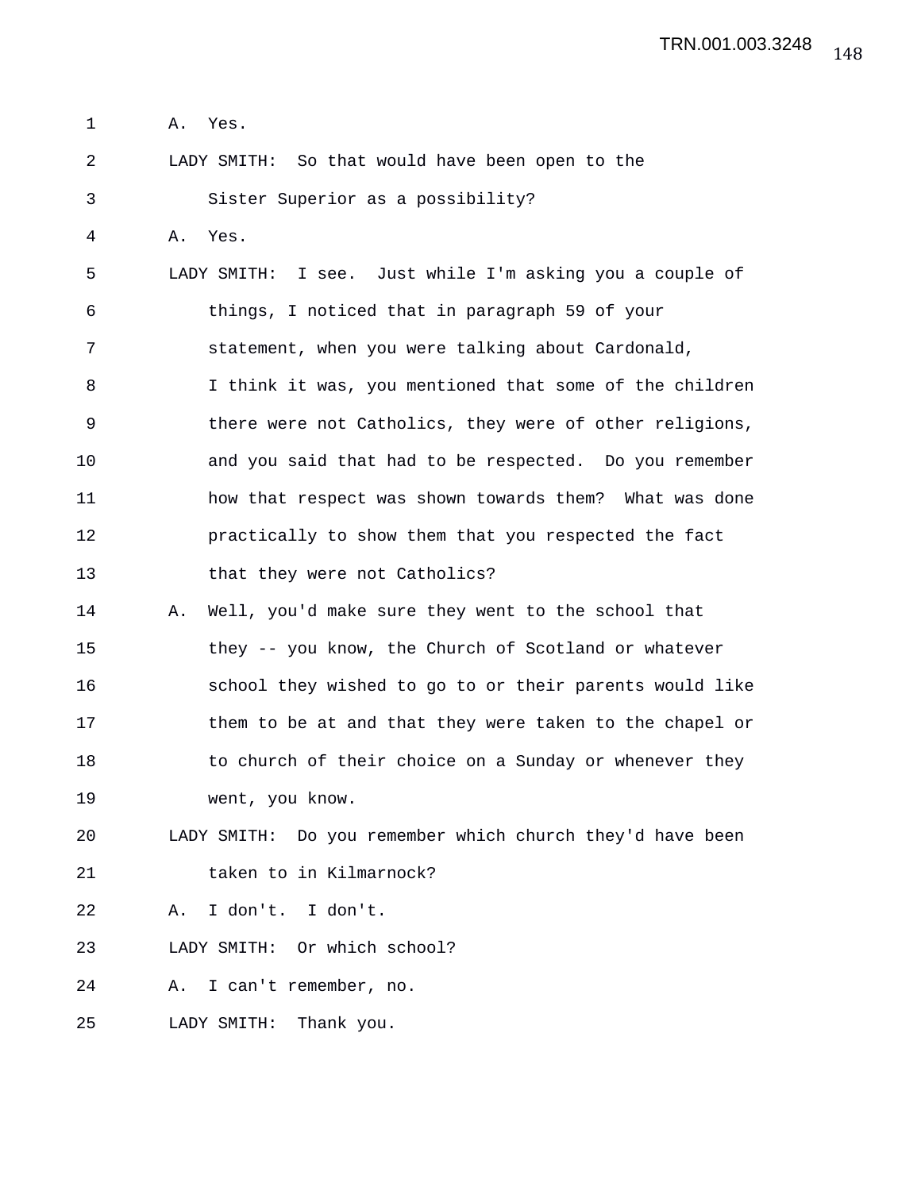A. Yes.

LADY SMITH: So that would have been open to the Sister Superior as a possibility?

A. Yes.

LADY SMITH: I see. Just while I'm asking you a couple of things, I noticed that in paragraph 59 of your statement, when you were talking about Cardonald, I think it was, you mentioned that some of the children there were not Catholics, they were of other religions, and you said that had to be respected. Do you remember how that respect was shown towards them? What was done practically to show them that you respected the fact that they were not Catholics?

A. Well, you'd make sure they went to the school that they -- you know, the Church of Scotland or whatever school they wished to go to or their parents would like them to be at and that they were taken to the chapel or to church of their choice on a Sunday or whenever they went, you know.

LADY SMITH: Do you remember which church they'd have been taken to in Kilmarnock?

A. I don't. I don't.

LADY SMITH: Or which school?

A. I can't remember, no.

LADY SMITH: Thank you.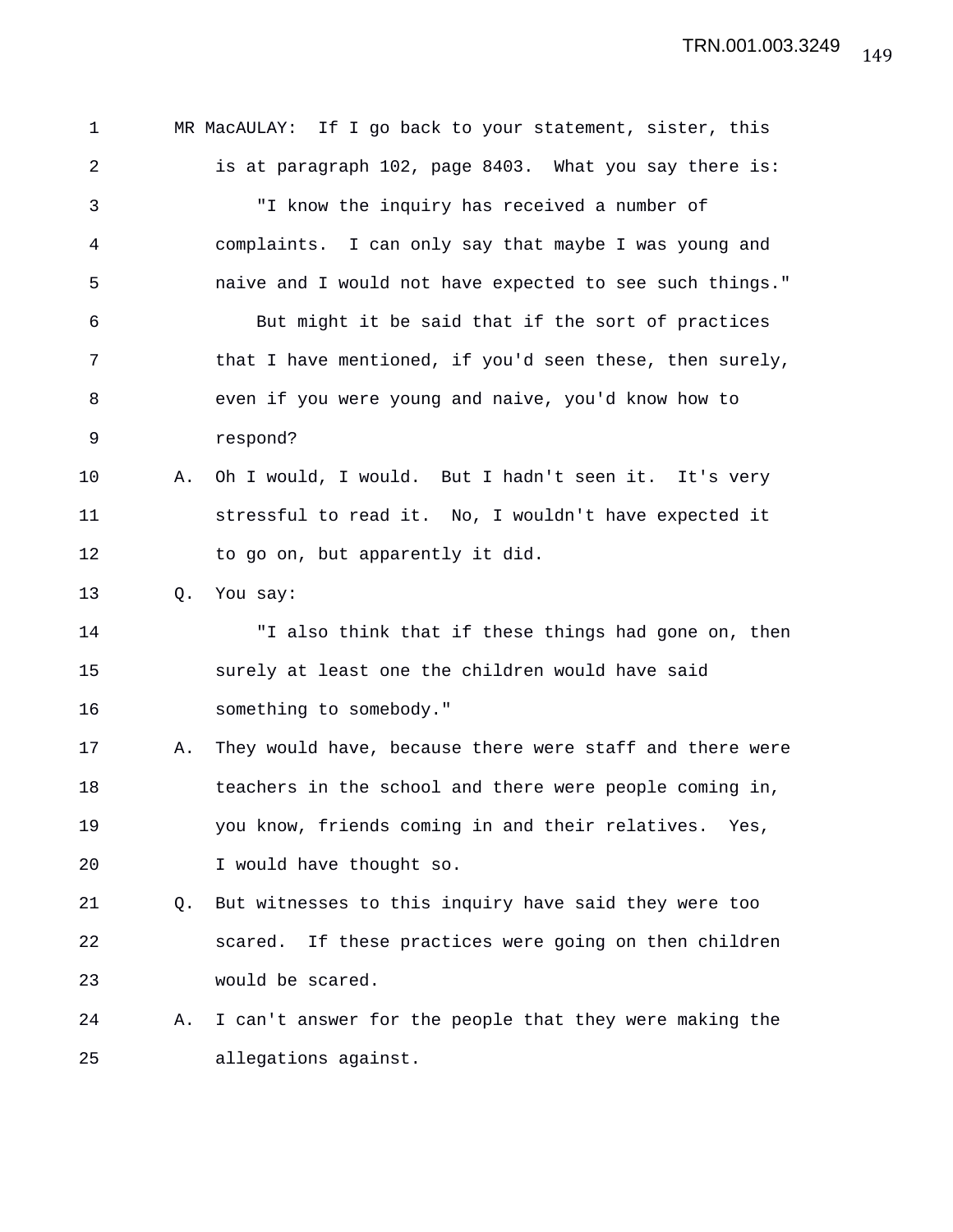MR MacAULAY: If I go back to your statement, sister, this is at paragraph 102, page 8403. What you say there is:

"I know the inquiry has received a number of complaints. I can only say that maybe I was young and naive and I would not have expected to see such things."

But might it be said that if the sort of practices that I have mentioned, if you'd seen these, then surely, even if you were young and naive, you'd know how to respond?

A. Oh I would, I would. But I hadn't seen it. It's very stressful to read it. No, I wouldn't have expected it to go on, but apparently it did.

Q. You say:

"I also think that if these things had gone on, then surely at least one the children would have said something to somebody."

A. They would have, because there were staff and there were teachers in the school and there were people coming in, you know, friends coming in and their relatives. Yes, I would have thought so.

Q. But witnesses to this inquiry have said they were too scared. If these practices were going on then children would be scared.

A. I can't answer for the people that they were making the allegations against.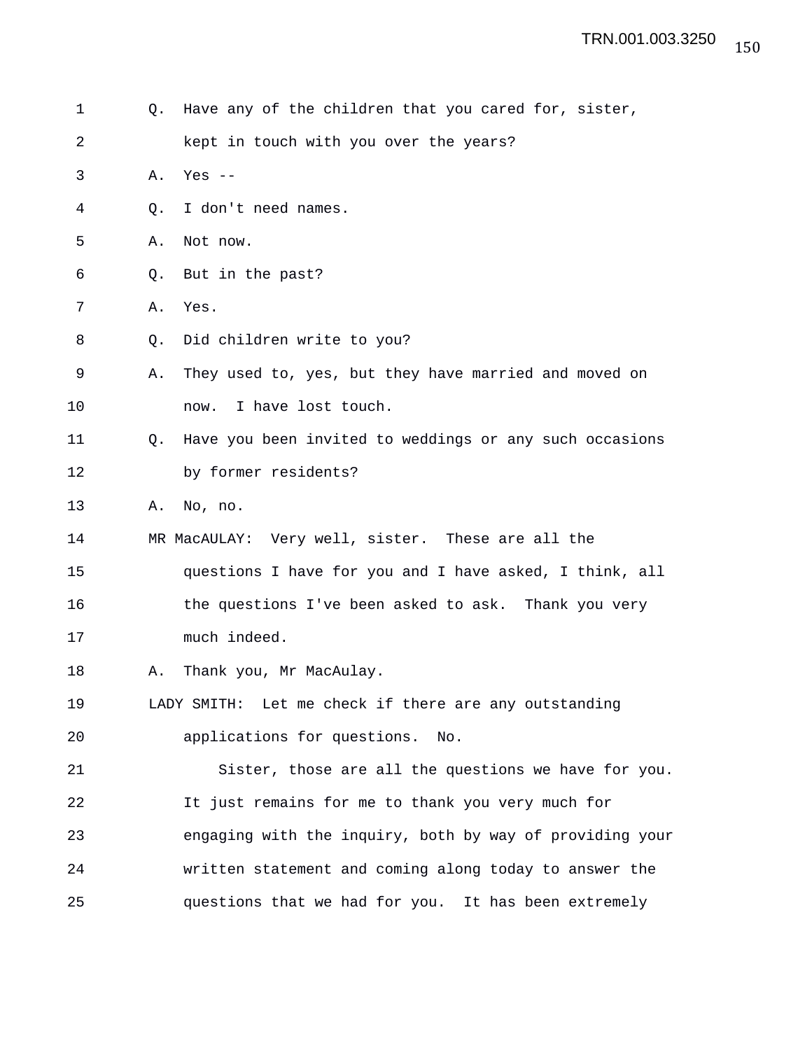1 Q. Have any of the children that you cared for, sister,
2 kept in touch with you over the years?
3 A. Yes --
4 Q. I don't need names.
5 A. Not now.
6 Q. But in the past?
7 A. Yes.
8 Q. Did children write to you?
9 A. They used to, yes, but they have married and moved on
10 now. I have lost touch.
11 Q. Have you been invited to weddings or any such occasions
12 by former residents?
13 A. No, no.
14 MR MacAULAY: Very well, sister. These are all the
15 questions I have for you and I have asked, I think, all
16 the questions I've been asked to ask. Thank you very
17 much indeed.
18 A. Thank you, Mr MacAulay.
19 LADY SMITH: Let me check if there are any outstanding
20 applications for questions. No.
21 Sister, those are all the questions we have for you.
22 It just remains for me to thank you very much for
23 engaging with the inquiry, both by way of providing your
24 written statement and coming along today to answer the
25 questions that we had for you. It has been extremely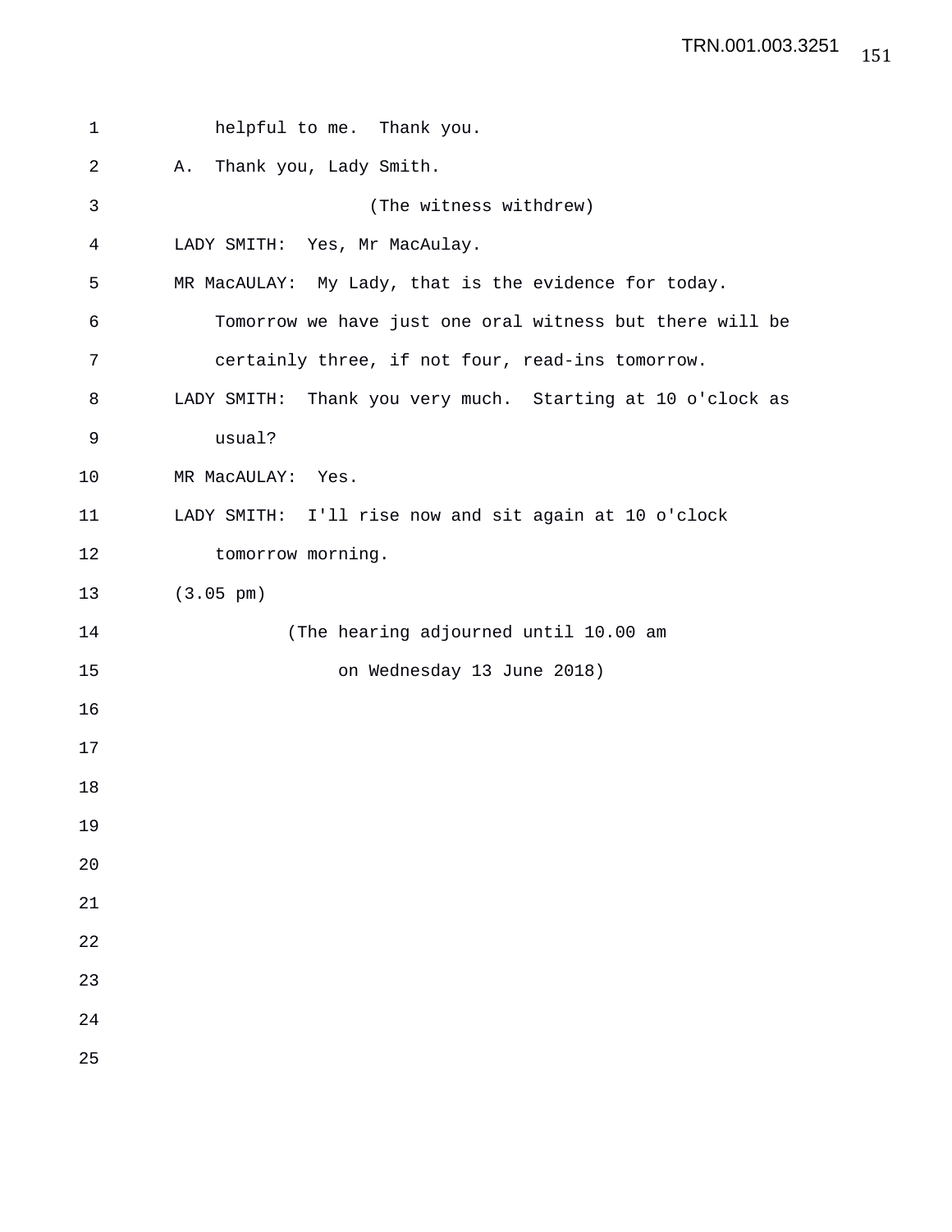helpful to me. Thank you.

A. Thank you, Lady Smith.

(The witness withdrew)

LADY SMITH: Yes, Mr MacAulay.

MR MacAULAY: My Lady, that is the evidence for today. Tomorrow we have just one oral witness but there will be certainly three, if not four, read-ins tomorrow.

LADY SMITH: Thank you very much. Starting at 10 o'clock as usual?

MR MacAULAY: Yes.

LADY SMITH: I'll rise now and sit again at 10 o'clock tomorrow morning.

(3.05 pm)

(The hearing adjourned until 10.00 am on Wednesday 13 June 2018)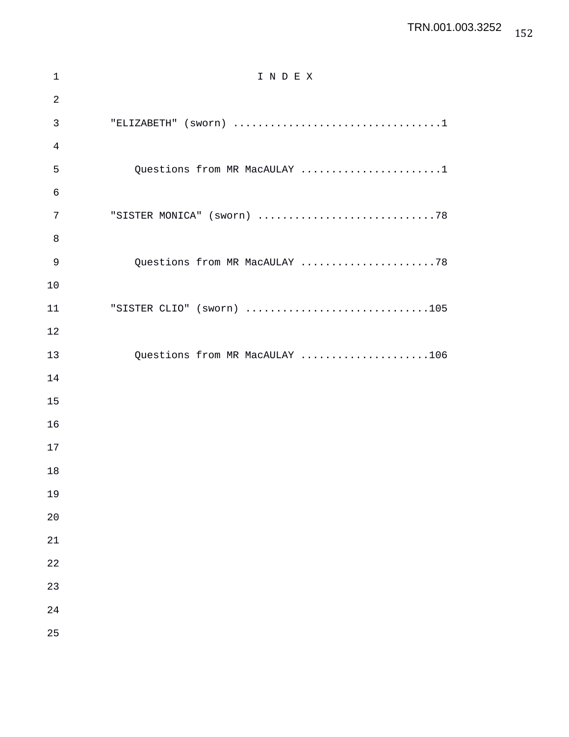# I N D E X

"ELIZABETH" (sworn) ..................................1

Questions from MR MacAULAY .......................1

"SISTER MONICA" (sworn) .............................78

Questions from MR MacAULAY ......................78

"SISTER CLIO" (sworn) ..............................105

Questions from MR MacAULAY .....................106